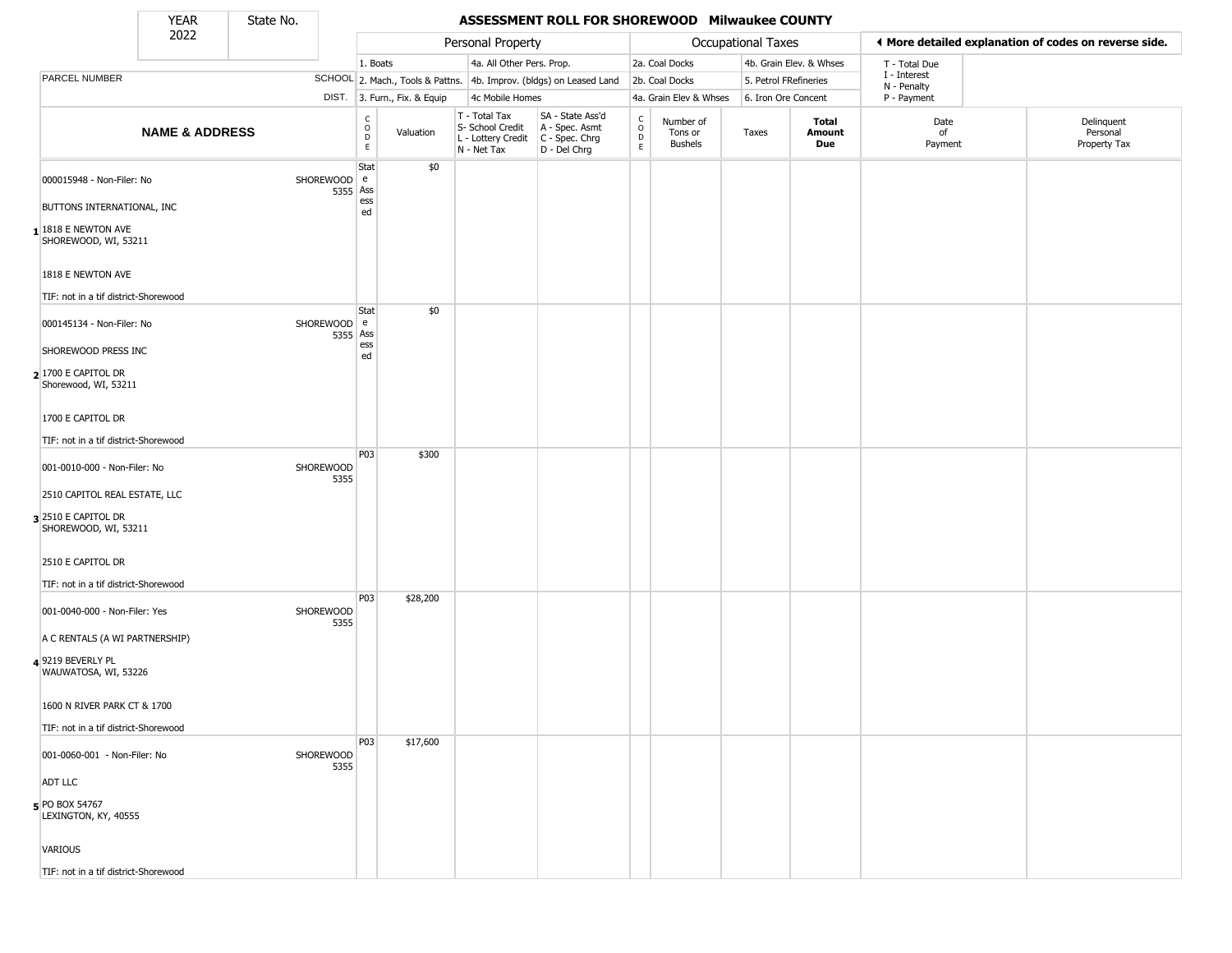| YEAR | State No. |
|---|---|
| 2022 | |

# ASSESSMENT ROLL FOR SHOREWOOD Milwaukee COUNTY

| | | Personal Property | | | | Occupational Taxes | | | | ◀ More detailed explanation of codes on reverse side. | |
|---|---|---|---|---|---|---|---|---|---|---|---|
| PARCEL NUMBER | SCHOOL DIST. | 1. Boats<br>2. Mach., Tools & Pattns.<br>3. Furn., Fix. & Equip | | 4a. All Other Pers. Prop.<br>4b. Improv. (bldgs) on Leased Land<br>4c Mobile Homes | | 2a. Coal Docks<br>2b. Coal Docks<br>4a. Grain Elev & Whses | | 4b. Grain Elev. & Whses<br>5. Petrol FRefineries<br>6. Iron Ore Concent | | T - Total Due<br>I - Interest<br>N - Penalty<br>P - Payment | |
| **NAME & ADDRESS** | | CODE | Valuation | T - Total Tax<br>S- School Credit<br>L - Lottery Credit<br>N - Net Tax | SA - State Ass'd<br>A - Spec. Asmt<br>C - Spec. Chrg<br>D - Del Chrg | CODE | Number of Tons or Bushels | Taxes | **Total Amount Due** | Date of Payment | Delinquent Personal Property Tax |
| 1 000015948 - Non-Filer: No<br>BUTTONS INTERNATIONAL, INC<br>1818 E NEWTON AVE<br>SHOREWOOD, WI, 53211<br>1818 E NEWTON AVE<br>TIF: not in a tif district-Shorewood | SHOREWOOD 5355 | State Assessed | $0 | | | | | | | | |
| 2 000145134 - Non-Filer: No<br>SHOREWOOD PRESS INC<br>1700 E CAPITOL DR<br>Shorewood, WI, 53211<br>1700 E CAPITOL DR<br>TIF: not in a tif district-Shorewood | SHOREWOOD 5355 | State Assessed | $0 | | | | | | | | |
| 3 001-0010-000 - Non-Filer: No<br>2510 CAPITOL REAL ESTATE, LLC<br>2510 E CAPITOL DR<br>SHOREWOOD, WI, 53211<br>2510 E CAPITOL DR<br>TIF: not in a tif district-Shorewood | SHOREWOOD 5355 | P03 | $300 | | | | | | | | |
| 4 001-0040-000 - Non-Filer: Yes<br>A C RENTALS (A WI PARTNERSHIP)<br>9219 BEVERLY PL<br>WAUWATOSA, WI, 53226<br>1600 N RIVER PARK CT & 1700<br>TIF: not in a tif district-Shorewood | SHOREWOOD 5355 | P03 | $28,200 | | | | | | | | |
| 5 001-0060-001 - Non-Filer: No<br>ADT LLC<br>PO BOX 54767<br>LEXINGTON, KY, 40555<br>VARIOUS<br>TIF: not in a tif district-Shorewood | SHOREWOOD 5355 | P03 | $17,600 | | | | | | | | |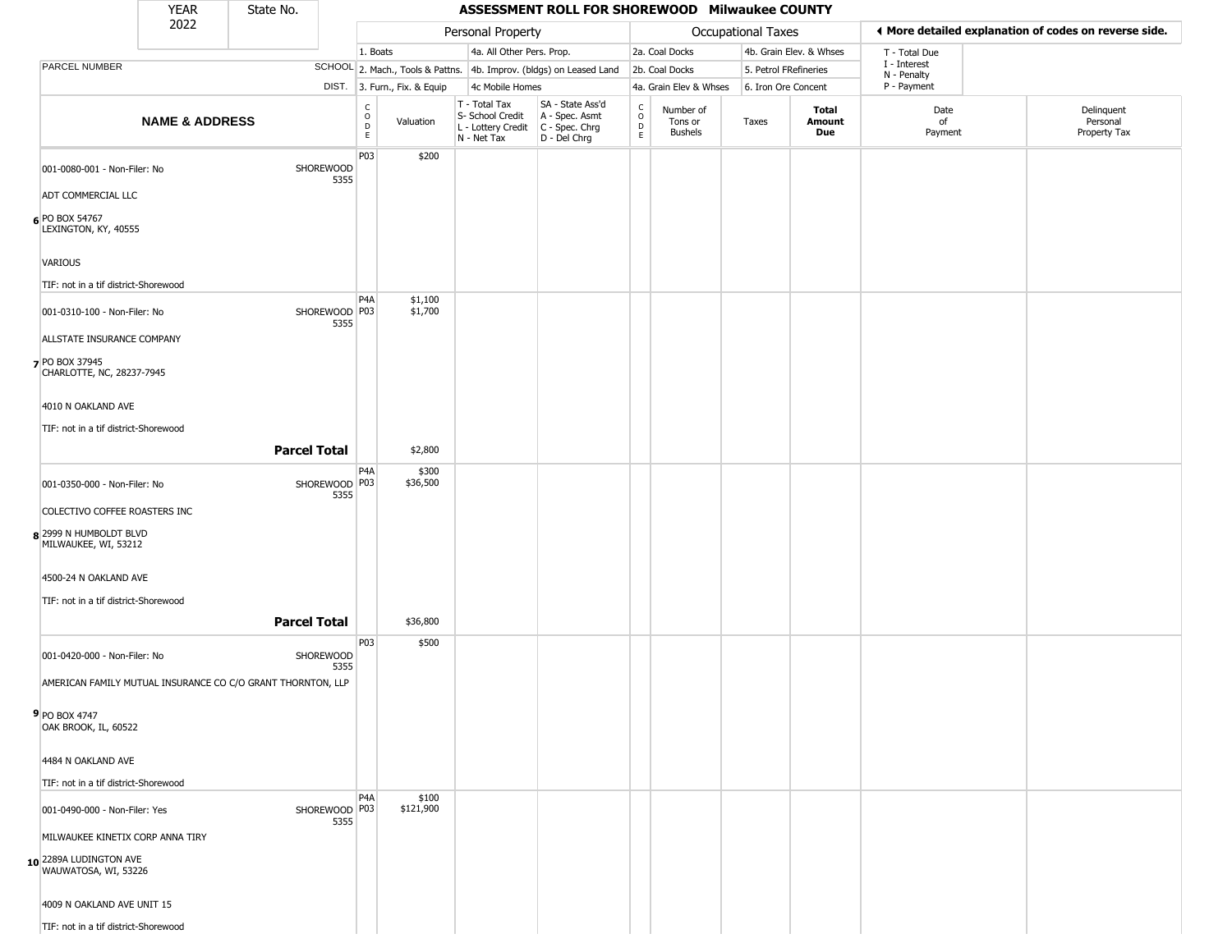| YEAR 2022 | State No. | | ASSESSMENT ROLL FOR SHOREWOOD Milwaukee COUNTY | | | | | | | | | |
|---|---|---|---|---|---|---|---|---|---|---|---|---|

| | | Personal Property | | | | Occupational Taxes | | | | ◂ More detailed explanation of codes on reverse side. | |
|---|---|---|---|---|---|---|---|---|---|---|---|
| | | 1. Boats | | 4a. All Other Pers. Prop. | | 2a. Coal Docks | | 4b. Grain Elev. & Whses | | T - Total Due | |
| PARCEL NUMBER | SCHOOL | 2. Mach., Tools & Pattns. | | 4b. Improv. (bldgs) on Leased Land | | 2b. Coal Docks | | 5. Petrol FRefineries | | I - Interest N - Penalty | |
| | DIST. | 3. Furn., Fix. & Equip | | 4c Mobile Homes | | 4a. Grain Elev & Whses | | 6. Iron Ore Concent | | P - Payment | |
| **NAME & ADDRESS** | | CODE | Valuation | T - Total Tax S- School Credit L - Lottery Credit N - Net Tax | SA - State Ass'd A - Spec. Asmt C - Spec. Chrg D - Del Chrg | CODE | Number of Tons or Bushels | Taxes | **Total Amount Due** | Date of Payment | Delinquent Personal Property Tax |
| 001-0080-001 - Non-Filer: No<br>ADT COMMERCIAL LLC<br>6 PO BOX 54767<br>LEXINGTON, KY, 40555<br>VARIOUS<br>TIF: not in a tif district-Shorewood | SHOREWOOD 5355 | P03 | $200 | | | | | | | | |
| 001-0310-100 - Non-Filer: No<br>ALLSTATE INSURANCE COMPANY<br>7 PO BOX 37945<br>CHARLOTTE, NC, 28237-7945<br>4010 N OAKLAND AVE<br>TIF: not in a tif district-Shorewood | SHOREWOOD 5355 | P4A<br>P03 | $1,100<br>$1,700 | | | | | | | | |
| | **Parcel Total** | | $2,800 | | | | | | | | |
| 001-0350-000 - Non-Filer: No<br>COLECTIVO COFFEE ROASTERS INC<br>8 2999 N HUMBOLDT BLVD<br>MILWAUKEE, WI, 53212<br>4500-24 N OAKLAND AVE<br>TIF: not in a tif district-Shorewood | SHOREWOOD 5355 | P4A<br>P03 | $300<br>$36,500 | | | | | | | | |
| | **Parcel Total** | | $36,800 | | | | | | | | |
| 001-0420-000 - Non-Filer: No<br>AMERICAN FAMILY MUTUAL INSURANCE CO C/O GRANT THORNTON, LLP<br>9 PO BOX 4747<br>OAK BROOK, IL, 60522<br>4484 N OAKLAND AVE<br>TIF: not in a tif district-Shorewood | SHOREWOOD 5355 | P03 | $500 | | | | | | | | |
| 001-0490-000 - Non-Filer: Yes<br>MILWAUKEE KINETIX CORP ANNA TIRY<br>10 2289A LUDINGTON AVE<br>WAUWATOSA, WI, 53226<br>4009 N OAKLAND AVE UNIT 15<br>TIF: not in a tif district-Shorewood | SHOREWOOD 5355 | P4A<br>P03 | $100<br>$121,900 | | | | | | | | |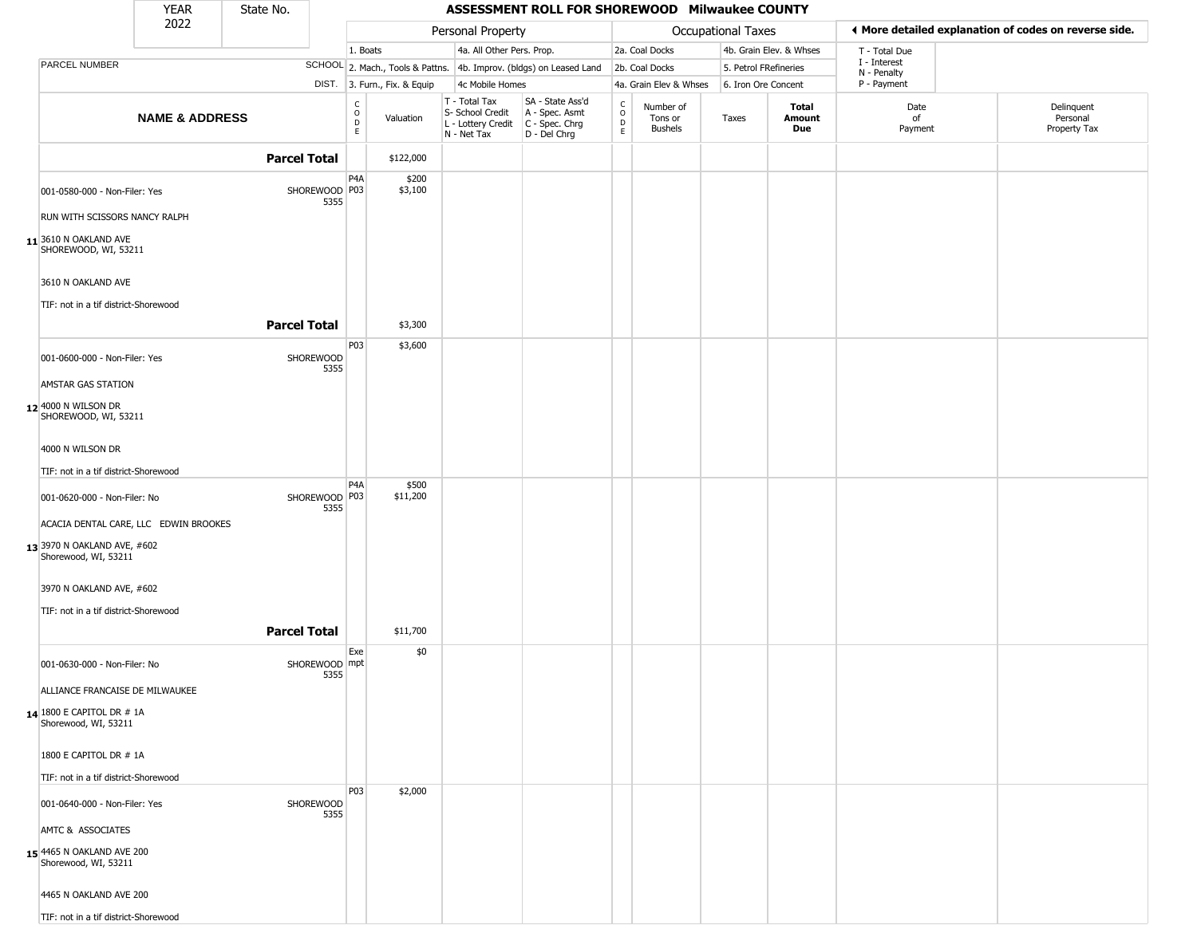| YEAR 2022 | State No. |
|---|---|

## ASSESSMENT ROLL FOR SHOREWOOD Milwaukee COUNTY

| | | Personal Property | | | | Occupational Taxes | | | | ◀ More detailed explanation of codes on reverse side. | |
|---|---|---|---|---|---|---|---|---|---|---|---|
| PARCEL NUMBER | SCHOOL DIST. | 1. Boats<br>2. Mach., Tools & Pattns.<br>3. Furn., Fix. & Equip | | 4a. All Other Pers. Prop.<br>4b. Improv. (bldgs) on Leased Land<br>4c Mobile Homes | | 2a. Coal Docks<br>2b. Coal Docks<br>4a. Grain Elev & Whses | | 4b. Grain Elev. & Whses<br>5. Petrol FRefineries<br>6. Iron Ore Concent | | T - Total Due<br>I - Interest<br>N - Penalty<br>P - Payment | |

| NAME & ADDRESS | | CODE | Valuation | T - Total Tax<br>S- School Credit<br>L - Lottery Credit<br>N - Net Tax | SA - State Ass'd<br>A - Spec. Asmt<br>C - Spec. Chrg<br>D - Del Chrg | CODE | Number of Tons or Bushels | Taxes | Total Amount Due | Date of Payment | Delinquent Personal Property Tax |
|---|---|---|---|---|---|---|---|---|---|---|---|
| **Parcel Total** | | | $122,000 | | | | | | | | |
| 001-0580-000 - Non-Filer: Yes<br>RUN WITH SCISSORS NANCY RALPH<br>**11** 3610 N OAKLAND AVE<br>SHOREWOOD, WI, 53211<br>3610 N OAKLAND AVE<br>TIF: not in a tif district-Shorewood | SHOREWOOD 5355 | P4A<br>P03 | $200<br>$3,100 | | | | | | | | |
| **Parcel Total** | | | $3,300 | | | | | | | | |
| 001-0600-000 - Non-Filer: Yes<br>AMSTAR GAS STATION<br>**12** 4000 N WILSON DR<br>SHOREWOOD, WI, 53211<br>4000 N WILSON DR<br>TIF: not in a tif district-Shorewood | SHOREWOOD 5355 | P03 | $3,600 | | | | | | | | |
| 001-0620-000 - Non-Filer: No<br>ACACIA DENTAL CARE, LLC EDWIN BROOKES<br>**13** 3970 N OAKLAND AVE, #602<br>Shorewood, WI, 53211<br>3970 N OAKLAND AVE, #602<br>TIF: not in a tif district-Shorewood | SHOREWOOD 5355 | P4A<br>P03 | $500<br>$11,200 | | | | | | | | |
| **Parcel Total** | | | $11,700 | | | | | | | | |
| 001-0630-000 - Non-Filer: No<br>ALLIANCE FRANCAISE DE MILWAUKEE<br>**14** 1800 E CAPITOL DR # 1A<br>Shorewood, WI, 53211<br>1800 E CAPITOL DR # 1A<br>TIF: not in a tif district-Shorewood | SHOREWOOD 5355 | Exempt | $0 | | | | | | | | |
| 001-0640-000 - Non-Filer: Yes<br>AMTC & ASSOCIATES<br>**15** 4465 N OAKLAND AVE 200<br>Shorewood, WI, 53211<br>4465 N OAKLAND AVE 200<br>TIF: not in a tif district-Shorewood | SHOREWOOD 5355 | P03 | $2,000 | | | | | | | | |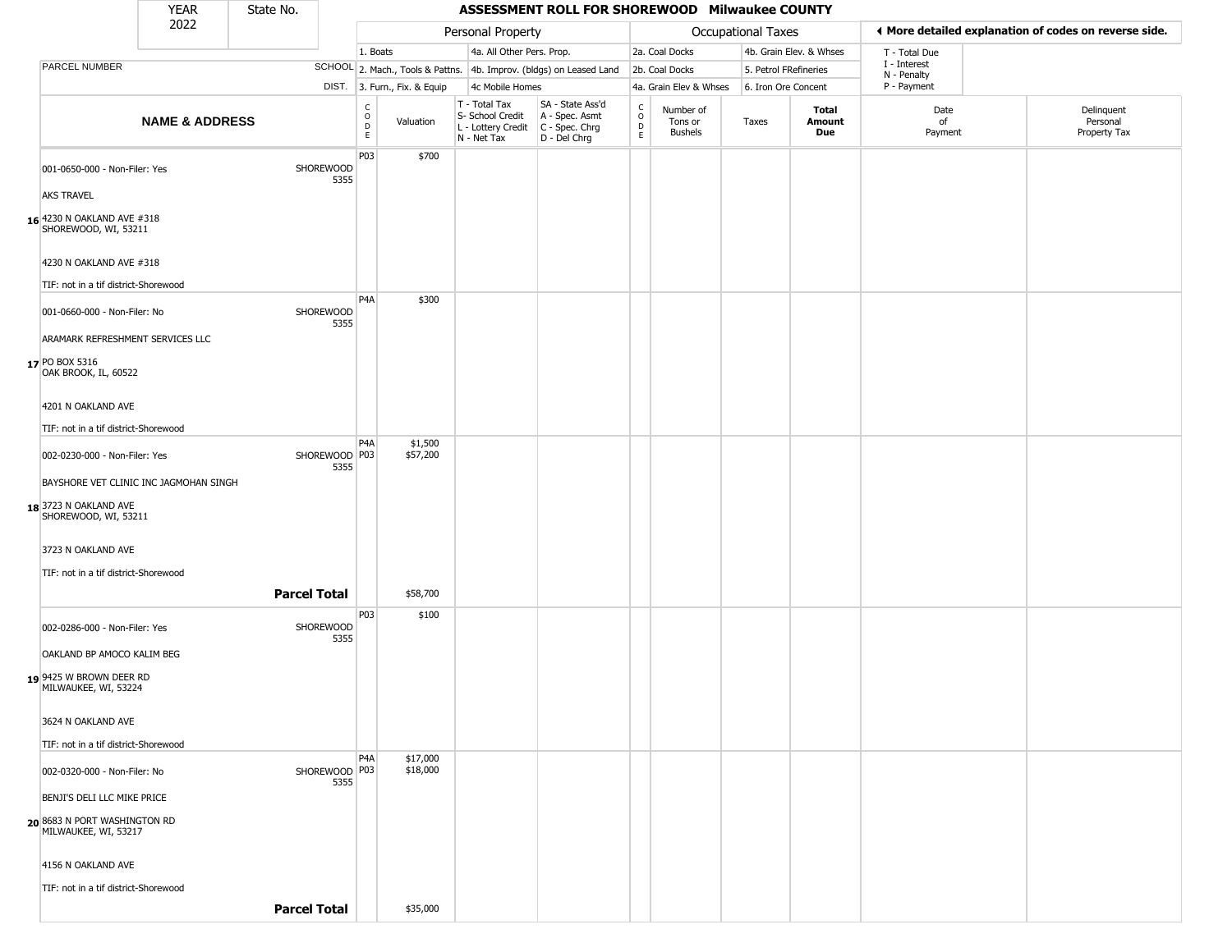# ASSESSMENT ROLL FOR SHOREWOOD Milwaukee COUNTY

YEAR 2022 | State No.

**Personal Property:** 1. Boats; 2. Mach., Tools & Pattns.; 3. Furn., Fix. & Equip; 4a. All Other Pers. Prop.; 4b. Improv. (bldgs) on Leased Land; 4c Mobile Homes

**Occupational Taxes:** 2a. Coal Docks; 2b. Coal Docks; 4a. Grain Elev & Whses; 4b. Grain Elev. & Whses; 5. Petrol FRefineries; 6. Iron Ore Concent

◄ More detailed explanation of codes on reverse side.

T - Total Due; I - Interest; N - Penalty; P - Payment

| # | NAME & ADDRESS | SCHOOL DIST. | CODE | Valuation | T - Total Tax / S- School Credit / L - Lottery Credit / N - Net Tax | SA - State Ass'd / A - Spec. Asmt / C - Spec. Chrg / D - Del Chrg | CODE | Number of Tons or Bushels | Taxes | Total Amount Due | Date of Payment | Delinquent Personal Property Tax |
|---|---|---|---|---|---|---|---|---|---|---|---|---|
| 16 | 001-0650-000 - Non-Filer: Yes<br>AKS TRAVEL<br>4230 N OAKLAND AVE #318<br>SHOREWOOD, WI, 53211<br>4230 N OAKLAND AVE #318<br>TIF: not in a tif district-Shorewood | SHOREWOOD 5355 | P03 | $700 | | | | | | | | |
| 17 | 001-0660-000 - Non-Filer: No<br>ARAMARK REFRESHMENT SERVICES LLC<br>PO BOX 5316<br>OAK BROOK, IL, 60522<br>4201 N OAKLAND AVE<br>TIF: not in a tif district-Shorewood | SHOREWOOD 5355 | P4A | $300 | | | | | | | | |
| 18 | 002-0230-000 - Non-Filer: Yes<br>BAYSHORE VET CLINIC INC JAGMOHAN SINGH<br>3723 N OAKLAND AVE<br>SHOREWOOD, WI, 53211<br>3723 N OAKLAND AVE<br>TIF: not in a tif district-Shorewood | SHOREWOOD 5355 | P4A<br>P03 | $1,500<br>$57,200 | | | | | | | | |
| | **Parcel Total** | | | $58,700 | | | | | | | | |
| 19 | 002-0286-000 - Non-Filer: Yes<br>OAKLAND BP AMOCO KALIM BEG<br>9425 W BROWN DEER RD<br>MILWAUKEE, WI, 53224<br>3624 N OAKLAND AVE<br>TIF: not in a tif district-Shorewood | SHOREWOOD 5355 | P03 | $100 | | | | | | | | |
| 20 | 002-0320-000 - Non-Filer: No<br>BENJI'S DELI LLC MIKE PRICE<br>8683 N PORT WASHINGTON RD<br>MILWAUKEE, WI, 53217<br>4156 N OAKLAND AVE<br>TIF: not in a tif district-Shorewood | SHOREWOOD 5355 | P4A<br>P03 | $17,000<br>$18,000 | | | | | | | | |
| | **Parcel Total** | | | $35,000 | | | | | | | | |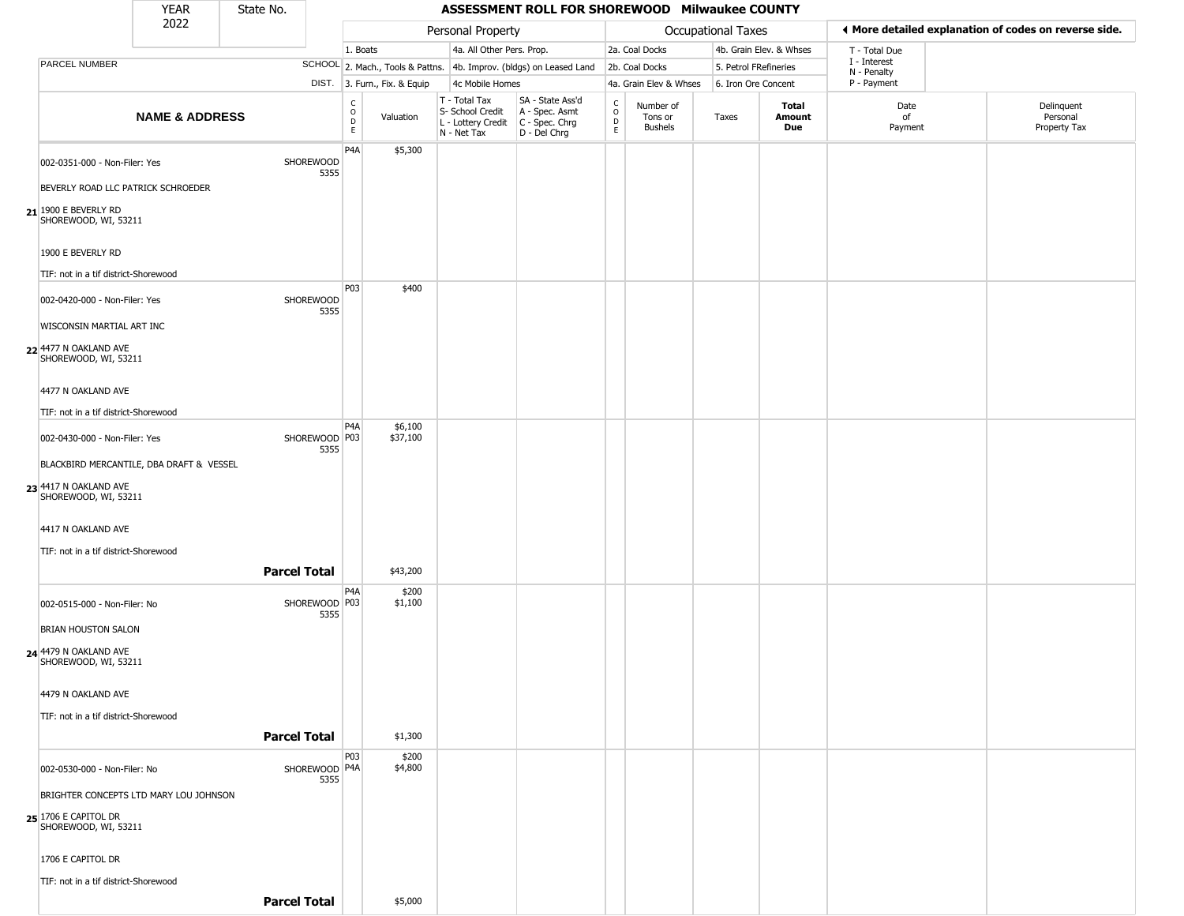| YEAR 2022 | State No. | ASSESSMENT ROLL FOR SHOREWOOD Milwaukee COUNTY |
|---|---|---|

| | | Personal Property | | | | Occupational Taxes | | | | ◀ More detailed explanation of codes on reverse side. | |
|---|---|---|---|---|---|---|---|---|---|---|---|
| | | 1. Boats | | 4a. All Other Pers. Prop. | | 2a. Coal Docks | | 4b. Grain Elev. & Whses | | T - Total Due | |
| PARCEL NUMBER | SCHOOL | 2. Mach., Tools & Pattns. | | 4b. Improv. (bldgs) on Leased Land | | 2b. Coal Docks | | 5. Petrol FRefineries | | I - Interest<br>N - Penalty | |
| | DIST. | 3. Furn., Fix. & Equip | | 4c Mobile Homes | | 4a. Grain Elev & Whses | | 6. Iron Ore Concent | | P - Payment | |

| NAME & ADDRESS | | CODE | Valuation | T - Total Tax<br>S- School Credit<br>L - Lottery Credit<br>N - Net Tax | SA - State Ass'd<br>A - Spec. Asmt<br>C - Spec. Chrg<br>D - Del Chrg | CODE | Number of Tons or Bushels | Taxes | Total Amount Due | Date of Payment | Delinquent Personal Property Tax |
|---|---|---|---|---|---|---|---|---|---|---|---|
| 21 002-0351-000 - Non-Filer: Yes<br>BEVERLY ROAD LLC PATRICK SCHROEDER<br>1900 E BEVERLY RD<br>SHOREWOOD, WI, 53211<br>1900 E BEVERLY RD<br>TIF: not in a tif district-Shorewood | SHOREWOOD 5355 | P4A | $5,300 | | | | | | | | |
| 22 002-0420-000 - Non-Filer: Yes<br>WISCONSIN MARTIAL ART INC<br>4477 N OAKLAND AVE<br>SHOREWOOD, WI, 53211<br>4477 N OAKLAND AVE<br>TIF: not in a tif district-Shorewood | SHOREWOOD 5355 | P03 | $400 | | | | | | | | |
| 23 002-0430-000 - Non-Filer: Yes<br>BLACKBIRD MERCANTILE, DBA DRAFT & VESSEL<br>4417 N OAKLAND AVE<br>SHOREWOOD, WI, 53211<br>4417 N OAKLAND AVE<br>TIF: not in a tif district-Shorewood | SHOREWOOD 5355 | P4A<br>P03 | $6,100<br>$37,100 | | | | | | | | |
| | **Parcel Total** | | $43,200 | | | | | | | | |
| 24 002-0515-000 - Non-Filer: No<br>BRIAN HOUSTON SALON<br>4479 N OAKLAND AVE<br>SHOREWOOD, WI, 53211<br>4479 N OAKLAND AVE<br>TIF: not in a tif district-Shorewood | SHOREWOOD 5355 | P4A<br>P03 | $200<br>$1,100 | | | | | | | | |
| | **Parcel Total** | | $1,300 | | | | | | | | |
| 25 002-0530-000 - Non-Filer: No<br>BRIGHTER CONCEPTS LTD MARY LOU JOHNSON<br>1706 E CAPITOL DR<br>SHOREWOOD, WI, 53211<br>1706 E CAPITOL DR<br>TIF: not in a tif district-Shorewood | SHOREWOOD 5355 | P03<br>P4A | $200<br>$4,800 | | | | | | | | |
| | **Parcel Total** | | $5,000 | | | | | | | | |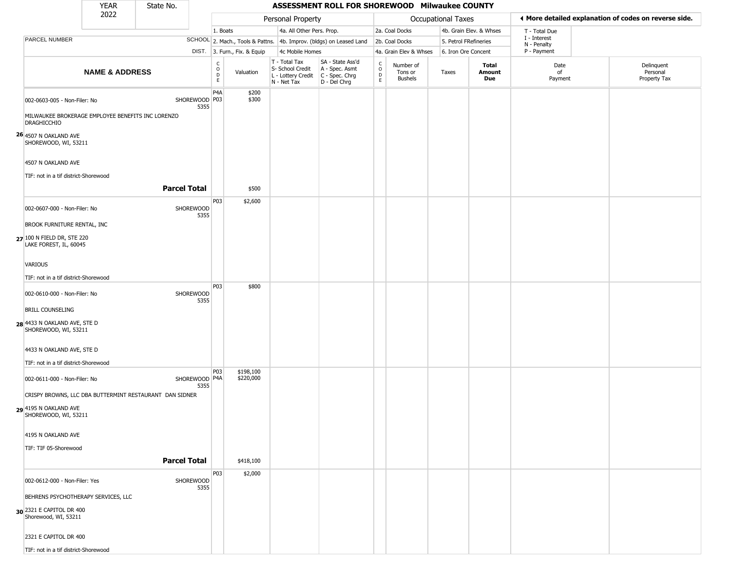| YEAR 2022 | State No. | ASSESSMENT ROLL FOR SHOREWOOD Milwaukee COUNTY | | | | | | | | | |
|---|---|---|---|---|---|---|---|---|---|---|---|

| | | Personal Property | | | | Occupational Taxes | | | | ◂ More detailed explanation of codes on reverse side. | |
|---|---|---|---|---|---|---|---|---|---|---|---|
| PARCEL NUMBER | SCHOOL DIST. | 1. Boats / 2. Mach., Tools & Pattns. / 3. Furn., Fix. & Equip | | 4a. All Other Pers. Prop. / 4b. Improv. (bldgs) on Leased Land / 4c Mobile Homes | | 2a. Coal Docks / 2b. Coal Docks / 4a. Grain Elev & Whses | | 4b. Grain Elev. & Whses / 5. Petrol FRefineries / 6. Iron Ore Concent | | T - Total Due / I - Interest / N - Penalty / P - Payment | |
| **NAME & ADDRESS** | | CODE | Valuation | T - Total Tax / S- School Credit / L - Lottery Credit / N - Net Tax | SA - State Ass'd / A - Spec. Asmt / C - Spec. Chrg / D - Del Chrg | CODE | Number of Tons or Bushels | Taxes | **Total Amount Due** | Date of Payment | Delinquent Personal Property Tax |
| **26** 002-0603-005 - Non-Filer: No<br>MILWAUKEE BROKERAGE EMPLOYEE BENEFITS INC LORENZO DRAGHICCHIO<br>4507 N OAKLAND AVE<br>SHOREWOOD, WI, 53211<br>4507 N OAKLAND AVE<br>TIF: not in a tif district-Shorewood | SHOREWOOD 5355 | P4A<br>P03 | $200<br>$300 | | | | | | | | |
| **Parcel Total** | | | $500 | | | | | | | | |
| **27** 002-0607-000 - Non-Filer: No<br>BROOK FURNITURE RENTAL, INC<br>100 N FIELD DR, STE 220<br>LAKE FOREST, IL, 60045<br>VARIOUS<br>TIF: not in a tif district-Shorewood | SHOREWOOD 5355 | P03 | $2,600 | | | | | | | | |
| **28** 002-0610-000 - Non-Filer: No<br>BRILL COUNSELING<br>4433 N OAKLAND AVE, STE D<br>SHOREWOOD, WI, 53211<br>4433 N OAKLAND AVE, STE D<br>TIF: not in a tif district-Shorewood | SHOREWOOD 5355 | P03 | $800 | | | | | | | | |
| **29** 002-0611-000 - Non-Filer: No<br>CRISPY BROWNS, LLC DBA BUTTERMINT RESTAURANT DAN SIDNER<br>4195 N OAKLAND AVE<br>SHOREWOOD, WI, 53211<br>4195 N OAKLAND AVE<br>TIF: TIF 05-Shorewood | SHOREWOOD 5355 | P03<br>P4A | $198,100<br>$220,000 | | | | | | | | |
| **Parcel Total** | | | $418,100 | | | | | | | | |
| **30** 002-0612-000 - Non-Filer: Yes<br>BEHRENS PSYCHOTHERAPY SERVICES, LLC<br>2321 E CAPITOL DR 400<br>Shorewood, WI, 53211<br>2321 E CAPITOL DR 400<br>TIF: not in a tif district-Shorewood | SHOREWOOD 5355 | P03 | $2,000 | | | | | | | | |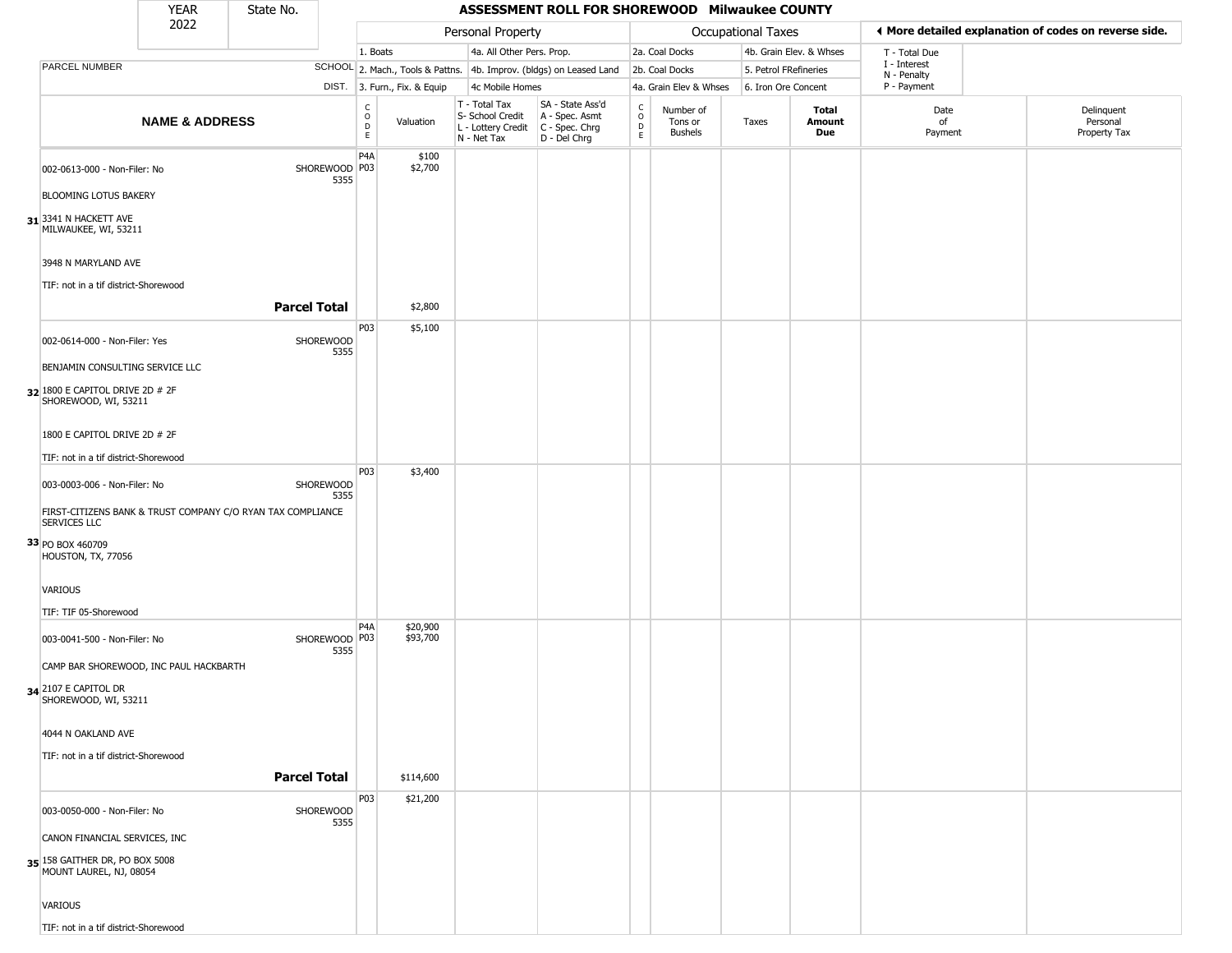| YEAR 2022 | State No. | ASSESSMENT ROLL FOR SHOREWOOD Milwaukee COUNTY |
|---|---|---|

| | | Personal Property | | | | Occupational Taxes | | | | ◀ More detailed explanation of codes on reverse side. | |
|---|---|---|---|---|---|---|---|---|---|---|---|
| | | 1. Boats | | 4a. All Other Pers. Prop. | | 2a. Coal Docks | | 4b. Grain Elev. & Whses | | T - Total Due | |
| PARCEL NUMBER | SCHOOL | 2. Mach., Tools & Pattns. | | 4b. Improv. (bldgs) on Leased Land | | 2b. Coal Docks | | 5. Petrol FRefineries | | I - Interest N - Penalty | |
| | DIST. | 3. Furn., Fix. & Equip | | 4c Mobile Homes | | 4a. Grain Elev & Whses | | 6. Iron Ore Concent | | P - Payment | |
| **NAME & ADDRESS** | | CODE | Valuation | T - Total Tax S- School Credit L - Lottery Credit N - Net Tax | SA - State Ass'd A - Spec. Asmt C - Spec. Chrg D - Del Chrg | CODE | Number of Tons or Bushels | Taxes | **Total Amount Due** | Date of Payment | Delinquent Personal Property Tax |
| 31 002-0613-000 - Non-Filer: No<br>BLOOMING LOTUS BAKERY<br>3341 N HACKETT AVE<br>MILWAUKEE, WI, 53211<br>3948 N MARYLAND AVE<br>TIF: not in a tif district-Shorewood | SHOREWOOD 5355 | P4A<br>P03 | $100<br>$2,700 | | | | | | | | |
| **Parcel Total** | | | $2,800 | | | | | | | | |
| 32 002-0614-000 - Non-Filer: Yes<br>BENJAMIN CONSULTING SERVICE LLC<br>1800 E CAPITOL DRIVE 2D # 2F<br>SHOREWOOD, WI, 53211<br>1800 E CAPITOL DRIVE 2D # 2F<br>TIF: not in a tif district-Shorewood | SHOREWOOD 5355 | P03 | $5,100 | | | | | | | | |
| 33 003-0003-006 - Non-Filer: No<br>FIRST-CITIZENS BANK & TRUST COMPANY C/O RYAN TAX COMPLIANCE SERVICES LLC<br>PO BOX 460709<br>HOUSTON, TX, 77056<br>VARIOUS<br>TIF: TIF 05-Shorewood | SHOREWOOD 5355 | P03 | $3,400 | | | | | | | | |
| 34 003-0041-500 - Non-Filer: No<br>CAMP BAR SHOREWOOD, INC PAUL HACKBARTH<br>2107 E CAPITOL DR<br>SHOREWOOD, WI, 53211<br>4044 N OAKLAND AVE<br>TIF: not in a tif district-Shorewood | SHOREWOOD 5355 | P4A<br>P03 | $20,900<br>$93,700 | | | | | | | | |
| **Parcel Total** | | | $114,600 | | | | | | | | |
| 35 003-0050-000 - Non-Filer: No<br>CANON FINANCIAL SERVICES, INC<br>158 GAITHER DR, PO BOX 5008<br>MOUNT LAUREL, NJ, 08054<br>VARIOUS<br>TIF: not in a tif district-Shorewood | SHOREWOOD 5355 | P03 | $21,200 | | | | | | | | |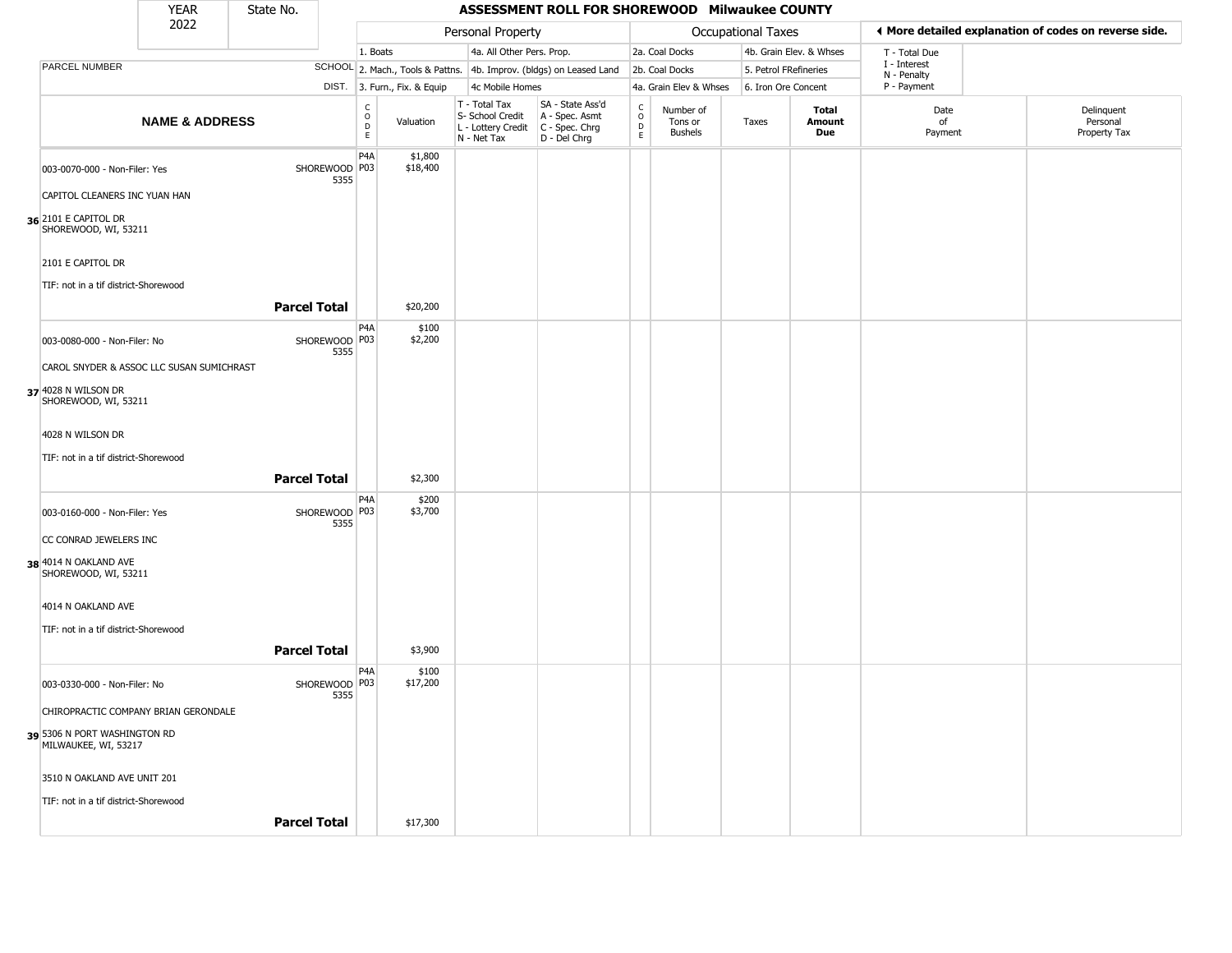| YEAR | State No. |
|---|---|
| 2022 | |

# ASSESSMENT ROLL FOR SHOREWOOD Milwaukee COUNTY

| | | Personal Property | | | | | Occupational Taxes | | | | More detailed explanation of codes on reverse side. | |
|---|---|---|---|---|---|---|---|---|---|---|---|---|
| | | 1. Boats | | 4a. All Other Pers. Prop. | | | 2a. Coal Docks | | 4b. Grain Elev. & Whses | | T - Total Due | |
| PARCEL NUMBER | SCHOOL | 2. Mach., Tools & Pattns. | | 4b. Improv. (bldgs) on Leased Land | | | 2b. Coal Docks | | 5. Petrol FRefineries | | I - Interest, N - Penalty | |
| | DIST. | 3. Furn., Fix. & Equip | | 4c Mobile Homes | | | 4a. Grain Elev & Whses | | 6. Iron Ore Concent | | P - Payment | |
| NAME & ADDRESS | | CODE | Valuation | T - Total Tax, S- School Credit, L - Lottery Credit, N - Net Tax | SA - State Ass'd, A - Spec. Asmt, C - Spec. Chrg, D - Del Chrg | CODE | Number of Tons or Bushels | Taxes | Total Amount Due | | Date of Payment | Delinquent Personal Property Tax |
| 36 003-0070-000 - Non-Filer: Yes<br>CAPITOL CLEANERS INC YUAN HAN<br>2101 E CAPITOL DR<br>SHOREWOOD, WI, 53211<br>2101 E CAPITOL DR<br>TIF: not in a tif district-Shorewood | SHOREWOOD 5355 | P4A<br>P03 | $1,800<br>$18,400 | | | | | | | | | |
| | **Parcel Total** | | $20,200 | | | | | | | | | |
| 37 003-0080-000 - Non-Filer: No<br>CAROL SNYDER & ASSOC LLC SUSAN SUMICHRAST<br>4028 N WILSON DR<br>SHOREWOOD, WI, 53211<br>4028 N WILSON DR<br>TIF: not in a tif district-Shorewood | SHOREWOOD 5355 | P4A<br>P03 | $100<br>$2,200 | | | | | | | | | |
| | **Parcel Total** | | $2,300 | | | | | | | | | |
| 38 003-0160-000 - Non-Filer: Yes<br>CC CONRAD JEWELERS INC<br>4014 N OAKLAND AVE<br>SHOREWOOD, WI, 53211<br>4014 N OAKLAND AVE<br>TIF: not in a tif district-Shorewood | SHOREWOOD 5355 | P4A<br>P03 | $200<br>$3,700 | | | | | | | | | |
| | **Parcel Total** | | $3,900 | | | | | | | | | |
| 39 003-0330-000 - Non-Filer: No<br>CHIROPRACTIC COMPANY BRIAN GERONDALE<br>5306 N PORT WASHINGTON RD<br>MILWAUKEE, WI, 53217<br>3510 N OAKLAND AVE UNIT 201<br>TIF: not in a tif district-Shorewood | SHOREWOOD 5355 | P4A<br>P03 | $100<br>$17,200 | | | | | | | | | |
| | **Parcel Total** | | $17,300 | | | | | | | | | |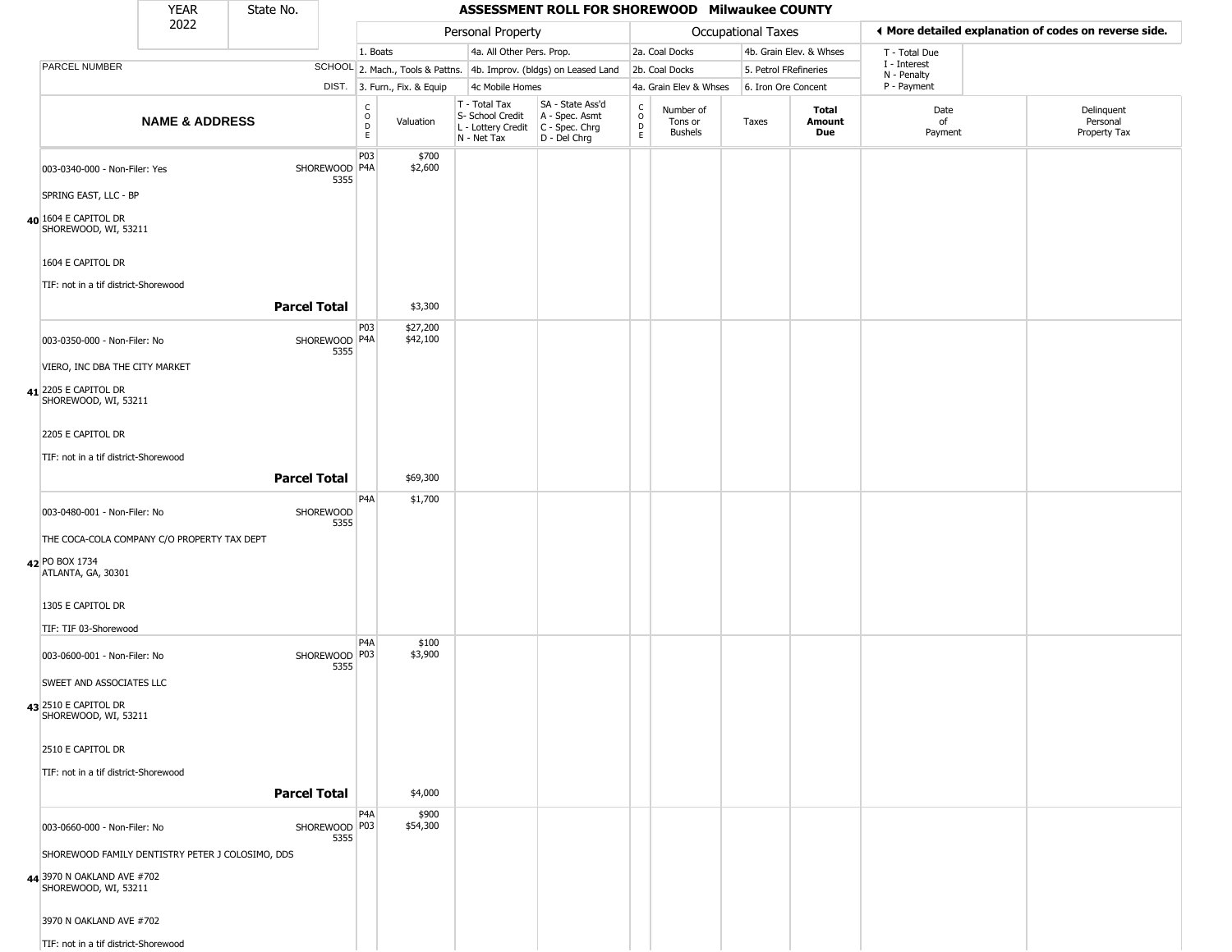| YEAR 2022 | State No. | ASSESSMENT ROLL FOR SHOREWOOD Milwaukee COUNTY |
|---|---|---|

| | | Personal Property | | | | Occupational Taxes | | | | ◄ More detailed explanation of codes on reverse side. | |
|---|---|---|---|---|---|---|---|---|---|---|---|
| | | 1. Boats | | 4a. All Other Pers. Prop. | | 2a. Coal Docks | | 4b. Grain Elev. & Whses | | T - Total Due | |
| PARCEL NUMBER | SCHOOL | 2. Mach., Tools & Pattns. | | 4b. Improv. (bldgs) on Leased Land | | 2b. Coal Docks | | 5. Petrol FRefineries | | I - Interest N - Penalty | |
| | DIST. | 3. Furn., Fix. & Equip | | 4c Mobile Homes | | 4a. Grain Elev & Whses | | 6. Iron Ore Concent | | P - Payment | |

| NAME & ADDRESS | | CODE | Valuation | T - Total Tax S- School Credit L - Lottery Credit N - Net Tax | SA - State Ass'd A - Spec. Asmt C - Spec. Chrg D - Del Chrg | CODE | Number of Tons or Bushels | Taxes | Total Amount Due | Date of Payment | Delinquent Personal Property Tax |
|---|---|---|---|---|---|---|---|---|---|---|---|
| 40 003-0340-000 - Non-Filer: Yes<br>SPRING EAST, LLC - BP<br>1604 E CAPITOL DR<br>SHOREWOOD, WI, 53211<br>1604 E CAPITOL DR<br>TIF: not in a tif district-Shorewood | SHOREWOOD 5355 | P03<br>P4A | $700<br>$2,600 | | | | | | | | |
| **Parcel Total** | | | $3,300 | | | | | | | | |
| 41 003-0350-000 - Non-Filer: No<br>VIERO, INC DBA THE CITY MARKET<br>2205 E CAPITOL DR<br>SHOREWOOD, WI, 53211<br>2205 E CAPITOL DR<br>TIF: not in a tif district-Shorewood | SHOREWOOD 5355 | P03<br>P4A | $27,200<br>$42,100 | | | | | | | | |
| **Parcel Total** | | | $69,300 | | | | | | | | |
| 42 003-0480-001 - Non-Filer: No<br>THE COCA-COLA COMPANY C/O PROPERTY TAX DEPT<br>PO BOX 1734<br>ATLANTA, GA, 30301<br>1305 E CAPITOL DR<br>TIF: TIF 03-Shorewood | SHOREWOOD 5355 | P4A | $1,700 | | | | | | | | |
| 43 003-0600-001 - Non-Filer: No<br>SWEET AND ASSOCIATES LLC<br>2510 E CAPITOL DR<br>SHOREWOOD, WI, 53211<br>2510 E CAPITOL DR<br>TIF: not in a tif district-Shorewood | SHOREWOOD 5355 | P4A<br>P03 | $100<br>$3,900 | | | | | | | | |
| **Parcel Total** | | | $4,000 | | | | | | | | |
| 44 003-0660-000 - Non-Filer: No<br>SHOREWOOD FAMILY DENTISTRY PETER J COLOSIMO, DDS<br>3970 N OAKLAND AVE #702<br>SHOREWOOD, WI, 53211<br>3970 N OAKLAND AVE #702<br>TIF: not in a tif district-Shorewood | SHOREWOOD 5355 | P4A<br>P03 | $900<br>$54,300 | | | | | | | | |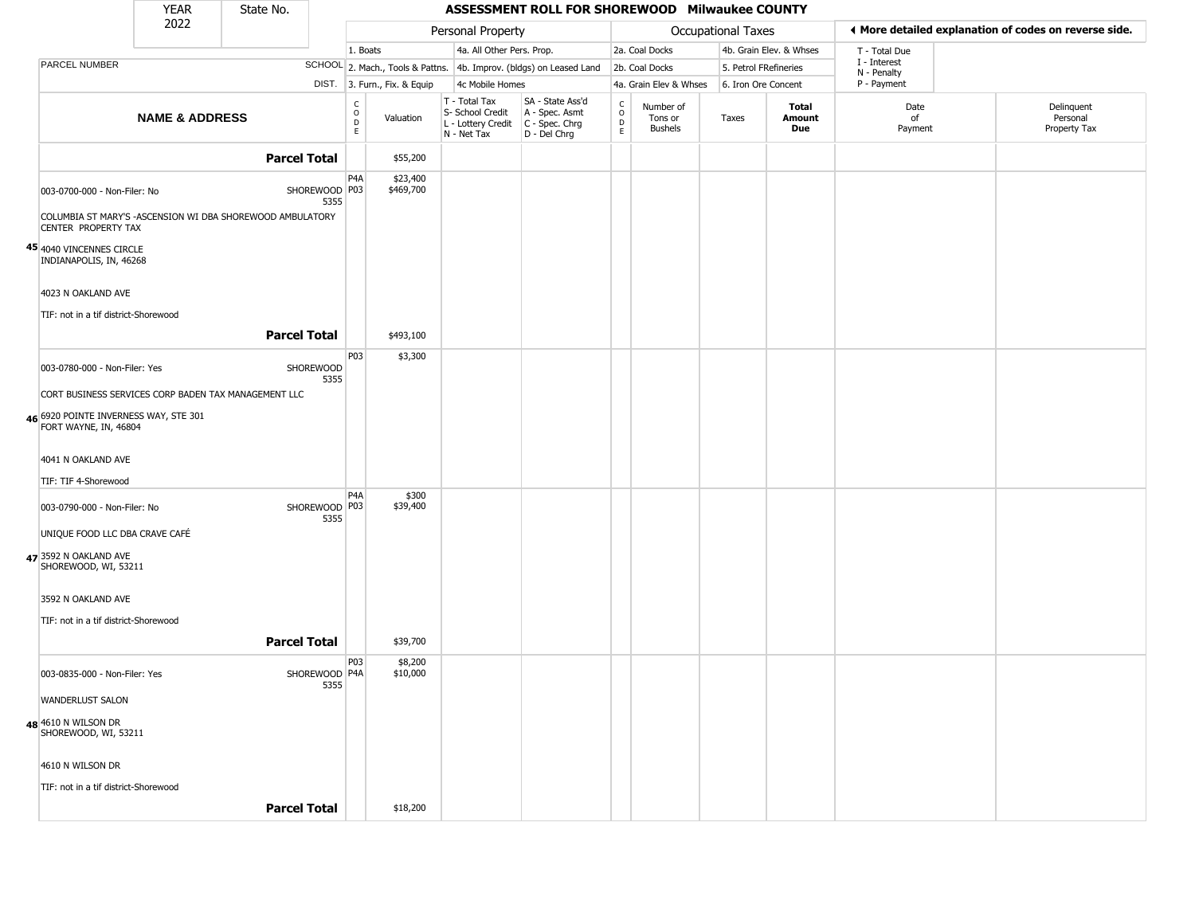| YEAR | State No. |
| --- | --- |
| 2022 | |

## ASSESSMENT ROLL FOR SHOREWOOD Milwaukee COUNTY

| | | Personal Property | | | | Occupational Taxes | | | | ◄ More detailed explanation of codes on reverse side. | |
| --- | --- | --- | --- | --- | --- | --- | --- | --- | --- | --- | --- |
| | | 1. Boats | | 4a. All Other Pers. Prop. | | 2a. Coal Docks | | 4b. Grain Elev. & Whses | | T - Total Due | |
| PARCEL NUMBER | SCHOOL | 2. Mach., Tools & Pattns. | | 4b. Improv. (bldgs) on Leased Land | | 2b. Coal Docks | | 5. Petrol FRefineries | | I - Interest N - Penalty | |
| | DIST. | 3. Furn., Fix. & Equip | | 4c Mobile Homes | | 4a. Grain Elev & Whses | | 6. Iron Ore Concent | | P - Payment | |
| **NAME & ADDRESS** | | CODE | Valuation | T - Total Tax S- School Credit L - Lottery Credit N - Net Tax | SA - State Ass'd A - Spec. Asmt C - Spec. Chrg D - Del Chrg | CODE | Number of Tons or Bushels | Taxes | **Total Amount Due** | Date of Payment | Delinquent Personal Property Tax |
| **Parcel Total** | | | $55,200 | | | | | | | | |
| 003-0700-000 - Non-Filer: No | SHOREWOOD 5355 | P4A P03 | $23,400 $469,700 | | | | | | | | |
| COLUMBIA ST MARY'S -ASCENSION WI DBA SHOREWOOD AMBULATORY CENTER PROPERTY TAX | | | | | | | | | | | |
| 45 4040 VINCENNES CIRCLE INDIANAPOLIS, IN, 46268 | | | | | | | | | | | |
| 4023 N OAKLAND AVE | | | | | | | | | | | |
| TIF: not in a tif district-Shorewood | | | | | | | | | | | |
| **Parcel Total** | | | $493,100 | | | | | | | | |
| 003-0780-000 - Non-Filer: Yes | SHOREWOOD 5355 | P03 | $3,300 | | | | | | | | |
| CORT BUSINESS SERVICES CORP BADEN TAX MANAGEMENT LLC | | | | | | | | | | | |
| 46 6920 POINTE INVERNESS WAY, STE 301 FORT WAYNE, IN, 46804 | | | | | | | | | | | |
| 4041 N OAKLAND AVE | | | | | | | | | | | |
| TIF: TIF 4-Shorewood | | | | | | | | | | | |
| 003-0790-000 - Non-Filer: No | SHOREWOOD 5355 | P4A P03 | $300 $39,400 | | | | | | | | |
| UNIQUE FOOD LLC DBA CRAVE CAFÉ | | | | | | | | | | | |
| 47 3592 N OAKLAND AVE SHOREWOOD, WI, 53211 | | | | | | | | | | | |
| 3592 N OAKLAND AVE | | | | | | | | | | | |
| TIF: not in a tif district-Shorewood | | | | | | | | | | | |
| **Parcel Total** | | | $39,700 | | | | | | | | |
| 003-0835-000 - Non-Filer: Yes | SHOREWOOD 5355 | P03 P4A | $8,200 $10,000 | | | | | | | | |
| WANDERLUST SALON | | | | | | | | | | | |
| 48 4610 N WILSON DR SHOREWOOD, WI, 53211 | | | | | | | | | | | |
| 4610 N WILSON DR | | | | | | | | | | | |
| TIF: not in a tif district-Shorewood | | | | | | | | | | | |
| **Parcel Total** | | | $18,200 | | | | | | | | |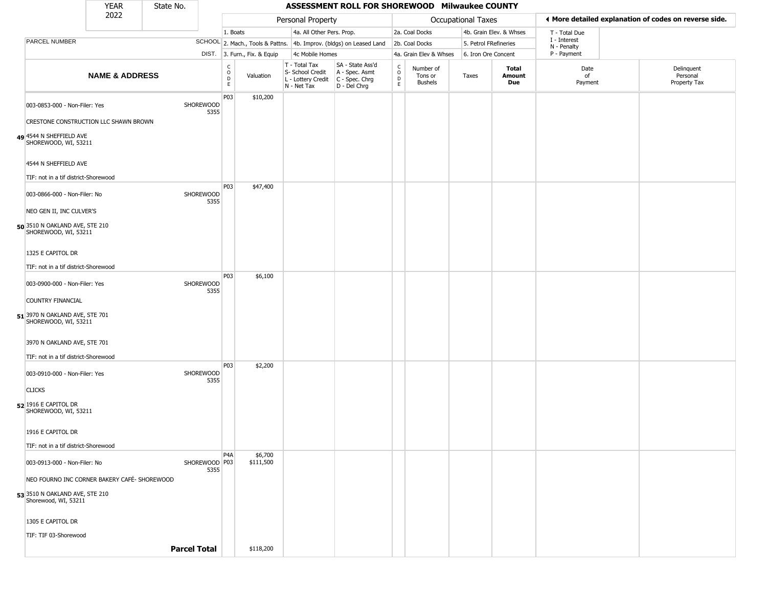| YEAR 2022 | State No. | | **ASSESSMENT ROLL FOR SHOREWOOD Milwaukee COUNTY** | | | | | | | | | |
|---|---|---|---|---|---|---|---|---|---|---|---|---|
| | | | Personal Property | | | | Occupational Taxes | | | | ◄ More detailed explanation of codes on reverse side. | |
| | | | 1. Boats | | 4a. All Other Pers. Prop. | | 2a. Coal Docks | | 4b. Grain Elev. & Whses | | T - Total Due | |
| PARCEL NUMBER | | SCHOOL | 2. Mach., Tools & Pattns. | | 4b. Improv. (bldgs) on Leased Land | | 2b. Coal Docks | | 5. Petrol FRefineries | | I - Interest N - Penalty | |
| | | DIST. | 3. Furn., Fix. & Equip | | 4c Mobile Homes | | 4a. Grain Elev & Whses | | 6. Iron Ore Concent | | P - Payment | |

| NAME & ADDRESS | SCHOOL DIST. | CODE | Valuation | T - Total Tax S- School Credit L - Lottery Credit N - Net Tax | SA - State Ass'd A - Spec. Asmt C - Spec. Chrg D - Del Chrg | CODE | Number of Tons or Bushels | Taxes | **Total Amount Due** | Date of Payment | Delinquent Personal Property Tax |
|---|---|---|---|---|---|---|---|---|---|---|---|
| 003-0853-000 - Non-Filer: Yes<br><br>CRESTONE CONSTRUCTION LLC SHAWN BROWN<br><br>**49** 4544 N SHEFFIELD AVE<br>SHOREWOOD, WI, 53211<br><br>4544 N SHEFFIELD AVE<br><br>TIF: not in a tif district-Shorewood | SHOREWOOD 5355 | P03 | $10,200 | | | | | | | | |
| 003-0866-000 - Non-Filer: No<br><br>NEO GEN II, INC CULVER'S<br><br>**50** 3510 N OAKLAND AVE, STE 210<br>SHOREWOOD, WI, 53211<br><br>1325 E CAPITOL DR<br><br>TIF: not in a tif district-Shorewood | SHOREWOOD 5355 | P03 | $47,400 | | | | | | | | |
| 003-0900-000 - Non-Filer: Yes<br><br>COUNTRY FINANCIAL<br><br>**51** 3970 N OAKLAND AVE, STE 701<br>SHOREWOOD, WI, 53211<br><br>3970 N OAKLAND AVE, STE 701<br><br>TIF: not in a tif district-Shorewood | SHOREWOOD 5355 | P03 | $6,100 | | | | | | | | |
| 003-0910-000 - Non-Filer: Yes<br><br>CLICKS<br><br>**52** 1916 E CAPITOL DR<br>SHOREWOOD, WI, 53211<br><br>1916 E CAPITOL DR<br><br>TIF: not in a tif district-Shorewood | SHOREWOOD 5355 | P03 | $2,200 | | | | | | | | |
| 003-0913-000 - Non-Filer: No<br><br>NEO FOURNO INC CORNER BAKERY CAFÉ- SHOREWOOD<br><br>**53** 3510 N OAKLAND AVE, STE 210<br>Shorewood, WI, 53211<br><br>1305 E CAPITOL DR<br><br>TIF: TIF 03-Shorewood | SHOREWOOD 5355 | P4A<br>P03 | $6,700<br>$111,500 | | | | | | | | |
| **Parcel Total** | | | $118,200 | | | | | | | | |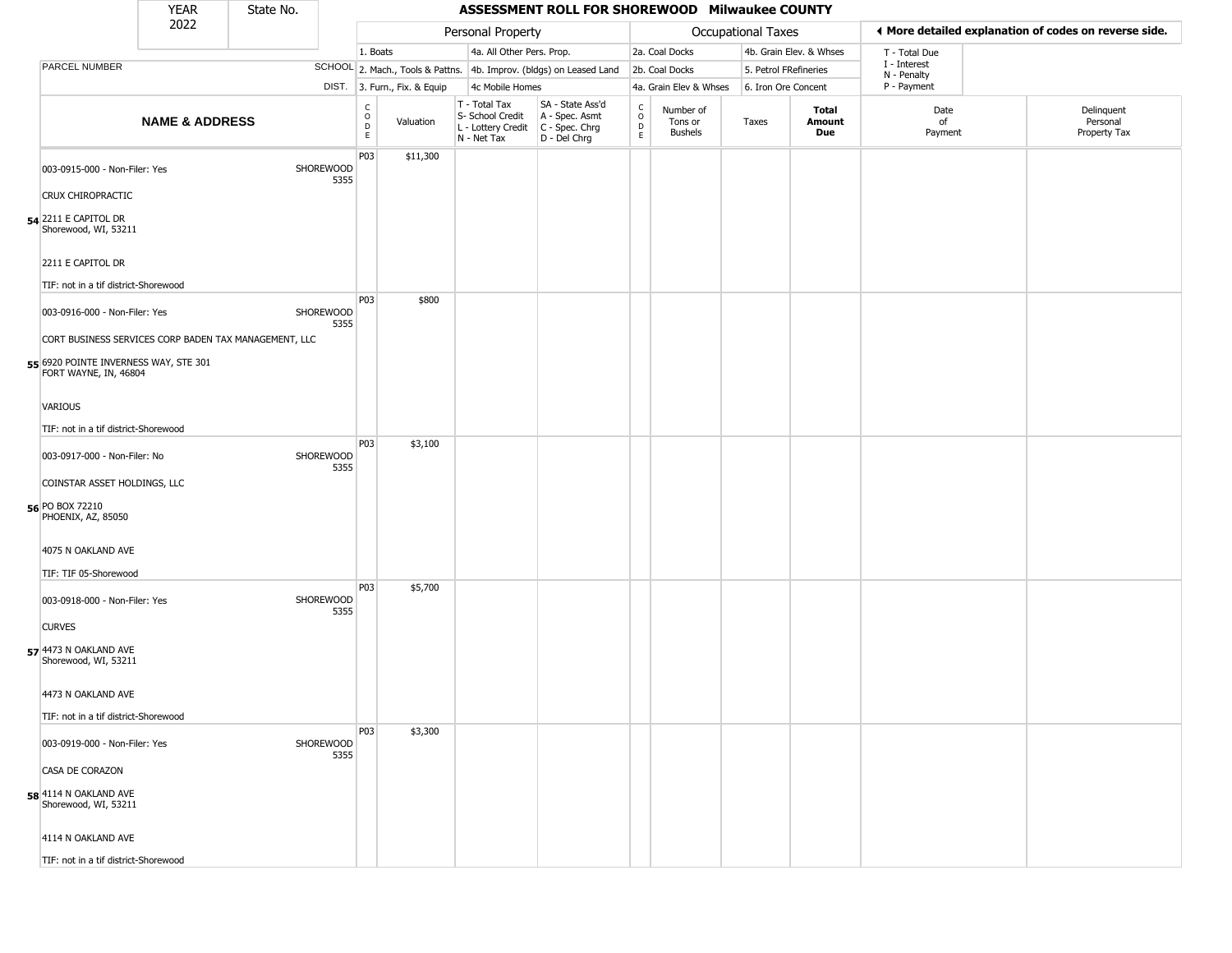| YEAR 2022 | State No. | ASSESSMENT ROLL FOR SHOREWOOD Milwaukee COUNTY |
|---|---|---|

| | | Personal Property | | | | Occupational Taxes | | | | ◀ More detailed explanation of codes on reverse side. | |
|---|---|---|---|---|---|---|---|---|---|---|---|
| | | 1. Boats | | 4a. All Other Pers. Prop. | | 2a. Coal Docks | | 4b. Grain Elev. & Whses | | T - Total Due | |
| PARCEL NUMBER | SCHOOL | 2. Mach., Tools & Pattns. | | 4b. Improv. (bldgs) on Leased Land | | 2b. Coal Docks | | 5. Petrol FRefineries | | I - Interest N - Penalty | |
| | DIST. | 3. Furn., Fix. & Equip | | 4c Mobile Homes | | 4a. Grain Elev & Whses | | 6. Iron Ore Concent | | P - Payment | |

| | NAME & ADDRESS | CODE | Valuation | T - Total Tax S- School Credit L - Lottery Credit N - Net Tax | SA - State Ass'd A - Spec. Asmt C - Spec. Chrg D - Del Chrg | CODE | Number of Tons or Bushels | Taxes | Total Amount Due | Date of Payment | Delinquent Personal Property Tax |
|---|---|---|---|---|---|---|---|---|---|---|---|
| 54 | 003-0915-000 - Non-Filer: Yes SHOREWOOD 5355<br>CRUX CHIROPRACTIC<br>2211 E CAPITOL DR<br>Shorewood, WI, 53211<br>2211 E CAPITOL DR<br>TIF: not in a tif district-Shorewood | P03 | $11,300 | | | | | | | | |
| 55 | 003-0916-000 - Non-Filer: Yes SHOREWOOD 5355<br>CORT BUSINESS SERVICES CORP BADEN TAX MANAGEMENT, LLC<br>6920 POINTE INVERNESS WAY, STE 301<br>FORT WAYNE, IN, 46804<br>VARIOUS<br>TIF: not in a tif district-Shorewood | P03 | $800 | | | | | | | | |
| 56 | 003-0917-000 - Non-Filer: No SHOREWOOD 5355<br>COINSTAR ASSET HOLDINGS, LLC<br>PO BOX 72210<br>PHOENIX, AZ, 85050<br>4075 N OAKLAND AVE<br>TIF: TIF 05-Shorewood | P03 | $3,100 | | | | | | | | |
| 57 | 003-0918-000 - Non-Filer: Yes SHOREWOOD 5355<br>CURVES<br>4473 N OAKLAND AVE<br>Shorewood, WI, 53211<br>4473 N OAKLAND AVE<br>TIF: not in a tif district-Shorewood | P03 | $5,700 | | | | | | | | |
| 58 | 003-0919-000 - Non-Filer: Yes SHOREWOOD 5355<br>CASA DE CORAZON<br>4114 N OAKLAND AVE<br>Shorewood, WI, 53211<br>4114 N OAKLAND AVE<br>TIF: not in a tif district-Shorewood | P03 | $3,300 | | | | | | | | |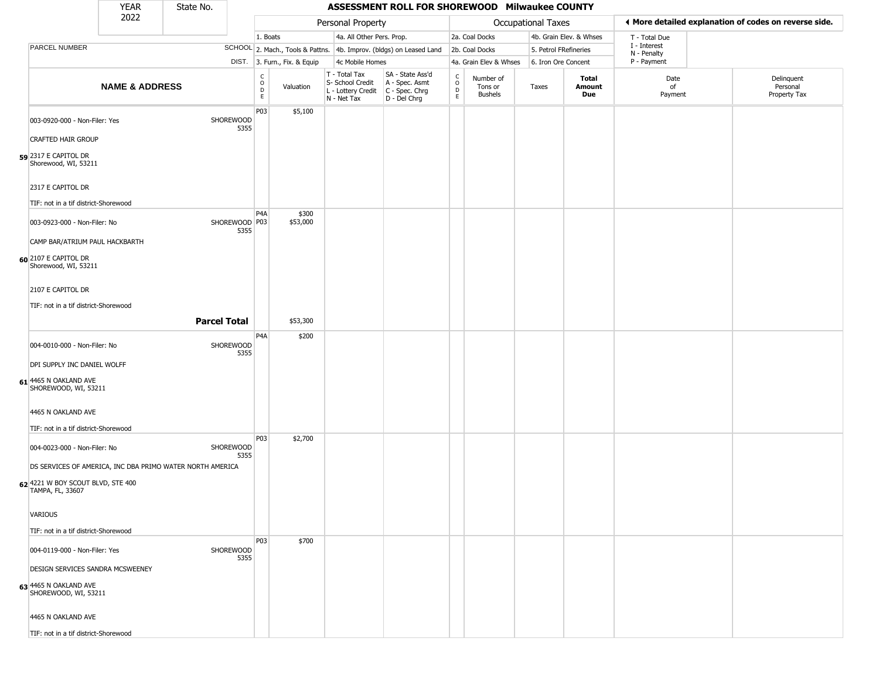| YEAR 2022 | State No. | ASSESSMENT ROLL FOR SHOREWOOD Milwaukee COUNTY |
|---|---|---|

| | | Personal Property | | | | Occupational Taxes | | | | ◄ More detailed explanation of codes on reverse side. | |
|---|---|---|---|---|---|---|---|---|---|---|---|
| PARCEL NUMBER | SCHOOL DIST. | 1. Boats<br>2. Mach., Tools & Pattns.<br>3. Furn., Fix. & Equip | | 4a. All Other Pers. Prop.<br>4b. Improv. (bldgs) on Leased Land<br>4c Mobile Homes | | 2a. Coal Docks<br>2b. Coal Docks<br>4a. Grain Elev & Whses | | 4b. Grain Elev. & Whses<br>5. Petrol FRefineries<br>6. Iron Ore Concent | | T - Total Due<br>I - Interest<br>N - Penalty<br>P - Payment | |
| **NAME & ADDRESS** | | CODE | Valuation | T - Total Tax<br>S- School Credit<br>L - Lottery Credit<br>N - Net Tax | SA - State Ass'd<br>A - Spec. Asmt<br>C - Spec. Chrg<br>D - Del Chrg | CODE | Number of Tons or Bushels | Taxes | **Total Amount Due** | Date of Payment | Delinquent Personal Property Tax |
| **59** 003-0920-000 - Non-Filer: Yes<br>CRAFTED HAIR GROUP<br>2317 E CAPITOL DR<br>Shorewood, WI, 53211<br>2317 E CAPITOL DR<br>TIF: not in a tif district-Shorewood | SHOREWOOD 5355 | P03 | $5,100 | | | | | | | | |
| **60** 003-0923-000 - Non-Filer: No<br>CAMP BAR/ATRIUM PAUL HACKBARTH<br>2107 E CAPITOL DR<br>Shorewood, WI, 53211<br>2107 E CAPITOL DR<br>TIF: not in a tif district-Shorewood | SHOREWOOD 5355 | P4A<br>P03 | $300<br>$53,000 | | | | | | | | |
| **Parcel Total** | | | $53,300 | | | | | | | | |
| **61** 004-0010-000 - Non-Filer: No<br>DPI SUPPLY INC DANIEL WOLFF<br>4465 N OAKLAND AVE<br>SHOREWOOD, WI, 53211<br>4465 N OAKLAND AVE<br>TIF: not in a tif district-Shorewood | SHOREWOOD 5355 | P4A | $200 | | | | | | | | |
| **62** 004-0023-000 - Non-Filer: No<br>DS SERVICES OF AMERICA, INC DBA PRIMO WATER NORTH AMERICA<br>4221 W BOY SCOUT BLVD, STE 400<br>TAMPA, FL, 33607<br>VARIOUS<br>TIF: not in a tif district-Shorewood | SHOREWOOD 5355 | P03 | $2,700 | | | | | | | | |
| **63** 004-0119-000 - Non-Filer: Yes<br>DESIGN SERVICES SANDRA MCSWEENEY<br>4465 N OAKLAND AVE<br>SHOREWOOD, WI, 53211<br>4465 N OAKLAND AVE<br>TIF: not in a tif district-Shorewood | SHOREWOOD 5355 | P03 | $700 | | | | | | | | |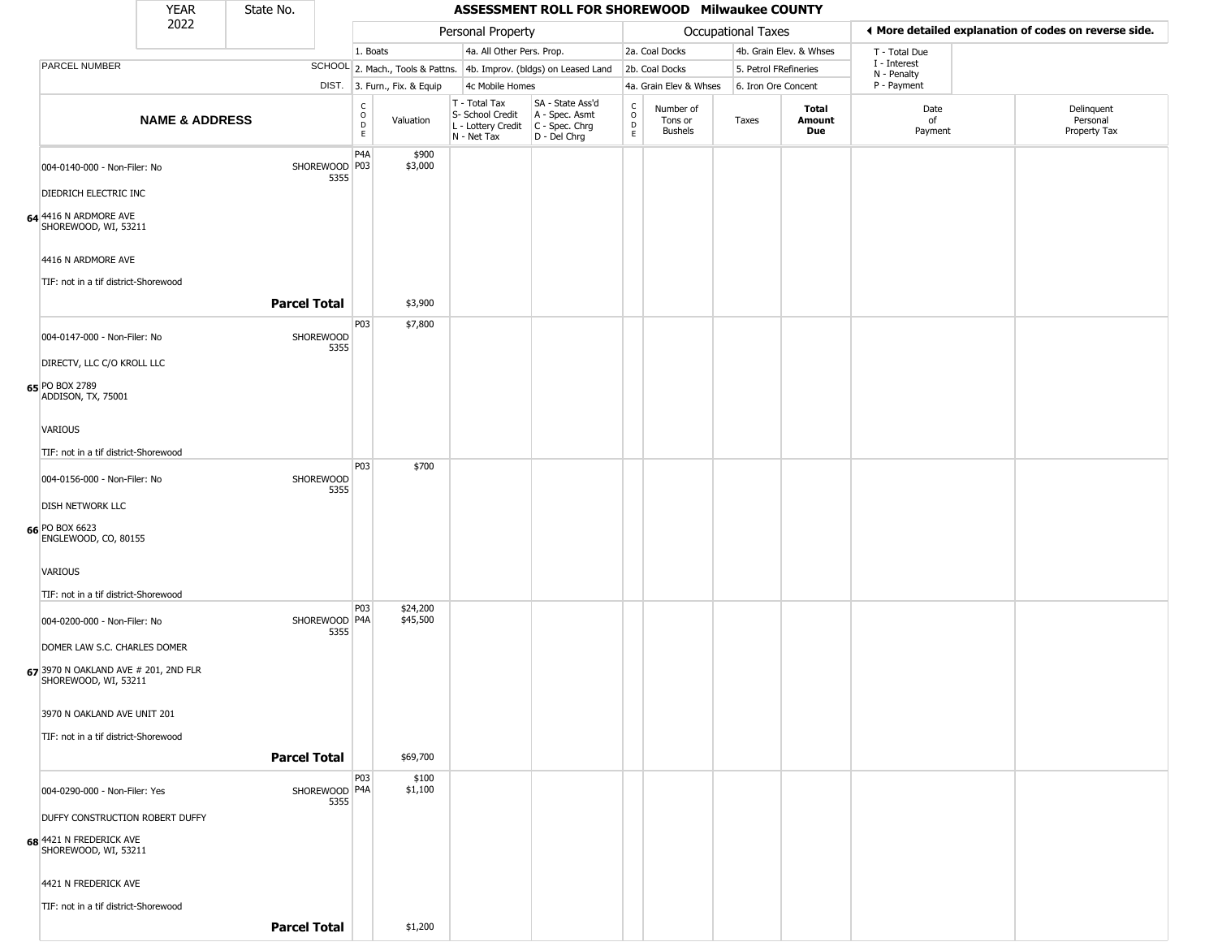YEAR 2022 | State No.

## ASSESSMENT ROLL FOR SHOREWOOD Milwaukee COUNTY

| | | Personal Property | | | | Occupational Taxes | | | | ◄ More detailed explanation of codes on reverse side. | |
|---|---|---|---|---|---|---|---|---|---|---|---|
| | | 1. Boats | | 4a. All Other Pers. Prop. | | 2a. Coal Docks | | 4b. Grain Elev. & Whses | | T - Total Due | |
| PARCEL NUMBER | SCHOOL | 2. Mach., Tools & Pattns. | | 4b. Improv. (bldgs) on Leased Land | | 2b. Coal Docks | | 5. Petrol FRefineries | | I - Interest<br>N - Penalty | |
| | DIST. | 3. Furn., Fix. & Equip | | 4c Mobile Homes | | 4a. Grain Elev & Whses | | 6. Iron Ore Concent | | P - Payment | |
| **NAME & ADDRESS** | | CODE | Valuation | T - Total Tax<br>S- School Credit<br>L - Lottery Credit<br>N - Net Tax | SA - State Ass'd<br>A - Spec. Asmt<br>C - Spec. Chrg<br>D - Del Chrg | CODE | Number of Tons or Bushels | Taxes | **Total Amount Due** | Date of Payment | Delinquent Personal Property Tax |
| 004-0140-000 - Non-Filer: No | SHOREWOOD 5355 | P4A<br>P03 | $900<br>$3,000 | | | | | | | | |
| DIEDRICH ELECTRIC INC | | | | | | | | | | | |
| **64** 4416 N ARDMORE AVE<br>SHOREWOOD, WI, 53211 | | | | | | | | | | | |
| 4416 N ARDMORE AVE | | | | | | | | | | | |
| TIF: not in a tif district-Shorewood | | | | | | | | | | | |
| | **Parcel Total** | | $3,900 | | | | | | | | |
| 004-0147-000 - Non-Filer: No | SHOREWOOD 5355 | P03 | $7,800 | | | | | | | | |
| DIRECTV, LLC C/O KROLL LLC | | | | | | | | | | | |
| **65** PO BOX 2789<br>ADDISON, TX, 75001 | | | | | | | | | | | |
| VARIOUS | | | | | | | | | | | |
| TIF: not in a tif district-Shorewood | | | | | | | | | | | |
| 004-0156-000 - Non-Filer: No | SHOREWOOD 5355 | P03 | $700 | | | | | | | | |
| DISH NETWORK LLC | | | | | | | | | | | |
| **66** PO BOX 6623<br>ENGLEWOOD, CO, 80155 | | | | | | | | | | | |
| VARIOUS | | | | | | | | | | | |
| TIF: not in a tif district-Shorewood | | | | | | | | | | | |
| 004-0200-000 - Non-Filer: No | SHOREWOOD 5355 | P03<br>P4A | $24,200<br>$45,500 | | | | | | | | |
| DOMER LAW S.C. CHARLES DOMER | | | | | | | | | | | |
| **67** 3970 N OAKLAND AVE # 201, 2ND FLR<br>SHOREWOOD, WI, 53211 | | | | | | | | | | | |
| 3970 N OAKLAND AVE UNIT 201 | | | | | | | | | | | |
| TIF: not in a tif district-Shorewood | | | | | | | | | | | |
| | **Parcel Total** | | $69,700 | | | | | | | | |
| 004-0290-000 - Non-Filer: Yes | SHOREWOOD 5355 | P03<br>P4A | $100<br>$1,100 | | | | | | | | |
| DUFFY CONSTRUCTION ROBERT DUFFY | | | | | | | | | | | |
| **68** 4421 N FREDERICK AVE<br>SHOREWOOD, WI, 53211 | | | | | | | | | | | |
| 4421 N FREDERICK AVE | | | | | | | | | | | |
| TIF: not in a tif district-Shorewood | | | | | | | | | | | |
| | **Parcel Total** | | $1,200 | | | | | | | | |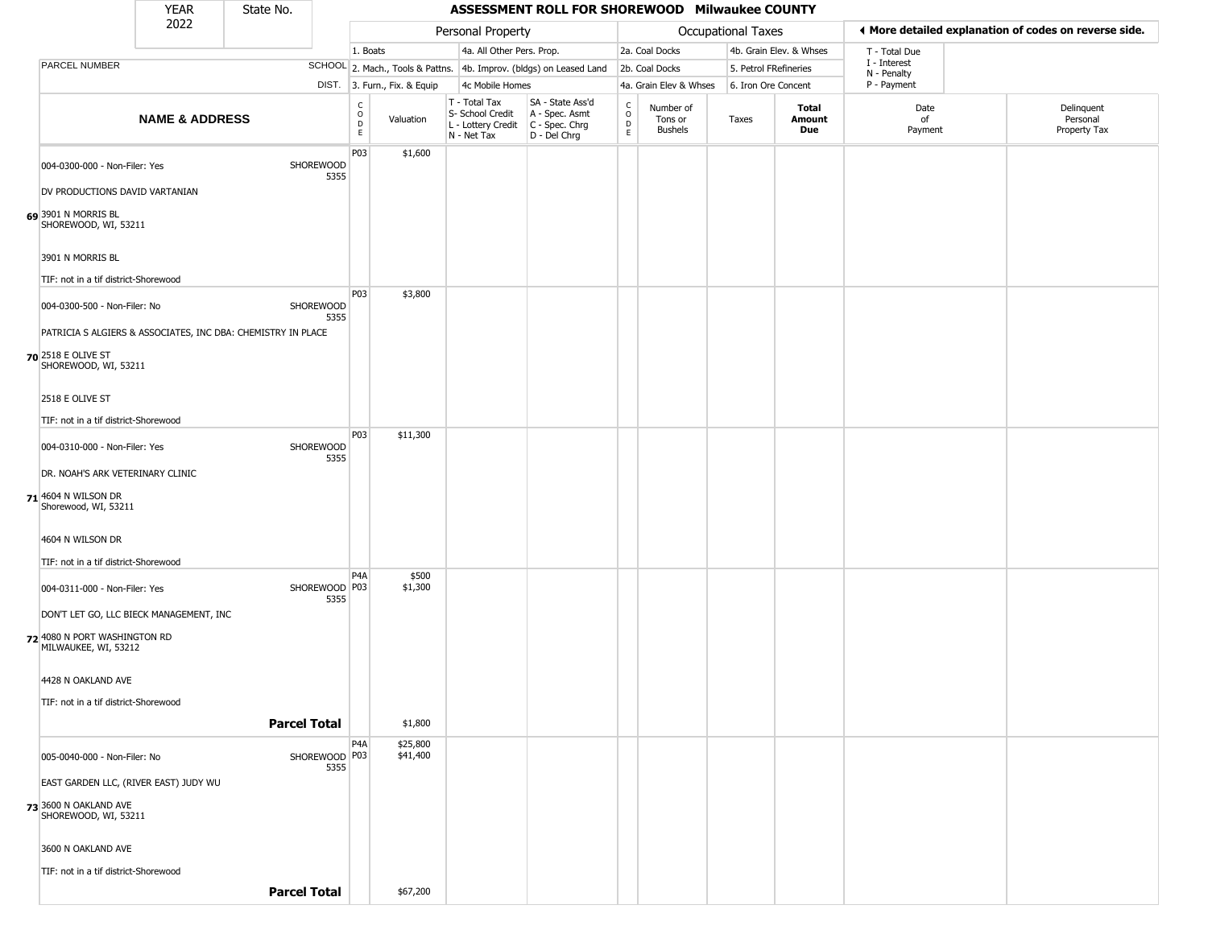| YEAR 2022 | State No. | | ASSESSMENT ROLL FOR SHOREWOOD Milwaukee COUNTY | | | | | | | | | |
|---|---|---|---|---|---|---|---|---|---|---|---|---|
| | | | Personal Property | | | | Occupational Taxes | | | | ◄ More detailed explanation of codes on reverse side. | |
| | | | 1. Boats | | 4a. All Other Pers. Prop. | | 2a. Coal Docks | | 4b. Grain Elev. & Whses | | T - Total Due | |
| PARCEL NUMBER | | SCHOOL | 2. Mach., Tools & Pattns. | | 4b. Improv. (bldgs) on Leased Land | | 2b. Coal Docks | | 5. Petrol FRefineries | | I - Interest N - Penalty | |
| | | DIST. | 3. Furn., Fix. & Equip | | 4c Mobile Homes | | 4a. Grain Elev & Whses | | 6. Iron Ore Concent | | P - Payment | |

| NAME & ADDRESS | | CODE | Valuation | T - Total Tax S- School Credit L - Lottery Credit N - Net Tax | SA - State Ass'd A - Spec. Asmt C - Spec. Chrg D - Del Chrg | CODE | Number of Tons or Bushels | Taxes | Total Amount Due | Date of Payment | Delinquent Personal Property Tax |
|---|---|---|---|---|---|---|---|---|---|---|---|
| 69 004-0300-000 - Non-Filer: Yes<br>DV PRODUCTIONS DAVID VARTANIAN<br>3901 N MORRIS BL<br>SHOREWOOD, WI, 53211<br><br>3901 N MORRIS BL<br><br>TIF: not in a tif district-Shorewood | SHOREWOOD 5355 | P03 | $1,600 | | | | | | | | |
| 70 004-0300-500 - Non-Filer: No<br>PATRICIA S ALGIERS & ASSOCIATES, INC DBA: CHEMISTRY IN PLACE<br>2518 E OLIVE ST<br>SHOREWOOD, WI, 53211<br><br>2518 E OLIVE ST<br><br>TIF: not in a tif district-Shorewood | SHOREWOOD 5355 | P03 | $3,800 | | | | | | | | |
| 71 004-0310-000 - Non-Filer: Yes<br>DR. NOAH'S ARK VETERINARY CLINIC<br>4604 N WILSON DR<br>Shorewood, WI, 53211<br><br>4604 N WILSON DR<br><br>TIF: not in a tif district-Shorewood | SHOREWOOD 5355 | P03 | $11,300 | | | | | | | | |
| 72 004-0311-000 - Non-Filer: Yes<br>DON'T LET GO, LLC BIECK MANAGEMENT, INC<br>4080 N PORT WASHINGTON RD<br>MILWAUKEE, WI, 53212<br><br>4428 N OAKLAND AVE<br><br>TIF: not in a tif district-Shorewood | SHOREWOOD 5355 | P4A<br>P03 | $500<br>$1,300 | | | | | | | | |
| | **Parcel Total** | | $1,800 | | | | | | | | |
| 73 005-0040-000 - Non-Filer: No<br>EAST GARDEN LLC, (RIVER EAST) JUDY WU<br>3600 N OAKLAND AVE<br>SHOREWOOD, WI, 53211<br><br>3600 N OAKLAND AVE<br><br>TIF: not in a tif district-Shorewood | SHOREWOOD 5355 | P4A<br>P03 | $25,800<br>$41,400 | | | | | | | | |
| | **Parcel Total** | | $67,200 | | | | | | | | |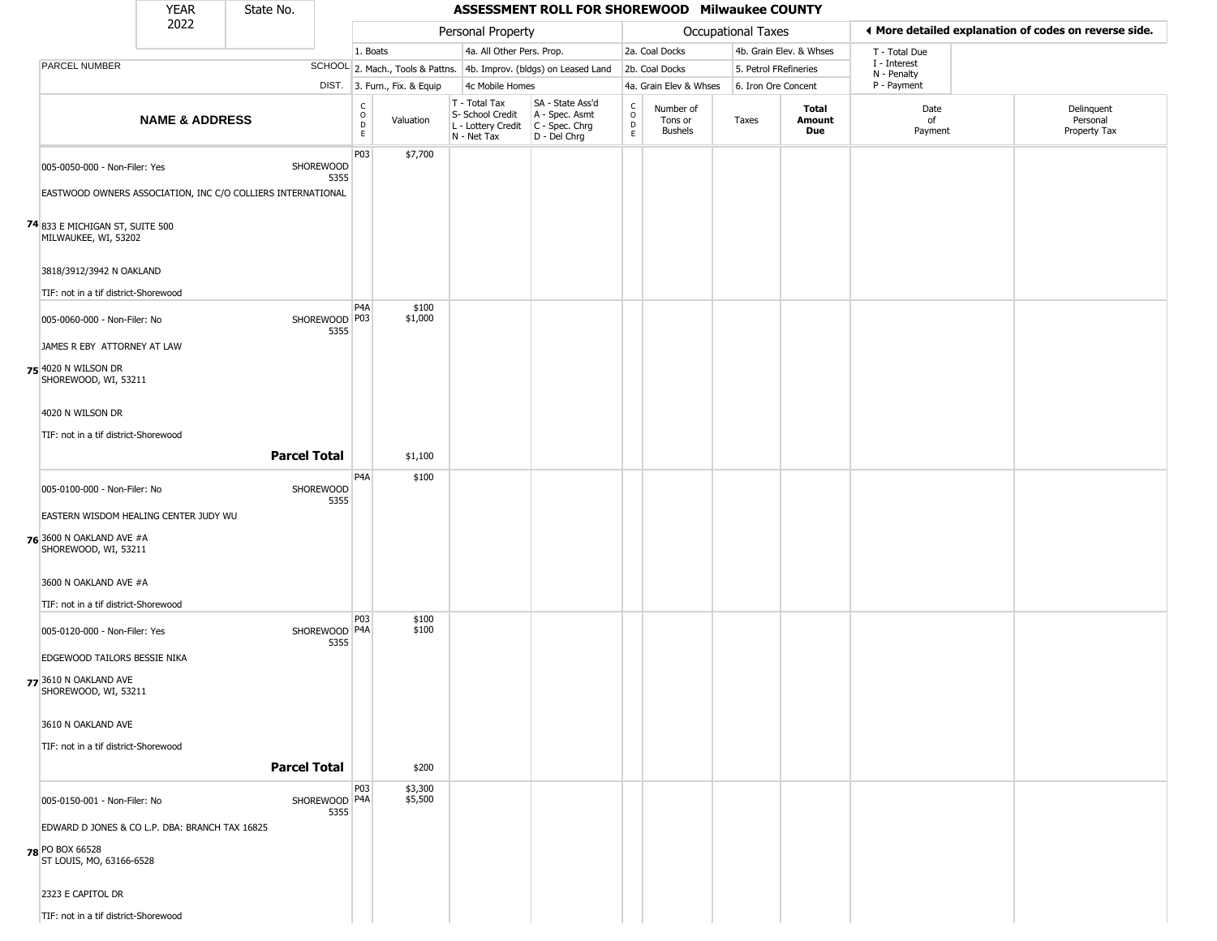| YEAR | State No. | ASSESSMENT ROLL FOR SHOREWOOD Milwaukee COUNTY |
|---|---|---|
| 2022 | | |

| | | Personal Property | | | | Occupational Taxes | | | | ◄ More detailed explanation of codes on reverse side. | |
|---|---|---|---|---|---|---|---|---|---|---|---|
| | | 1. Boats | | 4a. All Other Pers. Prop. | | 2a. Coal Docks | | 4b. Grain Elev. & Whses | | T - Total Due | |
| PARCEL NUMBER | SCHOOL | 2. Mach., Tools & Pattns. | | 4b. Improv. (bldgs) on Leased Land | | 2b. Coal Docks | | 5. Petrol FRefineries | | I - Interest N - Penalty | |
| | DIST. | 3. Furn., Fix. & Equip | | 4c Mobile Homes | | 4a. Grain Elev & Whses | | 6. Iron Ore Concent | | P - Payment | |
| NAME & ADDRESS | | CODE | Valuation | T - Total Tax S- School Credit L - Lottery Credit N - Net Tax | SA - State Ass'd A - Spec. Asmt C - Spec. Chrg D - Del Chrg | CODE | Number of Tons or Bushels | Taxes | Total Amount Due | Date of Payment | Delinquent Personal Property Tax |
| 74 005-0050-000 - Non-Filer: Yes<br>EASTWOOD OWNERS ASSOCIATION, INC C/O COLLIERS INTERNATIONAL<br>833 E MICHIGAN ST, SUITE 500<br>MILWAUKEE, WI, 53202<br>3818/3912/3942 N OAKLAND<br>TIF: not in a tif district-Shorewood | SHOREWOOD 5355 | P03 | $7,700 | | | | | | | | |
| 75 005-0060-000 - Non-Filer: No<br>JAMES R EBY ATTORNEY AT LAW<br>4020 N WILSON DR<br>SHOREWOOD, WI, 53211<br>4020 N WILSON DR<br>TIF: not in a tif district-Shorewood | SHOREWOOD 5355 | P4A<br>P03 | $100<br>$1,000 | | | | | | | | |
| **Parcel Total** | | | $1,100 | | | | | | | | |
| 76 005-0100-000 - Non-Filer: No<br>EASTERN WISDOM HEALING CENTER JUDY WU<br>3600 N OAKLAND AVE #A<br>SHOREWOOD, WI, 53211<br>3600 N OAKLAND AVE #A<br>TIF: not in a tif district-Shorewood | SHOREWOOD 5355 | P4A | $100 | | | | | | | | |
| 77 005-0120-000 - Non-Filer: Yes<br>EDGEWOOD TAILORS BESSIE NIKA<br>3610 N OAKLAND AVE<br>SHOREWOOD, WI, 53211<br>3610 N OAKLAND AVE<br>TIF: not in a tif district-Shorewood | SHOREWOOD 5355 | P03<br>P4A | $100<br>$100 | | | | | | | | |
| **Parcel Total** | | | $200 | | | | | | | | |
| 78 005-0150-001 - Non-Filer: No<br>EDWARD D JONES & CO L.P. DBA: BRANCH TAX 16825<br>PO BOX 66528<br>ST LOUIS, MO, 63166-6528<br>2323 E CAPITOL DR<br>TIF: not in a tif district-Shorewood | SHOREWOOD 5355 | P03<br>P4A | $3,300<br>$5,500 | | | | | | | | |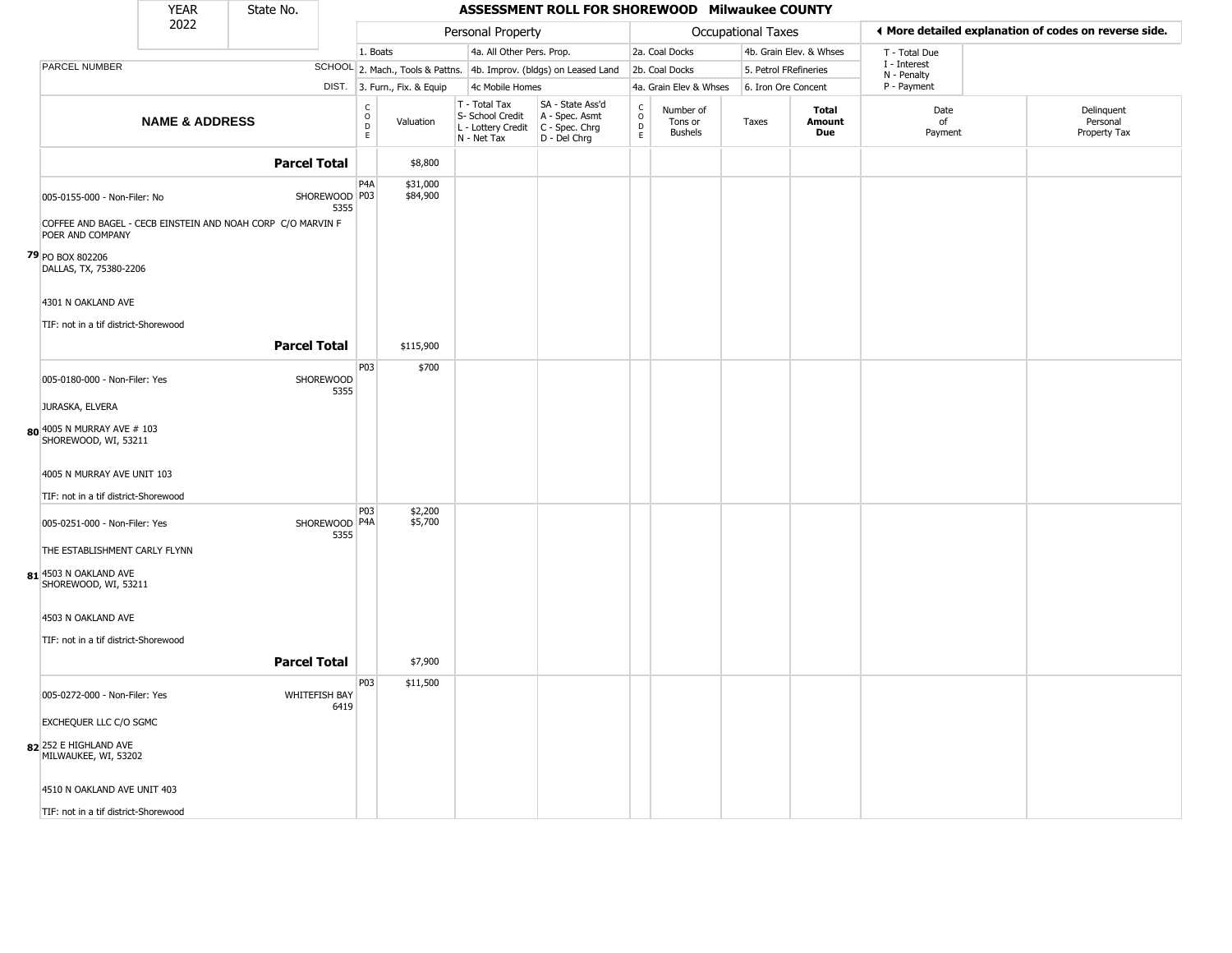| YEAR | State No. |
|---|---|
| 2022 | |

# ASSESSMENT ROLL FOR SHOREWOOD Milwaukee COUNTY

| | | Personal Property | | | | Occupational Taxes | | | | ◄ More detailed explanation of codes on reverse side. | |
|---|---|---|---|---|---|---|---|---|---|---|---|
| PARCEL NUMBER | SCHOOL DIST. | 1. Boats<br>2. Mach., Tools & Pattns.<br>3. Furn., Fix. & Equip | | 4a. All Other Pers. Prop.<br>4b. Improv. (bldgs) on Leased Land<br>4c Mobile Homes | | 2a. Coal Docks<br>2b. Coal Docks<br>4a. Grain Elev & Whses | | 4b. Grain Elev. & Whses<br>5. Petrol FRefineries<br>6. Iron Ore Concent | | T - Total Due<br>I - Interest<br>N - Penalty<br>P - Payment | |
| **NAME & ADDRESS** | | CODE | Valuation | T - Total Tax<br>S- School Credit<br>L - Lottery Credit<br>N - Net Tax | SA - State Ass'd<br>A - Spec. Asmt<br>C - Spec. Chrg<br>D - Del Chrg | CODE | Number of Tons or Bushels | Taxes | **Total Amount Due** | Date of Payment | Delinquent Personal Property Tax |
| **Parcel Total** | | | $8,800 | | | | | | | | |
| 005-0155-000 - Non-Filer: No<br>COFFEE AND BAGEL - CECB EINSTEIN AND NOAH CORP C/O MARVIN F POER AND COMPANY<br>**79** PO BOX 802206<br>DALLAS, TX, 75380-2206<br>4301 N OAKLAND AVE<br>TIF: not in a tif district-Shorewood | SHOREWOOD 5355 | P4A<br>P03 | $31,000<br>$84,900 | | | | | | | | |
| **Parcel Total** | | | $115,900 | | | | | | | | |
| 005-0180-000 - Non-Filer: Yes<br>JURASKA, ELVERA<br>**80** 4005 N MURRAY AVE # 103<br>SHOREWOOD, WI, 53211<br>4005 N MURRAY AVE UNIT 103<br>TIF: not in a tif district-Shorewood | SHOREWOOD 5355 | P03 | $700 | | | | | | | | |
| 005-0251-000 - Non-Filer: Yes<br>THE ESTABLISHMENT CARLY FLYNN<br>**81** 4503 N OAKLAND AVE<br>SHOREWOOD, WI, 53211<br>4503 N OAKLAND AVE<br>TIF: not in a tif district-Shorewood | SHOREWOOD 5355 | P03<br>P4A | $2,200<br>$5,700 | | | | | | | | |
| **Parcel Total** | | | $7,900 | | | | | | | | |
| 005-0272-000 - Non-Filer: Yes<br>EXCHEQUER LLC C/O SGMC<br>**82** 252 E HIGHLAND AVE<br>MILWAUKEE, WI, 53202<br>4510 N OAKLAND AVE UNIT 403<br>TIF: not in a tif district-Shorewood | WHITEFISH BAY 6419 | P03 | $11,500 | | | | | | | | |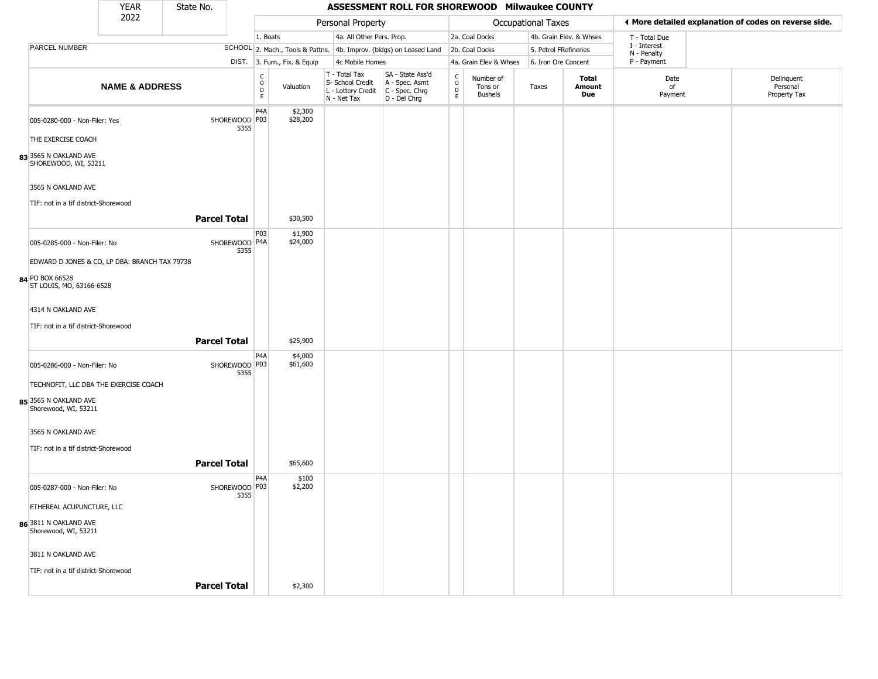| YEAR 2022 | State No. |
|---|---|

## ASSESSMENT ROLL FOR SHOREWOOD Milwaukee COUNTY

| | | Personal Property | | | | Occupational Taxes | | | | ◀ More detailed explanation of codes on reverse side. | |
|---|---|---|---|---|---|---|---|---|---|---|---|
| PARCEL NUMBER | SCHOOL DIST. | 1. Boats<br>2. Mach., Tools & Pattns.<br>3. Furn., Fix. & Equip | | 4a. All Other Pers. Prop.<br>4b. Improv. (bldgs) on Leased Land<br>4c Mobile Homes | | 2a. Coal Docks<br>2b. Coal Docks<br>4a. Grain Elev & Whses | | 4b. Grain Elev. & Whses<br>5. Petrol FRefineries<br>6. Iron Ore Concent | | T - Total Due<br>I - Interest<br>N - Penalty<br>P - Payment | |
| **NAME & ADDRESS** | | CODE | Valuation | T - Total Tax<br>S- School Credit<br>L - Lottery Credit<br>N - Net Tax | SA - State Ass'd<br>A - Spec. Asmt<br>C - Spec. Chrg<br>D - Del Chrg | CODE | Number of Tons or Bushels | Taxes | **Total Amount Due** | Date of Payment | Delinquent Personal Property Tax |
| 005-0280-000 - Non-Filer: Yes<br>THE EXERCISE COACH<br>83 3565 N OAKLAND AVE<br>SHOREWOOD, WI, 53211<br>3565 N OAKLAND AVE<br>TIF: not in a tif district-Shorewood | SHOREWOOD 5355 | P4A<br>P03 | $2,300<br>$28,200 | | | | | | | | |
| | **Parcel Total** | | $30,500 | | | | | | | | |
| 005-0285-000 - Non-Filer: No<br>EDWARD D JONES & CO, LP DBA: BRANCH TAX 79738<br>84 PO BOX 66528<br>ST LOUIS, MO, 63166-6528<br>4314 N OAKLAND AVE<br>TIF: not in a tif district-Shorewood | SHOREWOOD 5355 | P03<br>P4A | $1,900<br>$24,000 | | | | | | | | |
| | **Parcel Total** | | $25,900 | | | | | | | | |
| 005-0286-000 - Non-Filer: No<br>TECHNOFIT, LLC DBA THE EXERCISE COACH<br>85 3565 N OAKLAND AVE<br>Shorewood, WI, 53211<br>3565 N OAKLAND AVE<br>TIF: not in a tif district-Shorewood | SHOREWOOD 5355 | P4A<br>P03 | $4,000<br>$61,600 | | | | | | | | |
| | **Parcel Total** | | $65,600 | | | | | | | | |
| 005-0287-000 - Non-Filer: No<br>ETHEREAL ACUPUNCTURE, LLC<br>86 3811 N OAKLAND AVE<br>Shorewood, WI, 53211<br>3811 N OAKLAND AVE<br>TIF: not in a tif district-Shorewood | SHOREWOOD 5355 | P4A<br>P03 | $100<br>$2,200 | | | | | | | | |
| | **Parcel Total** | | $2,300 | | | | | | | | |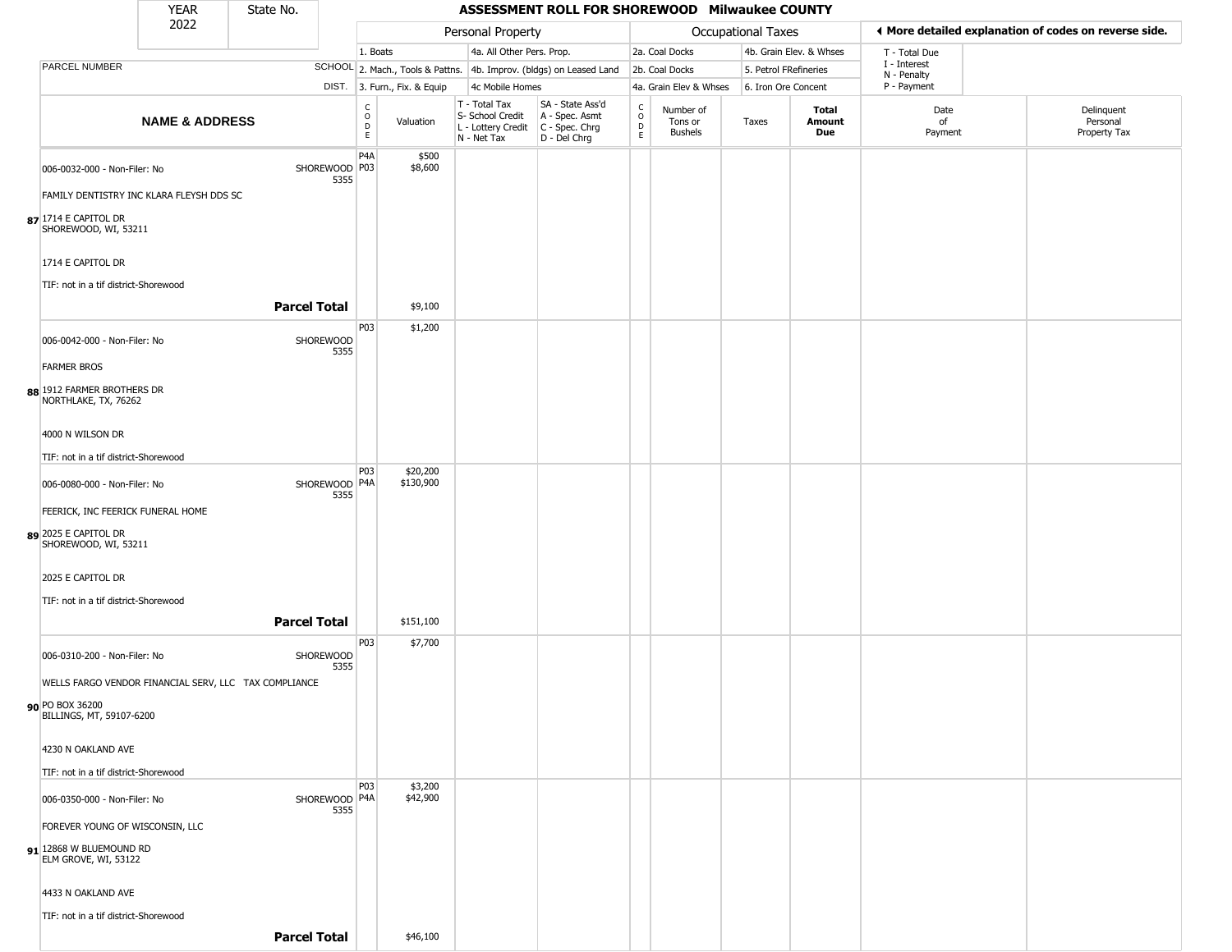| YEAR 2022 | State No. | ASSESSMENT ROLL FOR SHOREWOOD Milwaukee COUNTY |
|---|---|---|

| | | Personal Property | | | | Occupational Taxes | | | | ◀ More detailed explanation of codes on reverse side. | |
|---|---|---|---|---|---|---|---|---|---|---|---|
| | | 1. Boats | | 4a. All Other Pers. Prop. | | 2a. Coal Docks | | 4b. Grain Elev. & Whses | | T - Total Due | |
| PARCEL NUMBER | SCHOOL | 2. Mach., Tools & Pattns. | | 4b. Improv. (bldgs) on Leased Land | | 2b. Coal Docks | | 5. Petrol FRefineries | | I - Interest<br>N - Penalty | |
| | DIST. | 3. Furn., Fix. & Equip | | 4c Mobile Homes | | 4a. Grain Elev & Whses | | 6. Iron Ore Concent | | P - Payment | |
| **NAME & ADDRESS** | | CODE | Valuation | T - Total Tax<br>S- School Credit<br>L - Lottery Credit<br>N - Net Tax | SA - State Ass'd<br>A - Spec. Asmt<br>C - Spec. Chrg<br>D - Del Chrg | CODE | Number of Tons or Bushels | Taxes | **Total Amount Due** | Date of Payment | Delinquent Personal Property Tax |
| 006-0032-000 - Non-Filer: No<br>FAMILY DENTISTRY INC KLARA FLEYSH DDS SC<br>**87** 1714 E CAPITOL DR<br>SHOREWOOD, WI, 53211<br>1714 E CAPITOL DR<br>TIF: not in a tif district-Shorewood | SHOREWOOD 5355 | P4A<br>P03 | $500<br>$8,600 | | | | | | | | |
| | **Parcel Total** | | $9,100 | | | | | | | | |
| 006-0042-000 - Non-Filer: No<br>FARMER BROS<br>**88** 1912 FARMER BROTHERS DR<br>NORTHLAKE, TX, 76262<br>4000 N WILSON DR<br>TIF: not in a tif district-Shorewood | SHOREWOOD 5355 | P03 | $1,200 | | | | | | | | |
| 006-0080-000 - Non-Filer: No<br>FEERICK, INC FEERICK FUNERAL HOME<br>**89** 2025 E CAPITOL DR<br>SHOREWOOD, WI, 53211<br>2025 E CAPITOL DR<br>TIF: not in a tif district-Shorewood | SHOREWOOD 5355 | P03<br>P4A | $20,200<br>$130,900 | | | | | | | | |
| | **Parcel Total** | | $151,100 | | | | | | | | |
| 006-0310-200 - Non-Filer: No<br>WELLS FARGO VENDOR FINANCIAL SERV, LLC TAX COMPLIANCE<br>**90** PO BOX 36200<br>BILLINGS, MT, 59107-6200<br>4230 N OAKLAND AVE<br>TIF: not in a tif district-Shorewood | SHOREWOOD 5355 | P03 | $7,700 | | | | | | | | |
| 006-0350-000 - Non-Filer: No<br>FOREVER YOUNG OF WISCONSIN, LLC<br>**91** 12868 W BLUEMOUND RD<br>ELM GROVE, WI, 53122<br>4433 N OAKLAND AVE<br>TIF: not in a tif district-Shorewood | SHOREWOOD 5355 | P03<br>P4A | $3,200<br>$42,900 | | | | | | | | |
| | **Parcel Total** | | $46,100 | | | | | | | | |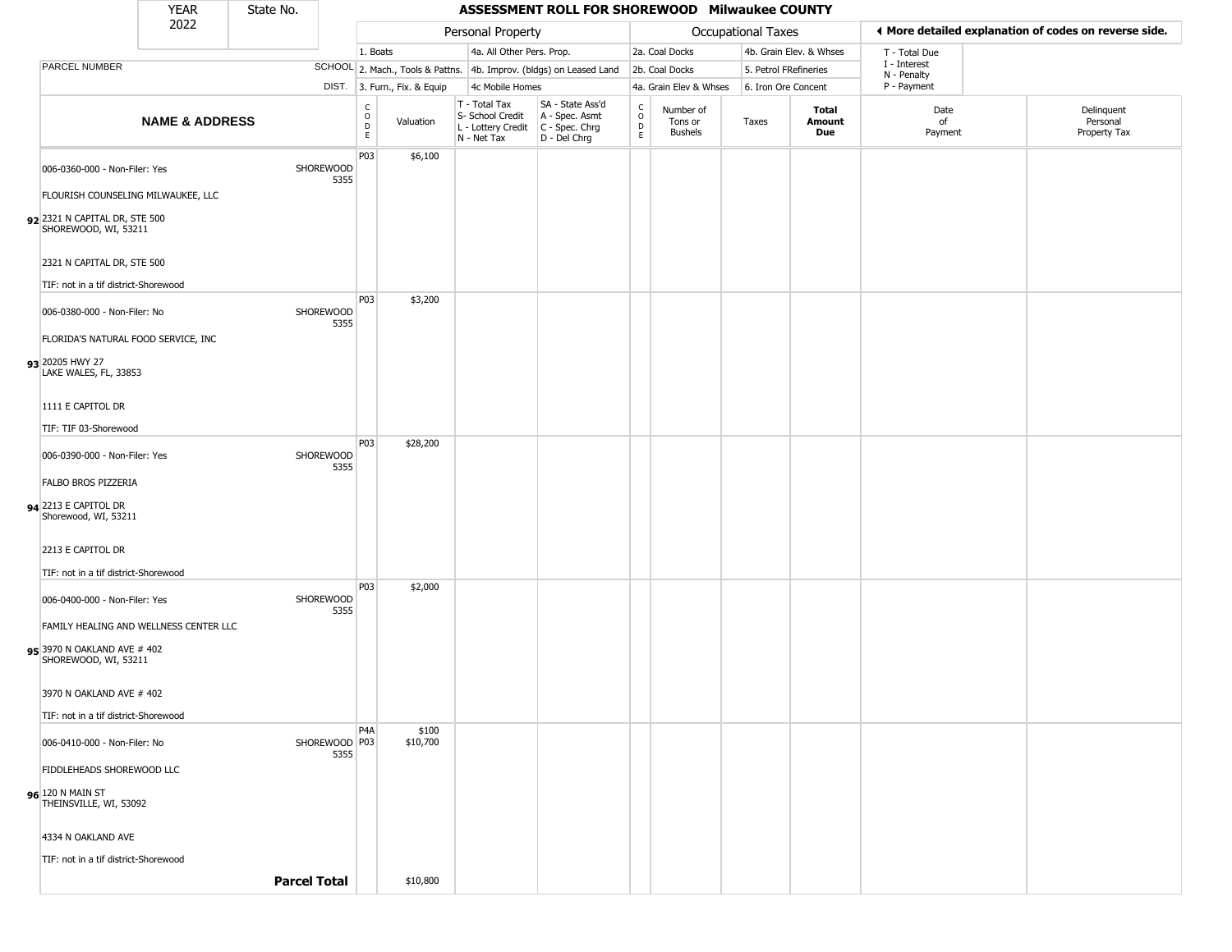# ASSESSMENT ROLL FOR SHOREWOOD Milwaukee COUNTY

YEAR 2022 | State No.

**Personal Property:** 1. Boats; 2. Mach., Tools & Pattns.; 3. Furn., Fix. & Equip; 4a. All Other Pers. Prop.; 4b. Improv. (bldgs) on Leased Land; 4c Mobile Homes

**Occupational Taxes:** 2a. Coal Docks; 2b. Coal Docks; 4a. Grain Elev & Whses; 4b. Grain Elev. & Whses; 5. Petrol FRefineries; 6. Iron Ore Concent

◄ More detailed explanation of codes on reverse side.

T - Total Due; I - Interest; N - Penalty; P - Payment

| | NAME & ADDRESS | SCHOOL DIST. | CODE | Valuation | T - Total Tax S- School Credit L - Lottery Credit N - Net Tax | SA - State Ass'd A - Spec. Asmt C - Spec. Chrg D - Del Chrg | CODE | Number of Tons or Bushels | Taxes | Total Amount Due | Date of Payment | Delinquent Personal Property Tax |
|---|---|---|---|---|---|---|---|---|---|---|---|---|
| 92 | 006-0360-000 - Non-Filer: Yes<br>FLOURISH COUNSELING MILWAUKEE, LLC<br>2321 N CAPITAL DR, STE 500<br>SHOREWOOD, WI, 53211<br>2321 N CAPITAL DR, STE 500<br>TIF: not in a tif district-Shorewood | SHOREWOOD 5355 | P03 | $6,100 | | | | | | | | |
| 93 | 006-0380-000 - Non-Filer: No<br>FLORIDA'S NATURAL FOOD SERVICE, INC<br>20205 HWY 27<br>LAKE WALES, FL, 33853<br>1111 E CAPITOL DR<br>TIF: TIF 03-Shorewood | SHOREWOOD 5355 | P03 | $3,200 | | | | | | | | |
| 94 | 006-0390-000 - Non-Filer: Yes<br>FALBO BROS PIZZERIA<br>2213 E CAPITOL DR<br>Shorewood, WI, 53211<br>2213 E CAPITOL DR<br>TIF: not in a tif district-Shorewood | SHOREWOOD 5355 | P03 | $28,200 | | | | | | | | |
| 95 | 006-0400-000 - Non-Filer: Yes<br>FAMILY HEALING AND WELLNESS CENTER LLC<br>3970 N OAKLAND AVE # 402<br>SHOREWOOD, WI, 53211<br>3970 N OAKLAND AVE # 402<br>TIF: not in a tif district-Shorewood | SHOREWOOD 5355 | P03 | $2,000 | | | | | | | | |
| 96 | 006-0410-000 - Non-Filer: No<br>FIDDLEHEADS SHOREWOOD LLC<br>120 N MAIN ST<br>THEINSVILLE, WI, 53092<br>4334 N OAKLAND AVE<br>TIF: not in a tif district-Shorewood | SHOREWOOD 5355 | P4A<br>P03 | $100<br>$10,700 | | | | | | | | |
| | **Parcel Total** | | | $10,800 | | | | | | | | |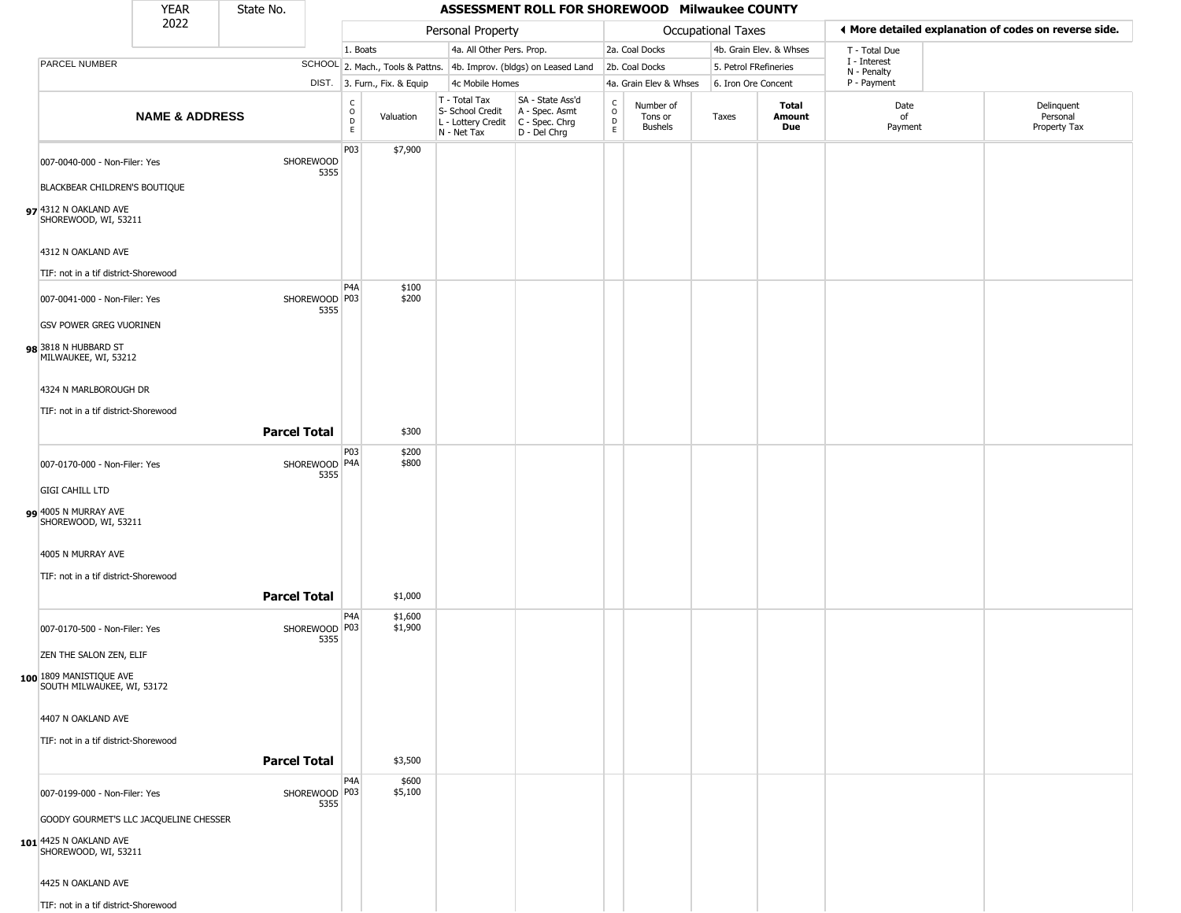YEAR 2022 | State No.

# ASSESSMENT ROLL FOR SHOREWOOD Milwaukee COUNTY

◄ More detailed explanation of codes on reverse side.

| | | Personal Property | | | | | Occupational Taxes | | | | | |
|---|---|---|---|---|---|---|---|---|---|---|---|---|
| | | 1. Boats / 2. Mach., Tools & Pattns. / 3. Furn., Fix. & Equip | | 4a. All Other Pers. Prop. / 4b. Improv. (bldgs) on Leased Land / 4c Mobile Homes | | | 2a. Coal Docks / 2b. Coal Docks / 4a. Grain Elev & Whses | | 4b. Grain Elev. & Whses / 5. Petrol FRefineries / 6. Iron Ore Concent | | T - Total Due / I - Interest / N - Penalty / P - Payment | |
| PARCEL NUMBER / NAME & ADDRESS | SCHOOL DIST. | CODE | Valuation | T - Total Tax / S- School Credit / L - Lottery Credit / N - Net Tax | SA - State Ass'd / A - Spec. Asmt / C - Spec. Chrg / D - Del Chrg | CODE | Number of Tons or Bushels | Taxes | Total Amount Due | Date of Payment | Delinquent Personal Property Tax |
| **97** 007-0040-000 - Non-Filer: Yes<br>BLACKBEAR CHILDREN'S BOUTIQUE<br>4312 N OAKLAND AVE<br>SHOREWOOD, WI, 53211<br>4312 N OAKLAND AVE<br>TIF: not in a tif district-Shorewood | SHOREWOOD 5355 | P03 | $7,900 | | | | | | | | |
| **98** 007-0041-000 - Non-Filer: Yes<br>GSV POWER GREG VUORINEN<br>3818 N HUBBARD ST<br>MILWAUKEE, WI, 53212<br>4324 N MARLBOROUGH DR<br>TIF: not in a tif district-Shorewood | SHOREWOOD 5355 | P4A<br>P03 | $100<br>$200 | | | | | | | | |
| | **Parcel Total** | | $300 | | | | | | | | |
| **99** 007-0170-000 - Non-Filer: Yes<br>GIGI CAHILL LTD<br>4005 N MURRAY AVE<br>SHOREWOOD, WI, 53211<br>4005 N MURRAY AVE<br>TIF: not in a tif district-Shorewood | SHOREWOOD 5355 | P03<br>P4A | $200<br>$800 | | | | | | | | |
| | **Parcel Total** | | $1,000 | | | | | | | | |
| **100** 007-0170-500 - Non-Filer: Yes<br>ZEN THE SALON ZEN, ELIF<br>1809 MANISTIQUE AVE<br>SOUTH MILWAUKEE, WI, 53172<br>4407 N OAKLAND AVE<br>TIF: not in a tif district-Shorewood | SHOREWOOD 5355 | P4A<br>P03 | $1,600<br>$1,900 | | | | | | | | |
| | **Parcel Total** | | $3,500 | | | | | | | | |
| **101** 007-0199-000 - Non-Filer: Yes<br>GOODY GOURMET'S LLC JACQUELINE CHESSER<br>4425 N OAKLAND AVE<br>SHOREWOOD, WI, 53211<br>4425 N OAKLAND AVE<br>TIF: not in a tif district-Shorewood | SHOREWOOD 5355 | P4A<br>P03 | $600<br>$5,100 | | | | | | | | |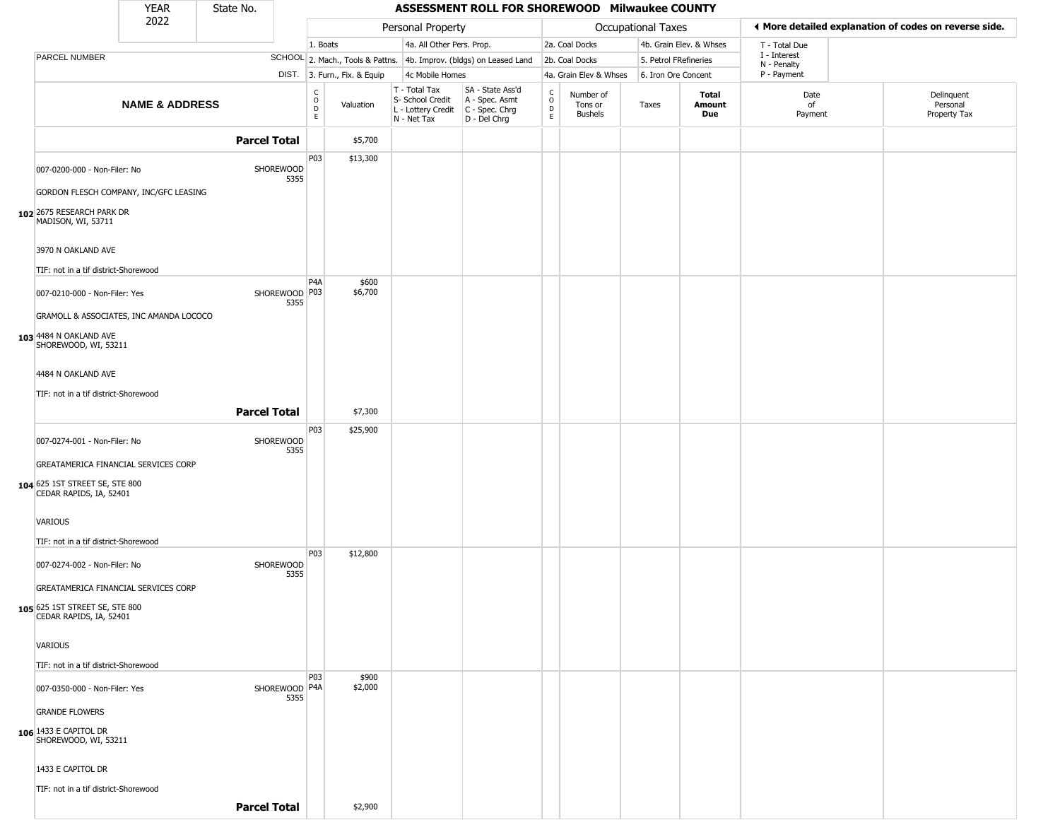| YEAR 2022 | State No. | ASSESSMENT ROLL FOR SHOREWOOD Milwaukee COUNTY | | | | | | | | | | |
|---|---|---|---|---|---|---|---|---|---|---|---|---|
| | | Personal Property | | | | Occupational Taxes | | | | | ◄ More detailed explanation of codes on reverse side. | |
| | | 1. Boats | | 4a. All Other Pers. Prop. | | 2a. Coal Docks | | 4b. Grain Elev. & Whses | | T - Total Due | | |
| PARCEL NUMBER | SCHOOL | 2. Mach., Tools & Pattns. | | 4b. Improv. (bldgs) on Leased Land | | 2b. Coal Docks | | 5. Petrol FRefineries | | I - Interest | | |
| | DIST. | 3. Furn., Fix. & Equip | | 4c Mobile Homes | | 4a. Grain Elev & Whses | | 6. Iron Ore Concent | | N - Penalty, P - Payment | | |
| NAME & ADDRESS | | CODE | Valuation | T - Total Tax, S- School Credit, L - Lottery Credit, N - Net Tax | SA - State Ass'd, A - Spec. Asmt, C - Spec. Chrg, D - Del Chrg | CODE | Number of Tons or Bushels | Taxes | Total Amount Due | Date of Payment | Delinquent Personal Property Tax | |
| **Parcel Total** | | | $5,700 | | | | | | | | | |
| 102 007-0200-000 - Non-Filer: No<br>GORDON FLESCH COMPANY, INC/GFC LEASING<br>2675 RESEARCH PARK DR<br>MADISON, WI, 53711<br><br>3970 N OAKLAND AVE<br><br>TIF: not in a tif district-Shorewood | SHOREWOOD 5355 | P03 | $13,300 | | | | | | | | | |
| 103 007-0210-000 - Non-Filer: Yes<br>GRAMOLL & ASSOCIATES, INC AMANDA LOCOCO<br>4484 N OAKLAND AVE<br>SHOREWOOD, WI, 53211<br><br>4484 N OAKLAND AVE<br><br>TIF: not in a tif district-Shorewood | SHOREWOOD 5355 | P4A<br>P03 | $600<br>$6,700 | | | | | | | | | |
| **Parcel Total** | | | $7,300 | | | | | | | | | |
| 104 007-0274-001 - Non-Filer: No<br>GREATAMERICA FINANCIAL SERVICES CORP<br>625 1ST STREET SE, STE 800<br>CEDAR RAPIDS, IA, 52401<br><br>VARIOUS<br><br>TIF: not in a tif district-Shorewood | SHOREWOOD 5355 | P03 | $25,900 | | | | | | | | | |
| 105 007-0274-002 - Non-Filer: No<br>GREATAMERICA FINANCIAL SERVICES CORP<br>625 1ST STREET SE, STE 800<br>CEDAR RAPIDS, IA, 52401<br><br>VARIOUS<br><br>TIF: not in a tif district-Shorewood | SHOREWOOD 5355 | P03 | $12,800 | | | | | | | | | |
| 106 007-0350-000 - Non-Filer: Yes<br>GRANDE FLOWERS<br>1433 E CAPITOL DR<br>SHOREWOOD, WI, 53211<br><br>1433 E CAPITOL DR<br><br>TIF: not in a tif district-Shorewood | SHOREWOOD 5355 | P03<br>P4A | $900<br>$2,000 | | | | | | | | | |
| **Parcel Total** | | | $2,900 | | | | | | | | | |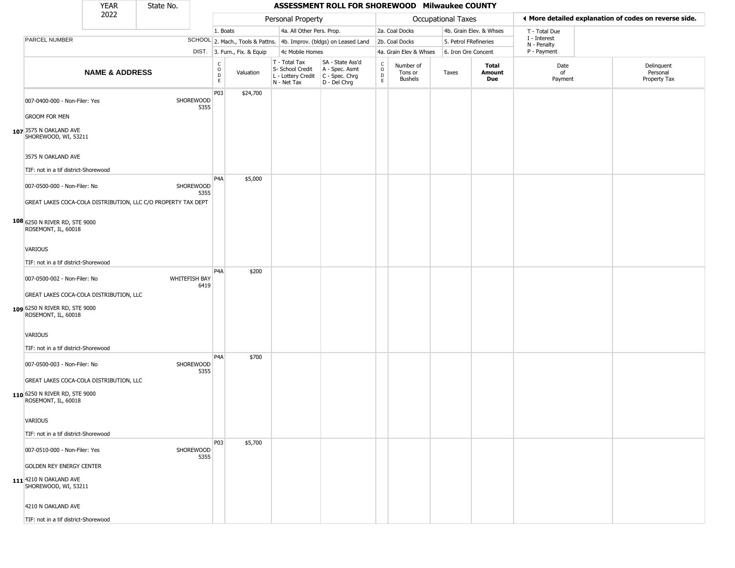# ASSESSMENT ROLL FOR SHOREWOOD Milwaukee COUNTY

YEAR 2022 | State No.

| | NAME & ADDRESS | SCHOOL DIST. | CODE | Valuation | T - Total Tax / S- School Credit / L - Lottery Credit / N - Net Tax | SA - State Ass'd / A - Spec. Asmt / C - Spec. Chrg / D - Del Chrg | CODE | Number of Tons or Bushels | Taxes | Total Amount Due | Date of Payment | Delinquent Personal Property Tax |
|---|---|---|---|---|---|---|---|---|---|---|---|---|
| 107 | 007-0400-000 - Non-Filer: Yes<br>GROOM FOR MEN<br>3575 N OAKLAND AVE<br>SHOREWOOD, WI, 53211<br>3575 N OAKLAND AVE<br>TIF: not in a tif district-Shorewood | SHOREWOOD 5355 | P03 | $24,700 | | | | | | | | |
| 108 | 007-0500-000 - Non-Filer: No<br>GREAT LAKES COCA-COLA DISTRIBUTION, LLC C/O PROPERTY TAX DEPT<br>6250 N RIVER RD, STE 9000<br>ROSEMONT, IL, 60018<br>VARIOUS<br>TIF: not in a tif district-Shorewood | SHOREWOOD 5355 | P4A | $5,000 | | | | | | | | |
| 109 | 007-0500-002 - Non-Filer: No<br>GREAT LAKES COCA-COLA DISTRIBUTION, LLC<br>6250 N RIVER RD, STE 9000<br>ROSEMONT, IL, 60018<br>VARIOUS<br>TIF: not in a tif district-Shorewood | WHITEFISH BAY 6419 | P4A | $200 | | | | | | | | |
| 110 | 007-0500-003 - Non-Filer: No<br>GREAT LAKES COCA-COLA DISTRIBUTION, LLC<br>6250 N RIVER RD, STE 9000<br>ROSEMONT, IL, 60018<br>VARIOUS<br>TIF: not in a tif district-Shorewood | SHOREWOOD 5355 | P4A | $700 | | | | | | | | |
| 111 | 007-0510-000 - Non-Filer: Yes<br>GOLDEN REY ENERGY CENTER<br>4210 N OAKLAND AVE<br>SHOREWOOD, WI, 53211<br>4210 N OAKLAND AVE<br>TIF: not in a tif district-Shorewood | SHOREWOOD 5355 | P03 | $5,700 | | | | | | | | |

Personal Property: 1. Boats; 2. Mach., Tools & Pattns.; 3. Furn., Fix. & Equip; 4a. All Other Pers. Prop.; 4b. Improv. (bldgs) on Leased Land; 4c Mobile Homes

Occupational Taxes: 2a. Coal Docks; 2b. Coal Docks; 4a. Grain Elev & Whses; 4b. Grain Elev. & Whses; 5. Petrol FRefineries; 6. Iron Ore Concent

◄ More detailed explanation of codes on reverse side.

T - Total Due; I - Interest; N - Penalty; P - Payment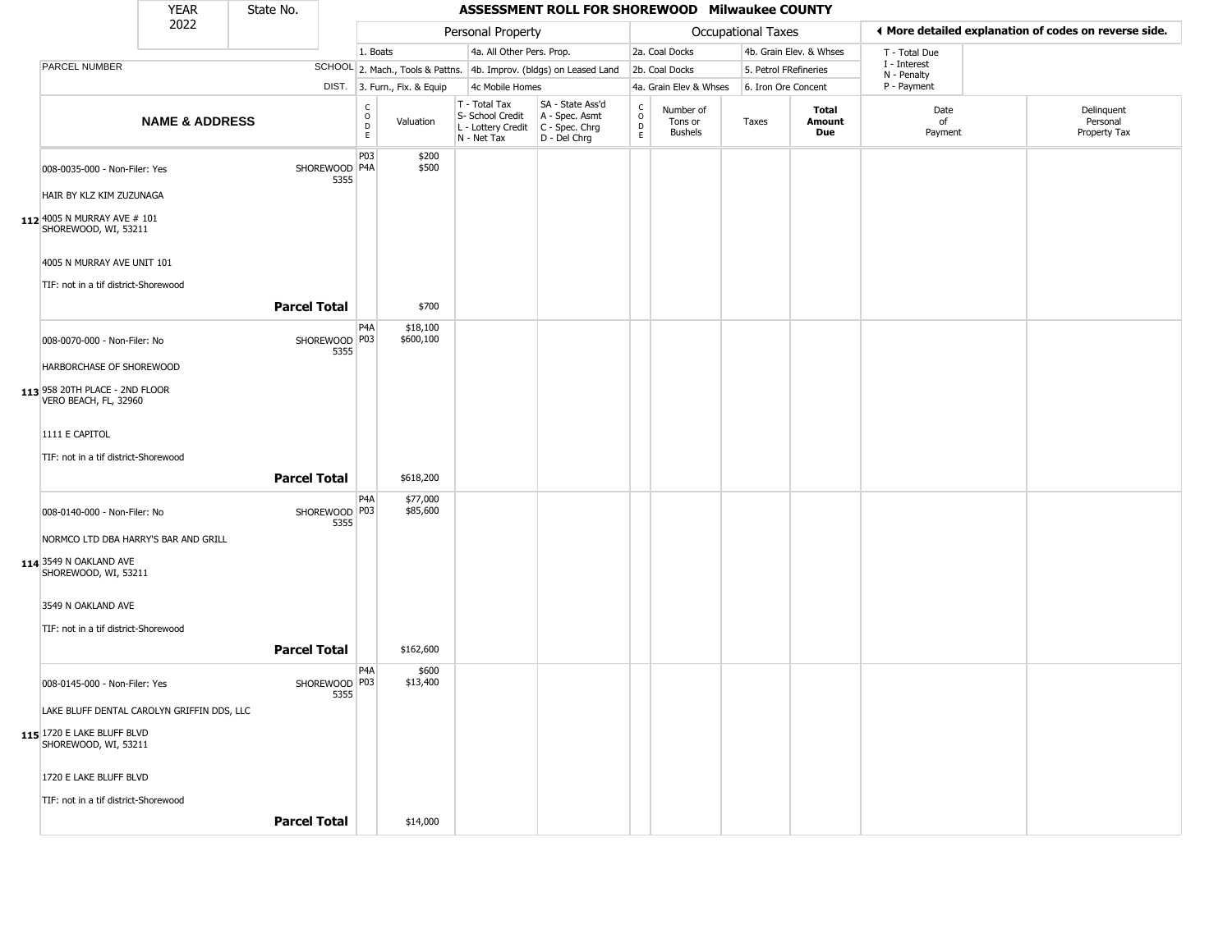| YEAR 2022 | State No. | ASSESSMENT ROLL FOR SHOREWOOD Milwaukee COUNTY |
|---|---|---|

| | | Personal Property | | | | Occupational Taxes | | | | ◂ More detailed explanation of codes on reverse side. | |
|---|---|---|---|---|---|---|---|---|---|---|---|
| | | 1. Boats | | 4a. All Other Pers. Prop. | | 2a. Coal Docks | | 4b. Grain Elev. & Whses | | T - Total Due | |
| PARCEL NUMBER | SCHOOL | 2. Mach., Tools & Pattns. | | 4b. Improv. (bldgs) on Leased Land | | 2b. Coal Docks | | 5. Petrol FRefineries | | I - Interest<br>N - Penalty | |
| | DIST. | 3. Furn., Fix. & Equip | | 4c Mobile Homes | | 4a. Grain Elev & Whses | | 6. Iron Ore Concent | | P - Payment | |

| NAME & ADDRESS | | CODE | Valuation | T - Total Tax<br>S- School Credit<br>L - Lottery Credit<br>N - Net Tax | SA - State Ass'd<br>A - Spec. Asmt<br>C - Spec. Chrg<br>D - Del Chrg | CODE | Number of Tons or Bushels | Taxes | Total Amount Due | Date of Payment | Delinquent Personal Property Tax |
|---|---|---|---|---|---|---|---|---|---|---|---|
| 112 008-0035-000 - Non-Filer: Yes<br>HAIR BY KLZ KIM ZUZUNAGA<br>4005 N MURRAY AVE # 101<br>SHOREWOOD, WI, 53211<br>4005 N MURRAY AVE UNIT 101<br>TIF: not in a tif district-Shorewood | SHOREWOOD 5355 | P03<br>P4A | $200<br>$500 | | | | | | | | |
| **Parcel Total** | | | $700 | | | | | | | | |
| 113 008-0070-000 - Non-Filer: No<br>HARBORCHASE OF SHOREWOOD<br>958 20TH PLACE - 2ND FLOOR<br>VERO BEACH, FL, 32960<br>1111 E CAPITOL<br>TIF: not in a tif district-Shorewood | SHOREWOOD 5355 | P4A<br>P03 | $18,100<br>$600,100 | | | | | | | | |
| **Parcel Total** | | | $618,200 | | | | | | | | |
| 114 008-0140-000 - Non-Filer: No<br>NORMCO LTD DBA HARRY'S BAR AND GRILL<br>3549 N OAKLAND AVE<br>SHOREWOOD, WI, 53211<br>3549 N OAKLAND AVE<br>TIF: not in a tif district-Shorewood | SHOREWOOD 5355 | P4A<br>P03 | $77,000<br>$85,600 | | | | | | | | |
| **Parcel Total** | | | $162,600 | | | | | | | | |
| 115 008-0145-000 - Non-Filer: Yes<br>LAKE BLUFF DENTAL CAROLYN GRIFFIN DDS, LLC<br>1720 E LAKE BLUFF BLVD<br>SHOREWOOD, WI, 53211<br>1720 E LAKE BLUFF BLVD<br>TIF: not in a tif district-Shorewood | SHOREWOOD 5355 | P4A<br>P03 | $600<br>$13,400 | | | | | | | | |
| **Parcel Total** | | | $14,000 | | | | | | | | |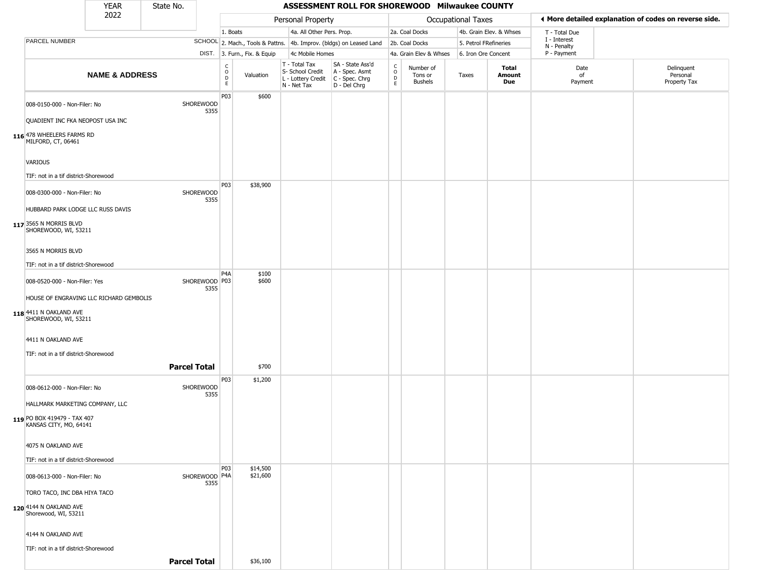YEAR 2022 | State No.

# ASSESSMENT ROLL FOR SHOREWOOD Milwaukee COUNTY

| | | Personal Property | | | | | Occupational Taxes | | | | More detailed explanation of codes on reverse side. | |
|---|---|---|---|---|---|---|---|---|---|---|---|---|
| | | 1. Boats | | 4a. All Other Pers. Prop. | | | 2a. Coal Docks | | 4b. Grain Elev. & Whses | | T - Total Due | |
| PARCEL NUMBER | SCHOOL | 2. Mach., Tools & Pattns. | | 4b. Improv. (bldgs) on Leased Land | | | 2b. Coal Docks | | 5. Petrol FRefineries | | I - Interest; N - Penalty | |
| | DIST. | 3. Furn., Fix. & Equip | | 4c Mobile Homes | | | 4a. Grain Elev & Whses | | 6. Iron Ore Concent | | P - Payment | |
| **NAME & ADDRESS** | | CODE | Valuation | T - Total Tax; S- School Credit; L - Lottery Credit; N - Net Tax | SA - State Ass'd; A - Spec. Asmt; C - Spec. Chrg; D - Del Chrg | CODE | Number of Tons or Bushels | Taxes | **Total Amount Due** | Date of Payment | Delinquent Personal Property Tax | |
| **116** 008-0150-000 - Non-Filer: No; QUADIENT INC FKA NEOPOST USA INC; 478 WHEELERS FARMS RD; MILFORD, CT, 06461; VARIOUS; TIF: not in a tif district-Shorewood | SHOREWOOD 5355 | P03 | $600 | | | | | | | | | |
| **117** 008-0300-000 - Non-Filer: No; HUBBARD PARK LODGE LLC RUSS DAVIS; 3565 N MORRIS BLVD; SHOREWOOD, WI, 53211; 3565 N MORRIS BLVD; TIF: not in a tif district-Shorewood | SHOREWOOD 5355 | P03 | $38,900 | | | | | | | | | |
| **118** 008-0520-000 - Non-Filer: Yes; HOUSE OF ENGRAVING LLC RICHARD GEMBOLIS; 4411 N OAKLAND AVE; SHOREWOOD, WI, 53211; 4411 N OAKLAND AVE; TIF: not in a tif district-Shorewood | SHOREWOOD 5355 | P4A; P03 | $100; $600 | | | | | | | | | |
| **Parcel Total** | | | $700 | | | | | | | | | |
| **119** 008-0612-000 - Non-Filer: No; HALLMARK MARKETING COMPANY, LLC; PO BOX 419479 - TAX 407; KANSAS CITY, MO, 64141; 4075 N OAKLAND AVE; TIF: not in a tif district-Shorewood | SHOREWOOD 5355 | P03 | $1,200 | | | | | | | | | |
| **120** 008-0613-000 - Non-Filer: No; TORO TACO, INC DBA HIYA TACO; 4144 N OAKLAND AVE; Shorewood, WI, 53211; 4144 N OAKLAND AVE; TIF: not in a tif district-Shorewood | SHOREWOOD 5355 | P03; P4A | $14,500; $21,600 | | | | | | | | | |
| **Parcel Total** | | | $36,100 | | | | | | | | | |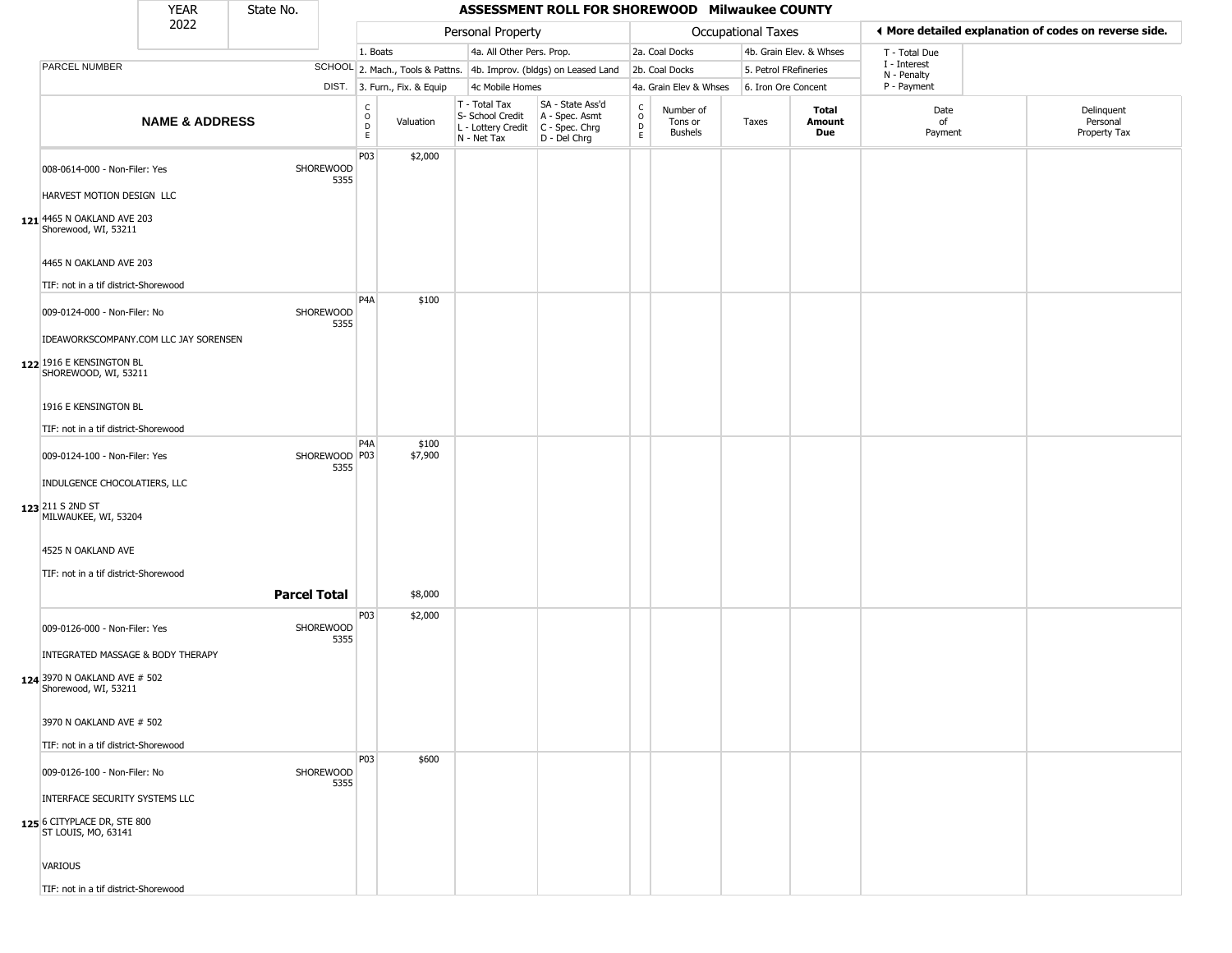# ASSESSMENT ROLL FOR SHOREWOOD Milwaukee COUNTY

YEAR 2022 | State No.

| | Personal Property | | | | Occupational Taxes | | |
|---|---|---|---|---|---|---|---|
| | 1. Boats | 4a. All Other Pers. Prop. | | | 2a. Coal Docks | 4b. Grain Elev. & Whses | T - Total Due |
| PARCEL NUMBER SCHOOL | 2. Mach., Tools & Pattns. | 4b. Improv. (bldgs) on Leased Land | | | 2b. Coal Docks | 5. Petrol FRefineries | I - Interest, N - Penalty |
| DIST. | 3. Furn., Fix. & Equip | 4c Mobile Homes | | | 4a. Grain Elev & Whses | 6. Iron Ore Concent | P - Payment |

◀ More detailed explanation of codes on reverse side.

| | NAME & ADDRESS | | CODE | Valuation | T - Total Tax S- School Credit L - Lottery Credit N - Net Tax | SA - State Ass'd A - Spec. Asmt C - Spec. Chrg D - Del Chrg | CODE | Number of Tons or Bushels | Taxes | Total Amount Due | Date of Payment | Delinquent Personal Property Tax |
|---|---|---|---|---|---|---|---|---|---|---|---|---|
| 121 | 008-0614-000 - Non-Filer: Yes<br>HARVEST MOTION DESIGN LLC<br>4465 N OAKLAND AVE 203<br>Shorewood, WI, 53211<br>4465 N OAKLAND AVE 203<br>TIF: not in a tif district-Shorewood | SHOREWOOD 5355 | P03 | $2,000 | | | | | | | | |
| 122 | 009-0124-000 - Non-Filer: No<br>IDEAWORKSCOMPANY.COM LLC JAY SORENSEN<br>1916 E KENSINGTON BL<br>SHOREWOOD, WI, 53211<br>1916 E KENSINGTON BL<br>TIF: not in a tif district-Shorewood | SHOREWOOD 5355 | P4A | $100 | | | | | | | | |
| 123 | 009-0124-100 - Non-Filer: Yes<br>INDULGENCE CHOCOLATIERS, LLC<br>211 S 2ND ST<br>MILWAUKEE, WI, 53204<br>4525 N OAKLAND AVE<br>TIF: not in a tif district-Shorewood | SHOREWOOD 5355 | P4A<br>P03 | $100<br>$7,900 | | | | | | | | |
| | | **Parcel Total** | | $8,000 | | | | | | | | |
| 124 | 009-0126-000 - Non-Filer: Yes<br>INTEGRATED MASSAGE & BODY THERAPY<br>3970 N OAKLAND AVE # 502<br>Shorewood, WI, 53211<br>3970 N OAKLAND AVE # 502<br>TIF: not in a tif district-Shorewood | SHOREWOOD 5355 | P03 | $2,000 | | | | | | | | |
| 125 | 009-0126-100 - Non-Filer: No<br>INTERFACE SECURITY SYSTEMS LLC<br>6 CITYPLACE DR, STE 800<br>ST LOUIS, MO, 63141<br>VARIOUS<br>TIF: not in a tif district-Shorewood | SHOREWOOD 5355 | P03 | $600 | | | | | | | | |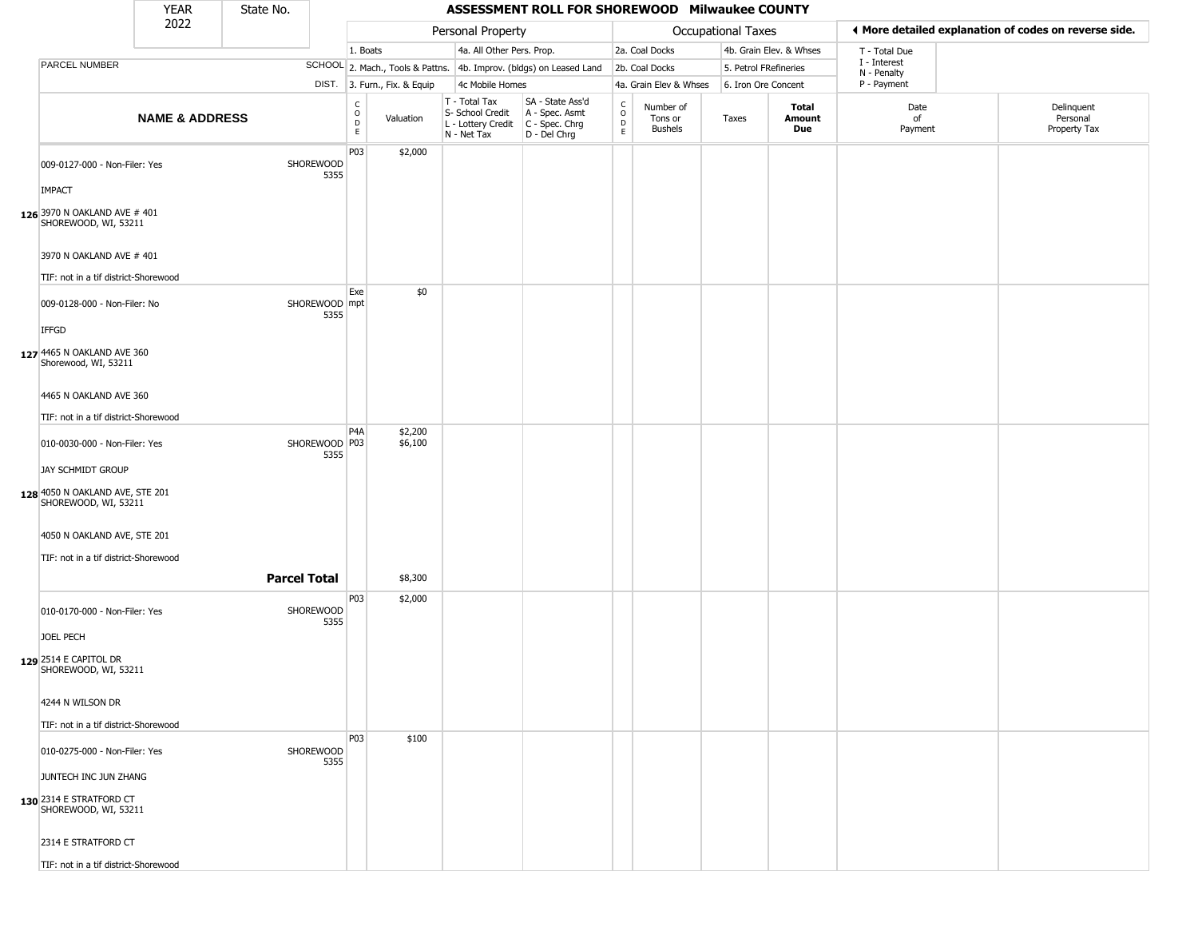| YEAR 2022 | State No. | ASSESSMENT ROLL FOR SHOREWOOD Milwaukee COUNTY | | | | | | | | | |
|---|---|---|---|---|---|---|---|---|---|---|---|

| | | Personal Property | | | | Occupational Taxes | | | | ◀ More detailed explanation of codes on reverse side. | |
|---|---|---|---|---|---|---|---|---|---|---|---|
| PARCEL NUMBER | SCHOOL DIST. | 1. Boats<br>2. Mach., Tools & Pattns.<br>3. Furn., Fix. & Equip | | 4a. All Other Pers. Prop.<br>4b. Improv. (bldgs) on Leased Land<br>4c Mobile Homes | | 2a. Coal Docks<br>2b. Coal Docks<br>4a. Grain Elev & Whses | | 4b. Grain Elev. & Whses<br>5. Petrol FRefineries<br>6. Iron Ore Concent | | T - Total Due<br>I - Interest<br>N - Penalty<br>P - Payment | |
| **NAME & ADDRESS** | | CODE | Valuation | T - Total Tax<br>S- School Credit<br>L - Lottery Credit<br>N - Net Tax | SA - State Ass'd<br>A - Spec. Asmt<br>C - Spec. Chrg<br>D - Del Chrg | CODE | Number of Tons or Bushels | Taxes | **Total Amount Due** | Date of Payment | Delinquent Personal Property Tax |
| 126 009-0127-000 - Non-Filer: Yes<br>IMPACT<br>3970 N OAKLAND AVE # 401<br>SHOREWOOD, WI, 53211<br>3970 N OAKLAND AVE # 401<br>TIF: not in a tif district-Shorewood | SHOREWOOD 5355 | P03 | $2,000 | | | | | | | | |
| 127 009-0128-000 - Non-Filer: No<br>IFFGD<br>4465 N OAKLAND AVE 360<br>Shorewood, WI, 53211<br>4465 N OAKLAND AVE 360<br>TIF: not in a tif district-Shorewood | SHOREWOOD 5355 | Exempt | $0 | | | | | | | | |
| 128 010-0030-000 - Non-Filer: Yes<br>JAY SCHMIDT GROUP<br>4050 N OAKLAND AVE, STE 201<br>SHOREWOOD, WI, 53211<br>4050 N OAKLAND AVE, STE 201<br>TIF: not in a tif district-Shorewood | SHOREWOOD 5355 | P4A<br>P03 | $2,200<br>$6,100 | | | | | | | | |
| | **Parcel Total** | | $8,300 | | | | | | | | |
| 129 010-0170-000 - Non-Filer: Yes<br>JOEL PECH<br>2514 E CAPITOL DR<br>SHOREWOOD, WI, 53211<br>4244 N WILSON DR<br>TIF: not in a tif district-Shorewood | SHOREWOOD 5355 | P03 | $2,000 | | | | | | | | |
| 130 010-0275-000 - Non-Filer: Yes<br>JUNTECH INC JUN ZHANG<br>2314 E STRATFORD CT<br>SHOREWOOD, WI, 53211<br>2314 E STRATFORD CT<br>TIF: not in a tif district-Shorewood | SHOREWOOD 5355 | P03 | $100 | | | | | | | | |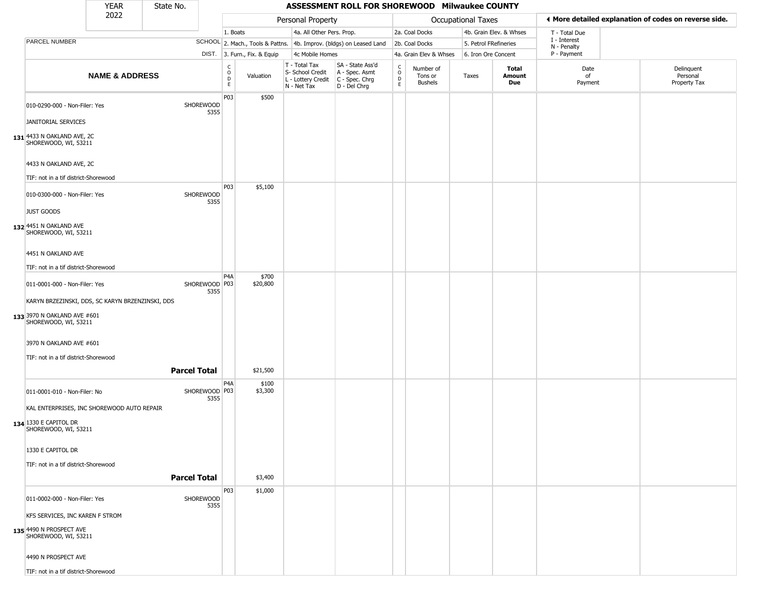| YEAR 2022 | State No. | ASSESSMENT ROLL FOR SHOREWOOD Milwaukee COUNTY |
|---|---|---|

| | | Personal Property | | | | Occupational Taxes | | | | ◀ More detailed explanation of codes on reverse side. | |
|---|---|---|---|---|---|---|---|---|---|---|---|
| | | 1. Boats | | 4a. All Other Pers. Prop. | | 2a. Coal Docks | | 4b. Grain Elev. & Whses | | T - Total Due | |
| PARCEL NUMBER | SCHOOL | 2. Mach., Tools & Pattns. | | 4b. Improv. (bldgs) on Leased Land | | 2b. Coal Docks | | 5. Petrol FRefineries | | I - Interest N - Penalty | |
| | DIST. | 3. Furn., Fix. & Equip | | 4c Mobile Homes | | 4a. Grain Elev & Whses | | 6. Iron Ore Concent | | P - Payment | |
| **NAME & ADDRESS** | | CODE | Valuation | T - Total Tax S- School Credit L - Lottery Credit N - Net Tax | SA - State Ass'd A - Spec. Asmt C - Spec. Chrg D - Del Chrg | CODE | Number of Tons or Bushels | Taxes | **Total Amount Due** | Date of Payment | Delinquent Personal Property Tax |
| 131 010-0290-000 - Non-Filer: Yes<br>JANITORIAL SERVICES<br>4433 N OAKLAND AVE, 2C<br>SHOREWOOD, WI, 53211<br>4433 N OAKLAND AVE, 2C<br>TIF: not in a tif district-Shorewood | SHOREWOOD 5355 | P03 | $500 | | | | | | | | |
| 132 010-0300-000 - Non-Filer: Yes<br>JUST GOODS<br>4451 N OAKLAND AVE<br>SHOREWOOD, WI, 53211<br>4451 N OAKLAND AVE<br>TIF: not in a tif district-Shorewood | SHOREWOOD 5355 | P03 | $5,100 | | | | | | | | |
| 133 011-0001-000 - Non-Filer: Yes<br>KARYN BRZEZINSKI, DDS, SC KARYN BRZENZINSKI, DDS<br>3970 N OAKLAND AVE #601<br>SHOREWOOD, WI, 53211<br>3970 N OAKLAND AVE #601<br>TIF: not in a tif district-Shorewood | SHOREWOOD 5355 | P4A<br>P03 | $700<br>$20,800 | | | | | | | | |
| | **Parcel Total** | | $21,500 | | | | | | | | |
| 134 011-0001-010 - Non-Filer: No<br>KAL ENTERPRISES, INC SHOREWOOD AUTO REPAIR<br>1330 E CAPITOL DR<br>SHOREWOOD, WI, 53211<br>1330 E CAPITOL DR<br>TIF: not in a tif district-Shorewood | SHOREWOOD 5355 | P4A<br>P03 | $100<br>$3,300 | | | | | | | | |
| | **Parcel Total** | | $3,400 | | | | | | | | |
| 135 011-0002-000 - Non-Filer: Yes<br>KFS SERVICES, INC KAREN F STROM<br>4490 N PROSPECT AVE<br>SHOREWOOD, WI, 53211<br>4490 N PROSPECT AVE<br>TIF: not in a tif district-Shorewood | SHOREWOOD 5355 | P03 | $1,000 | | | | | | | | |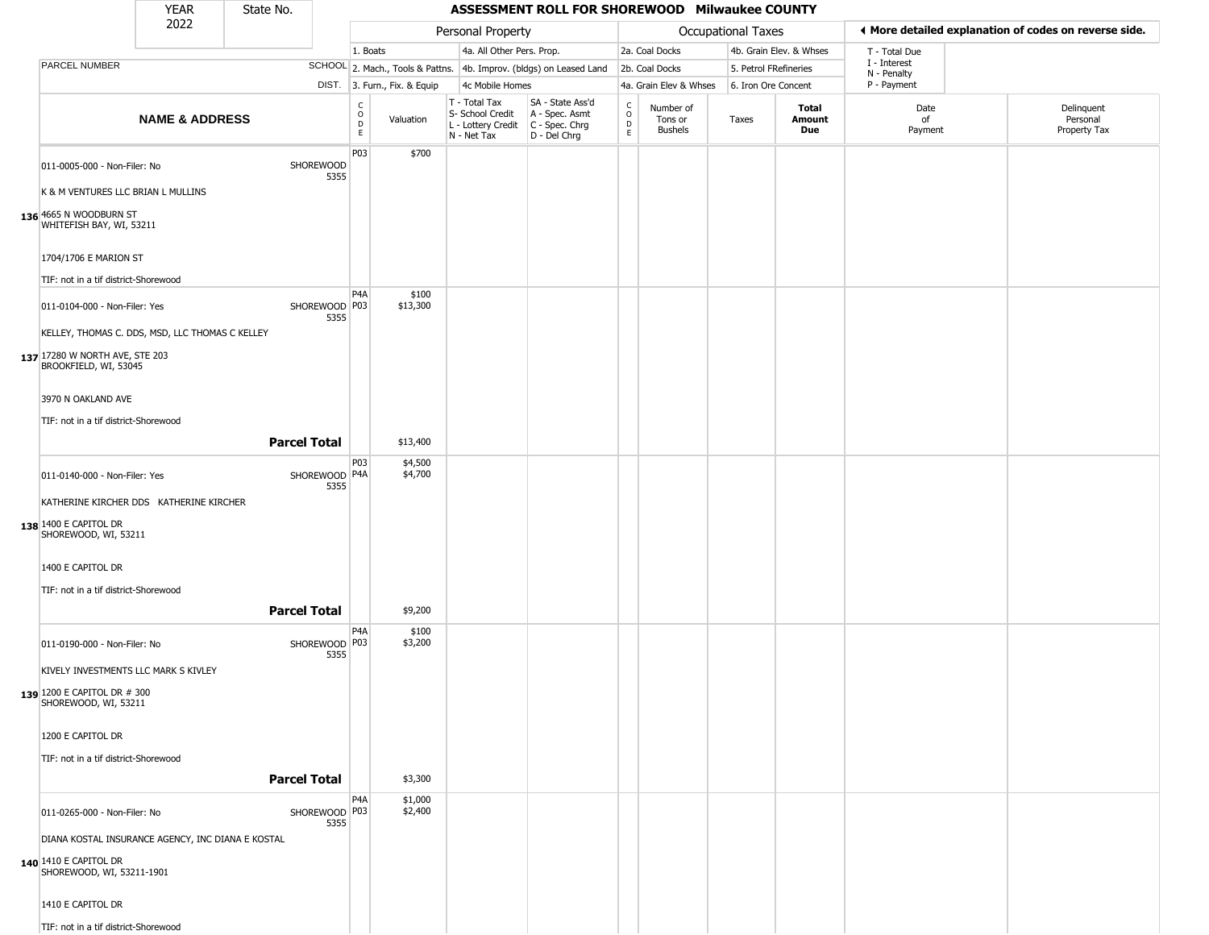| YEAR 2022 | State No. | ASSESSMENT ROLL FOR SHOREWOOD Milwaukee COUNTY |
|---|---|---|

**Personal Property:** 1. Boats; 2. Mach., Tools & Pattns.; 3. Furn., Fix. & Equip; 4a. All Other Pers. Prop.; 4b. Improv. (bldgs) on Leased Land; 4c Mobile Homes

**Occupational Taxes:** 2a. Coal Docks; 2b. Coal Docks; 4a. Grain Elev & Whses; 4b. Grain Elev. & Whses; 5. Petrol FRefineries; 6. Iron Ore Concent

◂ More detailed explanation of codes on reverse side.

T - Total Due; I - Interest; N - Penalty; P - Payment

| | NAME & ADDRESS | SCHOOL DIST. | CODE | Valuation | T - Total Tax S- School Credit L - Lottery Credit N - Net Tax | SA - State Ass'd A - Spec. Asmt C - Spec. Chrg D - Del Chrg | CODE | Number of Tons or Bushels | Taxes | Total Amount Due | Date of Payment | Delinquent Personal Property Tax |
|---|---|---|---|---|---|---|---|---|---|---|---|---|
| 136 | 011-0005-000 - Non-Filer: No<br>K & M VENTURES LLC BRIAN L MULLINS<br>4665 N WOODBURN ST<br>WHITEFISH BAY, WI, 53211<br>1704/1706 E MARION ST<br>TIF: not in a tif district-Shorewood | SHOREWOOD 5355 | P03 | $700 | | | | | | | | |
| 137 | 011-0104-000 - Non-Filer: Yes<br>KELLEY, THOMAS C. DDS, MSD, LLC THOMAS C KELLEY<br>17280 W NORTH AVE, STE 203<br>BROOKFIELD, WI, 53045<br>3970 N OAKLAND AVE<br>TIF: not in a tif district-Shorewood | SHOREWOOD 5355 | P4A<br>P03 | $100<br>$13,300 | | | | | | | | |
| | **Parcel Total** | | | $13,400 | | | | | | | | |
| 138 | 011-0140-000 - Non-Filer: Yes<br>KATHERINE KIRCHER DDS KATHERINE KIRCHER<br>1400 E CAPITOL DR<br>SHOREWOOD, WI, 53211<br>1400 E CAPITOL DR<br>TIF: not in a tif district-Shorewood | SHOREWOOD 5355 | P03<br>P4A | $4,500<br>$4,700 | | | | | | | | |
| | **Parcel Total** | | | $9,200 | | | | | | | | |
| 139 | 011-0190-000 - Non-Filer: No<br>KIVELY INVESTMENTS LLC MARK S KIVLEY<br>1200 E CAPITOL DR # 300<br>SHOREWOOD, WI, 53211<br>1200 E CAPITOL DR<br>TIF: not in a tif district-Shorewood | SHOREWOOD 5355 | P4A<br>P03 | $100<br>$3,200 | | | | | | | | |
| | **Parcel Total** | | | $3,300 | | | | | | | | |
| 140 | 011-0265-000 - Non-Filer: No<br>DIANA KOSTAL INSURANCE AGENCY, INC DIANA E KOSTAL<br>1410 E CAPITOL DR<br>SHOREWOOD, WI, 53211-1901<br>1410 E CAPITOL DR<br>TIF: not in a tif district-Shorewood | SHOREWOOD 5355 | P4A<br>P03 | $1,000<br>$2,400 | | | | | | | | |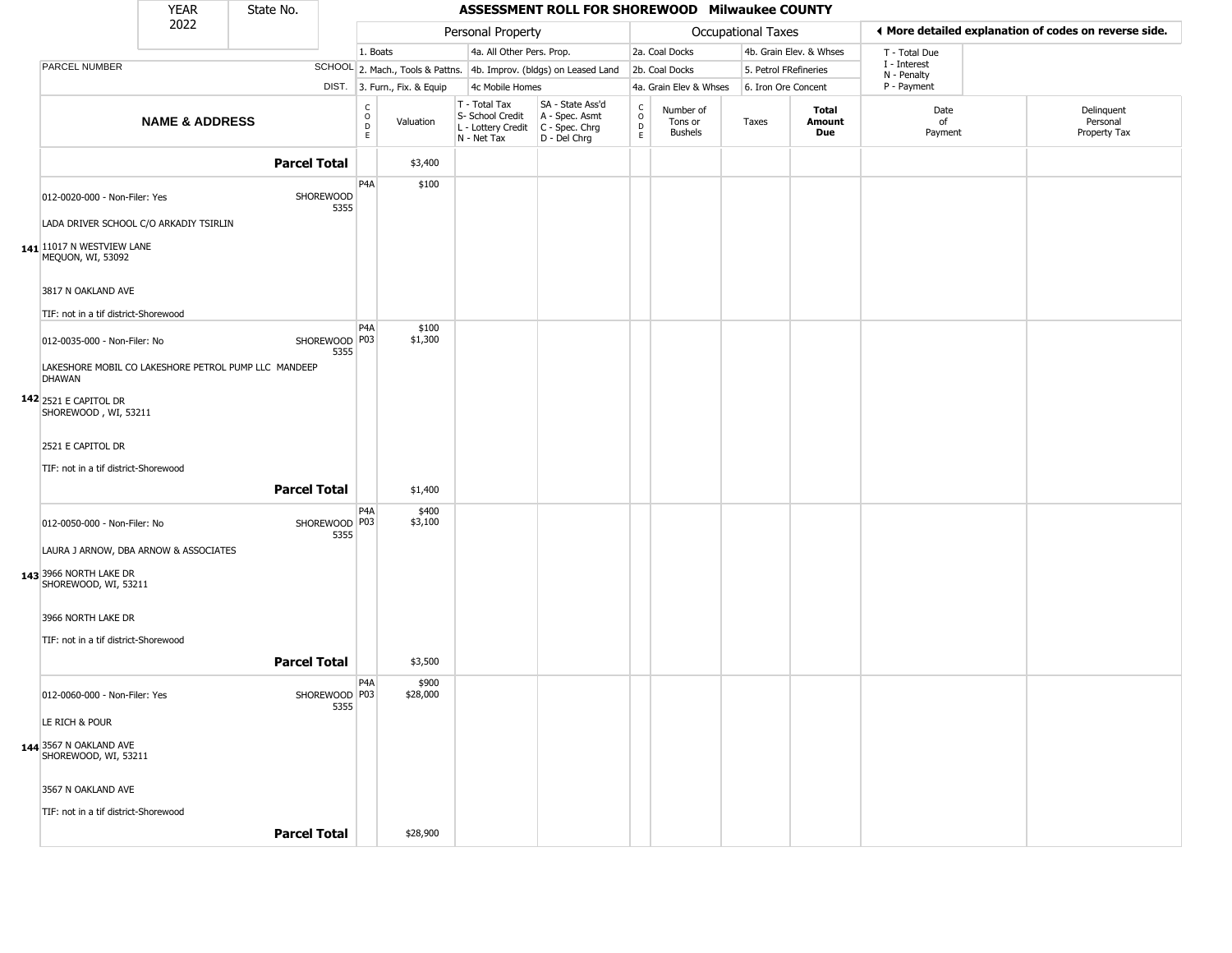YEAR 2022 | State No.

# ASSESSMENT ROLL FOR SHOREWOOD Milwaukee COUNTY

| | | Personal Property | | | | | Occupational Taxes | | | | ◄ More detailed explanation of codes on reverse side. | |
|---|---|---|---|---|---|---|---|---|---|---|---|---|
| | | 1. Boats | | 4a. All Other Pers. Prop. | | | 2a. Coal Docks | | 4b. Grain Elev. & Whses | | T - Total Due | |
| PARCEL NUMBER | SCHOOL | 2. Mach., Tools & Pattns. | | 4b. Improv. (bldgs) on Leased Land | | | 2b. Coal Docks | | 5. Petrol FRefineries | | I - Interest N - Penalty | |
| | DIST. | 3. Furn., Fix. & Equip | | 4c Mobile Homes | | | 4a. Grain Elev & Whses | | 6. Iron Ore Concent | | P - Payment | |
| **NAME & ADDRESS** | | CODE | Valuation | T - Total Tax S- School Credit L - Lottery Credit N - Net Tax | SA - State Ass'd A - Spec. Asmt C - Spec. Chrg D - Del Chrg | CODE | Number of Tons or Bushels | Taxes | **Total Amount Due** | | Date of Payment | Delinquent Personal Property Tax |
| **Parcel Total** | | | $3,400 | | | | | | | | | |
| 141 012-0020-000 - Non-Filer: Yes LADA DRIVER SCHOOL C/O ARKADIY TSIRLIN 11017 N WESTVIEW LANE MEQUON, WI, 53092 3817 N OAKLAND AVE TIF: not in a tif district-Shorewood | SHOREWOOD 5355 | P4A | $100 | | | | | | | | | |
| 142 012-0035-000 - Non-Filer: No LAKESHORE MOBIL CO LAKESHORE PETROL PUMP LLC MANDEEP DHAWAN 2521 E CAPITOL DR SHOREWOOD , WI, 53211 2521 E CAPITOL DR TIF: not in a tif district-Shorewood | SHOREWOOD 5355 | P4A P03 | $100 $1,300 | | | | | | | | | |
| **Parcel Total** | | | $1,400 | | | | | | | | | |
| 143 012-0050-000 - Non-Filer: No LAURA J ARNOW, DBA ARNOW & ASSOCIATES 3966 NORTH LAKE DR SHOREWOOD, WI, 53211 3966 NORTH LAKE DR TIF: not in a tif district-Shorewood | SHOREWOOD 5355 | P4A P03 | $400 $3,100 | | | | | | | | | |
| **Parcel Total** | | | $3,500 | | | | | | | | | |
| 144 012-0060-000 - Non-Filer: Yes LE RICH & POUR 3567 N OAKLAND AVE SHOREWOOD, WI, 53211 3567 N OAKLAND AVE TIF: not in a tif district-Shorewood | SHOREWOOD 5355 | P4A P03 | $900 $28,000 | | | | | | | | | |
| **Parcel Total** | | | $28,900 | | | | | | | | | |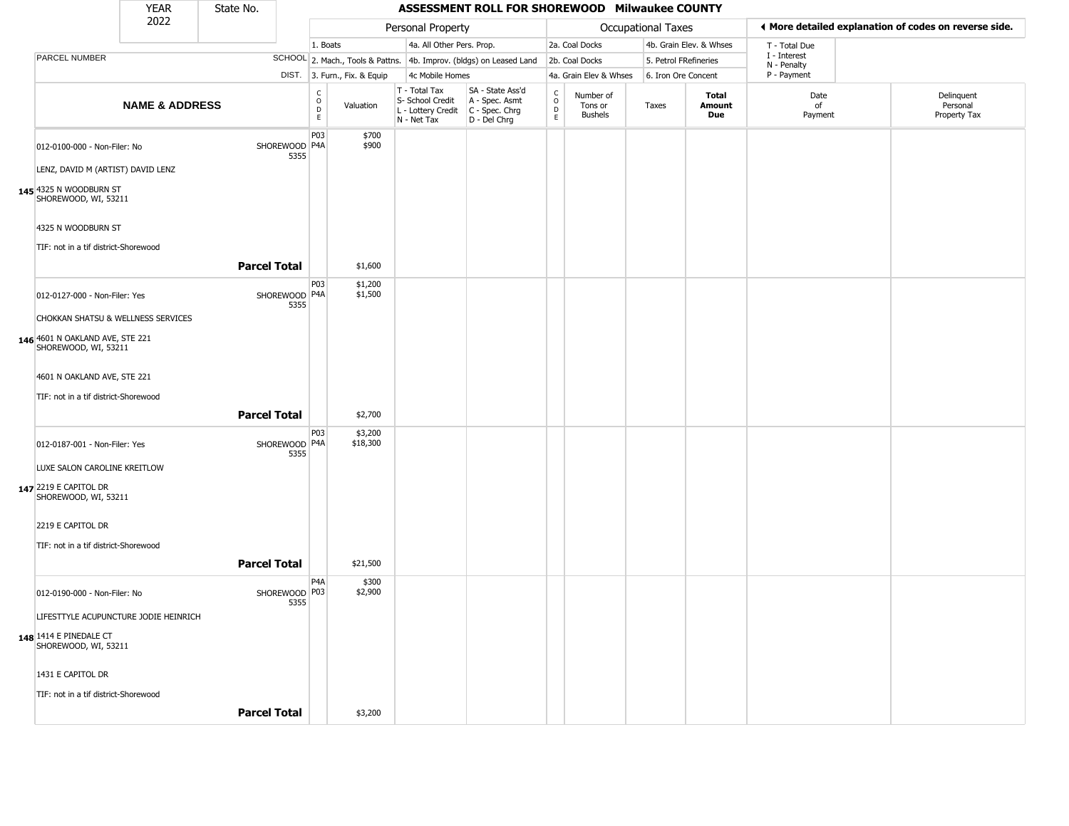| YEAR 2022 | State No. | | ASSESSMENT ROLL FOR SHOREWOOD Milwaukee COUNTY | | | | | | | | | |
|---|---|---|---|---|---|---|---|---|---|---|---|---|

| | | Personal Property | | | | Occupational Taxes | | | | ◄ More detailed explanation of codes on reverse side. | |
|---|---|---|---|---|---|---|---|---|---|---|---|
| | | 1. Boats | | 4a. All Other Pers. Prop. | | 2a. Coal Docks | | 4b. Grain Elev. & Whses | | T - Total Due | |
| PARCEL NUMBER | SCHOOL | 2. Mach., Tools & Pattns. | | 4b. Improv. (bldgs) on Leased Land | | 2b. Coal Docks | | 5. Petrol FRefineries | | I - Interest, N - Penalty | |
| | DIST. | 3. Furn., Fix. & Equip | | 4c Mobile Homes | | 4a. Grain Elev & Whses | | 6. Iron Ore Concent | | P - Payment | |

| NAME & ADDRESS | | CODE | Valuation | T - Total Tax, S- School Credit, L - Lottery Credit, N - Net Tax | SA - State Ass'd, A - Spec. Asmt, C - Spec. Chrg, D - Del Chrg | CODE | Number of Tons or Bushels | Taxes | Total Amount Due | Date of Payment | Delinquent Personal Property Tax |
|---|---|---|---|---|---|---|---|---|---|---|---|
| 012-0100-000 - Non-Filer: No<br>LENZ, DAVID M (ARTIST) DAVID LENZ<br>145 4325 N WOODBURN ST<br>SHOREWOOD, WI, 53211<br>4325 N WOODBURN ST<br>TIF: not in a tif district-Shorewood | SHOREWOOD 5355 | P03<br>P4A | $700<br>$900 | | | | | | | | |
| | **Parcel Total** | | $1,600 | | | | | | | | |
| 012-0127-000 - Non-Filer: Yes<br>CHOKKAN SHATSU & WELLNESS SERVICES<br>146 4601 N OAKLAND AVE, STE 221<br>SHOREWOOD, WI, 53211<br>4601 N OAKLAND AVE, STE 221<br>TIF: not in a tif district-Shorewood | SHOREWOOD 5355 | P03<br>P4A | $1,200<br>$1,500 | | | | | | | | |
| | **Parcel Total** | | $2,700 | | | | | | | | |
| 012-0187-001 - Non-Filer: Yes<br>LUXE SALON CAROLINE KREITLOW<br>147 2219 E CAPITOL DR<br>SHOREWOOD, WI, 53211<br>2219 E CAPITOL DR<br>TIF: not in a tif district-Shorewood | SHOREWOOD 5355 | P03<br>P4A | $3,200<br>$18,300 | | | | | | | | |
| | **Parcel Total** | | $21,500 | | | | | | | | |
| 012-0190-000 - Non-Filer: No<br>LIFESTTYLE ACUPUNCTURE JODIE HEINRICH<br>148 1414 E PINEDALE CT<br>SHOREWOOD, WI, 53211<br>1431 E CAPITOL DR<br>TIF: not in a tif district-Shorewood | SHOREWOOD 5355 | P4A<br>P03 | $300<br>$2,900 | | | | | | | | |
| | **Parcel Total** | | $3,200 | | | | | | | | |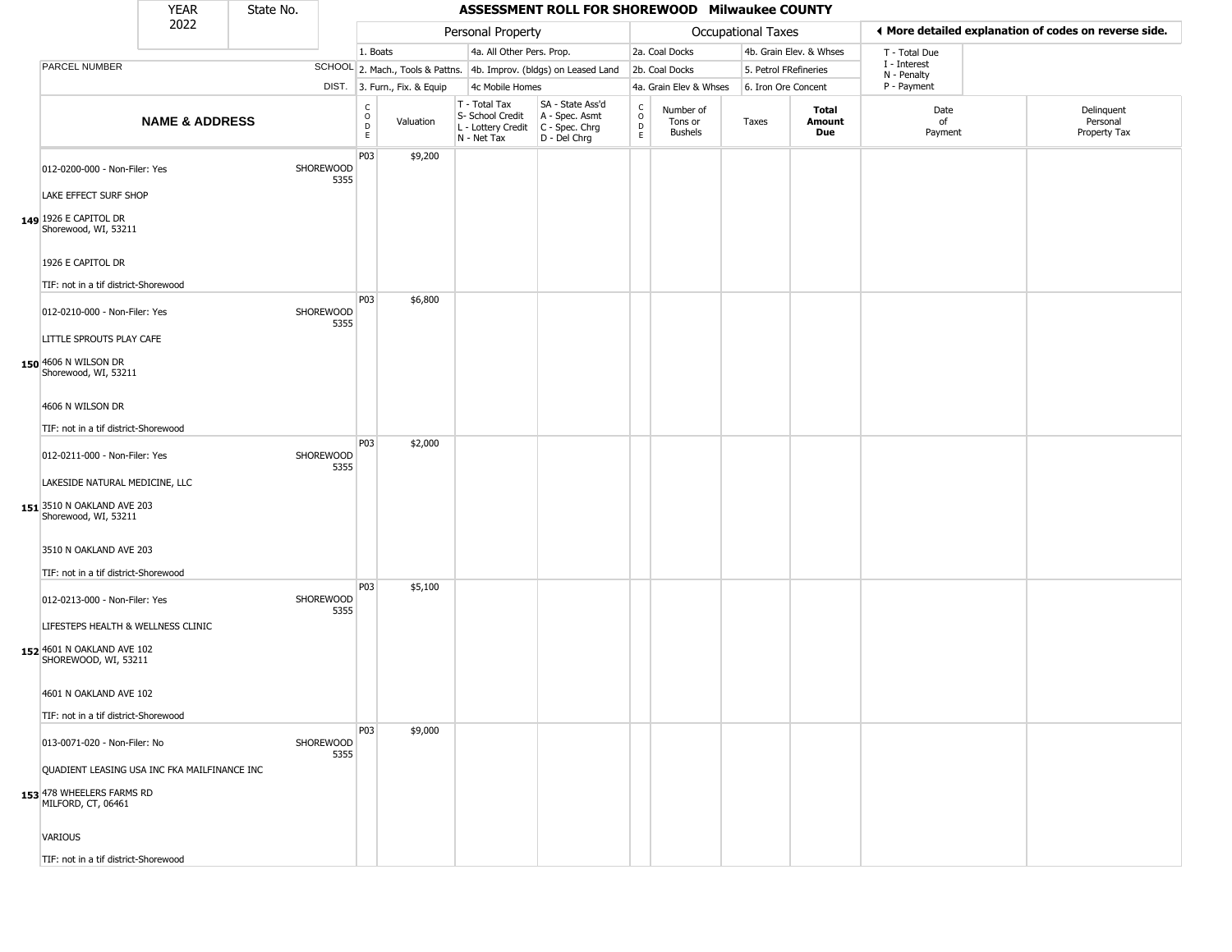| YEAR | State No. | ASSESSMENT ROLL FOR SHOREWOOD Milwaukee COUNTY |
|---|---|---|
| 2022 | | |

| | | Personal Property | | | | Occupational Taxes | | | | ◂ More detailed explanation of codes on reverse side. | |
|---|---|---|---|---|---|---|---|---|---|---|---|
| PARCEL NUMBER | SCHOOL DIST. | 1. Boats<br>2. Mach., Tools & Pattns.<br>3. Furn., Fix. & Equip | | 4a. All Other Pers. Prop.<br>4b. Improv. (bldgs) on Leased Land<br>4c Mobile Homes | | 2a. Coal Docks<br>2b. Coal Docks<br>4a. Grain Elev & Whses | | 4b. Grain Elev. & Whses<br>5. Petrol FRefineries<br>6. Iron Ore Concent | | T - Total Due<br>I - Interest<br>N - Penalty<br>P - Payment | |
| **NAME & ADDRESS** | | CODE | Valuation | T - Total Tax<br>S- School Credit<br>L - Lottery Credit<br>N - Net Tax | SA - State Ass'd<br>A - Spec. Asmt<br>C - Spec. Chrg<br>D - Del Chrg | CODE | Number of Tons or Bushels | Taxes | **Total Amount Due** | Date of Payment | Delinquent Personal Property Tax |
| **149** 012-0200-000 - Non-Filer: Yes<br>LAKE EFFECT SURF SHOP<br>1926 E CAPITOL DR<br>Shorewood, WI, 53211<br>1926 E CAPITOL DR<br>TIF: not in a tif district-Shorewood | SHOREWOOD 5355 | P03 | $9,200 | | | | | | | | |
| **150** 012-0210-000 - Non-Filer: Yes<br>LITTLE SPROUTS PLAY CAFE<br>4606 N WILSON DR<br>Shorewood, WI, 53211<br>4606 N WILSON DR<br>TIF: not in a tif district-Shorewood | SHOREWOOD 5355 | P03 | $6,800 | | | | | | | | |
| **151** 012-0211-000 - Non-Filer: Yes<br>LAKESIDE NATURAL MEDICINE, LLC<br>3510 N OAKLAND AVE 203<br>Shorewood, WI, 53211<br>3510 N OAKLAND AVE 203<br>TIF: not in a tif district-Shorewood | SHOREWOOD 5355 | P03 | $2,000 | | | | | | | | |
| **152** 012-0213-000 - Non-Filer: Yes<br>LIFESTEPS HEALTH & WELLNESS CLINIC<br>4601 N OAKLAND AVE 102<br>SHOREWOOD, WI, 53211<br>4601 N OAKLAND AVE 102<br>TIF: not in a tif district-Shorewood | SHOREWOOD 5355 | P03 | $5,100 | | | | | | | | |
| **153** 013-0071-020 - Non-Filer: No<br>QUADIENT LEASING USA INC FKA MAILFINANCE INC<br>478 WHEELERS FARMS RD<br>MILFORD, CT, 06461<br>VARIOUS<br>TIF: not in a tif district-Shorewood | SHOREWOOD 5355 | P03 | $9,000 | | | | | | | | |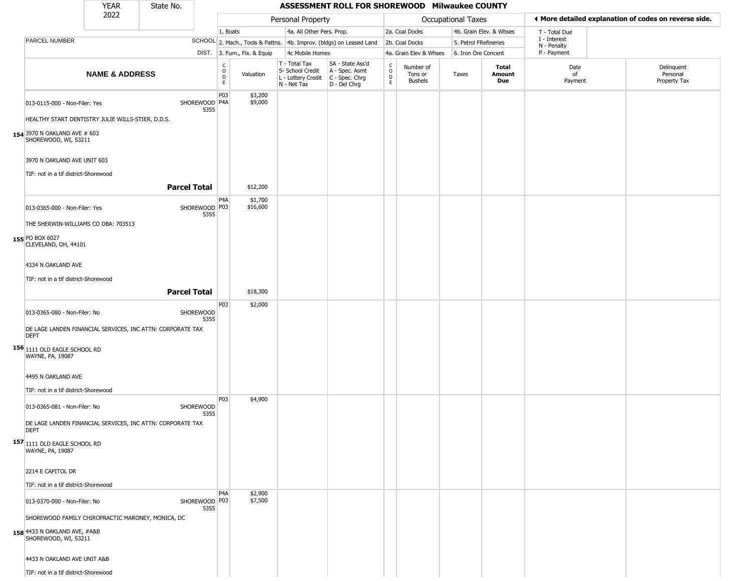| YEAR 2022 | State No. | | ASSESSMENT ROLL FOR SHOREWOOD Milwaukee COUNTY | | | | | | | | |
|---|---|---|---|---|---|---|---|---|---|---|---|

| | | Personal Property | | | | Occupational Taxes | | | | ◄ More detailed explanation of codes on reverse side. | |
|---|---|---|---|---|---|---|---|---|---|---|---|
| PARCEL NUMBER | SCHOOL DIST. | 1. Boats<br>2. Mach., Tools & Pattns.<br>3. Furn., Fix. & Equip | | 4a. All Other Pers. Prop.<br>4b. Improv. (bldgs) on Leased Land<br>4c Mobile Homes | | 2a. Coal Docks<br>2b. Coal Docks<br>4a. Grain Elev & Whses | | 4b. Grain Elev. & Whses<br>5. Petrol FRefineries<br>6. Iron Ore Concent | | T - Total Due<br>I - Interest<br>N - Penalty<br>P - Payment | |
| **NAME & ADDRESS** | | CODE | Valuation | T - Total Tax<br>S- School Credit<br>L - Lottery Credit<br>N - Net Tax | SA - State Ass'd<br>A - Spec. Asmt<br>C - Spec. Chrg<br>D - Del Chrg | CODE | Number of Tons or Bushels | Taxes | **Total Amount Due** | Date of Payment | Delinquent Personal Property Tax |
| 154 013-0115-000 - Non-Filer: Yes<br>HEALTHY START DENTISTRY JULIE WILLS-STIER, D.D.S.<br>3970 N OAKLAND AVE # 603<br>SHOREWOOD, WI, 53211<br>3970 N OAKLAND AVE UNIT 603<br>TIF: not in a tif district-Shorewood | SHOREWOOD 5355 | P03<br>P4A | $3,200<br>$9,000 | | | | | | | | |
| **Parcel Total** | | | $12,200 | | | | | | | | |
| 155 013-0365-000 - Non-Filer: Yes<br>THE SHERWIN-WILLIAMS CO DBA: 703513<br>PO BOX 6027<br>CLEVELAND, OH, 44101<br>4334 N OAKLAND AVE<br>TIF: not in a tif district-Shorewood | SHOREWOOD 5355 | P4A<br>P03 | $1,700<br>$16,600 | | | | | | | | |
| **Parcel Total** | | | $18,300 | | | | | | | | |
| 156 013-0365-080 - Non-Filer: No<br>DE LAGE LANDEN FINANCIAL SERVICES, INC ATTN: CORPORATE TAX DEPT<br>1111 OLD EAGLE SCHOOL RD<br>WAYNE, PA, 19087<br>4495 N OAKLAND AVE<br>TIF: not in a tif district-Shorewood | SHOREWOOD 5355 | P03 | $2,000 | | | | | | | | |
| 157 013-0365-081 - Non-Filer: No<br>DE LAGE LANDEN FINANCIAL SERVICES, INC ATTN: CORPORATE TAX DEPT<br>1111 OLD EAGLE SCHOOL RD<br>WAYNE, PA, 19087<br>2214 E CAPITOL DR<br>TIF: not in a tif district-Shorewood | SHOREWOOD 5355 | P03 | $4,900 | | | | | | | | |
| 158 013-0370-000 - Non-Filer: No<br>SHOREWOOD FAMILY CHIROPRACTIC MARONEY, MONICA, DC<br>4433 N OAKLAND AVE, #A&B<br>SHOREWOOD, WI, 53211<br>4433 N OAKLAND AVE UNIT A&B<br>TIF: not in a tif district-Shorewood | SHOREWOOD 5355 | P4A<br>P03 | $2,900<br>$7,500 | | | | | | | | |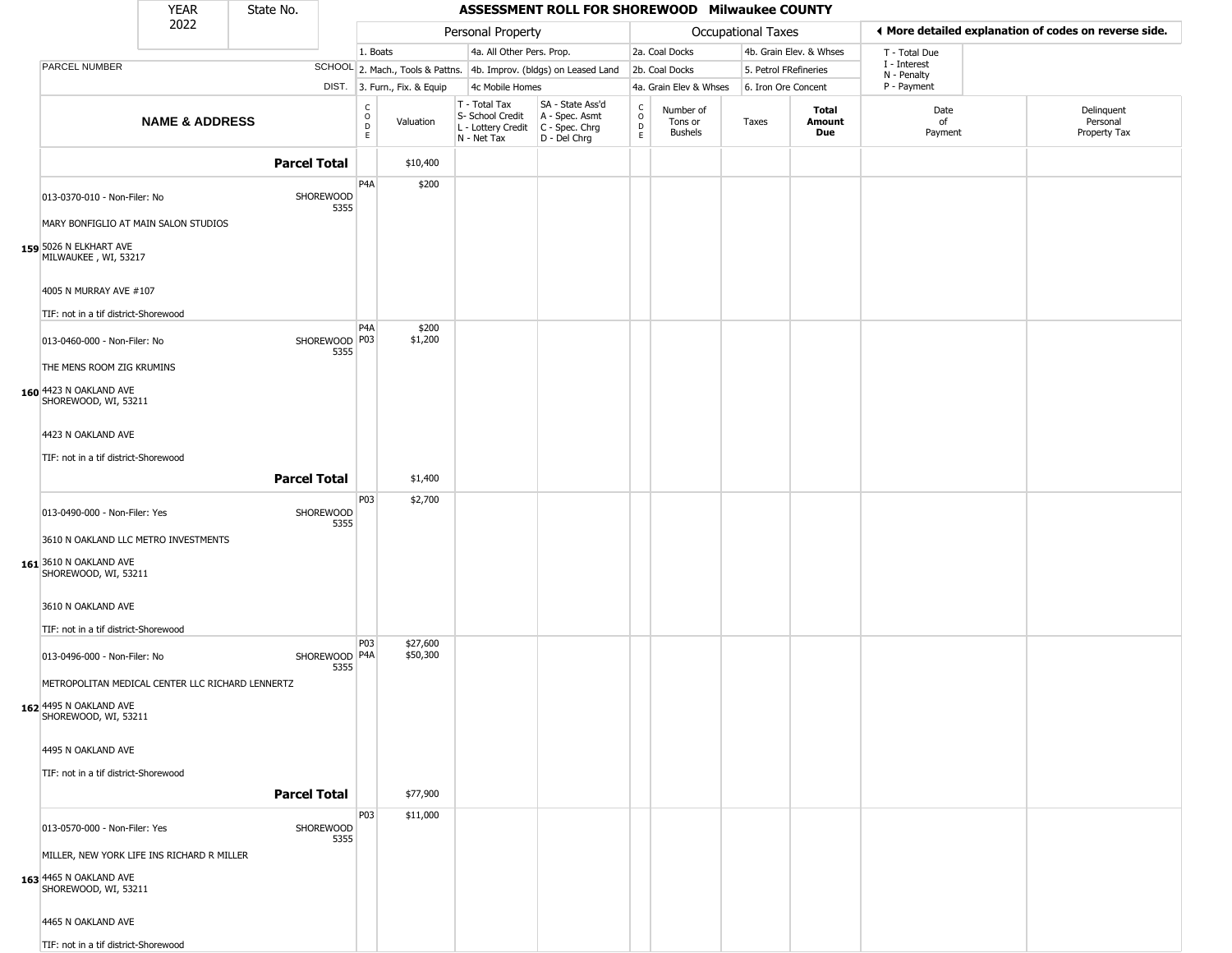# ASSESSMENT ROLL FOR SHOREWOOD Milwaukee COUNTY

YEAR 2022 | State No.

◄ More detailed explanation of codes on reverse side.

| | NAME & ADDRESS | SCHOOL DIST. | CODE | Valuation | T - Total Tax / S- School Credit / L - Lottery Credit / N - Net Tax | SA - State Ass'd / A - Spec. Asmt / C - Spec. Chrg / D - Del Chrg | CODE | Number of Tons or Bushels | Taxes | Total Amount Due | Date of Payment | Delinquent Personal Property Tax |
|---|---|---|---|---|---|---|---|---|---|---|---|---|
| | **Parcel Total** | | | $10,400 | | | | | | | | |
| 159 | 013-0370-010 - Non-Filer: No<br>MARY BONFIGLIO AT MAIN SALON STUDIOS<br>5026 N ELKHART AVE<br>MILWAUKEE , WI, 53217<br>4005 N MURRAY AVE #107<br>TIF: not in a tif district-Shorewood | SHOREWOOD 5355 | P4A | $200 | | | | | | | | |
| 160 | 013-0460-000 - Non-Filer: No<br>THE MENS ROOM ZIG KRUMINS<br>4423 N OAKLAND AVE<br>SHOREWOOD, WI, 53211<br>4423 N OAKLAND AVE<br>TIF: not in a tif district-Shorewood | SHOREWOOD 5355 | P4A<br>P03 | $200<br>$1,200 | | | | | | | | |
| | **Parcel Total** | | | $1,400 | | | | | | | | |
| 161 | 013-0490-000 - Non-Filer: Yes<br>3610 N OAKLAND LLC METRO INVESTMENTS<br>3610 N OAKLAND AVE<br>SHOREWOOD, WI, 53211<br>3610 N OAKLAND AVE<br>TIF: not in a tif district-Shorewood | SHOREWOOD 5355 | P03 | $2,700 | | | | | | | | |
| 162 | 013-0496-000 - Non-Filer: No<br>METROPOLITAN MEDICAL CENTER LLC RICHARD LENNERTZ<br>4495 N OAKLAND AVE<br>SHOREWOOD, WI, 53211<br>4495 N OAKLAND AVE<br>TIF: not in a tif district-Shorewood | SHOREWOOD 5355 | P03<br>P4A | $27,600<br>$50,300 | | | | | | | | |
| | **Parcel Total** | | | $77,900 | | | | | | | | |
| 163 | 013-0570-000 - Non-Filer: Yes<br>MILLER, NEW YORK LIFE INS RICHARD R MILLER<br>4465 N OAKLAND AVE<br>SHOREWOOD, WI, 53211<br>4465 N OAKLAND AVE<br>TIF: not in a tif district-Shorewood | SHOREWOOD 5355 | P03 | $11,000 | | | | | | | | |

Personal Property codes: 1. Boats; 2. Mach., Tools & Pattns.; 3. Furn., Fix. & Equip; 4a. All Other Pers. Prop.; 4b. Improv. (bldgs) on Leased Land; 4c Mobile Homes

Occupational Taxes codes: 2a. Coal Docks; 2b. Coal Docks; 4a. Grain Elev & Whses; 4b. Grain Elev. & Whses; 5. Petrol FRefineries; 6. Iron Ore Concent

T - Total Due; I - Interest; N - Penalty; P - Payment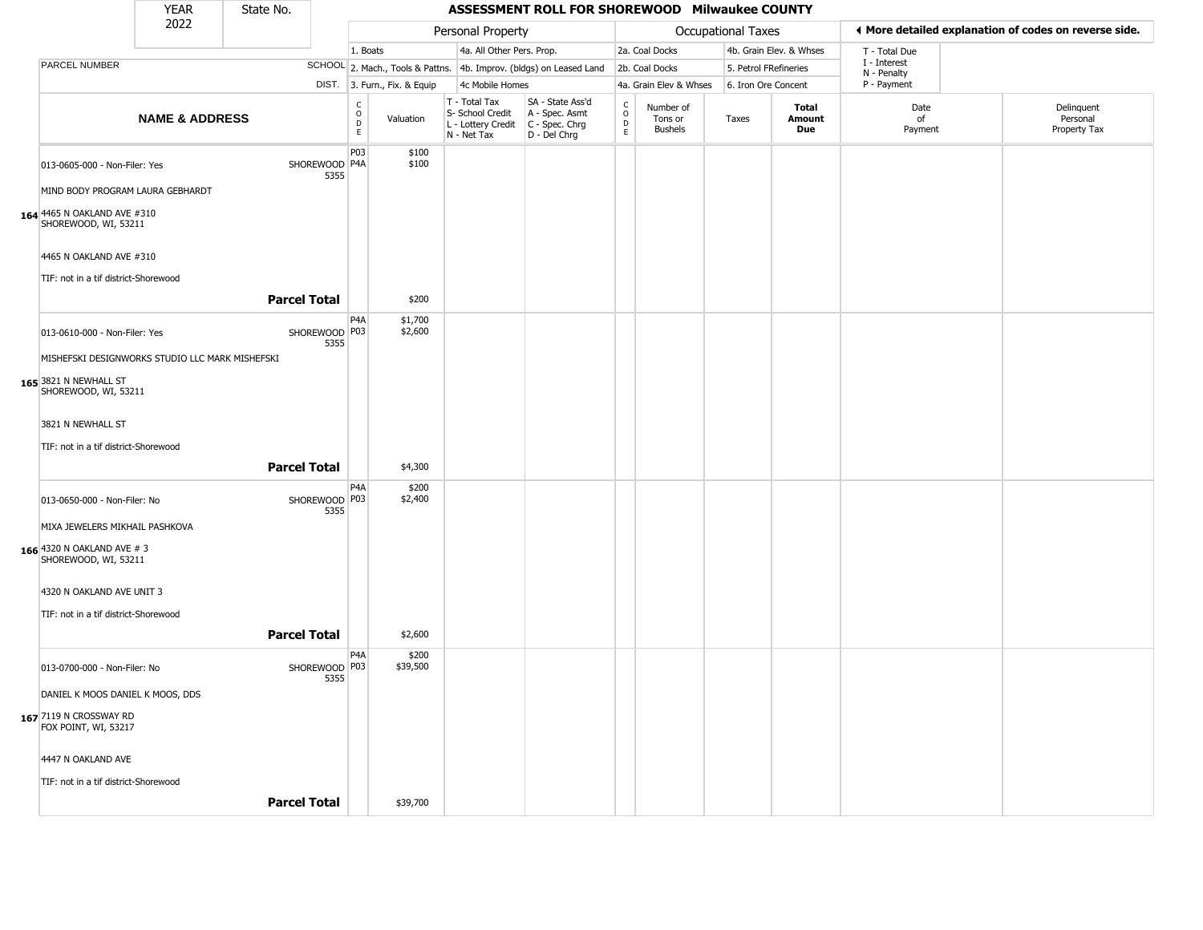| YEAR 2022 | State No. | | **ASSESSMENT ROLL FOR SHOREWOOD Milwaukee COUNTY** | | | | | | | | | |
|---|---|---|---|---|---|---|---|---|---|---|---|---|

| | | Personal Property | | | | Occupational Taxes | | | | ◀ More detailed explanation of codes on reverse side. | |
|---|---|---|---|---|---|---|---|---|---|---|---|
| | | 1. Boats | | 4a. All Other Pers. Prop. | | 2a. Coal Docks | | 4b. Grain Elev. & Whses | | T - Total Due | |
| PARCEL NUMBER | SCHOOL | 2. Mach., Tools & Pattns. | | 4b. Improv. (bldgs) on Leased Land | | 2b. Coal Docks | | 5. Petrol FRefineries | | I - Interest N - Penalty | |
| | DIST. | 3. Furn., Fix. & Equip | | 4c Mobile Homes | | 4a. Grain Elev & Whses | | 6. Iron Ore Concent | | P - Payment | |

| NAME & ADDRESS | | CODE | Valuation | T - Total Tax S- School Credit L - Lottery Credit N - Net Tax | SA - State Ass'd A - Spec. Asmt C - Spec. Chrg D - Del Chrg | CODE | Number of Tons or Bushels | Taxes | Total Amount Due | Date of Payment | Delinquent Personal Property Tax |
|---|---|---|---|---|---|---|---|---|---|---|---|
| 013-0605-000 - Non-Filer: Yes | SHOREWOOD 5355 | P03 P4A | $100 $100 | | | | | | | | |
| MIND BODY PROGRAM LAURA GEBHARDT | | | | | | | | | | | |
| **164** 4465 N OAKLAND AVE #310 SHOREWOOD, WI, 53211 | | | | | | | | | | | |
| 4465 N OAKLAND AVE #310 | | | | | | | | | | | |
| TIF: not in a tif district-Shorewood | | | | | | | | | | | |
| | **Parcel Total** | | $200 | | | | | | | | |
| 013-0610-000 - Non-Filer: Yes | SHOREWOOD 5355 | P4A P03 | $1,700 $2,600 | | | | | | | | |
| MISHEFSKI DESIGNWORKS STUDIO LLC MARK MISHEFSKI | | | | | | | | | | | |
| **165** 3821 N NEWHALL ST SHOREWOOD, WI, 53211 | | | | | | | | | | | |
| 3821 N NEWHALL ST | | | | | | | | | | | |
| TIF: not in a tif district-Shorewood | | | | | | | | | | | |
| | **Parcel Total** | | $4,300 | | | | | | | | |
| 013-0650-000 - Non-Filer: No | SHOREWOOD 5355 | P4A P03 | $200 $2,400 | | | | | | | | |
| MIXA JEWELERS MIKHAIL PASHKOVA | | | | | | | | | | | |
| **166** 4320 N OAKLAND AVE # 3 SHOREWOOD, WI, 53211 | | | | | | | | | | | |
| 4320 N OAKLAND AVE UNIT 3 | | | | | | | | | | | |
| TIF: not in a tif district-Shorewood | | | | | | | | | | | |
| | **Parcel Total** | | $2,600 | | | | | | | | |
| 013-0700-000 - Non-Filer: No | SHOREWOOD 5355 | P4A P03 | $200 $39,500 | | | | | | | | |
| DANIEL K MOOS DANIEL K MOOS, DDS | | | | | | | | | | | |
| **167** 7119 N CROSSWAY RD FOX POINT, WI, 53217 | | | | | | | | | | | |
| 4447 N OAKLAND AVE | | | | | | | | | | | |
| TIF: not in a tif district-Shorewood | | | | | | | | | | | |
| | **Parcel Total** | | $39,700 | | | | | | | | |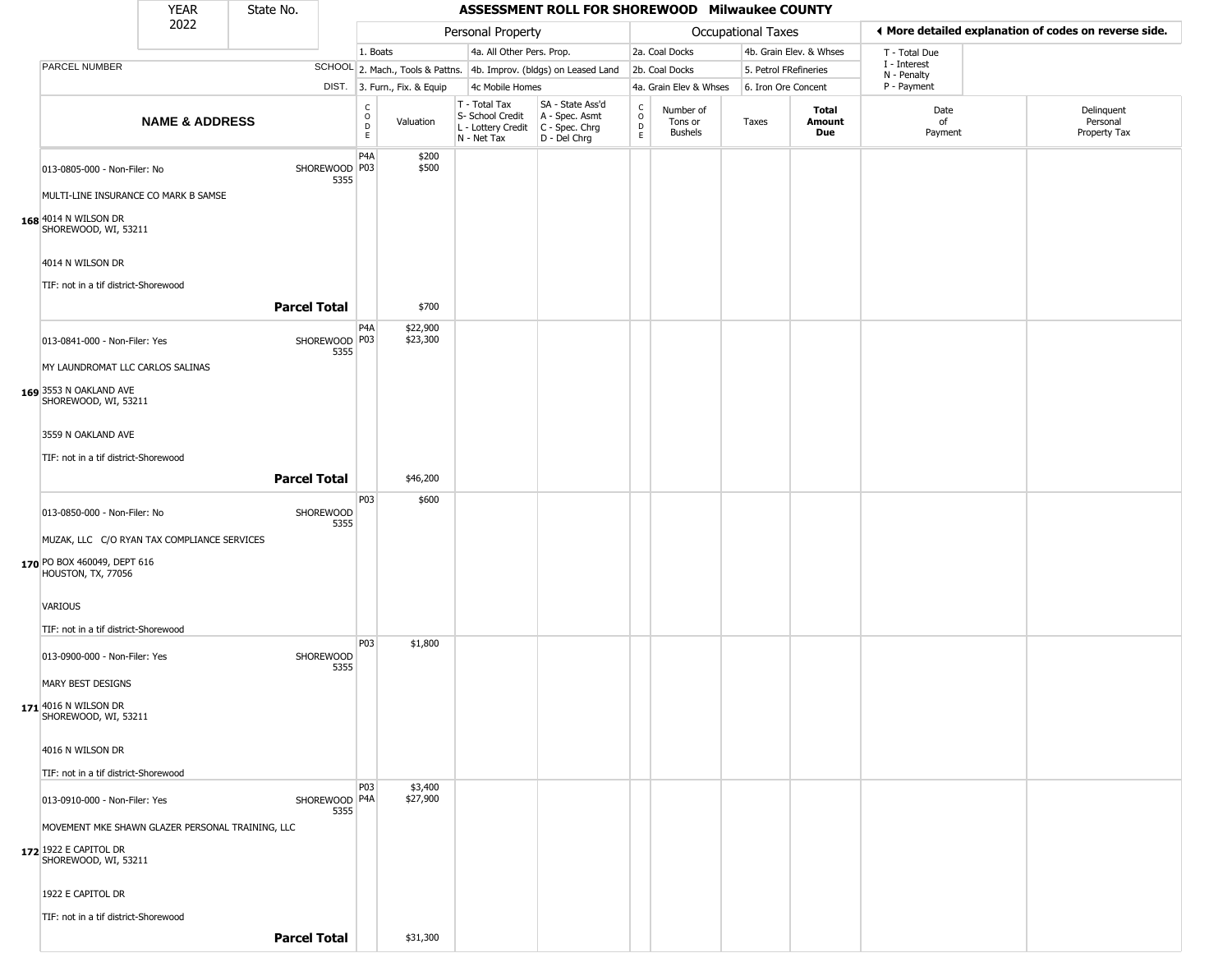# ASSESSMENT ROLL FOR SHOREWOOD Milwaukee COUNTY

YEAR 2022 | State No.

**Personal Property:** 1. Boats; 2. Mach., Tools & Pattns.; 3. Furn., Fix. & Equip; 4a. All Other Pers. Prop.; 4b. Improv. (bldgs) on Leased Land; 4c Mobile Homes

**Occupational Taxes:** 2a. Coal Docks; 2b. Coal Docks; 4a. Grain Elev & Whses; 4b. Grain Elev. & Whses; 5. Petrol FRefineries; 6. Iron Ore Concent

◄ More detailed explanation of codes on reverse side.

T - Total Due; I - Interest; N - Penalty; P - Payment

T - Total Tax; S- School Credit; L - Lottery Credit; N - Net Tax

SA - State Ass'd; A - Spec. Asmt; C - Spec. Chrg; D - Del Chrg

| | PARCEL NUMBER / NAME & ADDRESS | SCHOOL DIST. | CODE | Valuation | T/S/L/N | SA/A/C/D | CODE | Number of Tons or Bushels | Taxes | Total Amount Due | Date of Payment | Delinquent Personal Property Tax |
|---|---|---|---|---|---|---|---|---|---|---|---|---|
| 168 | 013-0805-000 - Non-Filer: No<br>MULTI-LINE INSURANCE CO MARK B SAMSE<br>4014 N WILSON DR<br>SHOREWOOD, WI, 53211<br>4014 N WILSON DR<br>TIF: not in a tif district-Shorewood | SHOREWOOD 5355 | P4A<br>P03 | $200<br>$500 | | | | | | | | |
| | **Parcel Total** | | | $700 | | | | | | | | |
| 169 | 013-0841-000 - Non-Filer: Yes<br>MY LAUNDROMAT LLC CARLOS SALINAS<br>3553 N OAKLAND AVE<br>SHOREWOOD, WI, 53211<br>3559 N OAKLAND AVE<br>TIF: not in a tif district-Shorewood | SHOREWOOD 5355 | P4A<br>P03 | $22,900<br>$23,300 | | | | | | | | |
| | **Parcel Total** | | | $46,200 | | | | | | | | |
| 170 | 013-0850-000 - Non-Filer: No<br>MUZAK, LLC C/O RYAN TAX COMPLIANCE SERVICES<br>PO BOX 460049, DEPT 616<br>HOUSTON, TX, 77056<br>VARIOUS<br>TIF: not in a tif district-Shorewood | SHOREWOOD 5355 | P03 | $600 | | | | | | | | |
| 171 | 013-0900-000 - Non-Filer: Yes<br>MARY BEST DESIGNS<br>4016 N WILSON DR<br>SHOREWOOD, WI, 53211<br>4016 N WILSON DR<br>TIF: not in a tif district-Shorewood | SHOREWOOD 5355 | P03 | $1,800 | | | | | | | | |
| 172 | 013-0910-000 - Non-Filer: Yes<br>MOVEMENT MKE SHAWN GLAZER PERSONAL TRAINING, LLC<br>1922 E CAPITOL DR<br>SHOREWOOD, WI, 53211<br>1922 E CAPITOL DR<br>TIF: not in a tif district-Shorewood | SHOREWOOD 5355 | P03<br>P4A | $3,400<br>$27,900 | | | | | | | | |
| | **Parcel Total** | | | $31,300 | | | | | | | | |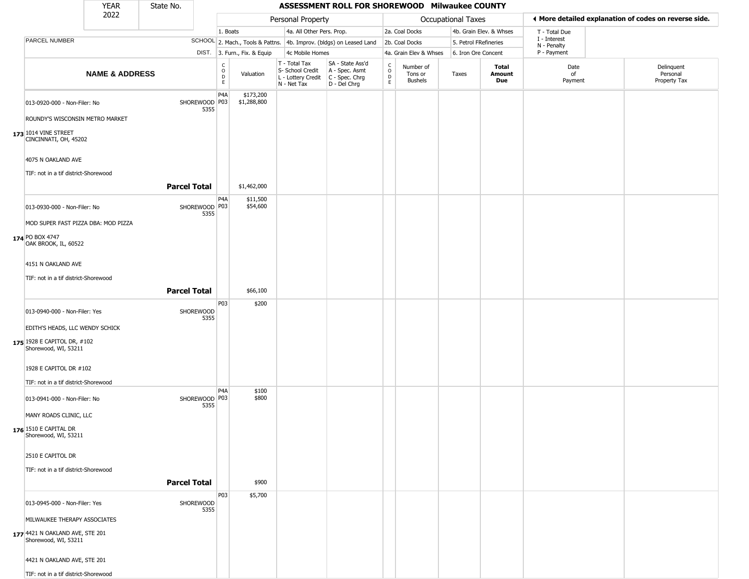| YEAR 2022 | State No. | ASSESSMENT ROLL FOR SHOREWOOD Milwaukee COUNTY |
|---|---|---|

| | | Personal Property | | | | Occupational Taxes | | | | ◀ More detailed explanation of codes on reverse side. | |
|---|---|---|---|---|---|---|---|---|---|---|---|
| | | 1. Boats | | 4a. All Other Pers. Prop. | | 2a. Coal Docks | | 4b. Grain Elev. & Whses | | T - Total Due | |
| PARCEL NUMBER | SCHOOL | 2. Mach., Tools & Pattns. | | 4b. Improv. (bldgs) on Leased Land | | 2b. Coal Docks | | 5. Petrol FRefineries | | I - Interest N - Penalty | |
| | DIST. | 3. Furn., Fix. & Equip | | 4c Mobile Homes | | 4a. Grain Elev & Whses | | 6. Iron Ore Concent | | P - Payment | |
| **NAME & ADDRESS** | | CODE | Valuation | T - Total Tax S- School Credit L - Lottery Credit N - Net Tax | SA - State Ass'd A - Spec. Asmt C - Spec. Chrg D - Del Chrg | CODE | Number of Tons or Bushels | Taxes | **Total Amount Due** | Date of Payment | Delinquent Personal Property Tax |
| 173 013-0920-000 - Non-Filer: No<br>ROUNDY'S WISCONSIN METRO MARKET<br>1014 VINE STREET<br>CINCINNATI, OH, 45202<br>4075 N OAKLAND AVE<br>TIF: not in a tif district-Shorewood | SHOREWOOD 5355 | P4A<br>P03 | $173,200<br>$1,288,800 | | | | | | | | |
| **Parcel Total** | | | $1,462,000 | | | | | | | | |
| 174 013-0930-000 - Non-Filer: No<br>MOD SUPER FAST PIZZA DBA: MOD PIZZA<br>PO BOX 4747<br>OAK BROOK, IL, 60522<br>4151 N OAKLAND AVE<br>TIF: not in a tif district-Shorewood | SHOREWOOD 5355 | P4A<br>P03 | $11,500<br>$54,600 | | | | | | | | |
| **Parcel Total** | | | $66,100 | | | | | | | | |
| 175 013-0940-000 - Non-Filer: Yes<br>EDITH'S HEADS, LLC WENDY SCHICK<br>1928 E CAPITOL DR, #102<br>Shorewood, WI, 53211<br>1928 E CAPITOL DR #102<br>TIF: not in a tif district-Shorewood | SHOREWOOD 5355 | P03 | $200 | | | | | | | | |
| 176 013-0941-000 - Non-Filer: No<br>MANY ROADS CLINIC, LLC<br>1510 E CAPITAL DR<br>Shorewood, WI, 53211<br>2510 E CAPITOL DR<br>TIF: not in a tif district-Shorewood | SHOREWOOD 5355 | P4A<br>P03 | $100<br>$800 | | | | | | | | |
| **Parcel Total** | | | $900 | | | | | | | | |
| 177 013-0945-000 - Non-Filer: Yes<br>MILWAUKEE THERAPY ASSOCIATES<br>4421 N OAKLAND AVE, STE 201<br>Shorewood, WI, 53211<br>4421 N OAKLAND AVE, STE 201<br>TIF: not in a tif district-Shorewood | SHOREWOOD 5355 | P03 | $5,700 | | | | | | | | |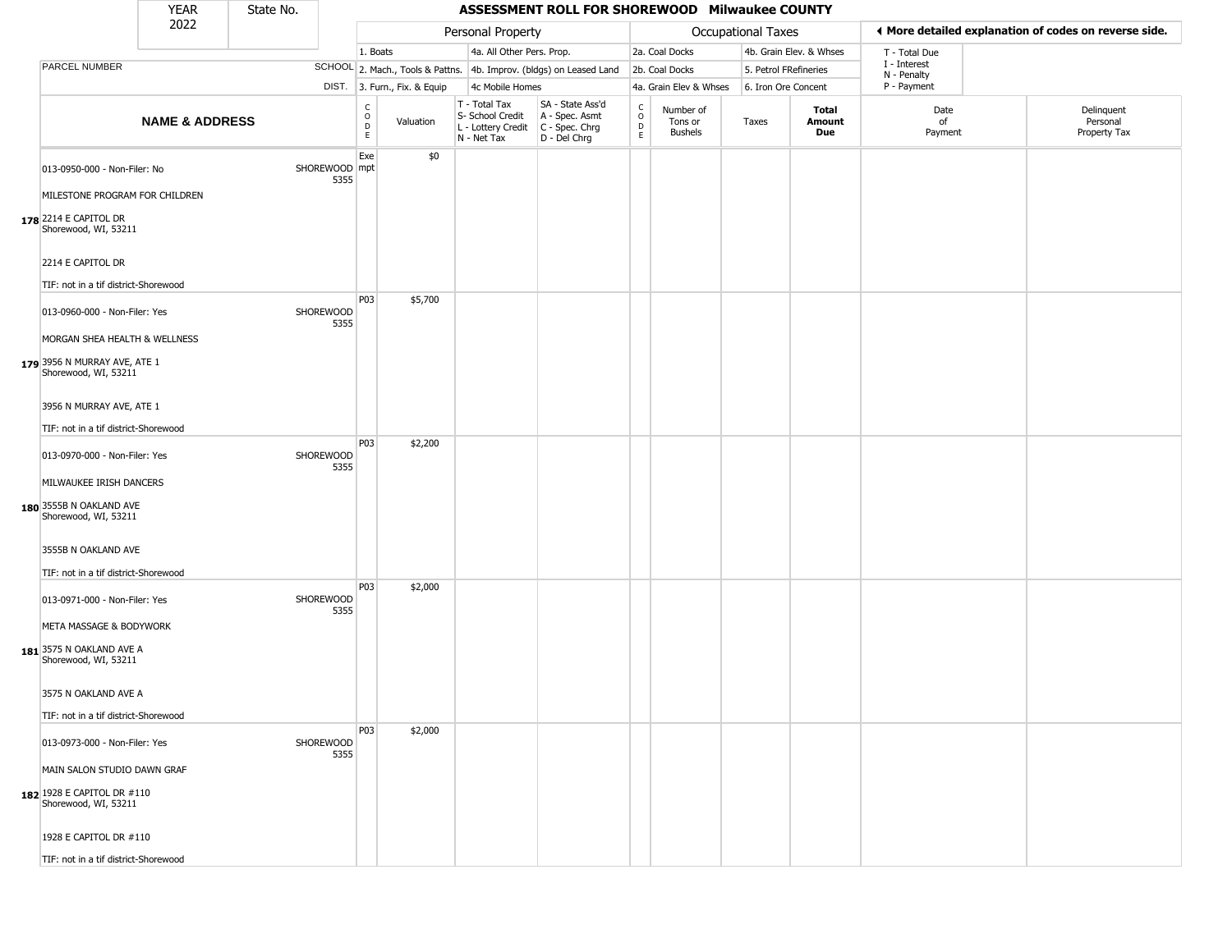| YEAR 2022 | State No. | ASSESSMENT ROLL FOR SHOREWOOD Milwaukee COUNTY | | | | | | | | | |
|---|---|---|---|---|---|---|---|---|---|---|---|

**Personal Property:** 1. Boats; 2. Mach., Tools & Pattns.; 3. Furn., Fix. & Equip; 4a. All Other Pers. Prop.; 4b. Improv. (bldgs) on Leased Land; 4c Mobile Homes

**Occupational Taxes:** 2a. Coal Docks; 2b. Coal Docks; 4a. Grain Elev & Whses; 4b. Grain Elev. & Whses; 5. Petrol FRefineries; 6. Iron Ore Concent

◄ More detailed explanation of codes on reverse side.

T - Total Due; I - Interest; N - Penalty; P - Payment

| | NAME & ADDRESS | SCHOOL DIST. | CODE | Valuation | T - Total Tax S- School Credit L - Lottery Credit N - Net Tax | SA - State Ass'd A - Spec. Asmt C - Spec. Chrg D - Del Chrg | CODE | Number of Tons or Bushels | Taxes | Total Amount Due | Date of Payment | Delinquent Personal Property Tax |
|---|---|---|---|---|---|---|---|---|---|---|---|---|
| 178 | 013-0950-000 - Non-Filer: No<br>MILESTONE PROGRAM FOR CHILDREN<br>2214 E CAPITOL DR<br>Shorewood, WI, 53211<br>2214 E CAPITOL DR<br>TIF: not in a tif district-Shorewood | SHOREWOOD 5355 | Exempt | $0 | | | | | | | | |
| 179 | 013-0960-000 - Non-Filer: Yes<br>MORGAN SHEA HEALTH & WELLNESS<br>3956 N MURRAY AVE, ATE 1<br>Shorewood, WI, 53211<br>3956 N MURRAY AVE, ATE 1<br>TIF: not in a tif district-Shorewood | SHOREWOOD 5355 | P03 | $5,700 | | | | | | | | |
| 180 | 013-0970-000 - Non-Filer: Yes<br>MILWAUKEE IRISH DANCERS<br>3555B N OAKLAND AVE<br>Shorewood, WI, 53211<br>3555B N OAKLAND AVE<br>TIF: not in a tif district-Shorewood | SHOREWOOD 5355 | P03 | $2,200 | | | | | | | | |
| 181 | 013-0971-000 - Non-Filer: Yes<br>META MASSAGE & BODYWORK<br>3575 N OAKLAND AVE A<br>Shorewood, WI, 53211<br>3575 N OAKLAND AVE A<br>TIF: not in a tif district-Shorewood | SHOREWOOD 5355 | P03 | $2,000 | | | | | | | | |
| 182 | 013-0973-000 - Non-Filer: Yes<br>MAIN SALON STUDIO DAWN GRAF<br>1928 E CAPITOL DR #110<br>Shorewood, WI, 53211<br>1928 E CAPITOL DR #110<br>TIF: not in a tif district-Shorewood | SHOREWOOD 5355 | P03 | $2,000 | | | | | | | | |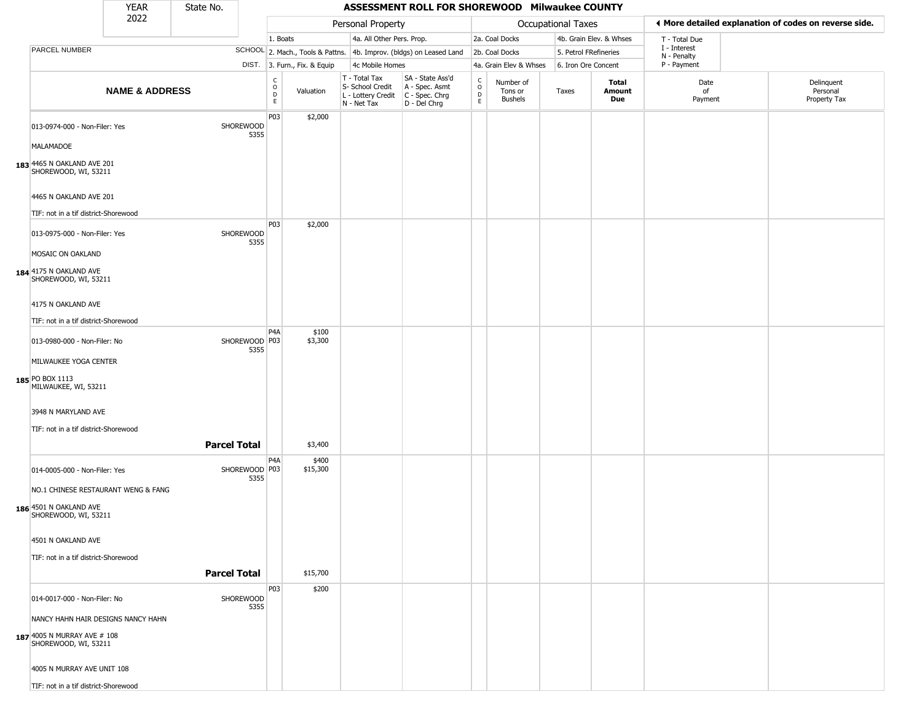| YEAR 2022 | State No. | ASSESSMENT ROLL FOR SHOREWOOD Milwaukee COUNTY |
|---|---|---|

| | | Personal Property | | | | | Occupational Taxes | | | | ◄ More detailed explanation of codes on reverse side. | |
|---|---|---|---|---|---|---|---|---|---|---|---|---|
| | | 1. Boats | | 4a. All Other Pers. Prop. | | | 2a. Coal Docks | | 4b. Grain Elev. & Whses | | T - Total Due<br>I - Interest<br>N - Penalty<br>P - Payment | |
| PARCEL NUMBER | SCHOOL | 2. Mach., Tools & Pattns. | | 4b. Improv. (bldgs) on Leased Land | | | 2b. Coal Docks | | 5. Petrol FRefineries | | | |
| | DIST. | 3. Furn., Fix. & Equip | | 4c Mobile Homes | | | 4a. Grain Elev & Whses | | 6. Iron Ore Concent | | | |
| **NAME & ADDRESS** | | CODE | Valuation | T - Total Tax<br>S- School Credit<br>L - Lottery Credit<br>N - Net Tax | SA - State Ass'd<br>A - Spec. Asmt<br>C - Spec. Chrg<br>D - Del Chrg | CODE | Number of Tons or Bushels | Taxes | **Total Amount Due** | Date of Payment | Delinquent Personal Property Tax | |
| **183** 013-0974-000 - Non-Filer: Yes<br>MALAMADOE<br>4465 N OAKLAND AVE 201<br>SHOREWOOD, WI, 53211<br>4465 N OAKLAND AVE 201<br>TIF: not in a tif district-Shorewood | SHOREWOOD 5355 | P03 | $2,000 | | | | | | | | | |
| **184** 013-0975-000 - Non-Filer: Yes<br>MOSAIC ON OAKLAND<br>4175 N OAKLAND AVE<br>SHOREWOOD, WI, 53211<br>4175 N OAKLAND AVE<br>TIF: not in a tif district-Shorewood | SHOREWOOD 5355 | P03 | $2,000 | | | | | | | | | |
| **185** 013-0980-000 - Non-Filer: No<br>MILWAUKEE YOGA CENTER<br>PO BOX 1113<br>MILWAUKEE, WI, 53211<br>3948 N MARYLAND AVE<br>TIF: not in a tif district-Shorewood | SHOREWOOD 5355 | P4A<br>P03 | $100<br>$3,300 | | | | | | | | | |
| | **Parcel Total** | | $3,400 | | | | | | | | | |
| **186** 014-0005-000 - Non-Filer: Yes<br>NO.1 CHINESE RESTAURANT WENG & FANG<br>4501 N OAKLAND AVE<br>SHOREWOOD, WI, 53211<br>4501 N OAKLAND AVE<br>TIF: not in a tif district-Shorewood | SHOREWOOD 5355 | P4A<br>P03 | $400<br>$15,300 | | | | | | | | | |
| | **Parcel Total** | | $15,700 | | | | | | | | | |
| **187** 014-0017-000 - Non-Filer: No<br>NANCY HAHN HAIR DESIGNS NANCY HAHN<br>4005 N MURRAY AVE # 108<br>SHOREWOOD, WI, 53211<br>4005 N MURRAY AVE UNIT 108<br>TIF: not in a tif district-Shorewood | SHOREWOOD 5355 | P03 | $200 | | | | | | | | | |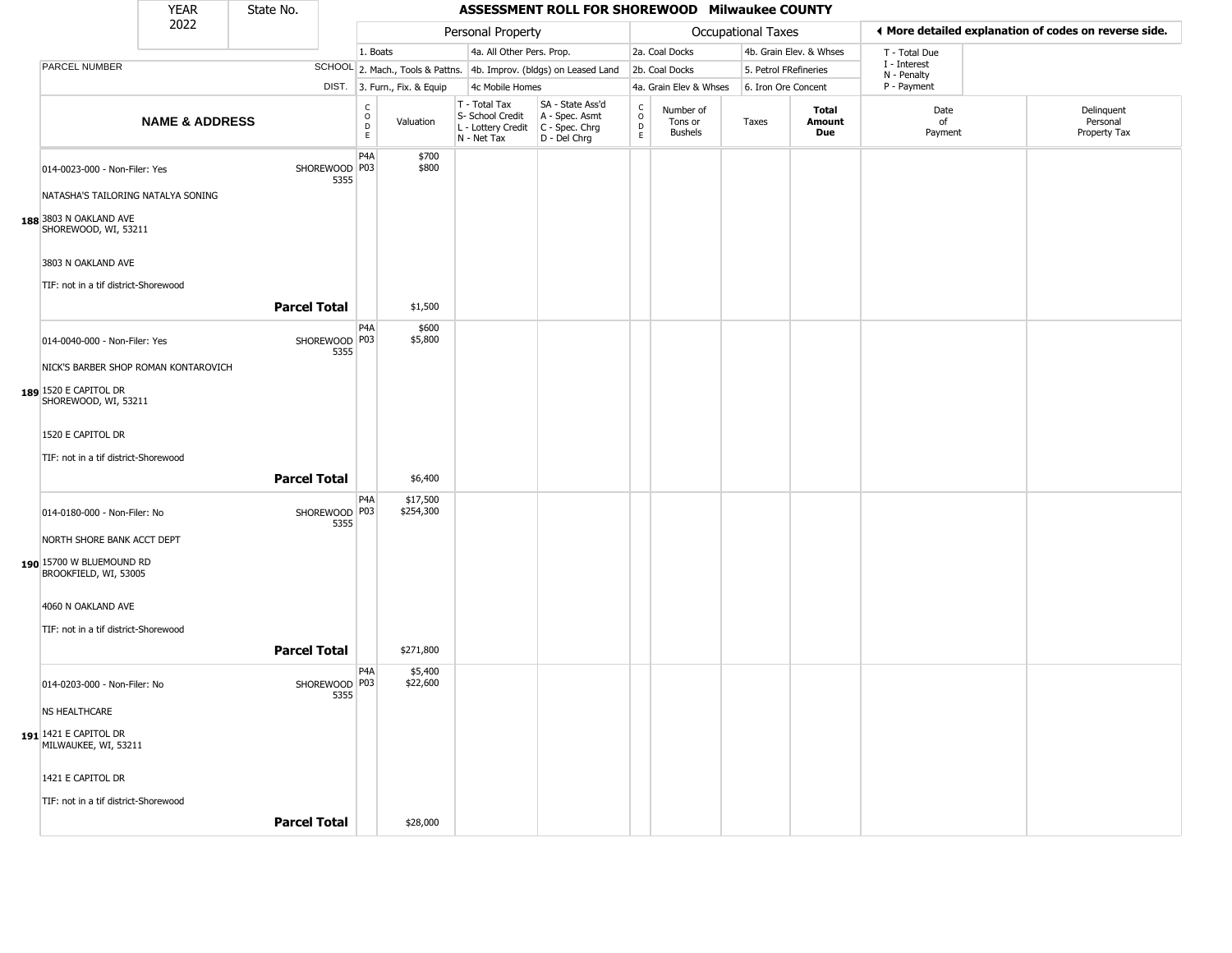| YEAR 2022 | State No. | ASSESSMENT ROLL FOR SHOREWOOD Milwaukee COUNTY |
|---|---|---|

| | | Personal Property | | | | Occupational Taxes | | | | ◄ More detailed explanation of codes on reverse side. | |
|---|---|---|---|---|---|---|---|---|---|---|---|
| PARCEL NUMBER | SCHOOL DIST. | 1. Boats | | 4a. All Other Pers. Prop. | | 2a. Coal Docks | | 4b. Grain Elev. & Whses | | T - Total Due I - Interest N - Penalty P - Payment | |
| | | 2. Mach., Tools & Pattns. | | 4b. Improv. (bldgs) on Leased Land | | 2b. Coal Docks | | 5. Petrol FRefineries | | | |
| | | 3. Furn., Fix. & Equip | | 4c Mobile Homes | | 4a. Grain Elev & Whses | | 6. Iron Ore Concent | | | |
| **NAME & ADDRESS** | | CODE | Valuation | T - Total Tax S- School Credit L - Lottery Credit N - Net Tax | SA - State Ass'd A - Spec. Asmt C - Spec. Chrg D - Del Chrg | CODE | Number of Tons or Bushels | Taxes | **Total Amount Due** | Date of Payment | Delinquent Personal Property Tax |
| 014-0023-000 - Non-Filer: Yes<br>NATASHA'S TAILORING NATALYA SONING<br>188 3803 N OAKLAND AVE SHOREWOOD, WI, 53211<br>3803 N OAKLAND AVE<br>TIF: not in a tif district-Shorewood | SHOREWOOD 5355 | P4A<br>P03 | $700<br>$800 | | | | | | | | |
| **Parcel Total** | | | $1,500 | | | | | | | | |
| 014-0040-000 - Non-Filer: Yes<br>NICK'S BARBER SHOP ROMAN KONTAROVICH<br>189 1520 E CAPITOL DR SHOREWOOD, WI, 53211<br>1520 E CAPITOL DR<br>TIF: not in a tif district-Shorewood | SHOREWOOD 5355 | P4A<br>P03 | $600<br>$5,800 | | | | | | | | |
| **Parcel Total** | | | $6,400 | | | | | | | | |
| 014-0180-000 - Non-Filer: No<br>NORTH SHORE BANK ACCT DEPT<br>190 15700 W BLUEMOUND RD BROOKFIELD, WI, 53005<br>4060 N OAKLAND AVE<br>TIF: not in a tif district-Shorewood | SHOREWOOD 5355 | P4A<br>P03 | $17,500<br>$254,300 | | | | | | | | |
| **Parcel Total** | | | $271,800 | | | | | | | | |
| 014-0203-000 - Non-Filer: No<br>NS HEALTHCARE<br>191 1421 E CAPITOL DR MILWAUKEE, WI, 53211<br>1421 E CAPITOL DR<br>TIF: not in a tif district-Shorewood | SHOREWOOD 5355 | P4A<br>P03 | $5,400<br>$22,600 | | | | | | | | |
| **Parcel Total** | | | $28,000 | | | | | | | | |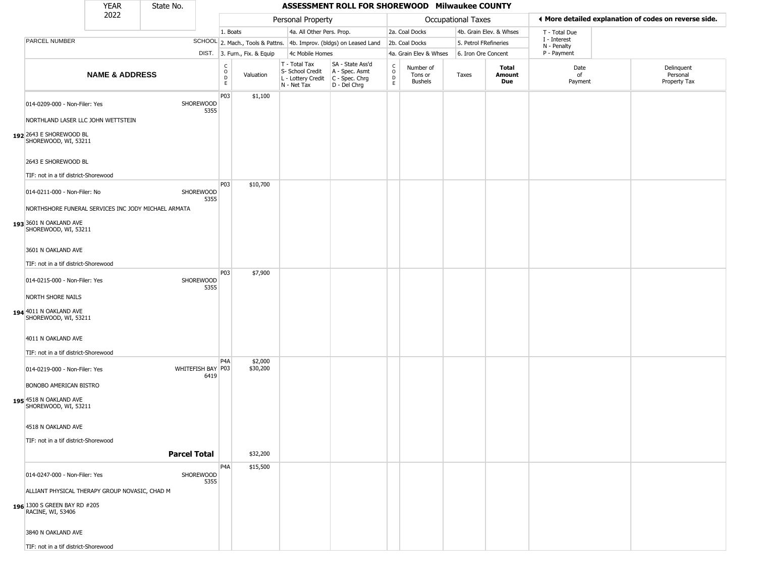| YEAR 2022 | State No. | ASSESSMENT ROLL FOR SHOREWOOD Milwaukee COUNTY | | | | | | | | | | |
|---|---|---|---|---|---|---|---|---|---|---|---|---|

**Personal Property:** 1. Boats; 2. Mach., Tools & Pattns.; 3. Furn., Fix. & Equip; 4a. All Other Pers. Prop.; 4b. Improv. (bldgs) on Leased Land; 4c Mobile Homes

**Occupational Taxes:** 2a. Coal Docks; 2b. Coal Docks; 4a. Grain Elev & Whses; 4b. Grain Elev. & Whses; 5. Petrol FRefineries; 6. Iron Ore Concent

**◀ More detailed explanation of codes on reverse side.** T - Total Due; I - Interest; N - Penalty; P - Payment

| | NAME & ADDRESS | SCHOOL DIST. | CODE | Valuation | T - Total Tax / S- School Credit / L - Lottery Credit / N - Net Tax | SA - State Ass'd / A - Spec. Asmt / C - Spec. Chrg / D - Del Chrg | CODE | Number of Tons or Bushels | Taxes | Total Amount Due | Date of Payment | Delinquent Personal Property Tax |
|---|---|---|---|---|---|---|---|---|---|---|---|---|
| 192 | 014-0209-000 - Non-Filer: Yes<br>NORTHLAND LASER LLC JOHN WETTSTEIN<br>2643 E SHOREWOOD BL<br>SHOREWOOD, WI, 53211<br>2643 E SHOREWOOD BL<br>TIF: not in a tif district-Shorewood | SHOREWOOD 5355 | P03 | $1,100 | | | | | | | | |
| 193 | 014-0211-000 - Non-Filer: No<br>NORTHSHORE FUNERAL SERVICES INC JODY MICHAEL ARMATA<br>3601 N OAKLAND AVE<br>SHOREWOOD, WI, 53211<br>3601 N OAKLAND AVE<br>TIF: not in a tif district-Shorewood | SHOREWOOD 5355 | P03 | $10,700 | | | | | | | | |
| 194 | 014-0215-000 - Non-Filer: Yes<br>NORTH SHORE NAILS<br>4011 N OAKLAND AVE<br>SHOREWOOD, WI, 53211<br>4011 N OAKLAND AVE<br>TIF: not in a tif district-Shorewood | SHOREWOOD 5355 | P03 | $7,900 | | | | | | | | |
| 195 | 014-0219-000 - Non-Filer: Yes<br>BONOBO AMERICAN BISTRO<br>4518 N OAKLAND AVE<br>SHOREWOOD, WI, 53211<br>4518 N OAKLAND AVE<br>TIF: not in a tif district-Shorewood | WHITEFISH BAY 6419 | P4A<br>P03 | $2,000<br>$30,200 | | | | | | | | |
| | **Parcel Total** | | | $32,200 | | | | | | | | |
| 196 | 014-0247-000 - Non-Filer: Yes<br>ALLIANT PHYSICAL THERAPY GROUP NOVASIC, CHAD M<br>1300 S GREEN BAY RD #205<br>RACINE, WI, 53406<br>3840 N OAKLAND AVE<br>TIF: not in a tif district-Shorewood | SHOREWOOD 5355 | P4A | $15,500 | | | | | | | | |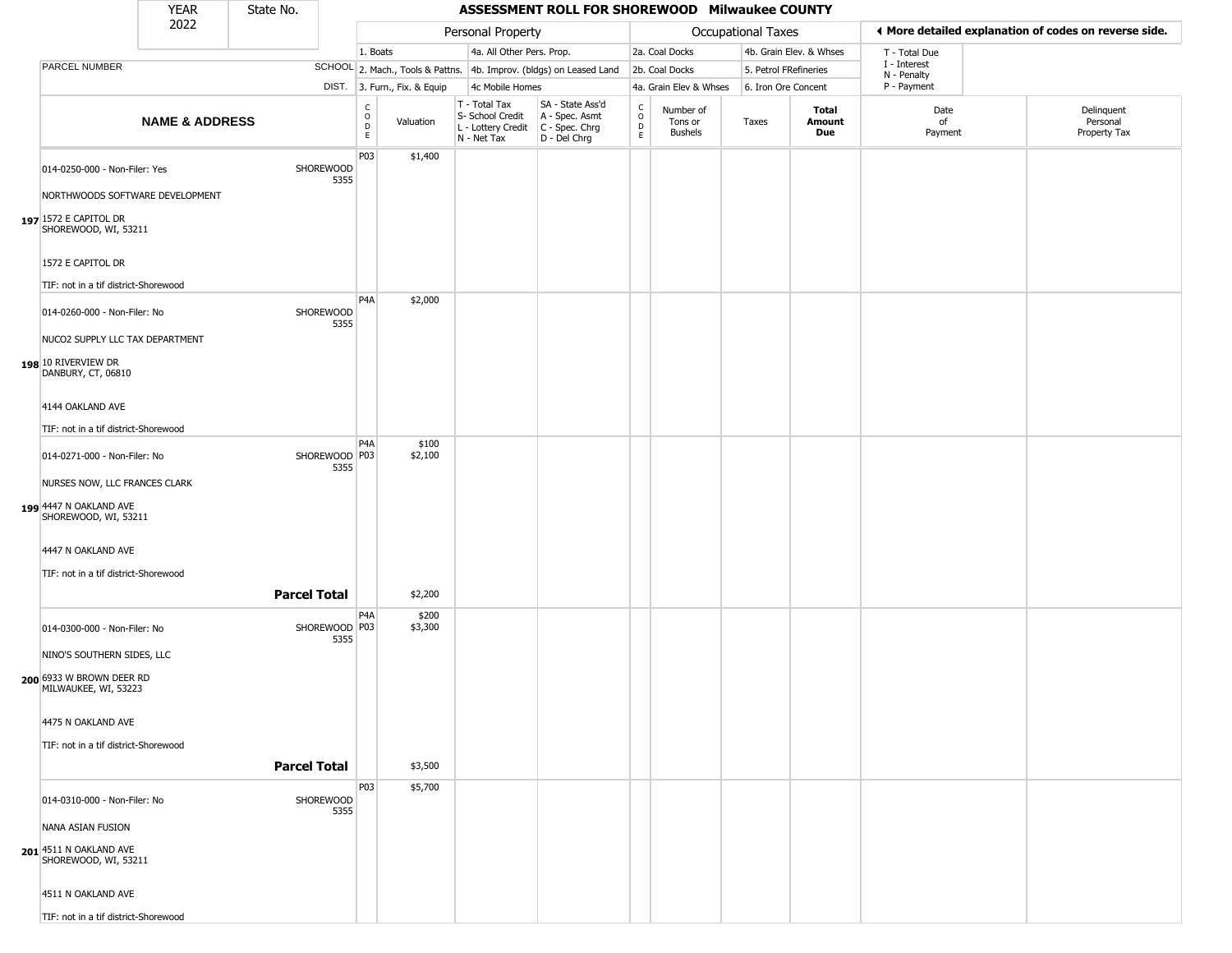# ASSESSMENT ROLL FOR SHOREWOOD Milwaukee COUNTY

| YEAR | State No. |
|---|---|
| 2022 | |

**Personal Property:** 1. Boats; 2. Mach., Tools & Pattns.; 3. Furn., Fix. & Equip; 4a. All Other Pers. Prop.; 4b. Improv. (bldgs) on Leased Land; 4c Mobile Homes

**Occupational Taxes:** 2a. Coal Docks; 2b. Coal Docks; 4a. Grain Elev & Whses; 4b. Grain Elev. & Whses; 5. Petrol FRefineries; 6. Iron Ore Concent

◄ More detailed explanation of codes on reverse side.

T - Total Due; I - Interest; N - Penalty; P - Payment

| | NAME & ADDRESS | SCHOOL DIST. | CODE | Valuation | T - Total Tax / S- School Credit / L - Lottery Credit / N - Net Tax | SA - State Ass'd / A - Spec. Asmt / C - Spec. Chrg / D - Del Chrg | CODE | Number of Tons or Bushels | Taxes | Total Amount Due | Date of Payment | Delinquent Personal Property Tax |
|---|---|---|---|---|---|---|---|---|---|---|---|---|
| 197 | 014-0250-000 - Non-Filer: Yes<br>NORTHWOODS SOFTWARE DEVELOPMENT<br>1572 E CAPITOL DR<br>SHOREWOOD, WI, 53211<br>1572 E CAPITOL DR<br>TIF: not in a tif district-Shorewood | SHOREWOOD 5355 | P03 | $1,400 | | | | | | | | |
| 198 | 014-0260-000 - Non-Filer: No<br>NUCO2 SUPPLY LLC TAX DEPARTMENT<br>10 RIVERVIEW DR<br>DANBURY, CT, 06810<br>4144 OAKLAND AVE<br>TIF: not in a tif district-Shorewood | SHOREWOOD 5355 | P4A | $2,000 | | | | | | | | |
| 199 | 014-0271-000 - Non-Filer: No<br>NURSES NOW, LLC FRANCES CLARK<br>4447 N OAKLAND AVE<br>SHOREWOOD, WI, 53211<br>4447 N OAKLAND AVE<br>TIF: not in a tif district-Shorewood | SHOREWOOD 5355 | P4A<br>P03 | $100<br>$2,100 | | | | | | | | |
| | **Parcel Total** | | | $2,200 | | | | | | | | |
| 200 | 014-0300-000 - Non-Filer: No<br>NINO'S SOUTHERN SIDES, LLC<br>6933 W BROWN DEER RD<br>MILWAUKEE, WI, 53223<br>4475 N OAKLAND AVE<br>TIF: not in a tif district-Shorewood | SHOREWOOD 5355 | P4A<br>P03 | $200<br>$3,300 | | | | | | | | |
| | **Parcel Total** | | | $3,500 | | | | | | | | |
| 201 | 014-0310-000 - Non-Filer: No<br>NANA ASIAN FUSION<br>4511 N OAKLAND AVE<br>SHOREWOOD, WI, 53211<br>4511 N OAKLAND AVE<br>TIF: not in a tif district-Shorewood | SHOREWOOD 5355 | P03 | $5,700 | | | | | | | | |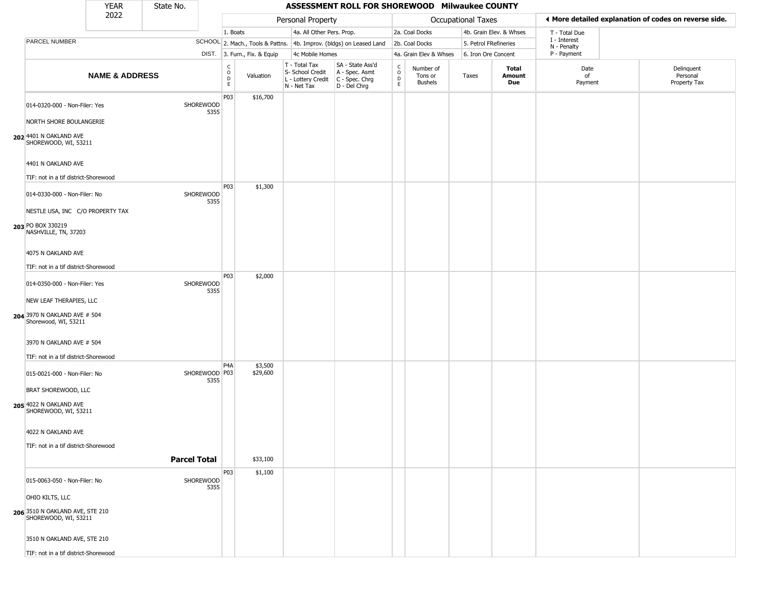# ASSESSMENT ROLL FOR SHOREWOOD Milwaukee COUNTY

YEAR 2022 | State No.

| | | Personal Property | | | | Occupational Taxes | | | | ◄ More detailed explanation of codes on reverse side. | |
|---|---|---|---|---|---|---|---|---|---|---|---|
| PARCEL NUMBER | SCHOOL DIST. | 1. Boats / 2. Mach., Tools & Pattns. / 3. Furn., Fix. & Equip | | 4a. All Other Pers. Prop. / 4b. Improv. (bldgs) on Leased Land / 4c Mobile Homes | | 2a. Coal Docks / 2b. Coal Docks / 4a. Grain Elev & Whses | | 4b. Grain Elev. & Whses / 5. Petrol FRefineries / 6. Iron Ore Concent | | T - Total Due / I - Interest / N - Penalty / P - Payment | |
| **NAME & ADDRESS** | | CODE | Valuation | T - Total Tax / S- School Credit / L - Lottery Credit / N - Net Tax | SA - State Ass'd / A - Spec. Asmt / C - Spec. Chrg / D - Del Chrg | CODE | Number of Tons or Bushels | Taxes | **Total Amount Due** | Date of Payment | Delinquent Personal Property Tax |
| **202** 014-0320-000 - Non-Filer: Yes<br>NORTH SHORE BOULANGERIE<br>4401 N OAKLAND AVE<br>SHOREWOOD, WI, 53211<br>4401 N OAKLAND AVE<br>TIF: not in a tif district-Shorewood | SHOREWOOD 5355 | P03 | $16,700 | | | | | | | | |
| **203** 014-0330-000 - Non-Filer: No<br>NESTLE USA, INC C/O PROPERTY TAX<br>PO BOX 330219<br>NASHVILLE, TN, 37203<br>4075 N OAKLAND AVE<br>TIF: not in a tif district-Shorewood | SHOREWOOD 5355 | P03 | $1,300 | | | | | | | | |
| **204** 014-0350-000 - Non-Filer: Yes<br>NEW LEAF THERAPIES, LLC<br>3970 N OAKLAND AVE # 504<br>Shorewood, WI, 53211<br>3970 N OAKLAND AVE # 504<br>TIF: not in a tif district-Shorewood | SHOREWOOD 5355 | P03 | $2,000 | | | | | | | | |
| **205** 015-0021-000 - Non-Filer: No<br>BRAT SHOREWOOD, LLC<br>4022 N OAKLAND AVE<br>SHOREWOOD, WI, 53211<br>4022 N OAKLAND AVE<br>TIF: not in a tif district-Shorewood | SHOREWOOD 5355 | P4A<br>P03 | $3,500<br>$29,600 | | | | | | | | |
| | **Parcel Total** | | $33,100 | | | | | | | | |
| **206** 015-0063-050 - Non-Filer: No<br>OHIO KILTS, LLC<br>3510 N OAKLAND AVE, STE 210<br>SHOREWOOD, WI, 53211<br>3510 N OAKLAND AVE, STE 210<br>TIF: not in a tif district-Shorewood | SHOREWOOD 5355 | P03 | $1,100 | | | | | | | | |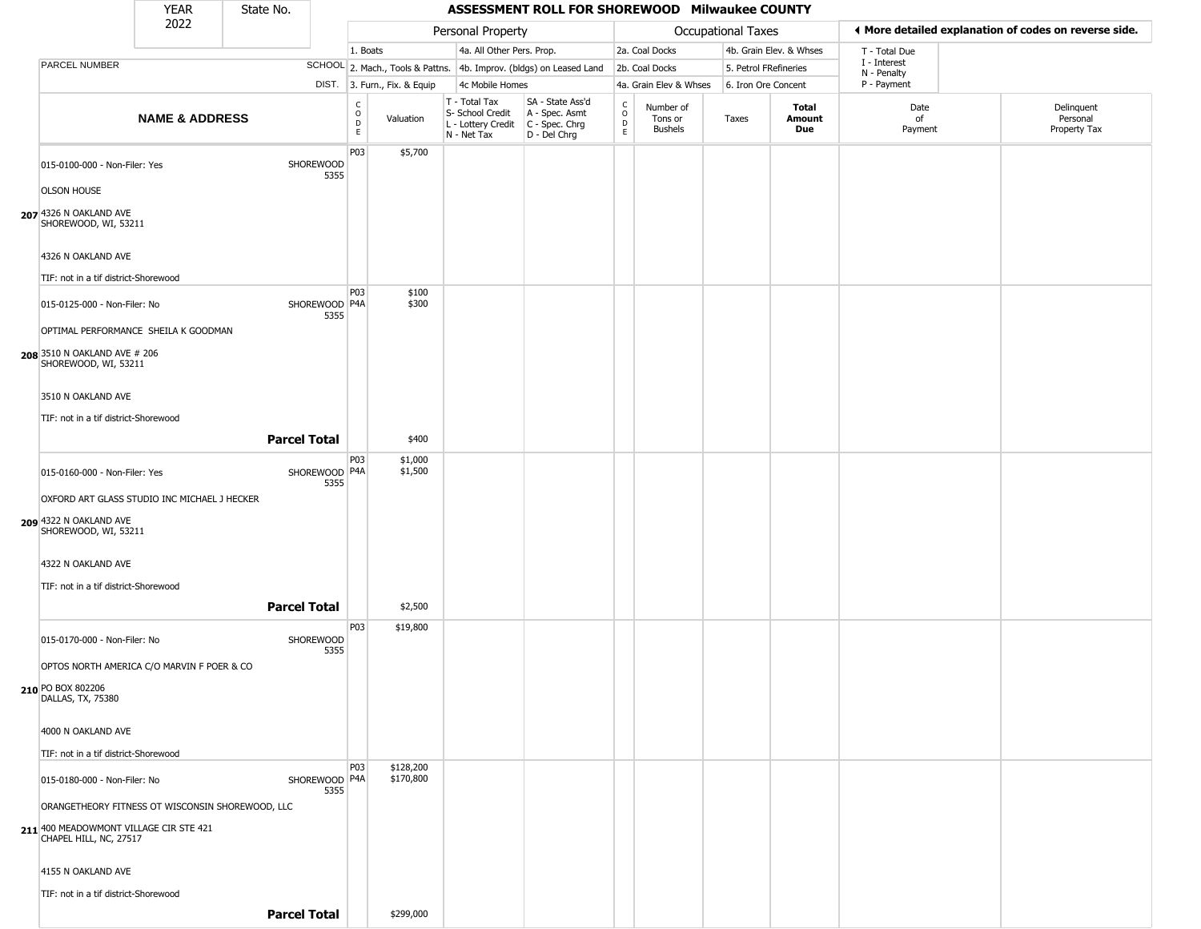YEAR 2022 | State No.

# ASSESSMENT ROLL FOR SHOREWOOD Milwaukee COUNTY

| | | Personal Property | | | | Occupational Taxes | | | | ◀ More detailed explanation of codes on reverse side. | |
|---|---|---|---|---|---|---|---|---|---|---|---|
| PARCEL NUMBER | SCHOOL DIST. | 1. Boats<br>2. Mach., Tools & Pattns.<br>3. Furn., Fix. & Equip | | 4a. All Other Pers. Prop.<br>4b. Improv. (bldgs) on Leased Land<br>4c Mobile Homes | | 2a. Coal Docks<br>2b. Coal Docks<br>4a. Grain Elev & Whses | | 4b. Grain Elev. & Whses<br>5. Petrol FRefineries<br>6. Iron Ore Concent | | T - Total Due<br>I - Interest<br>N - Penalty<br>P - Payment | |
| **NAME & ADDRESS** | | CODE | Valuation | T - Total Tax<br>S- School Credit<br>L - Lottery Credit<br>N - Net Tax | SA - State Ass'd<br>A - Spec. Asmt<br>C - Spec. Chrg<br>D - Del Chrg | CODE | Number of Tons or Bushels | Taxes | **Total Amount Due** | Date of Payment | Delinquent Personal Property Tax |
| 207 015-0100-000 - Non-Filer: Yes<br>OLSON HOUSE<br>4326 N OAKLAND AVE<br>SHOREWOOD, WI, 53211<br>4326 N OAKLAND AVE<br>TIF: not in a tif district-Shorewood | SHOREWOOD 5355 | P03 | $5,700 | | | | | | | | |
| 208 015-0125-000 - Non-Filer: No<br>OPTIMAL PERFORMANCE SHEILA K GOODMAN<br>3510 N OAKLAND AVE # 206<br>SHOREWOOD, WI, 53211<br>3510 N OAKLAND AVE<br>TIF: not in a tif district-Shorewood | SHOREWOOD 5355 | P03<br>P4A | $100<br>$300 | | | | | | | | |
| **Parcel Total** | | | $400 | | | | | | | | |
| 209 015-0160-000 - Non-Filer: Yes<br>OXFORD ART GLASS STUDIO INC MICHAEL J HECKER<br>4322 N OAKLAND AVE<br>SHOREWOOD, WI, 53211<br>4322 N OAKLAND AVE<br>TIF: not in a tif district-Shorewood | SHOREWOOD 5355 | P03<br>P4A | $1,000<br>$1,500 | | | | | | | | |
| **Parcel Total** | | | $2,500 | | | | | | | | |
| 210 015-0170-000 - Non-Filer: No<br>OPTOS NORTH AMERICA C/O MARVIN F POER & CO<br>PO BOX 802206<br>DALLAS, TX, 75380<br>4000 N OAKLAND AVE<br>TIF: not in a tif district-Shorewood | SHOREWOOD 5355 | P03 | $19,800 | | | | | | | | |
| 211 015-0180-000 - Non-Filer: No<br>ORANGETHEORY FITNESS OT WISCONSIN SHOREWOOD, LLC<br>400 MEADOWMONT VILLAGE CIR STE 421<br>CHAPEL HILL, NC, 27517<br>4155 N OAKLAND AVE<br>TIF: not in a tif district-Shorewood | SHOREWOOD 5355 | P03<br>P4A | $128,200<br>$170,800 | | | | | | | | |
| **Parcel Total** | | | $299,000 | | | | | | | | |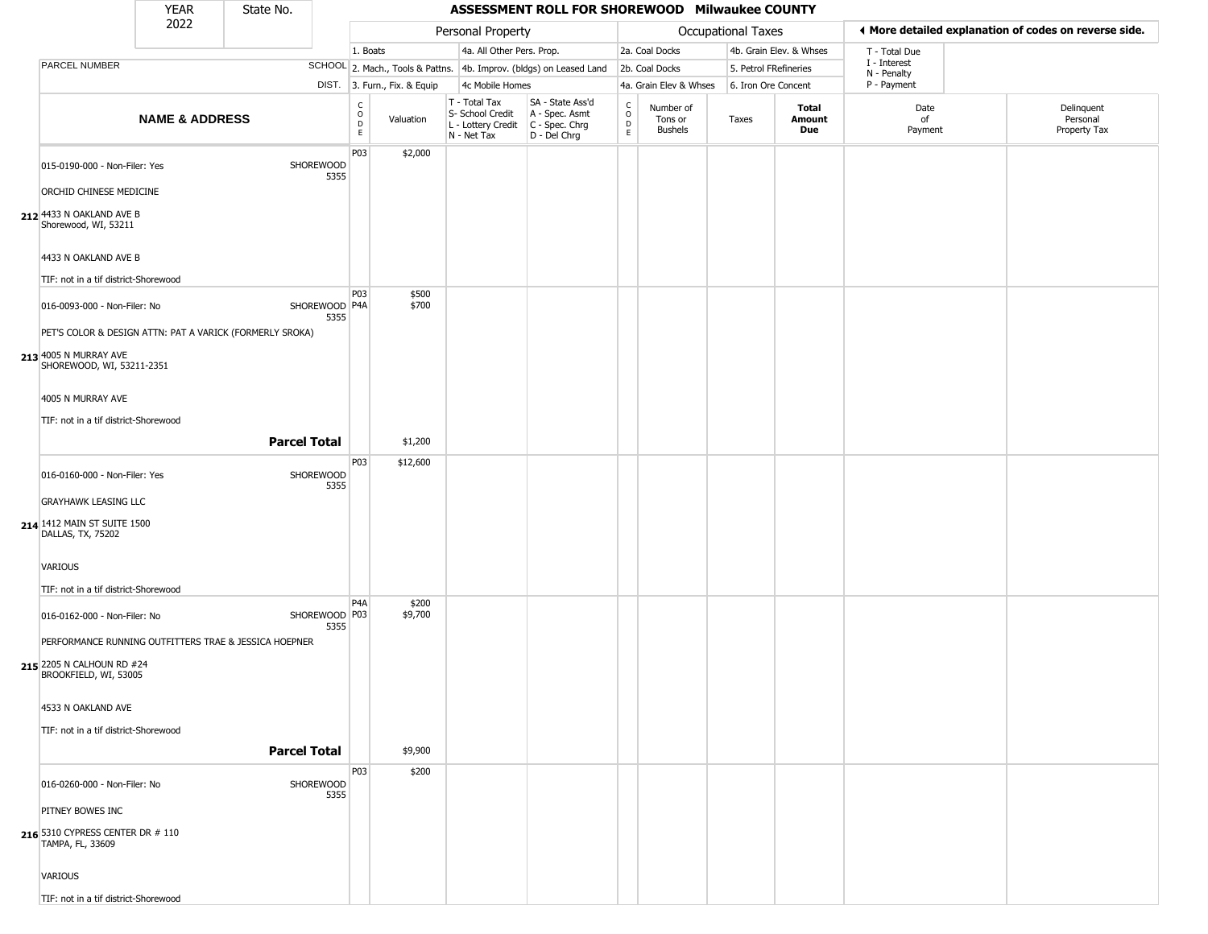| YEAR 2022 | State No. |
|---|---|

## ASSESSMENT ROLL FOR SHOREWOOD Milwaukee COUNTY

| | | Personal Property | | | | Occupational Taxes | | | | ◀ More detailed explanation of codes on reverse side. | |
|---|---|---|---|---|---|---|---|---|---|---|---|
| PARCEL NUMBER | SCHOOL DIST. | 1. Boats<br>2. Mach., Tools & Pattns.<br>3. Furn., Fix. & Equip | | 4a. All Other Pers. Prop.<br>4b. Improv. (bldgs) on Leased Land<br>4c Mobile Homes | | 2a. Coal Docks<br>2b. Coal Docks<br>4a. Grain Elev & Whses | | 4b. Grain Elev. & Whses<br>5. Petrol FRefineries<br>6. Iron Ore Concent | | T - Total Due<br>I - Interest<br>N - Penalty<br>P - Payment | |
| **NAME & ADDRESS** | | CODE | Valuation | T - Total Tax<br>S- School Credit<br>L - Lottery Credit<br>N - Net Tax | SA - State Ass'd<br>A - Spec. Asmt<br>C - Spec. Chrg<br>D - Del Chrg | CODE | Number of Tons or Bushels | Taxes | **Total Amount Due** | Date of Payment | Delinquent Personal Property Tax |
| **212** 015-0190-000 - Non-Filer: Yes<br>ORCHID CHINESE MEDICINE<br>4433 N OAKLAND AVE B<br>Shorewood, WI, 53211<br><br>4433 N OAKLAND AVE B<br><br>TIF: not in a tif district-Shorewood | SHOREWOOD 5355 | P03 | $2,000 | | | | | | | | |
| **213** 016-0093-000 - Non-Filer: No<br>PET'S COLOR & DESIGN ATTN: PAT A VARICK (FORMERLY SROKA)<br>4005 N MURRAY AVE<br>SHOREWOOD, WI, 53211-2351<br><br>4005 N MURRAY AVE<br><br>TIF: not in a tif district-Shorewood | SHOREWOOD 5355 | P03<br>P4A | $500<br>$700 | | | | | | | | |
| **Parcel Total** | | | $1,200 | | | | | | | | |
| **214** 016-0160-000 - Non-Filer: Yes<br>GRAYHAWK LEASING LLC<br>1412 MAIN ST SUITE 1500<br>DALLAS, TX, 75202<br><br>VARIOUS<br><br>TIF: not in a tif district-Shorewood | SHOREWOOD 5355 | P03 | $12,600 | | | | | | | | |
| **215** 016-0162-000 - Non-Filer: No<br>PERFORMANCE RUNNING OUTFITTERS TRAE & JESSICA HOEPNER<br>2205 N CALHOUN RD #24<br>BROOKFIELD, WI, 53005<br><br>4533 N OAKLAND AVE<br><br>TIF: not in a tif district-Shorewood | SHOREWOOD 5355 | P4A<br>P03 | $200<br>$9,700 | | | | | | | | |
| **Parcel Total** | | | $9,900 | | | | | | | | |
| **216** 016-0260-000 - Non-Filer: No<br>PITNEY BOWES INC<br>5310 CYPRESS CENTER DR # 110<br>TAMPA, FL, 33609<br><br>VARIOUS<br><br>TIF: not in a tif district-Shorewood | SHOREWOOD 5355 | P03 | $200 | | | | | | | | |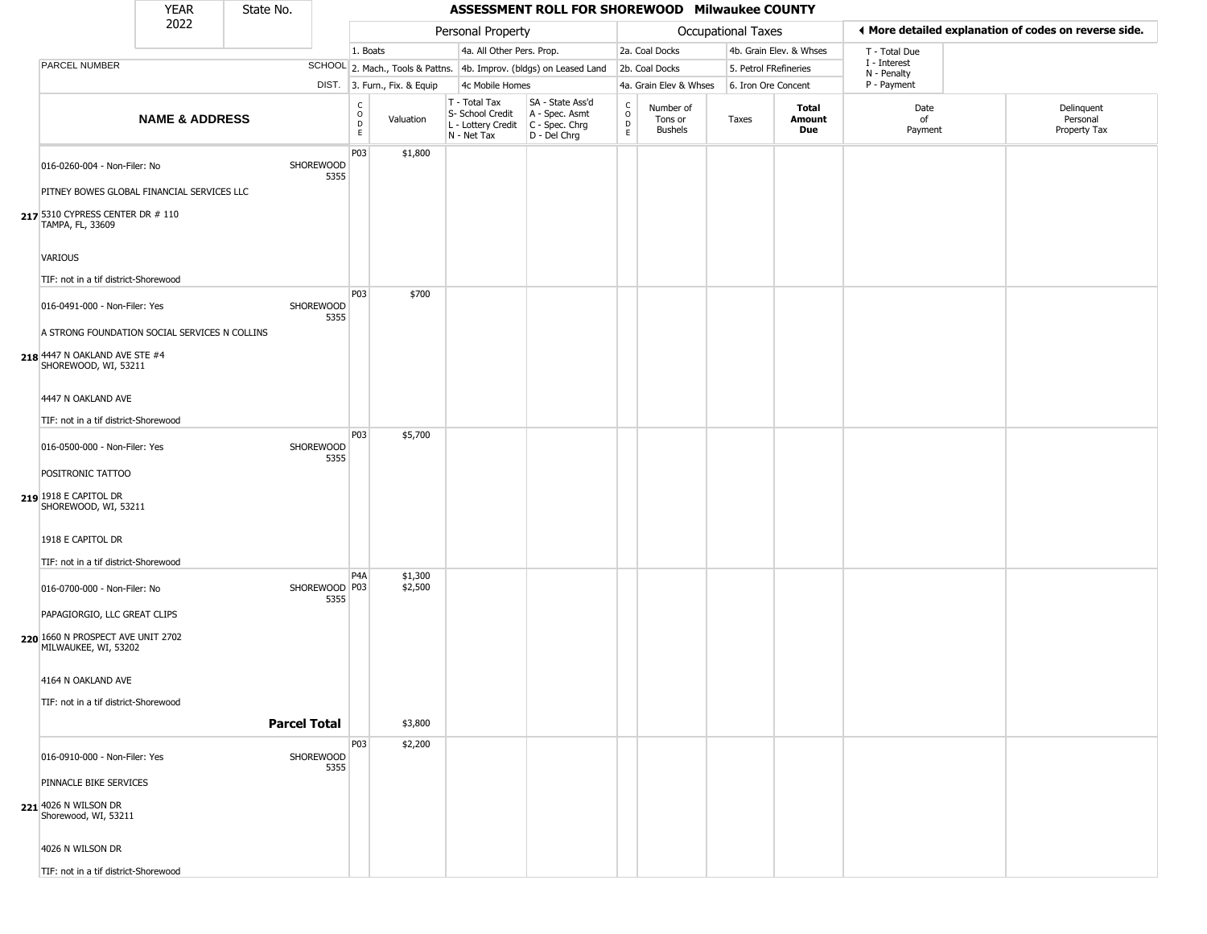| YEAR 2022 | State No. | | ASSESSMENT ROLL FOR SHOREWOOD Milwaukee COUNTY | | | | | | | | | |
|---|---|---|---|---|---|---|---|---|---|---|---|---|

| PARCEL NUMBER | SCHOOL DIST. | Personal Property | | | | Occupational Taxes | | | | ◀ More detailed explanation of codes on reverse side. | | |
|---|---|---|---|---|---|---|---|---|---|---|---|---|
| | | 1. Boats | | 4a. All Other Pers. Prop. | | 2a. Coal Docks | | 4b. Grain Elev. & Whses | | T - Total Due | | |
| | | 2. Mach., Tools & Pattns. | | 4b. Improv. (bldgs) on Leased Land | | 2b. Coal Docks | | 5. Petrol FRefineries | | I - Interest | | |
| | | 3. Furn., Fix. & Equip | | 4c Mobile Homes | | 4a. Grain Elev & Whses | | 6. Iron Ore Concent | | N - Penalty / P - Payment | | |
| **NAME & ADDRESS** | | CODE | Valuation | T - Total Tax / S- School Credit / L - Lottery Credit / N - Net Tax | SA - State Ass'd / A - Spec. Asmt / C - Spec. Chrg / D - Del Chrg | CODE | Number of Tons or Bushels | Taxes | **Total Amount Due** | Date of Payment | Delinquent Personal Property Tax | |
| **217** 016-0260-004 - Non-Filer: No<br>PITNEY BOWES GLOBAL FINANCIAL SERVICES LLC<br>5310 CYPRESS CENTER DR # 110<br>TAMPA, FL, 33609<br>VARIOUS<br>TIF: not in a tif district-Shorewood | SHOREWOOD 5355 | P03 | $1,800 | | | | | | | | | |
| **218** 016-0491-000 - Non-Filer: Yes<br>A STRONG FOUNDATION SOCIAL SERVICES N COLLINS<br>4447 N OAKLAND AVE STE #4<br>SHOREWOOD, WI, 53211<br>4447 N OAKLAND AVE<br>TIF: not in a tif district-Shorewood | SHOREWOOD 5355 | P03 | $700 | | | | | | | | | |
| **219** 016-0500-000 - Non-Filer: Yes<br>POSITRONIC TATTOO<br>1918 E CAPITOL DR<br>SHOREWOOD, WI, 53211<br>1918 E CAPITOL DR<br>TIF: not in a tif district-Shorewood | SHOREWOOD 5355 | P03 | $5,700 | | | | | | | | | |
| **220** 016-0700-000 - Non-Filer: No<br>PAPAGIORGIO, LLC GREAT CLIPS<br>1660 N PROSPECT AVE UNIT 2702<br>MILWAUKEE, WI, 53202<br>4164 N OAKLAND AVE<br>TIF: not in a tif district-Shorewood | SHOREWOOD 5355 | P4A<br>P03 | $1,300<br>$2,500 | | | | | | | | | |
| **Parcel Total** | | | $3,800 | | | | | | | | | |
| **221** 016-0910-000 - Non-Filer: Yes<br>PINNACLE BIKE SERVICES<br>4026 N WILSON DR<br>Shorewood, WI, 53211<br>4026 N WILSON DR<br>TIF: not in a tif district-Shorewood | SHOREWOOD 5355 | P03 | $2,200 | | | | | | | | | |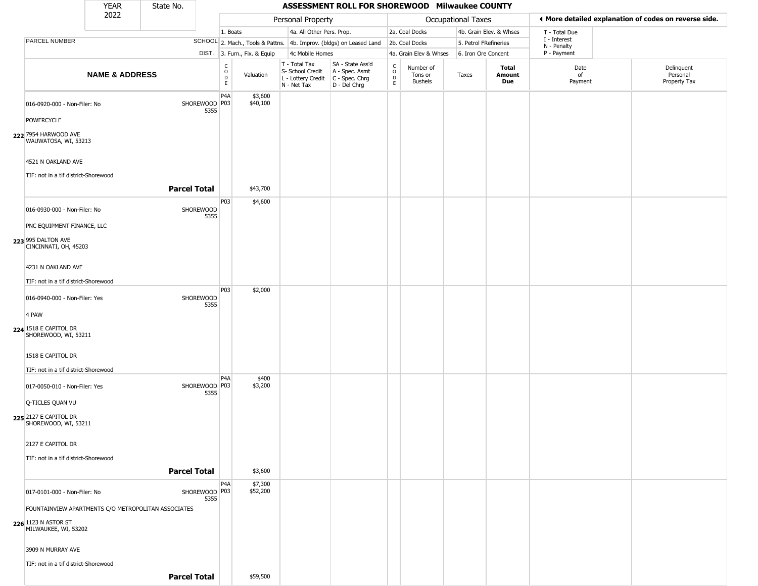| YEAR 2022 | State No. | | ASSESSMENT ROLL FOR SHOREWOOD Milwaukee COUNTY | | | | | | | | | | |
|---|---|---|---|---|---|---|---|---|---|---|---|---|---|
| | | | Personal Property | | | | Occupational Taxes | | | | ◄ More detailed explanation of codes on reverse side. | | |
| | | | 1. Boats | | 4a. All Other Pers. Prop. | | 2a. Coal Docks | | 4b. Grain Elev. & Whses | | T - Total Due | | |
| PARCEL NUMBER | | SCHOOL | 2. Mach., Tools & Pattns. | | 4b. Improv. (bldgs) on Leased Land | | 2b. Coal Docks | | 5. Petrol FRefineries | | I - Interest N - Penalty | | |
| | | DIST. | 3. Furn., Fix. & Equip | | 4c Mobile Homes | | 4a. Grain Elev & Whses | | 6. Iron Ore Concent | | P - Payment | | |
| NAME & ADDRESS | | | CODE | Valuation | T - Total Tax S- School Credit L - Lottery Credit N - Net Tax | SA - State Ass'd A - Spec. Asmt C - Spec. Chrg D - Del Chrg | CODE | Number of Tons or Bushels | Taxes | Total Amount Due | Date of Payment | Delinquent Personal Property Tax | |
| 222 | 016-0920-000 - Non-Filer: No<br>POWERCYCLE<br>7954 HARWOOD AVE<br>WAUWATOSA, WI, 53213<br><br>4521 N OAKLAND AVE<br>TIF: not in a tif district-Shorewood | SHOREWOOD 5355 | P4A<br>P03 | $3,600<br>$40,100 | | | | | | | | | |
| | **Parcel Total** | | | $43,700 | | | | | | | | | |
| 223 | 016-0930-000 - Non-Filer: No<br>PNC EQUIPMENT FINANCE, LLC<br>995 DALTON AVE<br>CINCINNATI, OH, 45203<br><br>4231 N OAKLAND AVE<br>TIF: not in a tif district-Shorewood | SHOREWOOD 5355 | P03 | $4,600 | | | | | | | | | |
| 224 | 016-0940-000 - Non-Filer: Yes<br>4 PAW<br>1518 E CAPITOL DR<br>SHOREWOOD, WI, 53211<br><br>1518 E CAPITOL DR<br>TIF: not in a tif district-Shorewood | SHOREWOOD 5355 | P03 | $2,000 | | | | | | | | | |
| 225 | 017-0050-010 - Non-Filer: Yes<br>Q-TICLES QUAN VU<br>2127 E CAPITOL DR<br>SHOREWOOD, WI, 53211<br><br>2127 E CAPITOL DR<br>TIF: not in a tif district-Shorewood | SHOREWOOD 5355 | P4A<br>P03 | $400<br>$3,200 | | | | | | | | | |
| | **Parcel Total** | | | $3,600 | | | | | | | | | |
| 226 | 017-0101-000 - Non-Filer: No<br>FOUNTAINVIEW APARTMENTS C/O METROPOLITAN ASSOCIATES<br>1123 N ASTOR ST<br>MILWAUKEE, WI, 53202<br><br>3909 N MURRAY AVE<br>TIF: not in a tif district-Shorewood | SHOREWOOD 5355 | P4A<br>P03 | $7,300<br>$52,200 | | | | | | | | | |
| | **Parcel Total** | | | $59,500 | | | | | | | | | |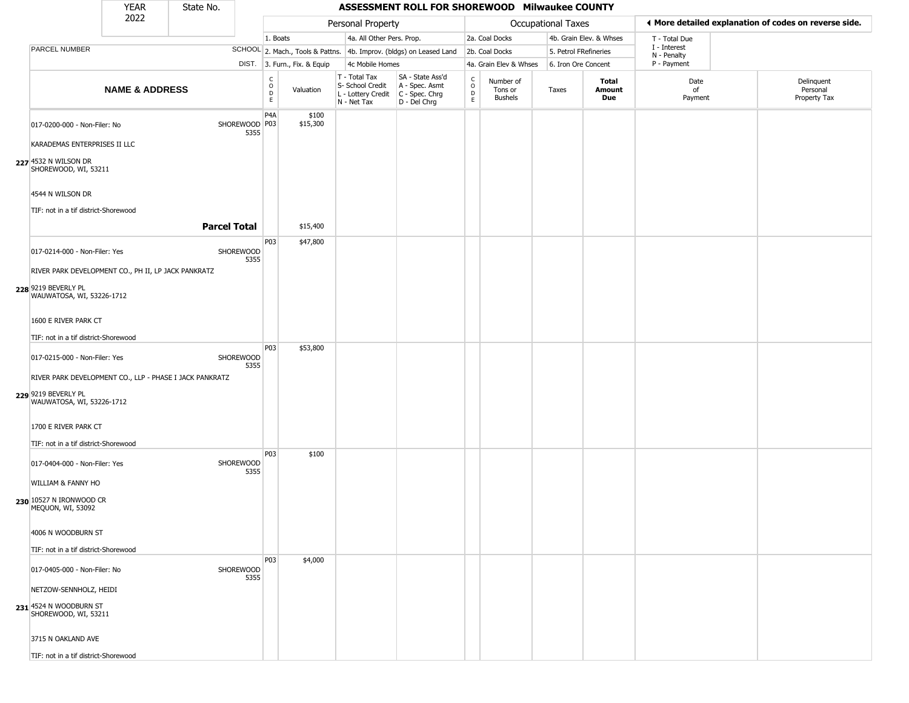| YEAR 2022 | State No. | ASSESSMENT ROLL FOR SHOREWOOD Milwaukee COUNTY |
|---|---|---|

| | | Personal Property | | | | Occupational Taxes | | | | More detailed explanation of codes on reverse side. | |
|---|---|---|---|---|---|---|---|---|---|---|---|
| PARCEL NUMBER | SCHOOL DIST. | 1. Boats 2. Mach., Tools & Pattns. 3. Furn., Fix. & Equip | | 4a. All Other Pers. Prop. 4b. Improv. (bldgs) on Leased Land 4c Mobile Homes | | 2a. Coal Docks 2b. Coal Docks 4a. Grain Elev & Whses | | 4b. Grain Elev. & Whses 5. Petrol FRefineries 6. Iron Ore Concent | | T - Total Due I - Interest N - Penalty P - Payment | |
| **NAME & ADDRESS** | | CODE | Valuation | T - Total Tax S- School Credit L - Lottery Credit N - Net Tax | SA - State Ass'd A - Spec. Asmt C - Spec. Chrg D - Del Chrg | CODE | Number of Tons or Bushels | Taxes | **Total Amount Due** | Date of Payment | Delinquent Personal Property Tax |
| **227** 017-0200-000 - Non-Filer: No<br>KARADEMAS ENTERPRISES II LLC<br>4532 N WILSON DR<br>SHOREWOOD, WI, 53211<br>4544 N WILSON DR<br>TIF: not in a tif district-Shorewood | SHOREWOOD 5355 | P4A<br>P03 | $100<br>$15,300 | | | | | | | | |
| **Parcel Total** | | | $15,400 | | | | | | | | |
| **228** 017-0214-000 - Non-Filer: Yes<br>RIVER PARK DEVELOPMENT CO., PH II, LP JACK PANKRATZ<br>9219 BEVERLY PL<br>WAUWATOSA, WI, 53226-1712<br>1600 E RIVER PARK CT<br>TIF: not in a tif district-Shorewood | SHOREWOOD 5355 | P03 | $47,800 | | | | | | | | |
| **229** 017-0215-000 - Non-Filer: Yes<br>RIVER PARK DEVELOPMENT CO., LLP - PHASE I JACK PANKRATZ<br>9219 BEVERLY PL<br>WAUWATOSA, WI, 53226-1712<br>1700 E RIVER PARK CT<br>TIF: not in a tif district-Shorewood | SHOREWOOD 5355 | P03 | $53,800 | | | | | | | | |
| **230** 017-0404-000 - Non-Filer: Yes<br>WILLIAM & FANNY HO<br>10527 N IRONWOOD CR<br>MEQUON, WI, 53092<br>4006 N WOODBURN ST<br>TIF: not in a tif district-Shorewood | SHOREWOOD 5355 | P03 | $100 | | | | | | | | |
| **231** 017-0405-000 - Non-Filer: No<br>NETZOW-SENNHOLZ, HEIDI<br>4524 N WOODBURN ST<br>SHOREWOOD, WI, 53211<br>3715 N OAKLAND AVE<br>TIF: not in a tif district-Shorewood | SHOREWOOD 5355 | P03 | $4,000 | | | | | | | | |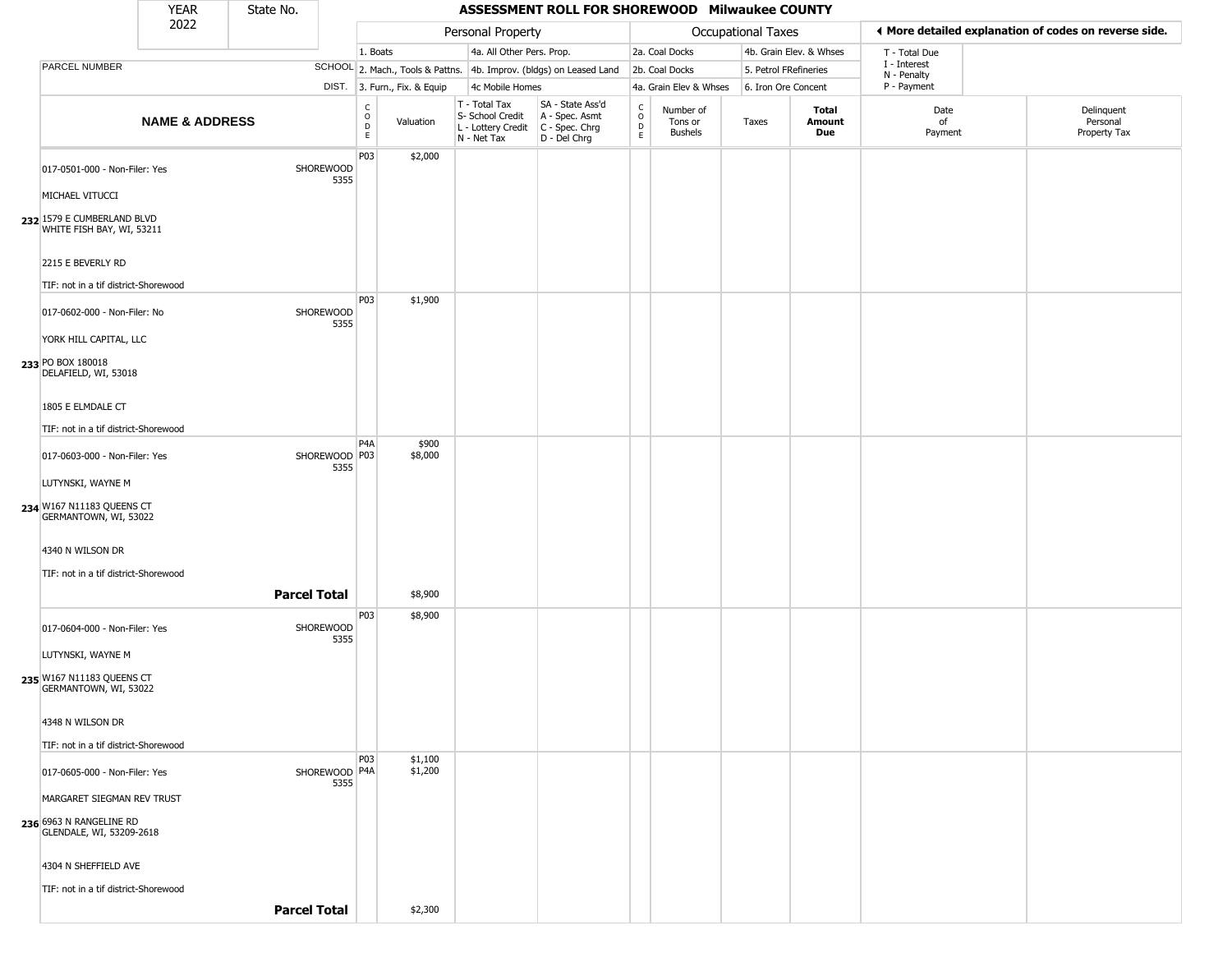# ASSESSMENT ROLL FOR SHOREWOOD Milwaukee COUNTY

YEAR 2022 | State No.

**Personal Property:** 1. Boats; 2. Mach., Tools & Pattns.; 3. Furn., Fix. & Equip; 4a. All Other Pers. Prop.; 4b. Improv. (bldgs) on Leased Land; 4c Mobile Homes

**Occupational Taxes:** 2a. Coal Docks; 2b. Coal Docks; 4a. Grain Elev & Whses; 4b. Grain Elev. & Whses; 5. Petrol FRefineries; 6. Iron Ore Concent

◄ More detailed explanation of codes on reverse side.

T - Total Due; I - Interest; N - Penalty; P - Payment

| | NAME & ADDRESS | SCHOOL DIST. | CODE | Valuation | T - Total Tax S- School Credit L - Lottery Credit N - Net Tax | SA - State Ass'd A - Spec. Asmt C - Spec. Chrg D - Del Chrg | CODE | Number of Tons or Bushels | Taxes | Total Amount Due | Date of Payment | Delinquent Personal Property Tax |
|---|---|---|---|---|---|---|---|---|---|---|---|---|
| 232 | 017-0501-000 - Non-Filer: Yes<br>MICHAEL VITUCCI<br>1579 E CUMBERLAND BLVD<br>WHITE FISH BAY, WI, 53211<br>2215 E BEVERLY RD<br>TIF: not in a tif district-Shorewood | SHOREWOOD 5355 | P03 | $2,000 | | | | | | | | |
| 233 | 017-0602-000 - Non-Filer: No<br>YORK HILL CAPITAL, LLC<br>PO BOX 180018<br>DELAFIELD, WI, 53018<br>1805 E ELMDALE CT<br>TIF: not in a tif district-Shorewood | SHOREWOOD 5355 | P03 | $1,900 | | | | | | | | |
| 234 | 017-0603-000 - Non-Filer: Yes<br>LUTYNSKI, WAYNE M<br>W167 N11183 QUEENS CT<br>GERMANTOWN, WI, 53022<br>4340 N WILSON DR<br>TIF: not in a tif district-Shorewood | SHOREWOOD 5355 | P4A<br>P03 | $900<br>$8,000 | | | | | | | | |
| | **Parcel Total** | | | $8,900 | | | | | | | | |
| 235 | 017-0604-000 - Non-Filer: Yes<br>LUTYNSKI, WAYNE M<br>W167 N11183 QUEENS CT<br>GERMANTOWN, WI, 53022<br>4348 N WILSON DR<br>TIF: not in a tif district-Shorewood | SHOREWOOD 5355 | P03 | $8,900 | | | | | | | | |
| 236 | 017-0605-000 - Non-Filer: Yes<br>MARGARET SIEGMAN REV TRUST<br>6963 N RANGELINE RD<br>GLENDALE, WI, 53209-2618<br>4304 N SHEFFIELD AVE<br>TIF: not in a tif district-Shorewood | SHOREWOOD 5355 | P03<br>P4A | $1,100<br>$1,200 | | | | | | | | |
| | **Parcel Total** | | | $2,300 | | | | | | | | |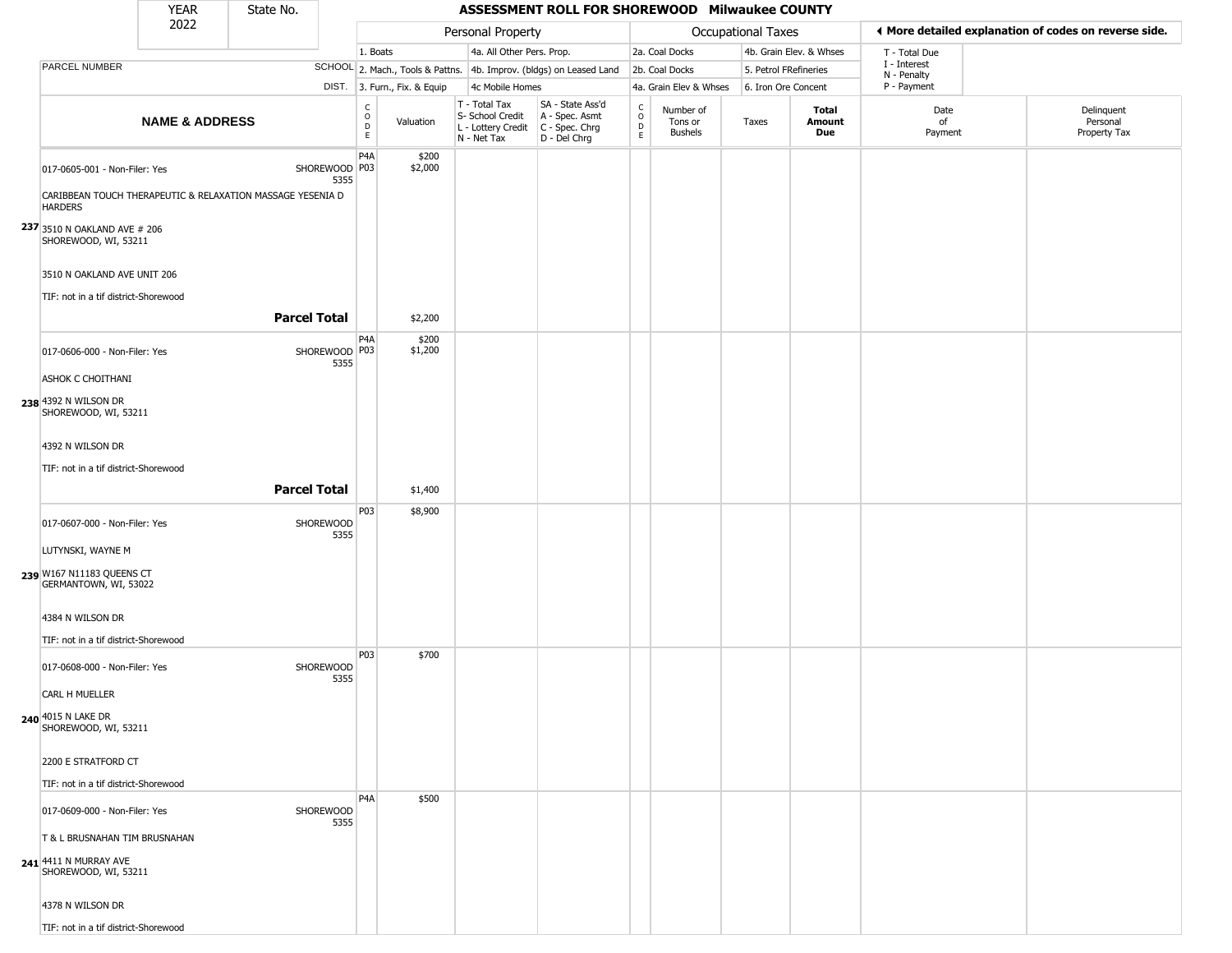| YEAR 2022 | State No. | ASSESSMENT ROLL FOR SHOREWOOD Milwaukee COUNTY | | | | | | | | | | |
|---|---|---|---|---|---|---|---|---|---|---|---|---|

| | | Personal Property | | | | Occupational Taxes | | | | ◀ More detailed explanation of codes on reverse side. | |
|---|---|---|---|---|---|---|---|---|---|---|---|
| PARCEL NUMBER | SCHOOL DIST. | 1. Boats<br>2. Mach., Tools & Pattns.<br>3. Furn., Fix. & Equip | | 4a. All Other Pers. Prop.<br>4b. Improv. (bldgs) on Leased Land<br>4c Mobile Homes | | 2a. Coal Docks<br>2b. Coal Docks<br>4a. Grain Elev & Whses | | 4b. Grain Elev. & Whses<br>5. Petrol FRefineries<br>6. Iron Ore Concent | | T - Total Due<br>I - Interest<br>N - Penalty<br>P - Payment | |

| | NAME & ADDRESS | | CODE | Valuation | T - Total Tax<br>S- School Credit<br>L - Lottery Credit<br>N - Net Tax | SA - State Ass'd<br>A - Spec. Asmt<br>C - Spec. Chrg<br>D - Del Chrg | CODE | Number of Tons or Bushels | Taxes | Total Amount Due | Date of Payment | Delinquent Personal Property Tax |
|---|---|---|---|---|---|---|---|---|---|---|---|---|
| 237 | 017-0605-001 - Non-Filer: Yes<br><br>CARIBBEAN TOUCH THERAPEUTIC & RELAXATION MASSAGE YESENIA D HARDERS<br><br>3510 N OAKLAND AVE # 206<br>SHOREWOOD, WI, 53211<br><br>3510 N OAKLAND AVE UNIT 206<br><br>TIF: not in a tif district-Shorewood | SHOREWOOD 5355 | P4A<br>P03 | $200<br>$2,000 | | | | | | | | |
| | | **Parcel Total** | | $2,200 | | | | | | | | |
| 238 | 017-0606-000 - Non-Filer: Yes<br><br>ASHOK C CHOITHANI<br><br>4392 N WILSON DR<br>SHOREWOOD, WI, 53211<br><br>4392 N WILSON DR<br><br>TIF: not in a tif district-Shorewood | SHOREWOOD 5355 | P4A<br>P03 | $200<br>$1,200 | | | | | | | | |
| | | **Parcel Total** | | $1,400 | | | | | | | | |
| 239 | 017-0607-000 - Non-Filer: Yes<br><br>LUTYNSKI, WAYNE M<br><br>W167 N11183 QUEENS CT<br>GERMANTOWN, WI, 53022<br><br>4384 N WILSON DR<br><br>TIF: not in a tif district-Shorewood | SHOREWOOD 5355 | P03 | $8,900 | | | | | | | | |
| 240 | 017-0608-000 - Non-Filer: Yes<br><br>CARL H MUELLER<br><br>4015 N LAKE DR<br>SHOREWOOD, WI, 53211<br><br>2200 E STRATFORD CT<br><br>TIF: not in a tif district-Shorewood | SHOREWOOD 5355 | P03 | $700 | | | | | | | | |
| 241 | 017-0609-000 - Non-Filer: Yes<br><br>T & L BRUSNAHAN TIM BRUSNAHAN<br><br>4411 N MURRAY AVE<br>SHOREWOOD, WI, 53211<br><br>4378 N WILSON DR<br><br>TIF: not in a tif district-Shorewood | SHOREWOOD 5355 | P4A | $500 | | | | | | | | |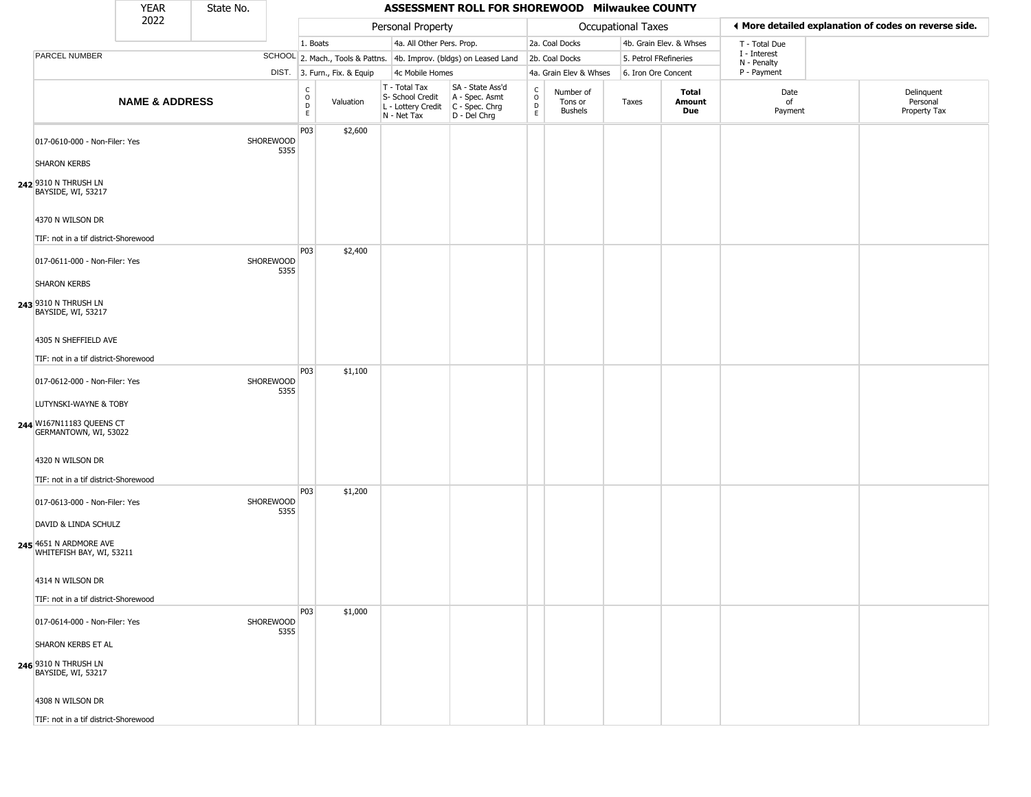| YEAR 2022 | State No. | ASSESSMENT ROLL FOR SHOREWOOD Milwaukee COUNTY |
|---|---|---|

| | | Personal Property | | | | Occupational Taxes | | | | ◀ More detailed explanation of codes on reverse side. | |
|---|---|---|---|---|---|---|---|---|---|---|---|
| | | 1. Boats | | 4a. All Other Pers. Prop. | | 2a. Coal Docks | | 4b. Grain Elev. & Whses | | T - Total Due | |
| PARCEL NUMBER | SCHOOL | 2. Mach., Tools & Pattns. | | 4b. Improv. (bldgs) on Leased Land | | 2b. Coal Docks | | 5. Petrol FRefineries | | I - Interest<br>N - Penalty | |
| | DIST. | 3. Furn., Fix. & Equip | | 4c Mobile Homes | | 4a. Grain Elev & Whses | | 6. Iron Ore Concent | | P - Payment | |
| **NAME & ADDRESS** | | CODE | Valuation | T - Total Tax<br>S- School Credit<br>L - Lottery Credit<br>N - Net Tax | SA - State Ass'd<br>A - Spec. Asmt<br>C - Spec. Chrg<br>D - Del Chrg | CODE | Number of Tons or Bushels | Taxes | **Total Amount Due** | Date of Payment | Delinquent Personal Property Tax |
| 017-0610-000 - Non-Filer: Yes<br>SHARON KERBS<br>242 9310 N THRUSH LN<br>BAYSIDE, WI, 53217<br>4370 N WILSON DR<br>TIF: not in a tif district-Shorewood | SHOREWOOD 5355 | P03 | $2,600 | | | | | | | | |
| 017-0611-000 - Non-Filer: Yes<br>SHARON KERBS<br>243 9310 N THRUSH LN<br>BAYSIDE, WI, 53217<br>4305 N SHEFFIELD AVE<br>TIF: not in a tif district-Shorewood | SHOREWOOD 5355 | P03 | $2,400 | | | | | | | | |
| 017-0612-000 - Non-Filer: Yes<br>LUTYNSKI-WAYNE & TOBY<br>244 W167N11183 QUEENS CT<br>GERMANTOWN, WI, 53022<br>4320 N WILSON DR<br>TIF: not in a tif district-Shorewood | SHOREWOOD 5355 | P03 | $1,100 | | | | | | | | |
| 017-0613-000 - Non-Filer: Yes<br>DAVID & LINDA SCHULZ<br>245 4651 N ARDMORE AVE<br>WHITEFISH BAY, WI, 53211<br>4314 N WILSON DR<br>TIF: not in a tif district-Shorewood | SHOREWOOD 5355 | P03 | $1,200 | | | | | | | | |
| 017-0614-000 - Non-Filer: Yes<br>SHARON KERBS ET AL<br>246 9310 N THRUSH LN<br>BAYSIDE, WI, 53217<br>4308 N WILSON DR<br>TIF: not in a tif district-Shorewood | SHOREWOOD 5355 | P03 | $1,000 | | | | | | | | |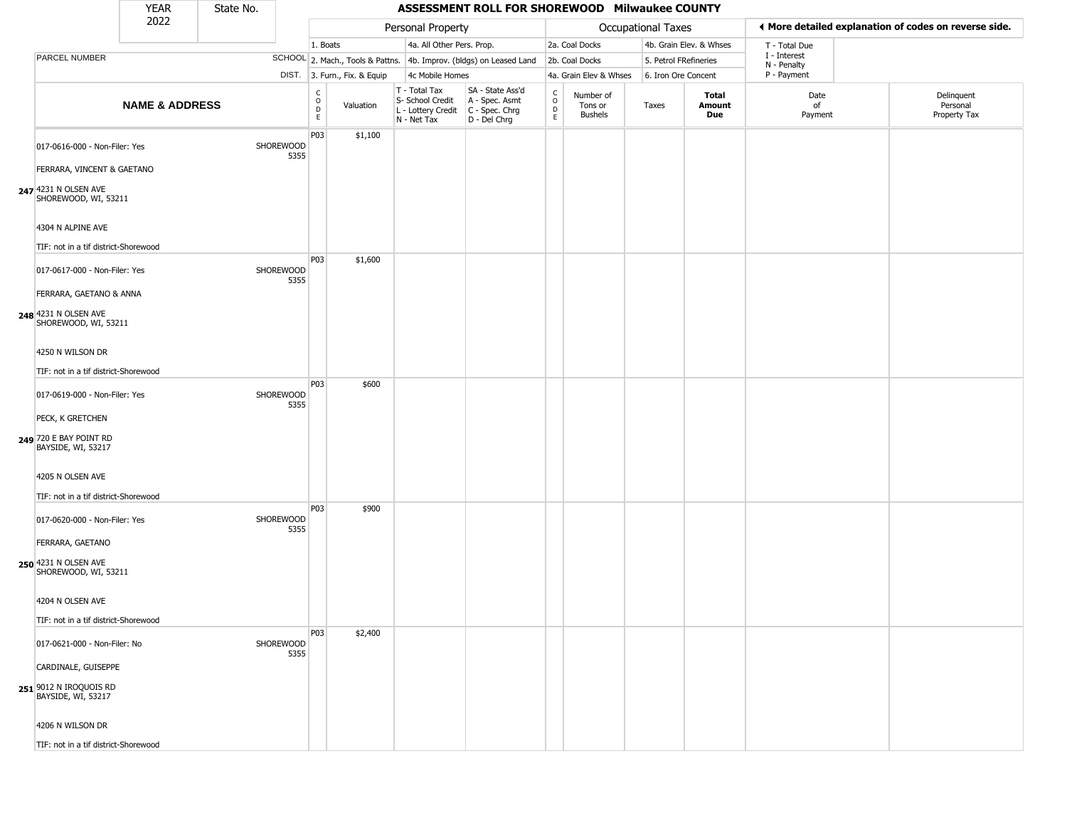| YEAR 2022 | State No. | ASSESSMENT ROLL FOR SHOREWOOD Milwaukee COUNTY | | | | | | | | | | | |
|---|---|---|---|---|---|---|---|---|---|---|---|---|---|

| | | Personal Property | | | | Occupational Taxes | | | | ◄ More detailed explanation of codes on reverse side. | |
|---|---|---|---|---|---|---|---|---|---|---|---|
| | | 1. Boats | | 4a. All Other Pers. Prop. | | 2a. Coal Docks | | 4b. Grain Elev. & Whses | | T - Total Due | |
| PARCEL NUMBER | SCHOOL | 2. Mach., Tools & Pattns. | | 4b. Improv. (bldgs) on Leased Land | | 2b. Coal Docks | | 5. Petrol FRefineries | | I - Interest<br>N - Penalty | |
| | DIST. | 3. Furn., Fix. & Equip | | 4c Mobile Homes | | 4a. Grain Elev & Whses | | 6. Iron Ore Concent | | P - Payment | |
| **NAME & ADDRESS** | | CODE | Valuation | T - Total Tax<br>S- School Credit<br>L - Lottery Credit<br>N - Net Tax | SA - State Ass'd<br>A - Spec. Asmt<br>C - Spec. Chrg<br>D - Del Chrg | CODE | Number of Tons or Bushels | Taxes | **Total Amount Due** | Date of Payment | Delinquent Personal Property Tax |
| 247 017-0616-000 - Non-Filer: Yes<br>FERRARA, VINCENT & GAETANO<br>4231 N OLSEN AVE<br>SHOREWOOD, WI, 53211<br>4304 N ALPINE AVE<br>TIF: not in a tif district-Shorewood | SHOREWOOD 5355 | P03 | $1,100 | | | | | | | | |
| 248 017-0617-000 - Non-Filer: Yes<br>FERRARA, GAETANO & ANNA<br>4231 N OLSEN AVE<br>SHOREWOOD, WI, 53211<br>4250 N WILSON DR<br>TIF: not in a tif district-Shorewood | SHOREWOOD 5355 | P03 | $1,600 | | | | | | | | |
| 249 017-0619-000 - Non-Filer: Yes<br>PECK, K GRETCHEN<br>720 E BAY POINT RD<br>BAYSIDE, WI, 53217<br>4205 N OLSEN AVE<br>TIF: not in a tif district-Shorewood | SHOREWOOD 5355 | P03 | $600 | | | | | | | | |
| 250 017-0620-000 - Non-Filer: Yes<br>FERRARA, GAETANO<br>4231 N OLSEN AVE<br>SHOREWOOD, WI, 53211<br>4204 N OLSEN AVE<br>TIF: not in a tif district-Shorewood | SHOREWOOD 5355 | P03 | $900 | | | | | | | | |
| 251 017-0621-000 - Non-Filer: No<br>CARDINALE, GUISEPPE<br>9012 N IROQUOIS RD<br>BAYSIDE, WI, 53217<br>4206 N WILSON DR<br>TIF: not in a tif district-Shorewood | SHOREWOOD 5355 | P03 | $2,400 | | | | | | | | |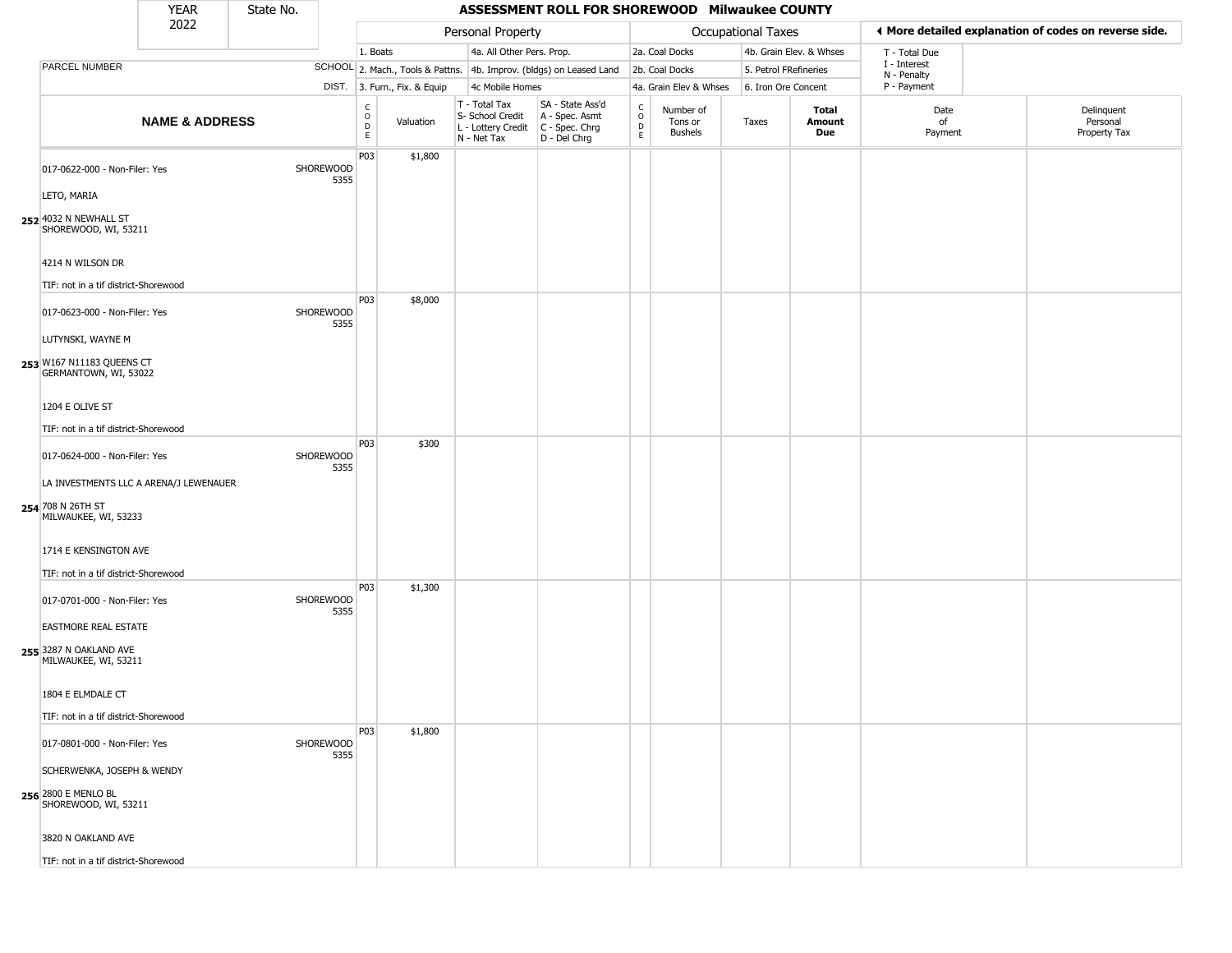| YEAR 2022 | State No. | ASSESSMENT ROLL FOR SHOREWOOD Milwaukee COUNTY | | | | | | | | | | | |
|---|---|---|---|---|---|---|---|---|---|---|---|---|---|

**Personal Property:** 1. Boats; 2. Mach., Tools & Pattns.; 3. Furn., Fix. & Equip; 4a. All Other Pers. Prop.; 4b. Improv. (bldgs) on Leased Land; 4c Mobile Homes

**Occupational Taxes:** 2a. Coal Docks; 2b. Coal Docks; 4a. Grain Elev & Whses; 4b. Grain Elev. & Whses; 5. Petrol FRefineries; 6. Iron Ore Concent

◄ More detailed explanation of codes on reverse side.

T - Total Due; I - Interest; N - Penalty; P - Payment

| | NAME & ADDRESS | SCHOOL DIST. | CODE | Valuation | T - Total Tax S- School Credit L - Lottery Credit N - Net Tax | SA - State Ass'd A - Spec. Asmt C - Spec. Chrg D - Del Chrg | CODE | Number of Tons or Bushels | Taxes | Total Amount Due | Date of Payment | Delinquent Personal Property Tax |
|---|---|---|---|---|---|---|---|---|---|---|---|---|
| 252 | 017-0622-000 - Non-Filer: Yes<br>LETO, MARIA<br>4032 N NEWHALL ST<br>SHOREWOOD, WI, 53211<br>4214 N WILSON DR<br>TIF: not in a tif district-Shorewood | SHOREWOOD 5355 | P03 | $1,800 | | | | | | | | |
| 253 | 017-0623-000 - Non-Filer: Yes<br>LUTYNSKI, WAYNE M<br>W167 N11183 QUEENS CT<br>GERMANTOWN, WI, 53022<br>1204 E OLIVE ST<br>TIF: not in a tif district-Shorewood | SHOREWOOD 5355 | P03 | $8,000 | | | | | | | | |
| 254 | 017-0624-000 - Non-Filer: Yes<br>LA INVESTMENTS LLC A ARENA/J LEWENAUER<br>708 N 26TH ST<br>MILWAUKEE, WI, 53233<br>1714 E KENSINGTON AVE<br>TIF: not in a tif district-Shorewood | SHOREWOOD 5355 | P03 | $300 | | | | | | | | |
| 255 | 017-0701-000 - Non-Filer: Yes<br>EASTMORE REAL ESTATE<br>3287 N OAKLAND AVE<br>MILWAUKEE, WI, 53211<br>1804 E ELMDALE CT<br>TIF: not in a tif district-Shorewood | SHOREWOOD 5355 | P03 | $1,300 | | | | | | | | |
| 256 | 017-0801-000 - Non-Filer: Yes<br>SCHERWENKA, JOSEPH & WENDY<br>2800 E MENLO BL<br>SHOREWOOD, WI, 53211<br>3820 N OAKLAND AVE<br>TIF: not in a tif district-Shorewood | SHOREWOOD 5355 | P03 | $1,800 | | | | | | | | |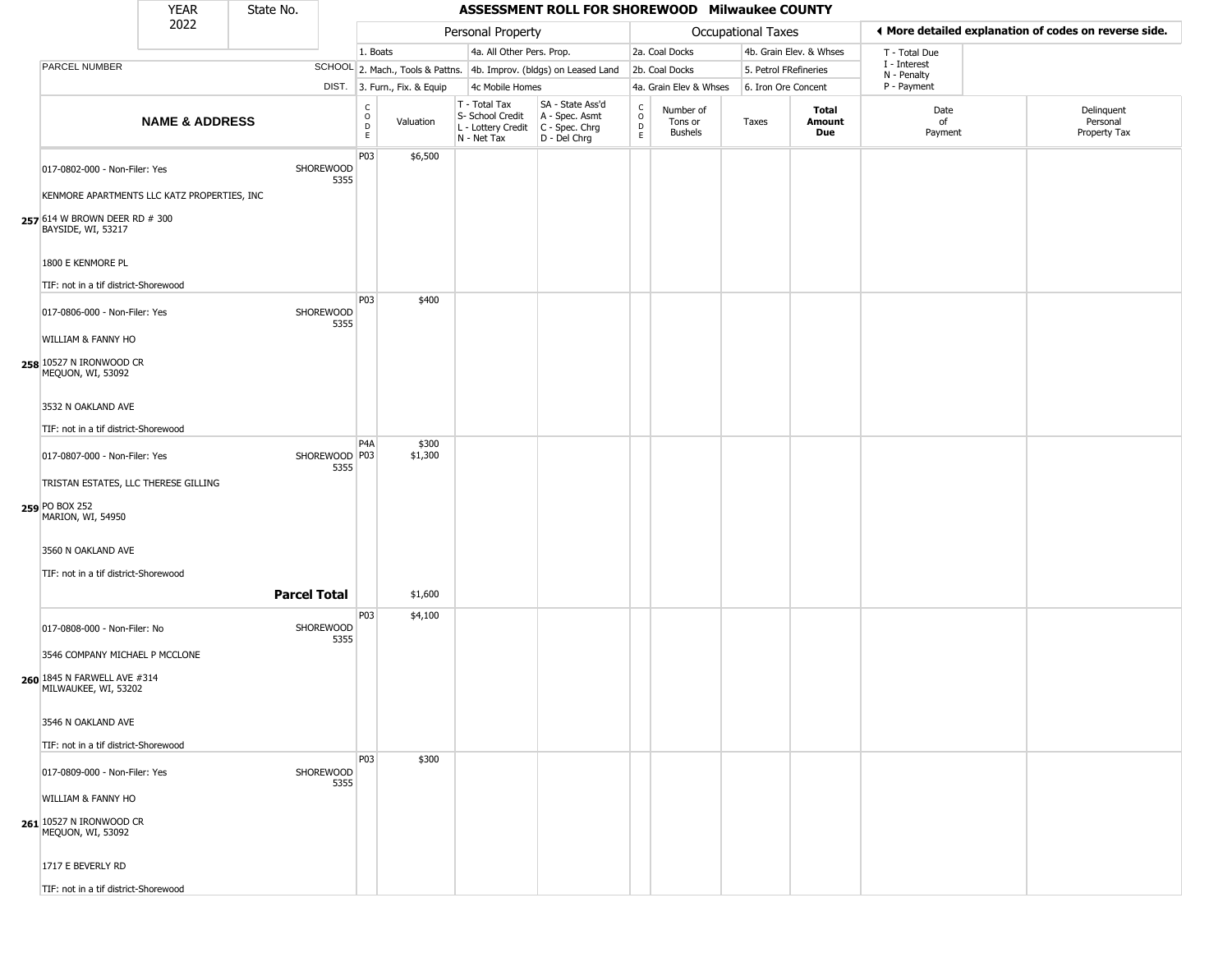| YEAR 2022 | State No. | ASSESSMENT ROLL FOR SHOREWOOD Milwaukee COUNTY |
|---|---|---|

| | | Personal Property | | | | Occupational Taxes | | | | ◄ More detailed explanation of codes on reverse side. | |
|---|---|---|---|---|---|---|---|---|---|---|---|
| | | 1. Boats | | 4a. All Other Pers. Prop. | | 2a. Coal Docks | | 4b. Grain Elev. & Whses | | T - Total Due | |
| PARCEL NUMBER | SCHOOL | 2. Mach., Tools & Pattns. | | 4b. Improv. (bldgs) on Leased Land | | 2b. Coal Docks | | 5. Petrol FRefineries | | I - Interest, N - Penalty | |
| | DIST. | 3. Furn., Fix. & Equip | | 4c Mobile Homes | | 4a. Grain Elev & Whses | | 6. Iron Ore Concent | | P - Payment | |

| | NAME & ADDRESS | | CODE | Valuation | T - Total Tax, S- School Credit, L - Lottery Credit, N - Net Tax | SA - State Ass'd, A - Spec. Asmt, C - Spec. Chrg, D - Del Chrg | CODE | Number of Tons or Bushels | Taxes | Total Amount Due | Date of Payment | Delinquent Personal Property Tax |
|---|---|---|---|---|---|---|---|---|---|---|---|---|
| 257 | 017-0802-000 - Non-Filer: Yes<br>KENMORE APARTMENTS LLC KATZ PROPERTIES, INC<br>614 W BROWN DEER RD # 300<br>BAYSIDE, WI, 53217<br>1800 E KENMORE PL<br>TIF: not in a tif district-Shorewood | SHOREWOOD 5355 | P03 | $6,500 | | | | | | | | |
| 258 | 017-0806-000 - Non-Filer: Yes<br>WILLIAM & FANNY HO<br>10527 N IRONWOOD CR<br>MEQUON, WI, 53092<br>3532 N OAKLAND AVE<br>TIF: not in a tif district-Shorewood | SHOREWOOD 5355 | P03 | $400 | | | | | | | | |
| 259 | 017-0807-000 - Non-Filer: Yes<br>TRISTAN ESTATES, LLC THERESE GILLING<br>PO BOX 252<br>MARION, WI, 54950<br>3560 N OAKLAND AVE<br>TIF: not in a tif district-Shorewood | SHOREWOOD 5355 | P4A<br>P03 | $300<br>$1,300 | | | | | | | | |
| | | **Parcel Total** | | $1,600 | | | | | | | | |
| 260 | 017-0808-000 - Non-Filer: No<br>3546 COMPANY MICHAEL P MCCLONE<br>1845 N FARWELL AVE #314<br>MILWAUKEE, WI, 53202<br>3546 N OAKLAND AVE<br>TIF: not in a tif district-Shorewood | SHOREWOOD 5355 | P03 | $4,100 | | | | | | | | |
| 261 | 017-0809-000 - Non-Filer: Yes<br>WILLIAM & FANNY HO<br>10527 N IRONWOOD CR<br>MEQUON, WI, 53092<br>1717 E BEVERLY RD<br>TIF: not in a tif district-Shorewood | SHOREWOOD 5355 | P03 | $300 | | | | | | | | |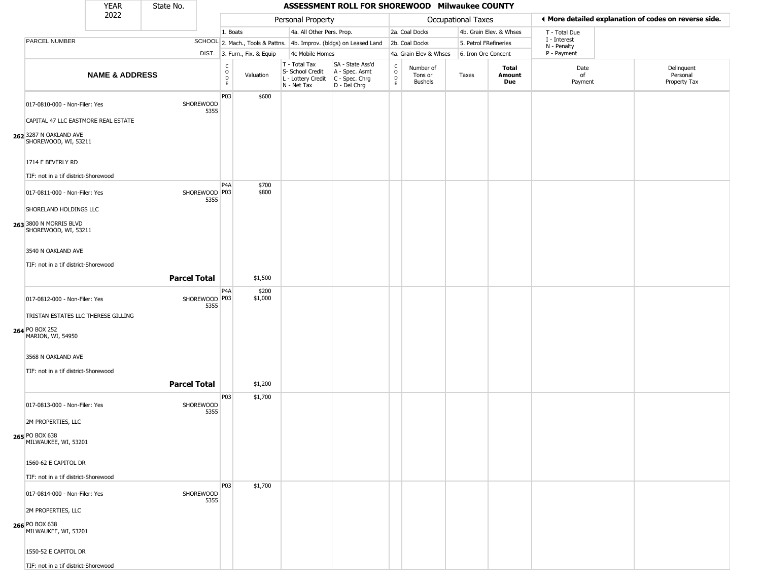# ASSESSMENT ROLL FOR SHOREWOOD Milwaukee COUNTY

YEAR 2022 | State No.

| | | Personal Property | | | | Occupational Taxes | | | | ◄ More detailed explanation of codes on reverse side. | |
|---|---|---|---|---|---|---|---|---|---|---|---|
| PARCEL NUMBER | SCHOOL DIST. | 1. Boats | | 4a. All Other Pers. Prop. | | 2a. Coal Docks | | 4b. Grain Elev. & Whses | | T - Total Due | |
| | | 2. Mach., Tools & Pattns. | | 4b. Improv. (bldgs) on Leased Land | | 2b. Coal Docks | | 5. Petrol FRefineries | | I - Interest N - Penalty | |
| | | 3. Furn., Fix. & Equip | | 4c Mobile Homes | | 4a. Grain Elev & Whses | | 6. Iron Ore Concent | | P - Payment | |
| **NAME & ADDRESS** | | CODE | Valuation | T - Total Tax S- School Credit L - Lottery Credit N - Net Tax | SA - State Ass'd A - Spec. Asmt C - Spec. Chrg D - Del Chrg | CODE | Number of Tons or Bushels | Taxes | **Total Amount Due** | Date of Payment | Delinquent Personal Property Tax |
| 262 017-0810-000 - Non-Filer: Yes CAPITAL 47 LLC EASTMORE REAL ESTATE 3287 N OAKLAND AVE SHOREWOOD, WI, 53211 1714 E BEVERLY RD TIF: not in a tif district-Shorewood | SHOREWOOD 5355 | P03 | $600 | | | | | | | | |
| 263 017-0811-000 - Non-Filer: Yes SHORELAND HOLDINGS LLC 3800 N MORRIS BLVD SHOREWOOD, WI, 53211 3540 N OAKLAND AVE TIF: not in a tif district-Shorewood | SHOREWOOD 5355 | P4A<br>P03 | $700<br>$800 | | | | | | | | |
| **Parcel Total** | | | $1,500 | | | | | | | | |
| 264 017-0812-000 - Non-Filer: Yes TRISTAN ESTATES LLC THERESE GILLING PO BOX 252 MARION, WI, 54950 3568 N OAKLAND AVE TIF: not in a tif district-Shorewood | SHOREWOOD 5355 | P4A<br>P03 | $200<br>$1,000 | | | | | | | | |
| **Parcel Total** | | | $1,200 | | | | | | | | |
| 265 017-0813-000 - Non-Filer: Yes 2M PROPERTIES, LLC PO BOX 638 MILWAUKEE, WI, 53201 1560-62 E CAPITOL DR TIF: not in a tif district-Shorewood | SHOREWOOD 5355 | P03 | $1,700 | | | | | | | | |
| 266 017-0814-000 - Non-Filer: Yes 2M PROPERTIES, LLC PO BOX 638 MILWAUKEE, WI, 53201 1550-52 E CAPITOL DR TIF: not in a tif district-Shorewood | SHOREWOOD 5355 | P03 | $1,700 | | | | | | | | |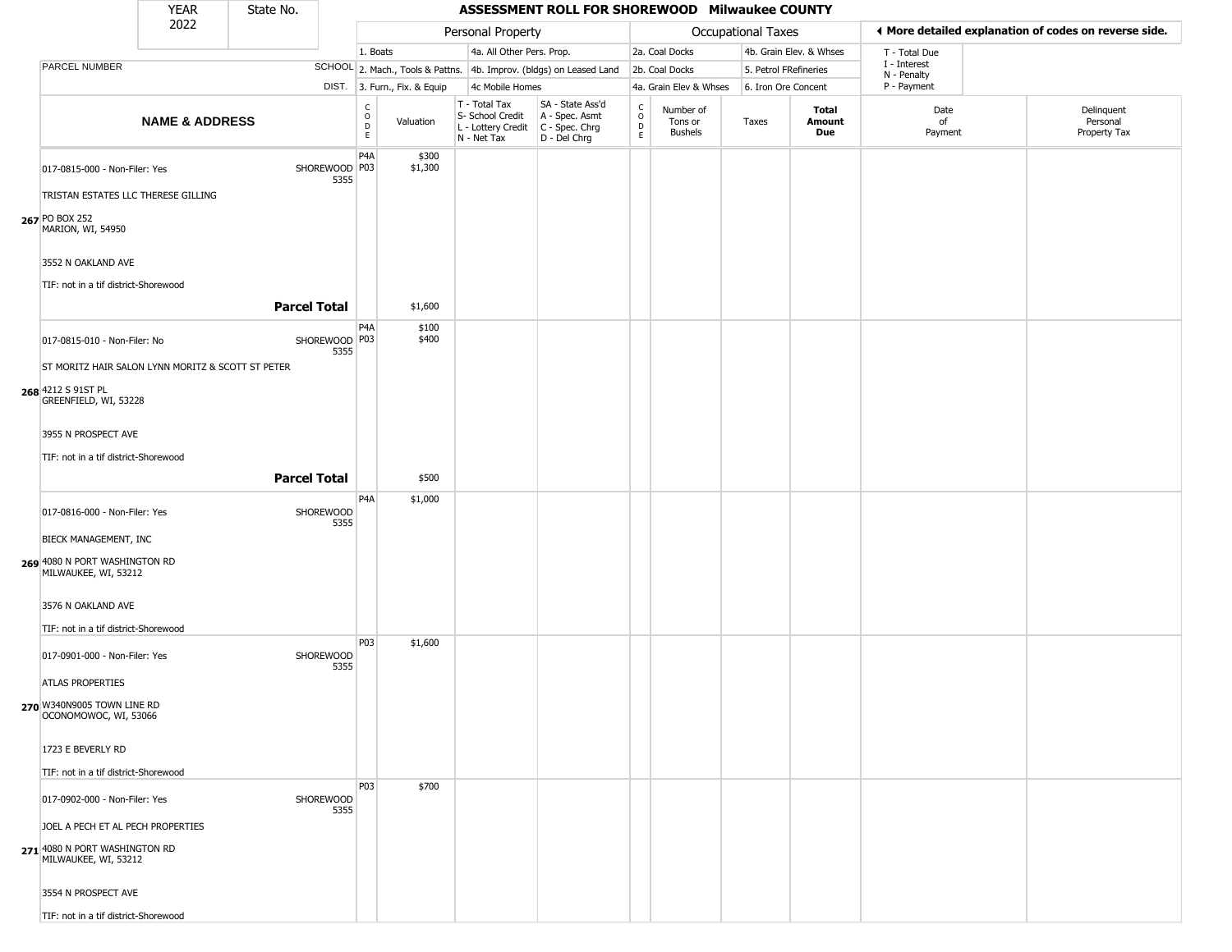| YEAR 2022 | State No. | ASSESSMENT ROLL FOR SHOREWOOD Milwaukee COUNTY | | | | | | | | | | | |
|---|---|---|---|---|---|---|---|---|---|---|---|---|---|
| | | Personal Property | | | | Occupational Taxes | | | | | ◀ More detailed explanation of codes on reverse side. | | |
| PARCEL NUMBER | SCHOOL DIST. | 1. Boats<br>2. Mach., Tools & Pattns.<br>3. Furn., Fix. & Equip | | 4a. All Other Pers. Prop.<br>4b. Improv. (bldgs) on Leased Land<br>4c Mobile Homes | | 2a. Coal Docks<br>2b. Coal Docks<br>4a. Grain Elev & Whses | | 4b. Grain Elev. & Whses<br>5. Petrol FRefineries<br>6. Iron Ore Concent | | | T - Total Due<br>I - Interest<br>N - Penalty<br>P - Payment | | |
| NAME & ADDRESS | | CODE | Valuation | T - Total Tax<br>S- School Credit<br>L - Lottery Credit<br>N - Net Tax | SA - State Ass'd<br>A - Spec. Asmt<br>C - Spec. Chrg<br>D - Del Chrg | CODE | Number of Tons or Bushels | Taxes | Total Amount Due | | Date of Payment | | Delinquent Personal Property Tax |
| 017-0815-000 - Non-Filer: Yes | SHOREWOOD 5355 | P4A<br>P03 | $300<br>$1,300 | | | | | | | | | | |
| TRISTAN ESTATES LLC THERESE GILLING | | | | | | | | | | | | | |
| 267 PO BOX 252<br>MARION, WI, 54950 | | | | | | | | | | | | | |
| 3552 N OAKLAND AVE | | | | | | | | | | | | | |
| TIF: not in a tif district-Shorewood | | | | | | | | | | | | | |
| | **Parcel Total** | | $1,600 | | | | | | | | | | |
| 017-0815-010 - Non-Filer: No | SHOREWOOD 5355 | P4A<br>P03 | $100<br>$400 | | | | | | | | | | |
| ST MORITZ HAIR SALON LYNN MORITZ & SCOTT ST PETER | | | | | | | | | | | | | |
| 268 4212 S 91ST PL<br>GREENFIELD, WI, 53228 | | | | | | | | | | | | | |
| 3955 N PROSPECT AVE | | | | | | | | | | | | | |
| TIF: not in a tif district-Shorewood | | | | | | | | | | | | | |
| | **Parcel Total** | | $500 | | | | | | | | | | |
| 017-0816-000 - Non-Filer: Yes | SHOREWOOD 5355 | P4A | $1,000 | | | | | | | | | | |
| BIECK MANAGEMENT, INC | | | | | | | | | | | | | |
| 269 4080 N PORT WASHINGTON RD<br>MILWAUKEE, WI, 53212 | | | | | | | | | | | | | |
| 3576 N OAKLAND AVE | | | | | | | | | | | | | |
| TIF: not in a tif district-Shorewood | | | | | | | | | | | | | |
| 017-0901-000 - Non-Filer: Yes | SHOREWOOD 5355 | P03 | $1,600 | | | | | | | | | | |
| ATLAS PROPERTIES | | | | | | | | | | | | | |
| 270 W340N9005 TOWN LINE RD<br>OCONOMOWOC, WI, 53066 | | | | | | | | | | | | | |
| 1723 E BEVERLY RD | | | | | | | | | | | | | |
| TIF: not in a tif district-Shorewood | | | | | | | | | | | | | |
| 017-0902-000 - Non-Filer: Yes | SHOREWOOD 5355 | P03 | $700 | | | | | | | | | | |
| JOEL A PECH ET AL PECH PROPERTIES | | | | | | | | | | | | | |
| 271 4080 N PORT WASHINGTON RD<br>MILWAUKEE, WI, 53212 | | | | | | | | | | | | | |
| 3554 N PROSPECT AVE | | | | | | | | | | | | | |
| TIF: not in a tif district-Shorewood | | | | | | | | | | | | | |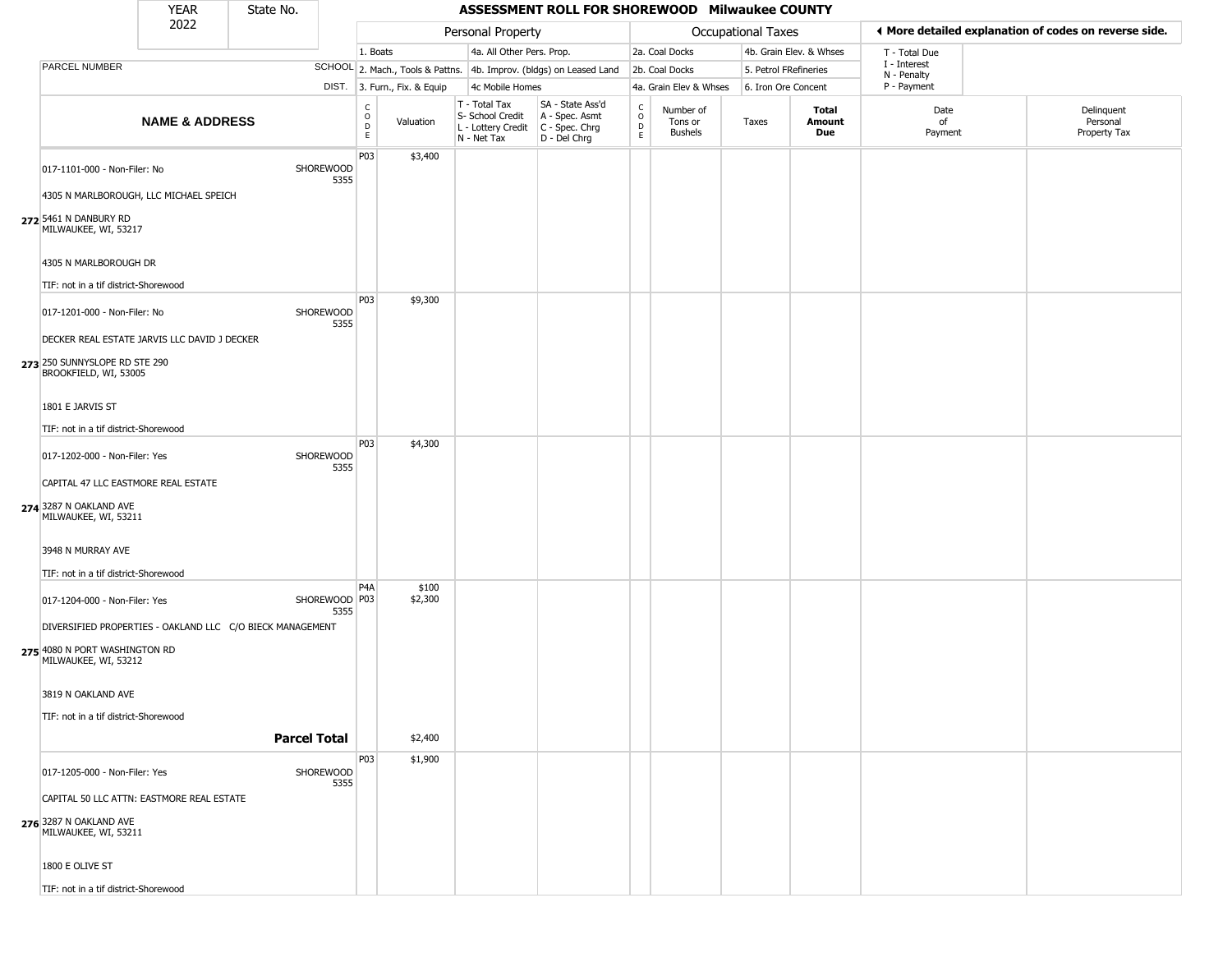# ASSESSMENT ROLL FOR SHOREWOOD Milwaukee COUNTY

YEAR 2022 | State No.

| | | Personal Property | | | | Occupational Taxes | | | | | ◄ More detailed explanation of codes on reverse side. |
|---|---|---|---|---|---|---|---|---|---|---|---|
| PARCEL NUMBER | SCHOOL DIST. | 1. Boats<br>2. Mach., Tools & Pattns.<br>3. Furn., Fix. & Equip | | 4a. All Other Pers. Prop.<br>4b. Improv. (bldgs) on Leased Land<br>4c Mobile Homes | | 2a. Coal Docks<br>2b. Coal Docks<br>4a. Grain Elev & Whses | | 4b. Grain Elev. & Whses<br>5. Petrol FRefineries<br>6. Iron Ore Concent | | T - Total Due<br>I - Interest<br>N - Penalty<br>P - Payment | |
| **NAME & ADDRESS** | | CODE | Valuation | T - Total Tax<br>S- School Credit<br>L - Lottery Credit<br>N - Net Tax | SA - State Ass'd<br>A - Spec. Asmt<br>C - Spec. Chrg<br>D - Del Chrg | CODE | Number of Tons or Bushels | Taxes | **Total Amount Due** | Date of Payment | Delinquent Personal Property Tax |
| 272 017-1101-000 - Non-Filer: No<br>4305 N MARLBOROUGH, LLC MICHAEL SPEICH<br>5461 N DANBURY RD<br>MILWAUKEE, WI, 53217<br>4305 N MARLBOROUGH DR<br>TIF: not in a tif district-Shorewood | SHOREWOOD 5355 | P03 | $3,400 | | | | | | | | |
| 273 017-1201-000 - Non-Filer: No<br>DECKER REAL ESTATE JARVIS LLC DAVID J DECKER<br>250 SUNNYSLOPE RD STE 290<br>BROOKFIELD, WI, 53005<br>1801 E JARVIS ST<br>TIF: not in a tif district-Shorewood | SHOREWOOD 5355 | P03 | $9,300 | | | | | | | | |
| 274 017-1202-000 - Non-Filer: Yes<br>CAPITAL 47 LLC EASTMORE REAL ESTATE<br>3287 N OAKLAND AVE<br>MILWAUKEE, WI, 53211<br>3948 N MURRAY AVE<br>TIF: not in a tif district-Shorewood | SHOREWOOD 5355 | P03 | $4,300 | | | | | | | | |
| 275 017-1204-000 - Non-Filer: Yes<br>DIVERSIFIED PROPERTIES - OAKLAND LLC C/O BIECK MANAGEMENT<br>4080 N PORT WASHINGTON RD<br>MILWAUKEE, WI, 53212<br>3819 N OAKLAND AVE<br>TIF: not in a tif district-Shorewood | SHOREWOOD 5355 | P4A<br>P03 | $100<br>$2,300 | | | | | | | | |
| **Parcel Total** | | | $2,400 | | | | | | | | |
| 276 017-1205-000 - Non-Filer: Yes<br>CAPITAL 50 LLC ATTN: EASTMORE REAL ESTATE<br>3287 N OAKLAND AVE<br>MILWAUKEE, WI, 53211<br>1800 E OLIVE ST<br>TIF: not in a tif district-Shorewood | SHOREWOOD 5355 | P03 | $1,900 | | | | | | | | |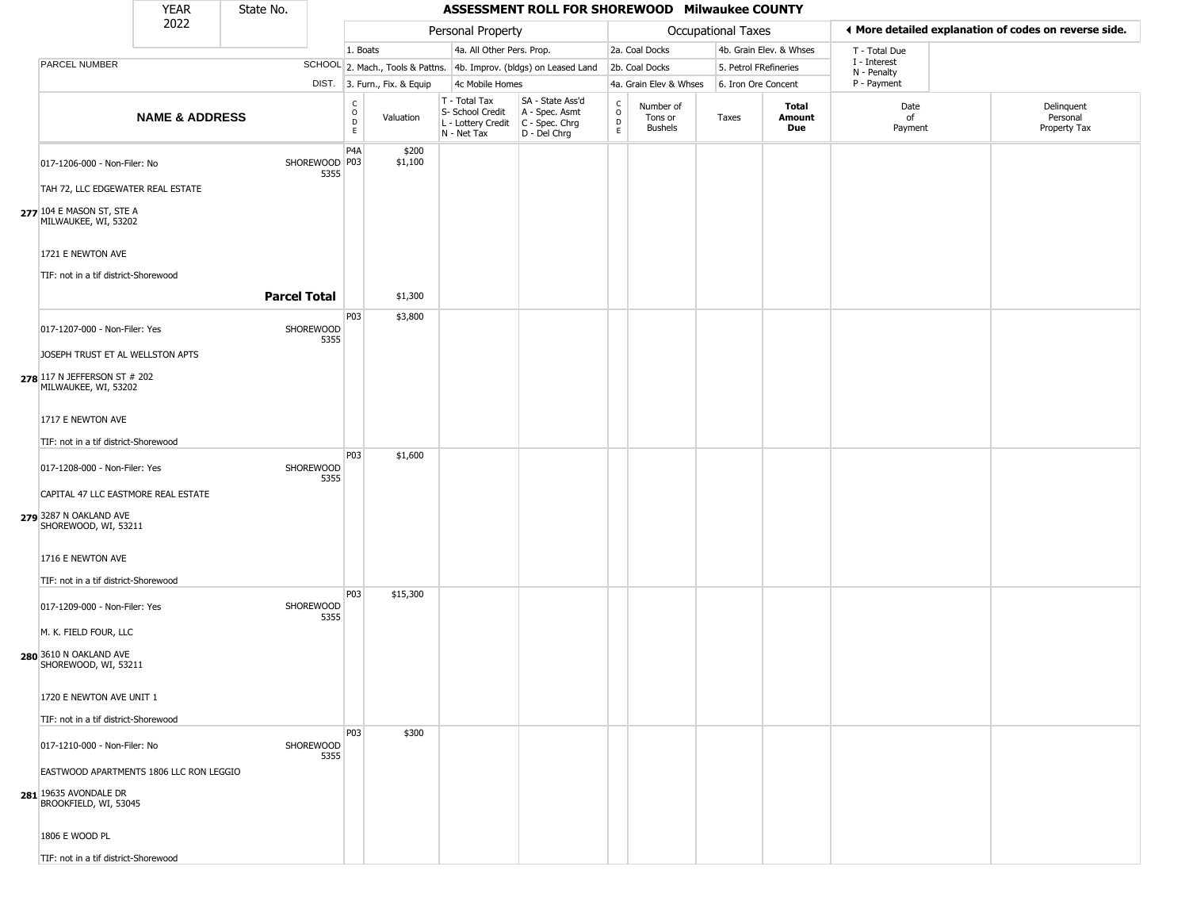| YEAR | State No. | ASSESSMENT ROLL FOR SHOREWOOD Milwaukee COUNTY |
| --- | --- | --- |
| 2022 | | |

| | | Personal Property | | | | Occupational Taxes | | | | ◀ More detailed explanation of codes on reverse side. | |
| --- | --- | --- | --- | --- | --- | --- | --- | --- | --- | --- | --- |
| | | 1. Boats | | 4a. All Other Pers. Prop. | | 2a. Coal Docks | | 4b. Grain Elev. & Whses | | T - Total Due<br>I - Interest<br>N - Penalty<br>P - Payment | |
| PARCEL NUMBER | SCHOOL | 2. Mach., Tools & Pattns. | | 4b. Improv. (bldgs) on Leased Land | | 2b. Coal Docks | | 5. Petrol FRefineries | | | |
| | DIST. | 3. Furn., Fix. & Equip | | 4c Mobile Homes | | 4a. Grain Elev & Whses | | 6. Iron Ore Concent | | | |
| **NAME & ADDRESS** | | CODE | Valuation | T - Total Tax<br>S- School Credit<br>L - Lottery Credit<br>N - Net Tax | SA - State Ass'd<br>A - Spec. Asmt<br>C - Spec. Chrg<br>D - Del Chrg | CODE | Number of Tons or Bushels | Taxes | **Total Amount Due** | Date of Payment | Delinquent Personal Property Tax |
| 017-1206-000 - Non-Filer: No<br>TAH 72, LLC EDGEWATER REAL ESTATE<br>**277** 104 E MASON ST, STE A<br>MILWAUKEE, WI, 53202<br>1721 E NEWTON AVE<br>TIF: not in a tif district-Shorewood | SHOREWOOD 5355 | P4A<br>P03 | $200<br>$1,100 | | | | | | | | |
| | **Parcel Total** | | $1,300 | | | | | | | | |
| 017-1207-000 - Non-Filer: Yes<br>JOSEPH TRUST ET AL WELLSTON APTS<br>**278** 117 N JEFFERSON ST # 202<br>MILWAUKEE, WI, 53202<br>1717 E NEWTON AVE<br>TIF: not in a tif district-Shorewood | SHOREWOOD 5355 | P03 | $3,800 | | | | | | | | |
| 017-1208-000 - Non-Filer: Yes<br>CAPITAL 47 LLC EASTMORE REAL ESTATE<br>**279** 3287 N OAKLAND AVE<br>SHOREWOOD, WI, 53211<br>1716 E NEWTON AVE<br>TIF: not in a tif district-Shorewood | SHOREWOOD 5355 | P03 | $1,600 | | | | | | | | |
| 017-1209-000 - Non-Filer: Yes<br>M. K. FIELD FOUR, LLC<br>**280** 3610 N OAKLAND AVE<br>SHOREWOOD, WI, 53211<br>1720 E NEWTON AVE UNIT 1<br>TIF: not in a tif district-Shorewood | SHOREWOOD 5355 | P03 | $15,300 | | | | | | | | |
| 017-1210-000 - Non-Filer: No<br>EASTWOOD APARTMENTS 1806 LLC RON LEGGIO<br>**281** 19635 AVONDALE DR<br>BROOKFIELD, WI, 53045<br>1806 E WOOD PL<br>TIF: not in a tif district-Shorewood | SHOREWOOD 5355 | P03 | $300 | | | | | | | | |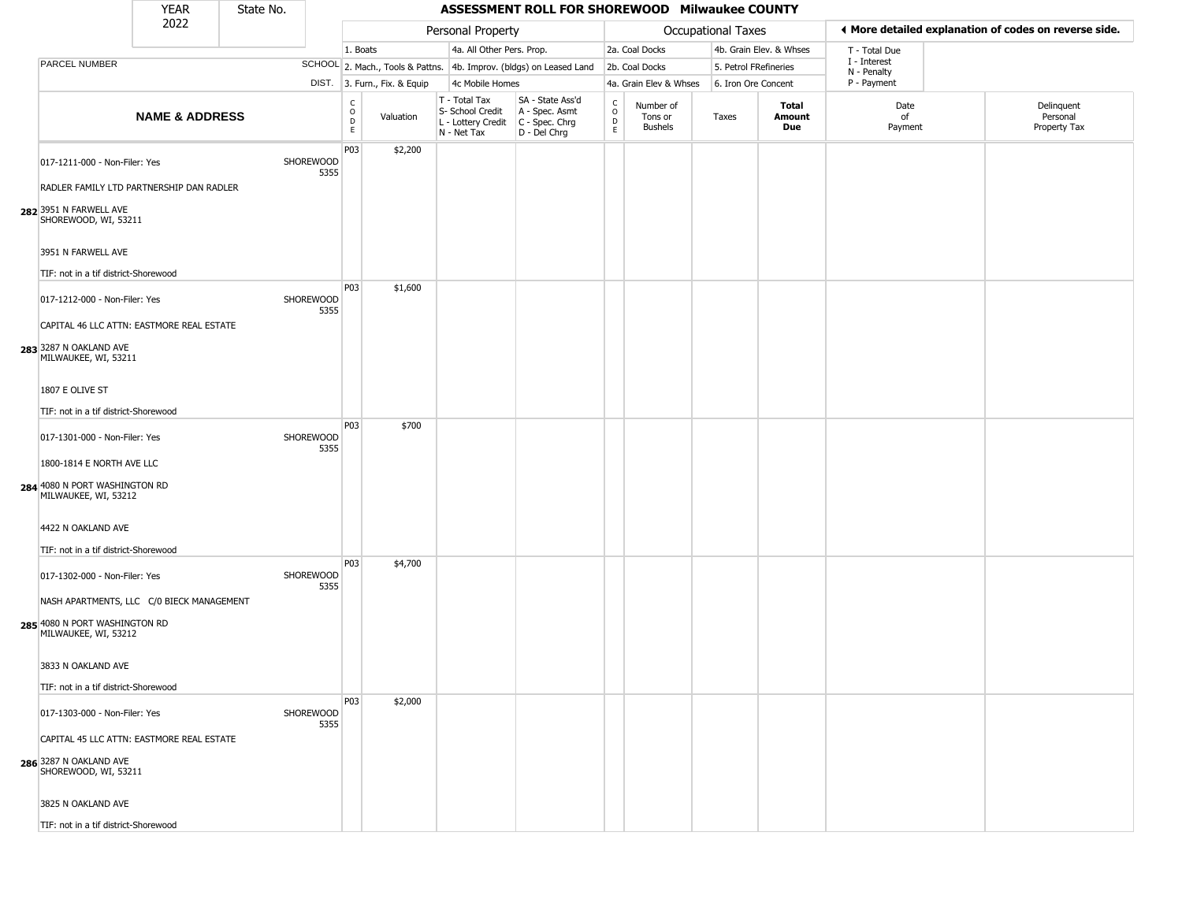| YEAR 2022 | State No. | ASSESSMENT ROLL FOR SHOREWOOD Milwaukee COUNTY |
|---|---|---|

| | | Personal Property | | | | Occupational Taxes | | | | ◂ More detailed explanation of codes on reverse side. | |
|---|---|---|---|---|---|---|---|---|---|---|---|
| | | 1. Boats | | 4a. All Other Pers. Prop. | | 2a. Coal Docks | | 4b. Grain Elev. & Whses | | T - Total Due | |
| PARCEL NUMBER | SCHOOL | 2. Mach., Tools & Pattns. | | 4b. Improv. (bldgs) on Leased Land | | 2b. Coal Docks | | 5. Petrol FRefineries | | I - Interest N - Penalty | |
| | DIST. | 3. Furn., Fix. & Equip | | 4c Mobile Homes | | 4a. Grain Elev & Whses | | 6. Iron Ore Concent | | P - Payment | |
| **NAME & ADDRESS** | | CODE | Valuation | T - Total Tax S- School Credit L - Lottery Credit N - Net Tax | SA - State Ass'd A - Spec. Asmt C - Spec. Chrg D - Del Chrg | CODE | Number of Tons or Bushels | Taxes | **Total Amount Due** | Date of Payment | Delinquent Personal Property Tax |
| 017-1211-000 - Non-Filer: Yes<br>RADLER FAMILY LTD PARTNERSHIP DAN RADLER<br>**282** 3951 N FARWELL AVE<br>SHOREWOOD, WI, 53211<br>3951 N FARWELL AVE<br>TIF: not in a tif district-Shorewood | SHOREWOOD 5355 | P03 | $2,200 | | | | | | | | |
| 017-1212-000 - Non-Filer: Yes<br>CAPITAL 46 LLC ATTN: EASTMORE REAL ESTATE<br>**283** 3287 N OAKLAND AVE<br>MILWAUKEE, WI, 53211<br>1807 E OLIVE ST<br>TIF: not in a tif district-Shorewood | SHOREWOOD 5355 | P03 | $1,600 | | | | | | | | |
| 017-1301-000 - Non-Filer: Yes<br>1800-1814 E NORTH AVE LLC<br>**284** 4080 N PORT WASHINGTON RD<br>MILWAUKEE, WI, 53212<br>4422 N OAKLAND AVE<br>TIF: not in a tif district-Shorewood | SHOREWOOD 5355 | P03 | $700 | | | | | | | | |
| 017-1302-000 - Non-Filer: Yes<br>NASH APARTMENTS, LLC C/0 BIECK MANAGEMENT<br>**285** 4080 N PORT WASHINGTON RD<br>MILWAUKEE, WI, 53212<br>3833 N OAKLAND AVE<br>TIF: not in a tif district-Shorewood | SHOREWOOD 5355 | P03 | $4,700 | | | | | | | | |
| 017-1303-000 - Non-Filer: Yes<br>CAPITAL 45 LLC ATTN: EASTMORE REAL ESTATE<br>**286** 3287 N OAKLAND AVE<br>SHOREWOOD, WI, 53211<br>3825 N OAKLAND AVE<br>TIF: not in a tif district-Shorewood | SHOREWOOD 5355 | P03 | $2,000 | | | | | | | | |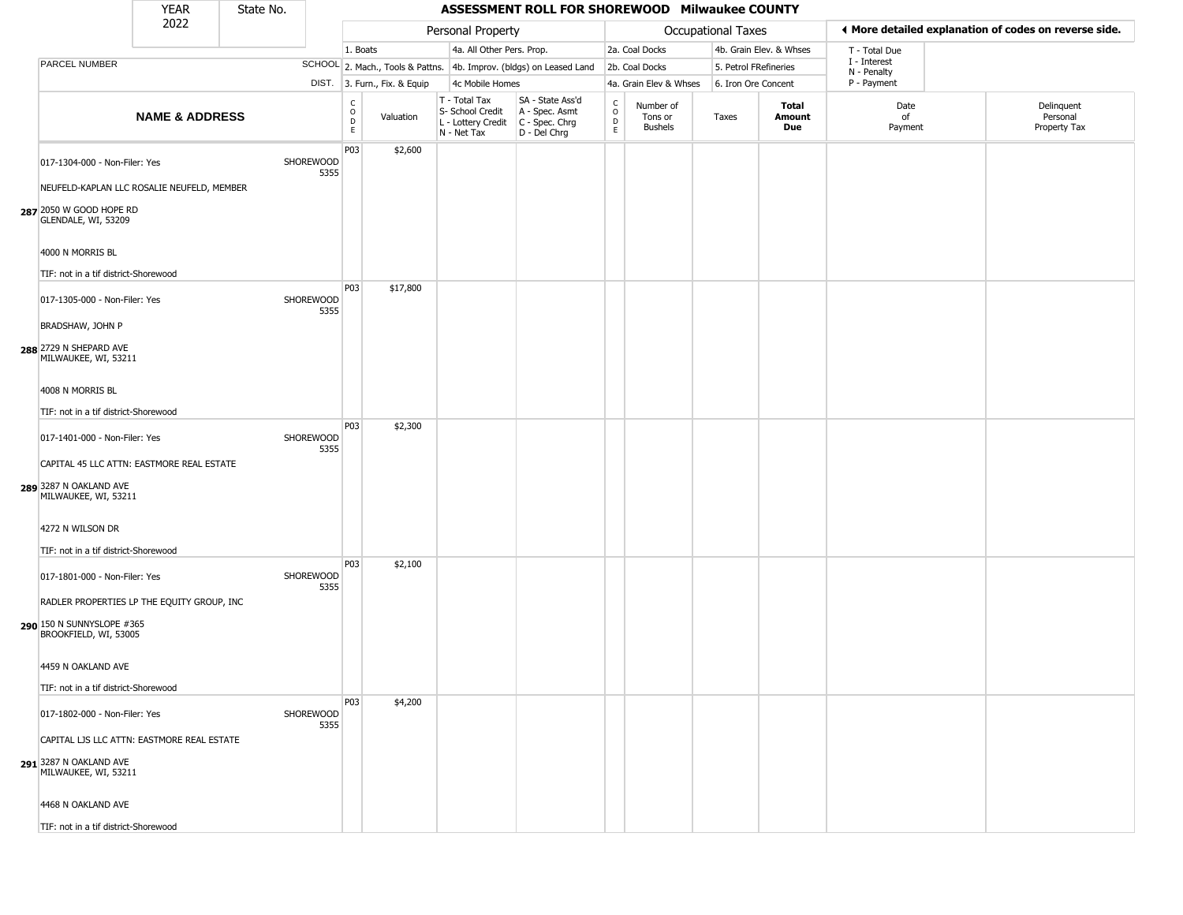| YEAR 2022 | State No. | | ASSESSMENT ROLL FOR SHOREWOOD Milwaukee COUNTY | | | | | | | | | | |
|---|---|---|---|---|---|---|---|---|---|---|---|---|---|
| | | | Personal Property | | | | Occupational Taxes | | | | ◀ More detailed explanation of codes on reverse side. | | |
| | | | 1. Boats | | 4a. All Other Pers. Prop. | | 2a. Coal Docks | | 4b. Grain Elev. & Whses | | T - Total Due | | |
| PARCEL NUMBER | | SCHOOL | 2. Mach., Tools & Pattns. | | 4b. Improv. (bldgs) on Leased Land | | 2b. Coal Docks | | 5. Petrol FRefineries | | I - Interest, N - Penalty | | |
| | | DIST. | 3. Furn., Fix. & Equip | | 4c Mobile Homes | | 4a. Grain Elev & Whses | | 6. Iron Ore Concent | | P - Payment | | |
| **NAME & ADDRESS** | | | CODE | Valuation | T - Total Tax, S- School Credit, L - Lottery Credit, N - Net Tax | SA - State Ass'd, A - Spec. Asmt, C - Spec. Chrg, D - Del Chrg | CODE | Number of Tons or Bushels | Taxes | **Total Amount Due** | Date of Payment | Delinquent Personal Property Tax | |
| 287 | 017-1304-000 - Non-Filer: Yes<br>NEUFELD-KAPLAN LLC ROSALIE NEUFELD, MEMBER<br>2050 W GOOD HOPE RD<br>GLENDALE, WI, 53209<br>4000 N MORRIS BL<br>TIF: not in a tif district-Shorewood | SHOREWOOD 5355 | P03 | $2,600 | | | | | | | | | |
| 288 | 017-1305-000 - Non-Filer: Yes<br>BRADSHAW, JOHN P<br>2729 N SHEPARD AVE<br>MILWAUKEE, WI, 53211<br>4008 N MORRIS BL<br>TIF: not in a tif district-Shorewood | SHOREWOOD 5355 | P03 | $17,800 | | | | | | | | | |
| 289 | 017-1401-000 - Non-Filer: Yes<br>CAPITAL 45 LLC ATTN: EASTMORE REAL ESTATE<br>3287 N OAKLAND AVE<br>MILWAUKEE, WI, 53211<br>4272 N WILSON DR<br>TIF: not in a tif district-Shorewood | SHOREWOOD 5355 | P03 | $2,300 | | | | | | | | | |
| 290 | 017-1801-000 - Non-Filer: Yes<br>RADLER PROPERTIES LP THE EQUITY GROUP, INC<br>150 N SUNNYSLOPE #365<br>BROOKFIELD, WI, 53005<br>4459 N OAKLAND AVE<br>TIF: not in a tif district-Shorewood | SHOREWOOD 5355 | P03 | $2,100 | | | | | | | | | |
| 291 | 017-1802-000 - Non-Filer: Yes<br>CAPITAL LJS LLC ATTN: EASTMORE REAL ESTATE<br>3287 N OAKLAND AVE<br>MILWAUKEE, WI, 53211<br>4468 N OAKLAND AVE<br>TIF: not in a tif district-Shorewood | SHOREWOOD 5355 | P03 | $4,200 | | | | | | | | | |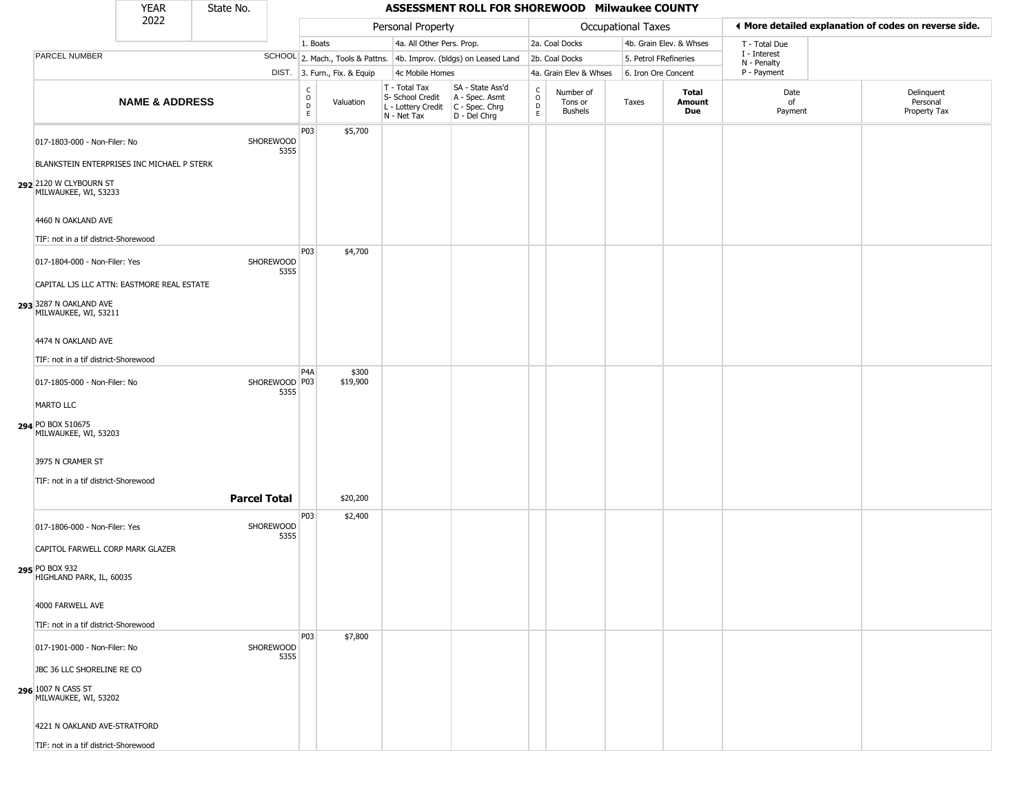| YEAR 2022 | State No. | | ASSESSMENT ROLL FOR SHOREWOOD Milwaukee COUNTY | | | | | | | | | |
|---|---|---|---|---|---|---|---|---|---|---|---|---|
| | | | Personal Property | | | | Occupational Taxes | | | | ◄ More detailed explanation of codes on reverse side. | |
| | | | 1. Boats | | 4a. All Other Pers. Prop. | | 2a. Coal Docks | | 4b. Grain Elev. & Whses | | T - Total Due | |
| PARCEL NUMBER | SCHOOL | | 2. Mach., Tools & Pattns. | | 4b. Improv. (bldgs) on Leased Land | | 2b. Coal Docks | | 5. Petrol FRefineries | | I - Interest N - Penalty | |
| | DIST. | | 3. Furn., Fix. & Equip | | 4c Mobile Homes | | 4a. Grain Elev & Whses | | 6. Iron Ore Concent | | P - Payment | |
| NAME & ADDRESS | | CODE | Valuation | T - Total Tax S- School Credit L - Lottery Credit N - Net Tax | SA - State Ass'd A - Spec. Asmt C - Spec. Chrg D - Del Chrg | CODE | Number of Tons or Bushels | Taxes | Total Amount Due | Date of Payment | Delinquent Personal Property Tax | |
| 017-1803-000 - Non-Filer: No<br>BLANKSTEIN ENTERPRISES INC MICHAEL P STERK<br>**292** 2120 W CLYBOURN ST<br>MILWAUKEE, WI, 53233<br>4460 N OAKLAND AVE<br>TIF: not in a tif district-Shorewood | SHOREWOOD 5355 | P03 | $5,700 | | | | | | | | | |
| 017-1804-000 - Non-Filer: Yes<br>CAPITAL LJS LLC ATTN: EASTMORE REAL ESTATE<br>**293** 3287 N OAKLAND AVE<br>MILWAUKEE, WI, 53211<br>4474 N OAKLAND AVE<br>TIF: not in a tif district-Shorewood | SHOREWOOD 5355 | P03 | $4,700 | | | | | | | | | |
| 017-1805-000 - Non-Filer: No<br>MARTO LLC<br>**294** PO BOX 510675<br>MILWAUKEE, WI, 53203<br>3975 N CRAMER ST<br>TIF: not in a tif district-Shorewood | SHOREWOOD 5355 | P4A<br>P03 | $300<br>$19,900 | | | | | | | | | |
| | **Parcel Total** | | $20,200 | | | | | | | | | |
| 017-1806-000 - Non-Filer: Yes<br>CAPITOL FARWELL CORP MARK GLAZER<br>**295** PO BOX 932<br>HIGHLAND PARK, IL, 60035<br>4000 FARWELL AVE<br>TIF: not in a tif district-Shorewood | SHOREWOOD 5355 | P03 | $2,400 | | | | | | | | | |
| 017-1901-000 - Non-Filer: No<br>JBC 36 LLC SHORELINE RE CO<br>**296** 1007 N CASS ST<br>MILWAUKEE, WI, 53202<br>4221 N OAKLAND AVE-STRATFORD<br>TIF: not in a tif district-Shorewood | SHOREWOOD 5355 | P03 | $7,800 | | | | | | | | | |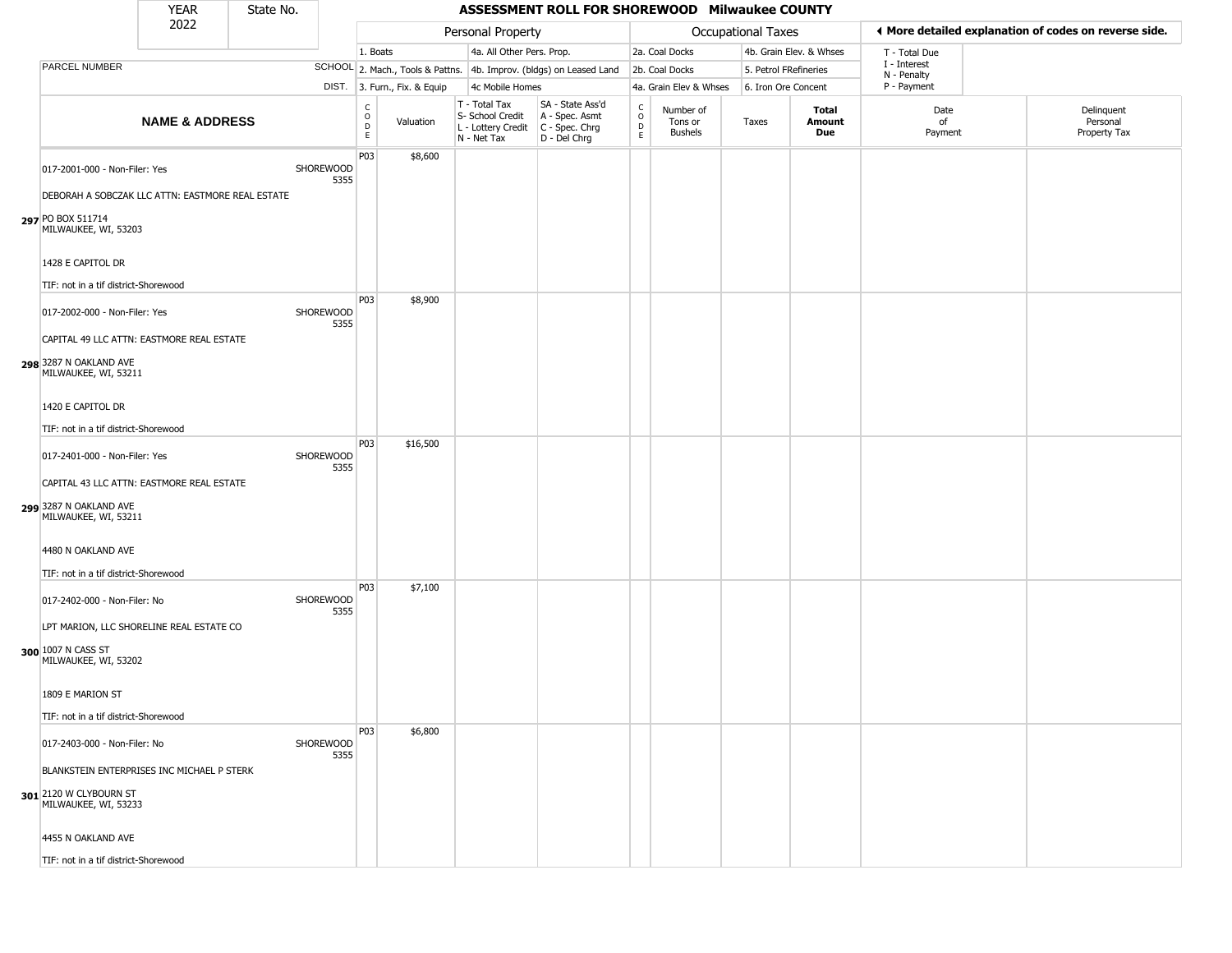# ASSESSMENT ROLL FOR SHOREWOOD Milwaukee COUNTY

YEAR 2022 | State No.

◄ More detailed explanation of codes on reverse side.

| | NAME & ADDRESS | SCHOOL DIST. | Personal Property | | | | Occupational Taxes | | | | | |
|---|---|---|---|---|---|---|---|---|---|---|---|---|
| | | | 1. Boats<br>2. Mach., Tools & Pattns.<br>3. Furn., Fix. & Equip | 4a. All Other Pers. Prop.<br>4b. Improv. (bldgs) on Leased Land<br>4c Mobile Homes | | | 2a. Coal Docks<br>2b. Coal Docks<br>4a. Grain Elev & Whses | 4b. Grain Elev. & Whses<br>5. Petrol FRefineries<br>6. Iron Ore Concent | | | T - Total Due<br>I - Interest<br>N - Penalty<br>P - Payment | |
| | PARCEL NUMBER | | CODE | Valuation | T - Total Tax<br>S- School Credit<br>L - Lottery Credit<br>N - Net Tax | SA - State Ass'd<br>A - Spec. Asmt<br>C - Spec. Chrg<br>D - Del Chrg | CODE | Number of Tons or Bushels | Taxes | Total Amount Due | Date of Payment | Delinquent Personal Property Tax |
| 297 | 017-2001-000 - Non-Filer: Yes<br>DEBORAH A SOBCZAK LLC ATTN: EASTMORE REAL ESTATE<br>PO BOX 511714<br>MILWAUKEE, WI, 53203<br>1428 E CAPITOL DR<br>TIF: not in a tif district-Shorewood | SHOREWOOD 5355 | P03 | $8,600 | | | | | | | | |
| 298 | 017-2002-000 - Non-Filer: Yes<br>CAPITAL 49 LLC ATTN: EASTMORE REAL ESTATE<br>3287 N OAKLAND AVE<br>MILWAUKEE, WI, 53211<br>1420 E CAPITOL DR<br>TIF: not in a tif district-Shorewood | SHOREWOOD 5355 | P03 | $8,900 | | | | | | | | |
| 299 | 017-2401-000 - Non-Filer: Yes<br>CAPITAL 43 LLC ATTN: EASTMORE REAL ESTATE<br>3287 N OAKLAND AVE<br>MILWAUKEE, WI, 53211<br>4480 N OAKLAND AVE<br>TIF: not in a tif district-Shorewood | SHOREWOOD 5355 | P03 | $16,500 | | | | | | | | |
| 300 | 017-2402-000 - Non-Filer: No<br>LPT MARION, LLC SHORELINE REAL ESTATE CO<br>1007 N CASS ST<br>MILWAUKEE, WI, 53202<br>1809 E MARION ST<br>TIF: not in a tif district-Shorewood | SHOREWOOD 5355 | P03 | $7,100 | | | | | | | | |
| 301 | 017-2403-000 - Non-Filer: No<br>BLANKSTEIN ENTERPRISES INC MICHAEL P STERK<br>2120 W CLYBOURN ST<br>MILWAUKEE, WI, 53233<br>4455 N OAKLAND AVE<br>TIF: not in a tif district-Shorewood | SHOREWOOD 5355 | P03 | $6,800 | | | | | | | | |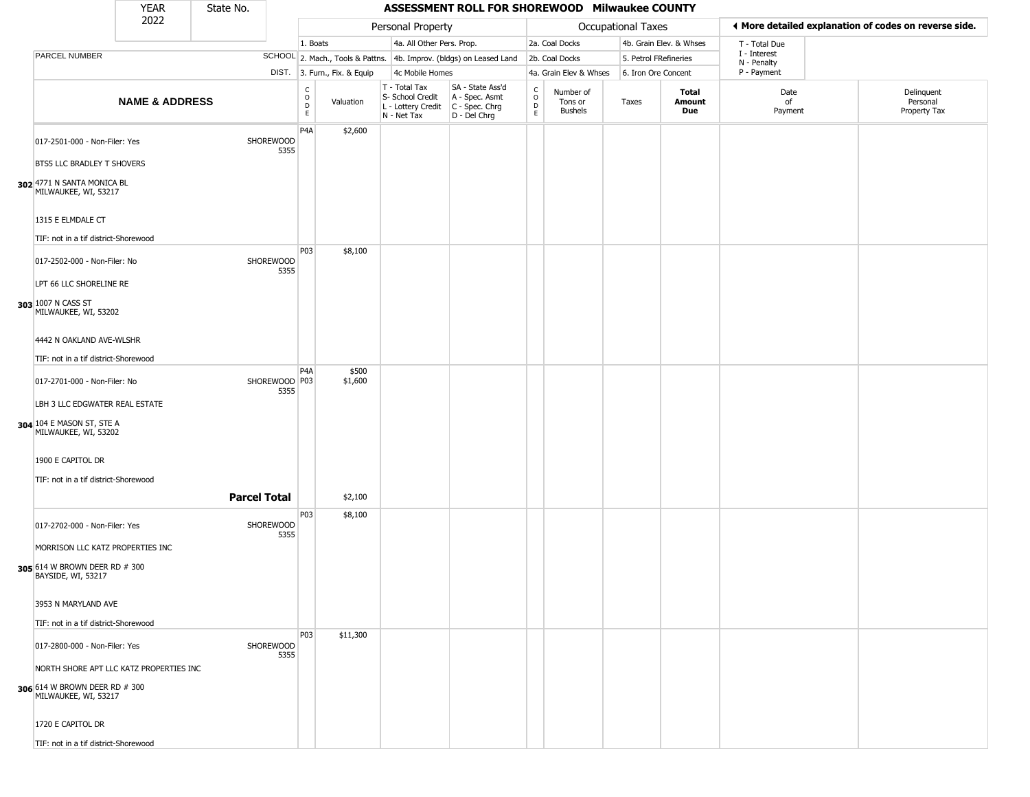| YEAR 2022 | State No. | ASSESSMENT ROLL FOR SHOREWOOD Milwaukee COUNTY |
|---|---|---|

| | | Personal Property | | | | Occupational Taxes | | | | ◀ More detailed explanation of codes on reverse side. | |
|---|---|---|---|---|---|---|---|---|---|---|---|
| | | 1. Boats | | 4a. All Other Pers. Prop. | | 2a. Coal Docks | | 4b. Grain Elev. & Whses | | T - Total Due | |
| PARCEL NUMBER | SCHOOL | 2. Mach., Tools & Pattns. | | 4b. Improv. (bldgs) on Leased Land | | 2b. Coal Docks | | 5. Petrol FRefineries | | I - Interest, N - Penalty | |
| | DIST. | 3. Furn., Fix. & Equip | | 4c Mobile Homes | | 4a. Grain Elev & Whses | | 6. Iron Ore Concent | | P - Payment | |
| **NAME & ADDRESS** | | CODE | Valuation | T - Total Tax, S- School Credit, L - Lottery Credit, N - Net Tax | SA - State Ass'd, A - Spec. Asmt, C - Spec. Chrg, D - Del Chrg | CODE | Number of Tons or Bushels | Taxes | **Total Amount Due** | Date of Payment | Delinquent Personal Property Tax |
| 302 017-2501-000 - Non-Filer: Yes<br>BTS5 LLC BRADLEY T SHOVERS<br>4771 N SANTA MONICA BL<br>MILWAUKEE, WI, 53217<br>1315 E ELMDALE CT<br>TIF: not in a tif district-Shorewood | SHOREWOOD 5355 | P4A | $2,600 | | | | | | | | |
| 303 017-2502-000 - Non-Filer: No<br>LPT 66 LLC SHORELINE RE<br>1007 N CASS ST<br>MILWAUKEE, WI, 53202<br>4442 N OAKLAND AVE-WLSHR<br>TIF: not in a tif district-Shorewood | SHOREWOOD 5355 | P03 | $8,100 | | | | | | | | |
| 304 017-2701-000 - Non-Filer: No<br>LBH 3 LLC EDGWATER REAL ESTATE<br>104 E MASON ST, STE A<br>MILWAUKEE, WI, 53202<br>1900 E CAPITOL DR<br>TIF: not in a tif district-Shorewood | SHOREWOOD 5355 | P4A<br>P03 | $500<br>$1,600 | | | | | | | | |
| | **Parcel Total** | | $2,100 | | | | | | | | |
| 305 017-2702-000 - Non-Filer: Yes<br>MORRISON LLC KATZ PROPERTIES INC<br>614 W BROWN DEER RD # 300<br>BAYSIDE, WI, 53217<br>3953 N MARYLAND AVE<br>TIF: not in a tif district-Shorewood | SHOREWOOD 5355 | P03 | $8,100 | | | | | | | | |
| 306 017-2800-000 - Non-Filer: Yes<br>NORTH SHORE APT LLC KATZ PROPERTIES INC<br>614 W BROWN DEER RD # 300<br>MILWAUKEE, WI, 53217<br>1720 E CAPITOL DR<br>TIF: not in a tif district-Shorewood | SHOREWOOD 5355 | P03 | $11,300 | | | | | | | | |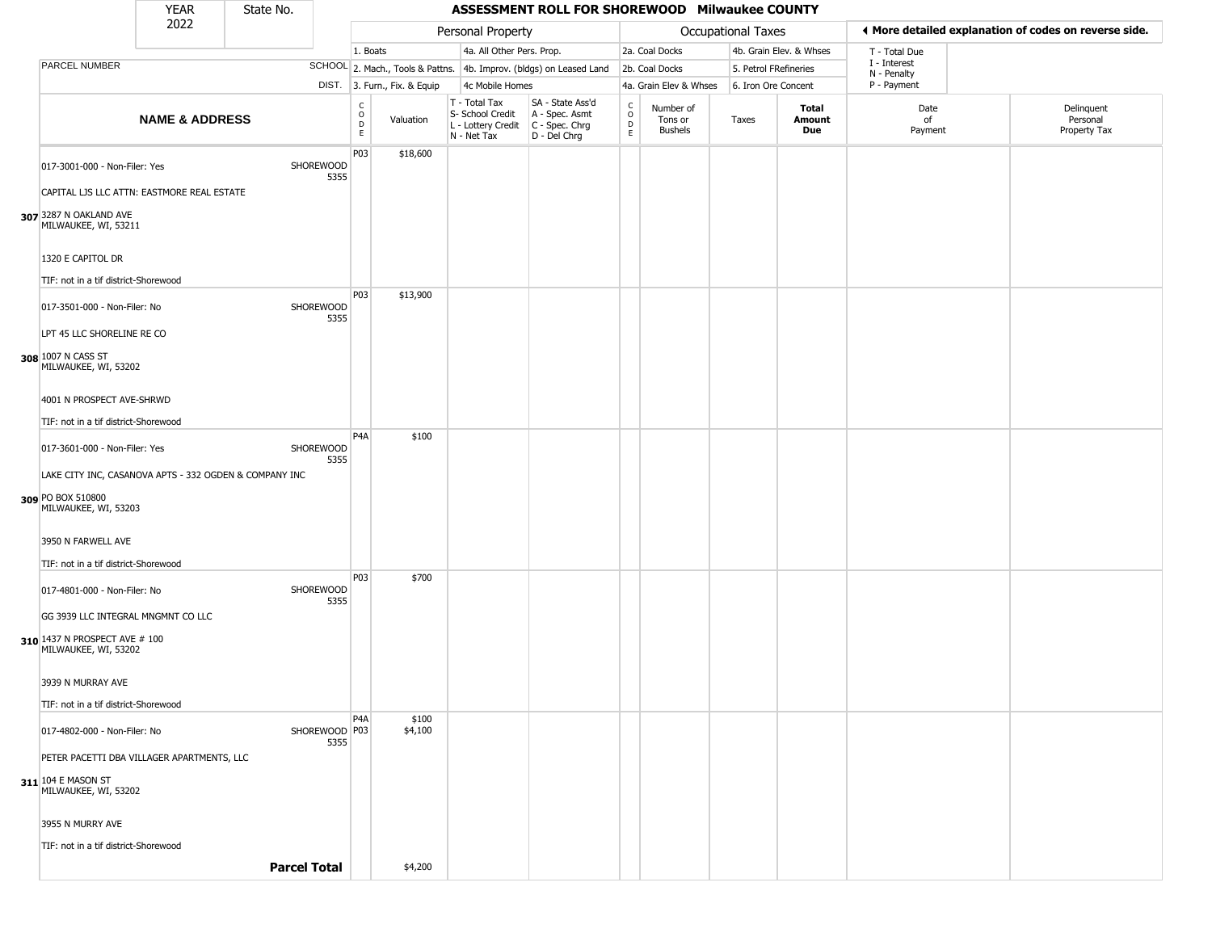# ASSESSMENT ROLL FOR SHOREWOOD Milwaukee COUNTY

YEAR 2022 | State No.

| Personal Property | | Occupational Taxes | |
|---|---|---|---|
| 1. Boats | 4a. All Other Pers. Prop. | 2a. Coal Docks | 4b. Grain Elev. & Whses |
| 2. Mach., Tools & Pattns. | 4b. Improv. (bldgs) on Leased Land | 2b. Coal Docks | 5. Petrol FRefineries |
| 3. Furn., Fix. & Equip | 4c Mobile Homes | 4a. Grain Elev & Whses | 6. Iron Ore Concent |

◄ More detailed explanation of codes on reverse side.

T - Total Due
I - Interest
N - Penalty
P - Payment

| | PARCEL NUMBER / NAME & ADDRESS | SCHOOL DIST. | CODE | Valuation | T - Total Tax S- School Credit L - Lottery Credit N - Net Tax | SA - State Ass'd A - Spec. Asmt C - Spec. Chrg D - Del Chrg | CODE | Number of Tons or Bushels | Taxes | Total Amount Due | Date of Payment | Delinquent Personal Property Tax |
|---|---|---|---|---|---|---|---|---|---|---|---|---|
| 307 | 017-3001-000 - Non-Filer: Yes<br>CAPITAL LJS LLC ATTN: EASTMORE REAL ESTATE<br>3287 N OAKLAND AVE<br>MILWAUKEE, WI, 53211<br>1320 E CAPITOL DR<br>TIF: not in a tif district-Shorewood | SHOREWOOD 5355 | P03 | $18,600 | | | | | | | | |
| 308 | 017-3501-000 - Non-Filer: No<br>LPT 45 LLC SHORELINE RE CO<br>1007 N CASS ST<br>MILWAUKEE, WI, 53202<br>4001 N PROSPECT AVE-SHRWD<br>TIF: not in a tif district-Shorewood | SHOREWOOD 5355 | P03 | $13,900 | | | | | | | | |
| 309 | 017-3601-000 - Non-Filer: Yes<br>LAKE CITY INC, CASANOVA APTS - 332 OGDEN & COMPANY INC<br>PO BOX 510800<br>MILWAUKEE, WI, 53203<br>3950 N FARWELL AVE<br>TIF: not in a tif district-Shorewood | SHOREWOOD 5355 | P4A | $100 | | | | | | | | |
| 310 | 017-4801-000 - Non-Filer: No<br>GG 3939 LLC INTEGRAL MNGMNT CO LLC<br>1437 N PROSPECT AVE # 100<br>MILWAUKEE, WI, 53202<br>3939 N MURRAY AVE<br>TIF: not in a tif district-Shorewood | SHOREWOOD 5355 | P03 | $700 | | | | | | | | |
| 311 | 017-4802-000 - Non-Filer: No<br>PETER PACETTI DBA VILLAGER APARTMENTS, LLC<br>104 E MASON ST<br>MILWAUKEE, WI, 53202<br>3955 N MURRY AVE<br>TIF: not in a tif district-Shorewood | SHOREWOOD 5355 | P4A<br>P03 | $100<br>$4,100 | | | | | | | | |
| | **Parcel Total** | | | $4,200 | | | | | | | | |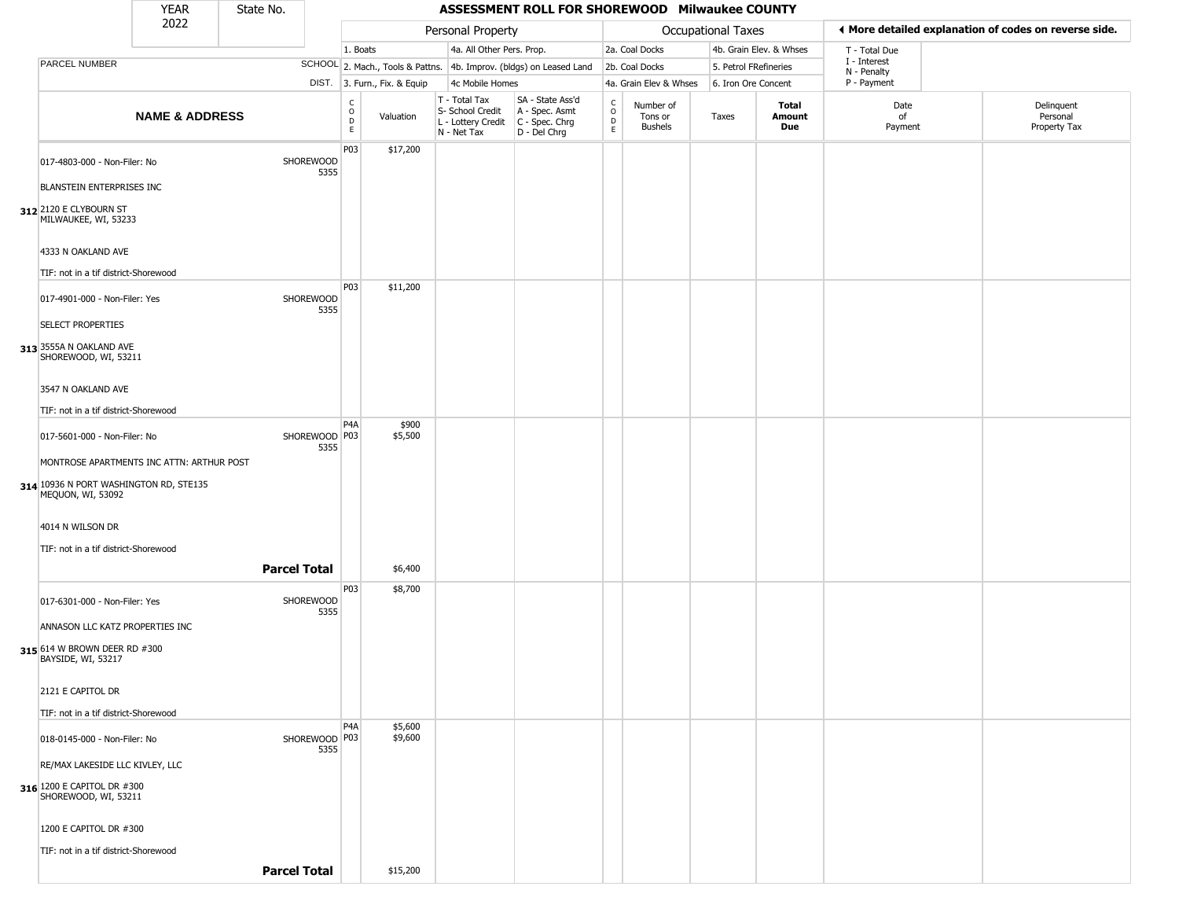# ASSESSMENT ROLL FOR SHOREWOOD Milwaukee COUNTY

YEAR 2022 | State No.

| | | Personal Property | | | | Occupational Taxes | | | | ◄ More detailed explanation of codes on reverse side. | |
|---|---|---|---|---|---|---|---|---|---|---|---|
| PARCEL NUMBER | SCHOOL DIST. | 1. Boats<br>2. Mach., Tools & Pattns.<br>3. Furn., Fix. & Equip | | 4a. All Other Pers. Prop.<br>4b. Improv. (bldgs) on Leased Land<br>4c Mobile Homes | | 2a. Coal Docks<br>2b. Coal Docks<br>4a. Grain Elev & Whses | | 4b. Grain Elev. & Whses<br>5. Petrol FRefineries<br>6. Iron Ore Concent | | T - Total Due<br>I - Interest<br>N - Penalty<br>P - Payment | |
| NAME & ADDRESS | | CODE | Valuation | T - Total Tax<br>S- School Credit<br>L - Lottery Credit<br>N - Net Tax | SA - State Ass'd<br>A - Spec. Asmt<br>C - Spec. Chrg<br>D - Del Chrg | CODE | Number of Tons or Bushels | Taxes | Total Amount Due | Date of Payment | Delinquent Personal Property Tax |
| 312 017-4803-000 - Non-Filer: No<br>BLANSTEIN ENTERPRISES INC<br>2120 E CLYBOURN ST<br>MILWAUKEE, WI, 53233<br>4333 N OAKLAND AVE<br>TIF: not in a tif district-Shorewood | SHOREWOOD 5355 | P03 | $17,200 | | | | | | | | |
| 313 017-4901-000 - Non-Filer: Yes<br>SELECT PROPERTIES<br>3555A N OAKLAND AVE<br>SHOREWOOD, WI, 53211<br>3547 N OAKLAND AVE<br>TIF: not in a tif district-Shorewood | SHOREWOOD 5355 | P03 | $11,200 | | | | | | | | |
| 314 017-5601-000 - Non-Filer: No<br>MONTROSE APARTMENTS INC ATTN: ARTHUR POST<br>10936 N PORT WASHINGTON RD, STE135<br>MEQUON, WI, 53092<br>4014 N WILSON DR<br>TIF: not in a tif district-Shorewood | SHOREWOOD 5355 | P4A<br>P03 | $900<br>$5,500 | | | | | | | | |
| | **Parcel Total** | | $6,400 | | | | | | | | |
| 315 017-6301-000 - Non-Filer: Yes<br>ANNASON LLC KATZ PROPERTIES INC<br>614 W BROWN DEER RD #300<br>BAYSIDE, WI, 53217<br>2121 E CAPITOL DR<br>TIF: not in a tif district-Shorewood | SHOREWOOD 5355 | P03 | $8,700 | | | | | | | | |
| 316 018-0145-000 - Non-Filer: No<br>RE/MAX LAKESIDE LLC KIVLEY, LLC<br>1200 E CAPITOL DR #300<br>SHOREWOOD, WI, 53211<br>1200 E CAPITOL DR #300<br>TIF: not in a tif district-Shorewood | SHOREWOOD 5355 | P4A<br>P03 | $5,600<br>$9,600 | | | | | | | | |
| | **Parcel Total** | | $15,200 | | | | | | | | |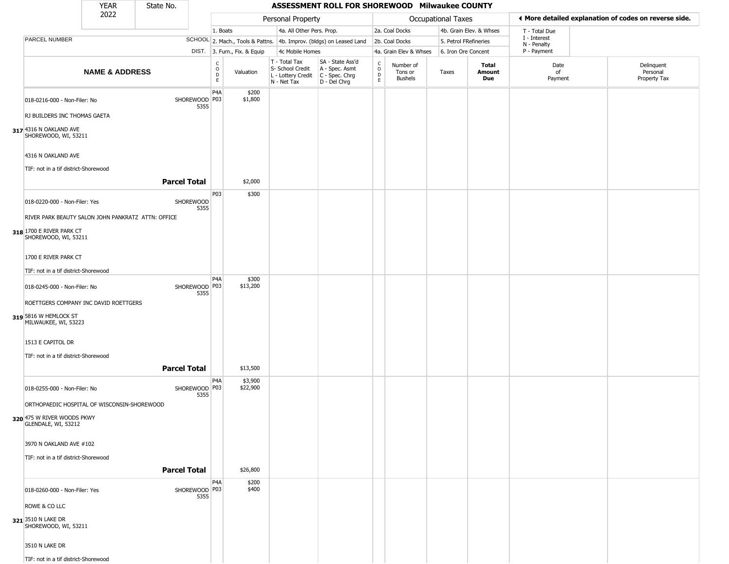| YEAR 2022 | State No. | ASSESSMENT ROLL FOR SHOREWOOD Milwaukee COUNTY | | | | | | | | | | |
|---|---|---|---|---|---|---|---|---|---|---|---|---|

| | | Personal Property | | | | Occupational Taxes | | | | ◄ More detailed explanation of codes on reverse side. | |
|---|---|---|---|---|---|---|---|---|---|---|---|
| PARCEL NUMBER | SCHOOL DIST. | 1. Boats<br>2. Mach., Tools & Pattns.<br>3. Furn., Fix. & Equip | | 4a. All Other Pers. Prop.<br>4b. Improv. (bldgs) on Leased Land<br>4c Mobile Homes | | 2a. Coal Docks<br>2b. Coal Docks<br>4a. Grain Elev & Whses | | 4b. Grain Elev. & Whses<br>5. Petrol FRefineries<br>6. Iron Ore Concent | | T - Total Due<br>I - Interest<br>N - Penalty<br>P - Payment | |
| **NAME & ADDRESS** | | CODE | Valuation | T - Total Tax<br>S- School Credit<br>L - Lottery Credit<br>N - Net Tax | SA - State Ass'd<br>A - Spec. Asmt<br>C - Spec. Chrg<br>D - Del Chrg | CODE | Number of Tons or Bushels | Taxes | **Total Amount Due** | Date of Payment | Delinquent Personal Property Tax |
| 317 018-0216-000 - Non-Filer: No<br>RJ BUILDERS INC THOMAS GAETA<br>4316 N OAKLAND AVE<br>SHOREWOOD, WI, 53211<br>4316 N OAKLAND AVE<br>TIF: not in a tif district-Shorewood | SHOREWOOD 5355 | P4A<br>P03 | $200<br>$1,800 | | | | | | | | |
| **Parcel Total** | | | $2,000 | | | | | | | | |
| 318 018-0220-000 - Non-Filer: Yes<br>RIVER PARK BEAUTY SALON JOHN PANKRATZ ATTN: OFFICE<br>1700 E RIVER PARK CT<br>SHOREWOOD, WI, 53211<br>1700 E RIVER PARK CT<br>TIF: not in a tif district-Shorewood | SHOREWOOD 5355 | P03 | $300 | | | | | | | | |
| 319 018-0245-000 - Non-Filer: No<br>ROETTGERS COMPANY INC DAVID ROETTGERS<br>5816 W HEMLOCK ST<br>MILWAUKEE, WI, 53223<br>1513 E CAPITOL DR<br>TIF: not in a tif district-Shorewood | SHOREWOOD 5355 | P4A<br>P03 | $300<br>$13,200 | | | | | | | | |
| **Parcel Total** | | | $13,500 | | | | | | | | |
| 320 018-0255-000 - Non-Filer: No<br>ORTHOPAEDIC HOSPITAL OF WISCONSIN-SHOREWOOD<br>475 W RIVER WOODS PKWY<br>GLENDALE, WI, 53212<br>3970 N OAKLAND AVE #102<br>TIF: not in a tif district-Shorewood | SHOREWOOD 5355 | P4A<br>P03 | $3,900<br>$22,900 | | | | | | | | |
| **Parcel Total** | | | $26,800 | | | | | | | | |
| 321 018-0260-000 - Non-Filer: Yes<br>ROWE & CO LLC<br>3510 N LAKE DR<br>SHOREWOOD, WI, 53211<br>3510 N LAKE DR<br>TIF: not in a tif district-Shorewood | SHOREWOOD 5355 | P4A<br>P03 | $200<br>$400 | | | | | | | | |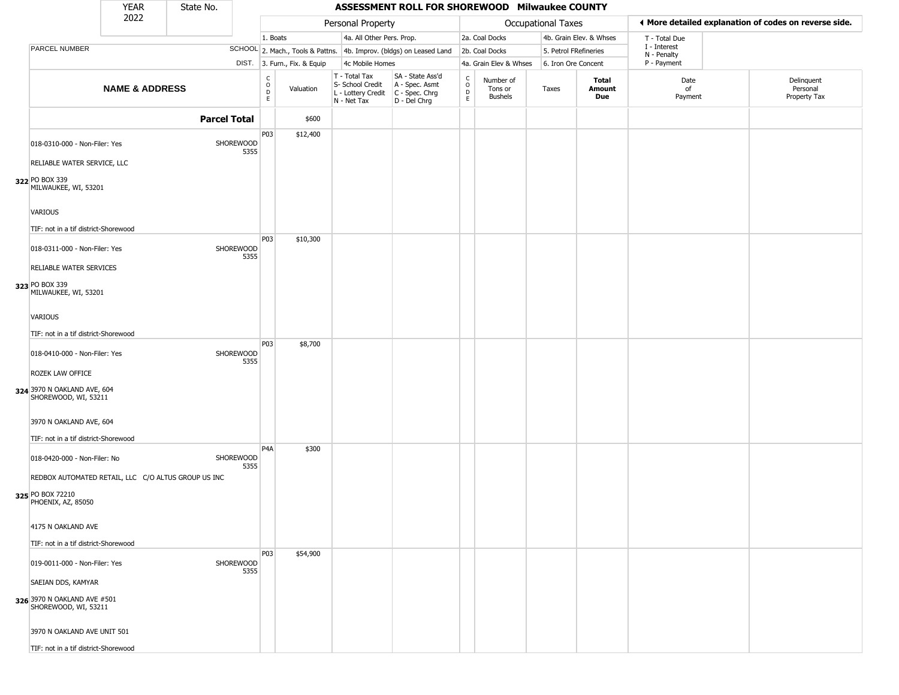| YEAR 2022 | State No. | | ASSESSMENT ROLL FOR SHOREWOOD Milwaukee COUNTY | | | | | | | | | |
|---|---|---|---|---|---|---|---|---|---|---|---|---|
| | | | Personal Property | | | | Occupational Taxes | | | | ◂ More detailed explanation of codes on reverse side. | |
| | | | 1. Boats | | 4a. All Other Pers. Prop. | | 2a. Coal Docks | | 4b. Grain Elev. & Whses | | T - Total Due | |
| PARCEL NUMBER | | SCHOOL | 2. Mach., Tools & Pattns. | | 4b. Improv. (bldgs) on Leased Land | | 2b. Coal Docks | | 5. Petrol FRefineries | | I - Interest N - Penalty | |
| | | DIST. | 3. Furn., Fix. & Equip | | 4c Mobile Homes | | 4a. Grain Elev & Whses | | 6. Iron Ore Concent | | P - Payment | |

| NAME & ADDRESS | CODE | Valuation | T - Total Tax S- School Credit L - Lottery Credit N - Net Tax | SA - State Ass'd A - Spec. Asmt C - Spec. Chrg D - Del Chrg | CODE | Number of Tons or Bushels | Taxes | Total Amount Due | Date of Payment | Delinquent Personal Property Tax |
|---|---|---|---|---|---|---|---|---|---|---|
| **Parcel Total** | | $600 | | | | | | | | |
| 018-0310-000 - Non-Filer: Yes SHOREWOOD 5355<br>RELIABLE WATER SERVICE, LLC<br>**322** PO BOX 339<br>MILWAUKEE, WI, 53201<br>VARIOUS<br>TIF: not in a tif district-Shorewood | P03 | $12,400 | | | | | | | | |
| 018-0311-000 - Non-Filer: Yes SHOREWOOD 5355<br>RELIABLE WATER SERVICES<br>**323** PO BOX 339<br>MILWAUKEE, WI, 53201<br>VARIOUS<br>TIF: not in a tif district-Shorewood | P03 | $10,300 | | | | | | | | |
| 018-0410-000 - Non-Filer: Yes SHOREWOOD 5355<br>ROZEK LAW OFFICE<br>**324** 3970 N OAKLAND AVE, 604<br>SHOREWOOD, WI, 53211<br>3970 N OAKLAND AVE, 604<br>TIF: not in a tif district-Shorewood | P03 | $8,700 | | | | | | | | |
| 018-0420-000 - Non-Filer: No SHOREWOOD 5355<br>REDBOX AUTOMATED RETAIL, LLC C/O ALTUS GROUP US INC<br>**325** PO BOX 72210<br>PHOENIX, AZ, 85050<br>4175 N OAKLAND AVE<br>TIF: not in a tif district-Shorewood | P4A | $300 | | | | | | | | |
| 019-0011-000 - Non-Filer: Yes SHOREWOOD 5355<br>SAEIAN DDS, KAMYAR<br>**326** 3970 N OAKLAND AVE #501<br>SHOREWOOD, WI, 53211<br>3970 N OAKLAND AVE UNIT 501<br>TIF: not in a tif district-Shorewood | P03 | $54,900 | | | | | | | | |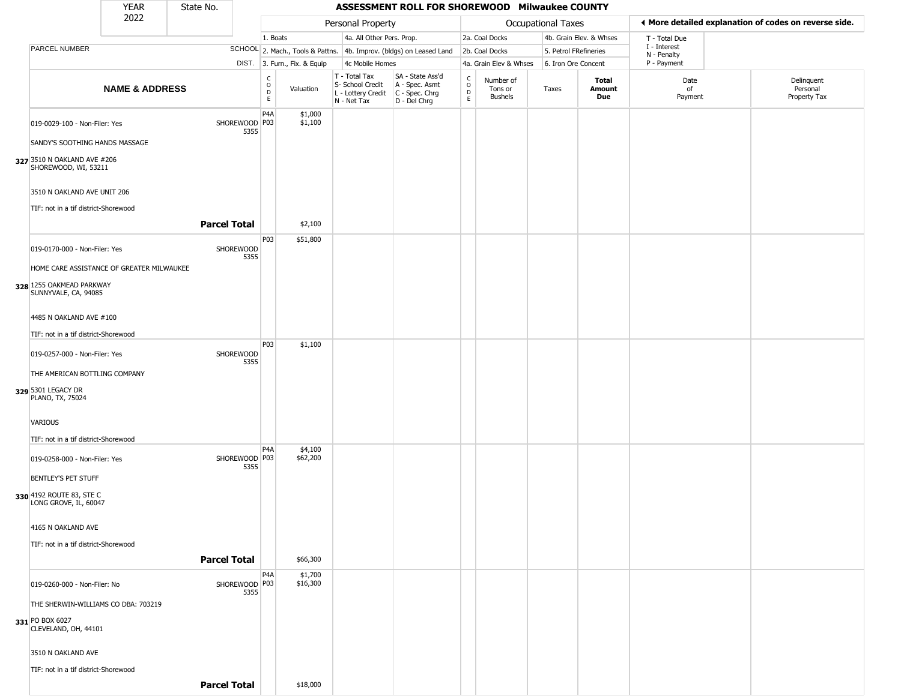# ASSESSMENT ROLL FOR SHOREWOOD Milwaukee COUNTY

YEAR 2022 | State No.

| | | Personal Property | | | | Occupational Taxes | | | | More detailed explanation of codes on reverse side. | |
|---|---|---|---|---|---|---|---|---|---|---|---|
| PARCEL NUMBER | SCHOOL DIST. | 1. Boats; 2. Mach., Tools & Pattns.; 3. Furn., Fix. & Equip | | 4a. All Other Pers. Prop.; 4b. Improv. (bldgs) on Leased Land; 4c Mobile Homes | | 2a. Coal Docks; 2b. Coal Docks; 4a. Grain Elev & Whses | | 4b. Grain Elev. & Whses; 5. Petrol FRefineries; 6. Iron Ore Concent | | T - Total Due; I - Interest; N - Penalty; P - Payment | |
| **NAME & ADDRESS** | | CODE | Valuation | T - Total Tax; S- School Credit; L - Lottery Credit; N - Net Tax | SA - State Ass'd; A - Spec. Asmt; C - Spec. Chrg; D - Del Chrg | CODE | Number of Tons or Bushels | Taxes | **Total Amount Due** | Date of Payment | Delinquent Personal Property Tax |
| **327** 019-0029-100 - Non-Filer: Yes<br>SANDY'S SOOTHING HANDS MASSAGE<br>3510 N OAKLAND AVE #206<br>SHOREWOOD, WI, 53211<br>3510 N OAKLAND AVE UNIT 206<br>TIF: not in a tif district-Shorewood | SHOREWOOD 5355 | P4A<br>P03 | $1,000<br>$1,100 | | | | | | | | |
| **Parcel Total** | | | $2,100 | | | | | | | | |
| **328** 019-0170-000 - Non-Filer: Yes<br>HOME CARE ASSISTANCE OF GREATER MILWAUKEE<br>1255 OAKMEAD PARKWAY<br>SUNNYVALE, CA, 94085<br>4485 N OAKLAND AVE #100<br>TIF: not in a tif district-Shorewood | SHOREWOOD 5355 | P03 | $51,800 | | | | | | | | |
| **329** 019-0257-000 - Non-Filer: Yes<br>THE AMERICAN BOTTLING COMPANY<br>5301 LEGACY DR<br>PLANO, TX, 75024<br>VARIOUS<br>TIF: not in a tif district-Shorewood | SHOREWOOD 5355 | P03 | $1,100 | | | | | | | | |
| **330** 019-0258-000 - Non-Filer: Yes<br>BENTLEY'S PET STUFF<br>4192 ROUTE 83, STE C<br>LONG GROVE, IL, 60047<br>4165 N OAKLAND AVE<br>TIF: not in a tif district-Shorewood | SHOREWOOD 5355 | P4A<br>P03 | $4,100<br>$62,200 | | | | | | | | |
| **Parcel Total** | | | $66,300 | | | | | | | | |
| **331** 019-0260-000 - Non-Filer: No<br>THE SHERWIN-WILLIAMS CO DBA: 703219<br>PO BOX 6027<br>CLEVELAND, OH, 44101<br>3510 N OAKLAND AVE<br>TIF: not in a tif district-Shorewood | SHOREWOOD 5355 | P4A<br>P03 | $1,700<br>$16,300 | | | | | | | | |
| **Parcel Total** | | | $18,000 | | | | | | | | |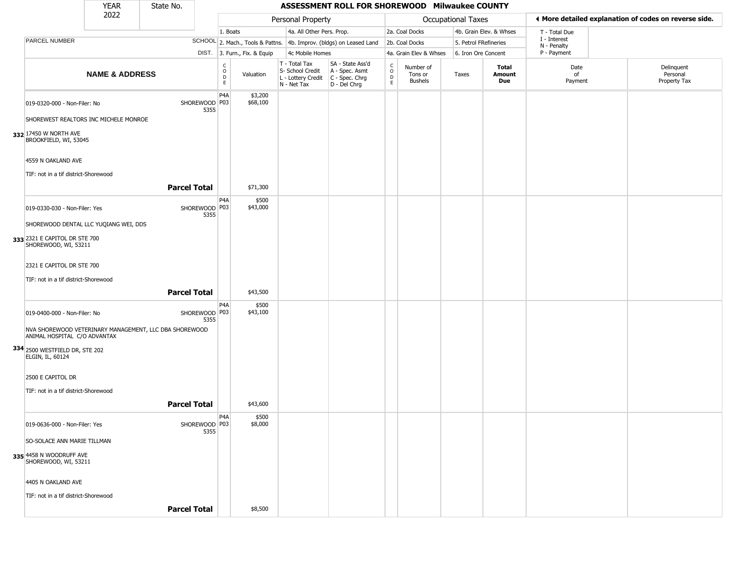| YEAR 2022 | State No. | ASSESSMENT ROLL FOR SHOREWOOD Milwaukee COUNTY | | | | | | | | | | |
|---|---|---|---|---|---|---|---|---|---|---|---|---|

| | | Personal Property | | | | Occupational Taxes | | | | | ◄ More detailed explanation of codes on reverse side. | |
|---|---|---|---|---|---|---|---|---|---|---|---|---|
| | | 1. Boats | | 4a. All Other Pers. Prop. | | 2a. Coal Docks | | 4b. Grain Elev. & Whses | | | T - Total Due | |
| PARCEL NUMBER | SCHOOL | 2. Mach., Tools & Pattns. | | 4b. Improv. (bldgs) on Leased Land | | 2b. Coal Docks | | 5. Petrol FRefineries | | | I - Interest N - Penalty | |
| | DIST. | 3. Furn., Fix. & Equip | | 4c Mobile Homes | | 4a. Grain Elev & Whses | | 6. Iron Ore Concent | | | P - Payment | |
| NAME & ADDRESS | | CODE | Valuation | T - Total Tax S- School Credit L - Lottery Credit N - Net Tax | SA - State Ass'd A - Spec. Asmt C - Spec. Chrg D - Del Chrg | CODE | Number of Tons or Bushels | Taxes | Total Amount Due | Date of Payment | | Delinquent Personal Property Tax |
| 019-0320-000 - Non-Filer: No | SHOREWOOD 5355 | P4A P03 | $3,200 $68,100 | | | | | | | | | |
| SHOREWEST REALTORS INC MICHELE MONROE | | | | | | | | | | | | |
| 332 17450 W NORTH AVE BROOKFIELD, WI, 53045 | | | | | | | | | | | | |
| 4559 N OAKLAND AVE | | | | | | | | | | | | |
| TIF: not in a tif district-Shorewood | | | | | | | | | | | | |
| **Parcel Total** | | | $71,300 | | | | | | | | | |
| 019-0330-030 - Non-Filer: Yes | SHOREWOOD 5355 | P4A P03 | $500 $43,000 | | | | | | | | | |
| SHOREWOOD DENTAL LLC YUQIANG WEI, DDS | | | | | | | | | | | | |
| 333 2321 E CAPITOL DR STE 700 SHOREWOOD, WI, 53211 | | | | | | | | | | | | |
| 2321 E CAPITOL DR STE 700 | | | | | | | | | | | | |
| TIF: not in a tif district-Shorewood | | | | | | | | | | | | |
| **Parcel Total** | | | $43,500 | | | | | | | | | |
| 019-0400-000 - Non-Filer: No | SHOREWOOD 5355 | P4A P03 | $500 $43,100 | | | | | | | | | |
| NVA SHOREWOOD VETERINARY MANAGEMENT, LLC DBA SHOREWOOD ANIMAL HOSPITAL C/O ADVANTAX | | | | | | | | | | | | |
| 334 2500 WESTFIELD DR, STE 202 ELGIN, IL, 60124 | | | | | | | | | | | | |
| 2500 E CAPITOL DR | | | | | | | | | | | | |
| TIF: not in a tif district-Shorewood | | | | | | | | | | | | |
| **Parcel Total** | | | $43,600 | | | | | | | | | |
| 019-0636-000 - Non-Filer: Yes | SHOREWOOD 5355 | P4A P03 | $500 $8,000 | | | | | | | | | |
| SO-SOLACE ANN MARIE TILLMAN | | | | | | | | | | | | |
| 335 4458 N WOODRUFF AVE SHOREWOOD, WI, 53211 | | | | | | | | | | | | |
| 4405 N OAKLAND AVE | | | | | | | | | | | | |
| TIF: not in a tif district-Shorewood | | | | | | | | | | | | |
| **Parcel Total** | | | $8,500 | | | | | | | | | |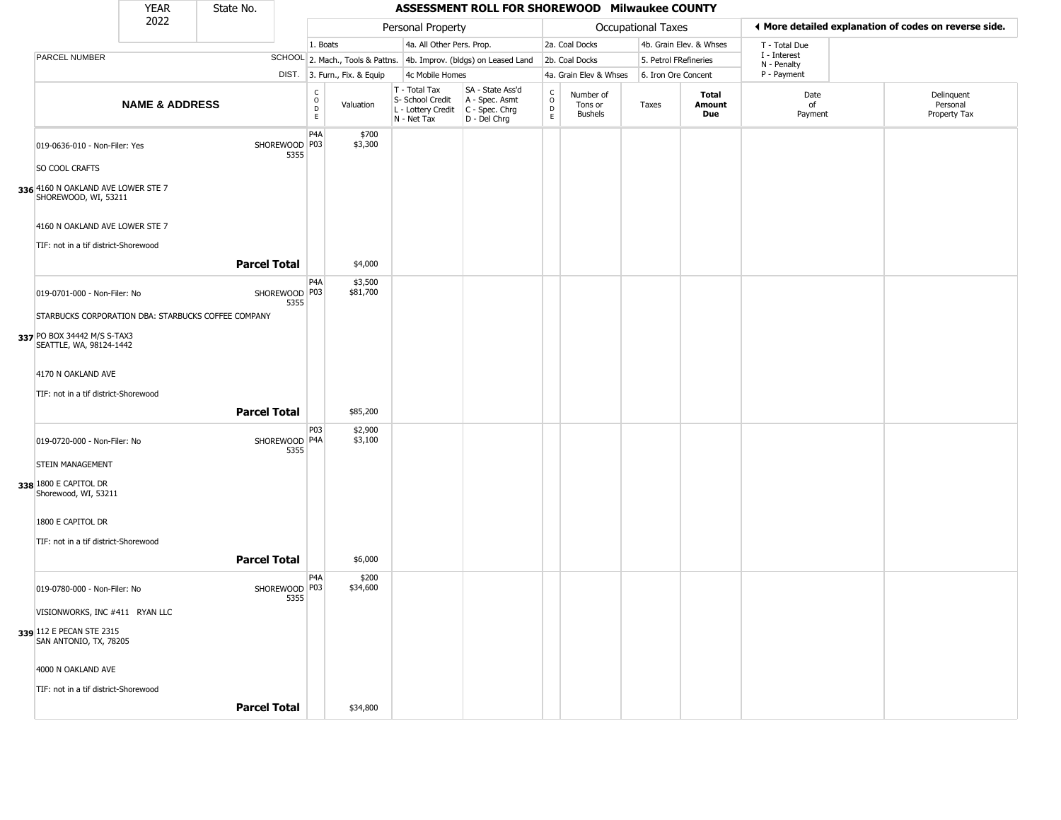# ASSESSMENT ROLL FOR SHOREWOOD Milwaukee COUNTY

YEAR 2022 | State No.

| | | Personal Property | | | | Occupational Taxes | | | | ◄ More detailed explanation of codes on reverse side. | |
|---|---|---|---|---|---|---|---|---|---|---|---|
| PARCEL NUMBER | SCHOOL DIST. | 1. Boats<br>2. Mach., Tools & Pattns.<br>3. Furn., Fix. & Equip | | 4a. All Other Pers. Prop.<br>4b. Improv. (bldgs) on Leased Land<br>4c Mobile Homes | | 2a. Coal Docks<br>2b. Coal Docks<br>4a. Grain Elev & Whses | | 4b. Grain Elev. & Whses<br>5. Petrol FRefineries<br>6. Iron Ore Concent | | T - Total Due<br>I - Interest<br>N - Penalty<br>P - Payment | |
| **NAME & ADDRESS** | | CODE | Valuation | T - Total Tax<br>S- School Credit<br>L - Lottery Credit<br>N - Net Tax | SA - State Ass'd<br>A - Spec. Asmt<br>C - Spec. Chrg<br>D - Del Chrg | CODE | Number of Tons or Bushels | Taxes | **Total Amount Due** | Date of Payment | Delinquent Personal Property Tax |
| 019-0636-010 - Non-Filer: Yes | SHOREWOOD 5355 | P4A<br>P03 | $700<br>$3,300 | | | | | | | | |
| SO COOL CRAFTS | | | | | | | | | | | |
| **336** 4160 N OAKLAND AVE LOWER STE 7<br>SHOREWOOD, WI, 53211 | | | | | | | | | | | |
| 4160 N OAKLAND AVE LOWER STE 7 | | | | | | | | | | | |
| TIF: not in a tif district-Shorewood | | | | | | | | | | | |
| | **Parcel Total** | | $4,000 | | | | | | | | |
| 019-0701-000 - Non-Filer: No | SHOREWOOD 5355 | P4A<br>P03 | $3,500<br>$81,700 | | | | | | | | |
| STARBUCKS CORPORATION DBA: STARBUCKS COFFEE COMPANY | | | | | | | | | | | |
| **337** PO BOX 34442 M/S S-TAX3<br>SEATTLE, WA, 98124-1442 | | | | | | | | | | | |
| 4170 N OAKLAND AVE | | | | | | | | | | | |
| TIF: not in a tif district-Shorewood | | | | | | | | | | | |
| | **Parcel Total** | | $85,200 | | | | | | | | |
| 019-0720-000 - Non-Filer: No | SHOREWOOD 5355 | P03<br>P4A | $2,900<br>$3,100 | | | | | | | | |
| STEIN MANAGEMENT | | | | | | | | | | | |
| **338** 1800 E CAPITOL DR<br>Shorewood, WI, 53211 | | | | | | | | | | | |
| 1800 E CAPITOL DR | | | | | | | | | | | |
| TIF: not in a tif district-Shorewood | | | | | | | | | | | |
| | **Parcel Total** | | $6,000 | | | | | | | | |
| 019-0780-000 - Non-Filer: No | SHOREWOOD 5355 | P4A<br>P03 | $200<br>$34,600 | | | | | | | | |
| VISIONWORKS, INC #411 RYAN LLC | | | | | | | | | | | |
| **339** 112 E PECAN STE 2315<br>SAN ANTONIO, TX, 78205 | | | | | | | | | | | |
| 4000 N OAKLAND AVE | | | | | | | | | | | |
| TIF: not in a tif district-Shorewood | | | | | | | | | | | |
| | **Parcel Total** | | $34,800 | | | | | | | | |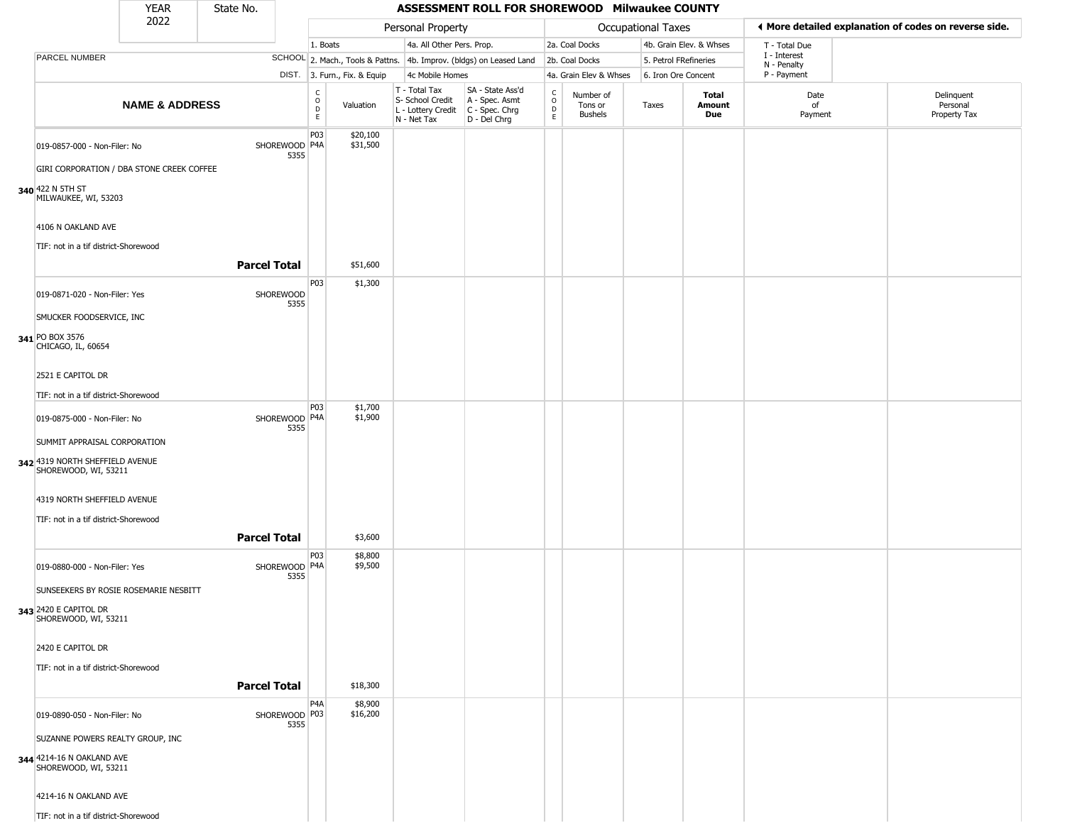| YEAR 2022 | State No. | | ASSESSMENT ROLL FOR SHOREWOOD Milwaukee COUNTY | | | | | | | | | |
|---|---|---|---|---|---|---|---|---|---|---|---|---|

**Personal Property:** 1. Boats; 2. Mach., Tools & Pattns.; 3. Furn., Fix. & Equip; 4a. All Other Pers. Prop.; 4b. Improv. (bldgs) on Leased Land; 4c Mobile Homes

**Occupational Taxes:** 2a. Coal Docks; 2b. Coal Docks; 4a. Grain Elev & Whses; 4b. Grain Elev. & Whses; 5. Petrol FRefineries; 6. Iron Ore Concent

◀ More detailed explanation of codes on reverse side.

T - Total Due; I - Interest; N - Penalty; P - Payment

| | NAME & ADDRESS | SCHOOL DIST. | CODE | Valuation | T - Total Tax S- School Credit L - Lottery Credit N - Net Tax | SA - State Ass'd A - Spec. Asmt C - Spec. Chrg D - Del Chrg | CODE | Number of Tons or Bushels | Taxes | Total Amount Due | Date of Payment | Delinquent Personal Property Tax |
|---|---|---|---|---|---|---|---|---|---|---|---|---|
| 340 | 019-0857-000 - Non-Filer: No<br>GIRI CORPORATION / DBA STONE CREEK COFFEE<br>422 N 5TH ST<br>MILWAUKEE, WI, 53203<br>4106 N OAKLAND AVE<br>TIF: not in a tif district-Shorewood | SHOREWOOD 5355 | P03<br>P4A | $20,100<br>$31,500 | | | | | | | | |
| | **Parcel Total** | | | $51,600 | | | | | | | | |
| 341 | 019-0871-020 - Non-Filer: Yes<br>SMUCKER FOODSERVICE, INC<br>PO BOX 3576<br>CHICAGO, IL, 60654<br>2521 E CAPITOL DR<br>TIF: not in a tif district-Shorewood | SHOREWOOD 5355 | P03 | $1,300 | | | | | | | | |
| 342 | 019-0875-000 - Non-Filer: No<br>SUMMIT APPRAISAL CORPORATION<br>4319 NORTH SHEFFIELD AVENUE<br>SHOREWOOD, WI, 53211<br>4319 NORTH SHEFFIELD AVENUE<br>TIF: not in a tif district-Shorewood | SHOREWOOD 5355 | P03<br>P4A | $1,700<br>$1,900 | | | | | | | | |
| | **Parcel Total** | | | $3,600 | | | | | | | | |
| 343 | 019-0880-000 - Non-Filer: Yes<br>SUNSEEKERS BY ROSIE ROSEMARIE NESBITT<br>2420 E CAPITOL DR<br>SHOREWOOD, WI, 53211<br>2420 E CAPITOL DR<br>TIF: not in a tif district-Shorewood | SHOREWOOD 5355 | P03<br>P4A | $8,800<br>$9,500 | | | | | | | | |
| | **Parcel Total** | | | $18,300 | | | | | | | | |
| 344 | 019-0890-050 - Non-Filer: No<br>SUZANNE POWERS REALTY GROUP, INC<br>4214-16 N OAKLAND AVE<br>SHOREWOOD, WI, 53211<br>4214-16 N OAKLAND AVE<br>TIF: not in a tif district-Shorewood | SHOREWOOD 5355 | P4A<br>P03 | $8,900<br>$16,200 | | | | | | | | |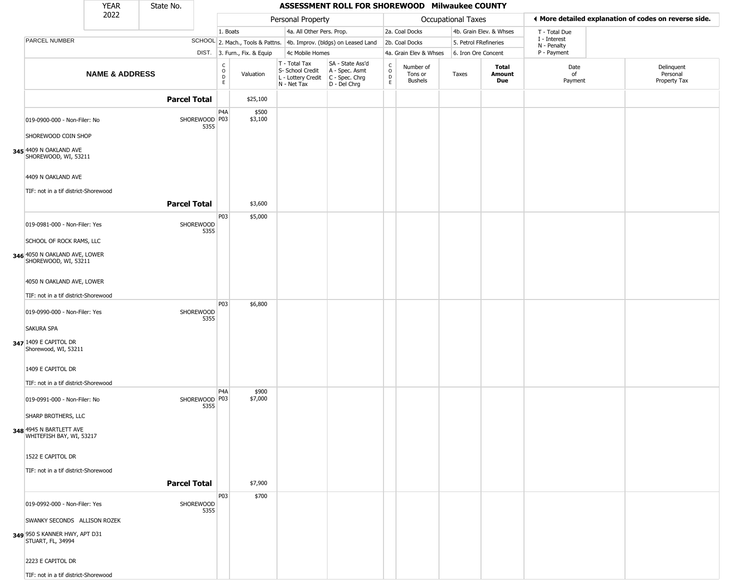| YEAR 2022 | State No. | ASSESSMENT ROLL FOR SHOREWOOD Milwaukee COUNTY |
|---|---|---|

| | | Personal Property | | | | Occupational Taxes | | | | ◀ More detailed explanation of codes on reverse side. | |
|---|---|---|---|---|---|---|---|---|---|---|---|
| PARCEL NUMBER | SCHOOL DIST. | 1. Boats<br>2. Mach., Tools & Pattns.<br>3. Furn., Fix. & Equip | | 4a. All Other Pers. Prop.<br>4b. Improv. (bldgs) on Leased Land<br>4c Mobile Homes | | 2a. Coal Docks<br>2b. Coal Docks<br>4a. Grain Elev & Whses | | 4b. Grain Elev. & Whses<br>5. Petrol FRefineries<br>6. Iron Ore Concent | | T - Total Due<br>I - Interest<br>N - Penalty<br>P - Payment | |
| **NAME & ADDRESS** | | CODE | Valuation | T - Total Tax<br>S- School Credit<br>L - Lottery Credit<br>N - Net Tax | SA - State Ass'd<br>A - Spec. Asmt<br>C - Spec. Chrg<br>D - Del Chrg | CODE | Number of Tons or Bushels | Taxes | **Total Amount Due** | Date of Payment | Delinquent Personal Property Tax |
| **Parcel Total** | | | $25,100 | | | | | | | | |
| 345 019-0900-000 - Non-Filer: No<br>SHOREWOOD COIN SHOP<br>4409 N OAKLAND AVE<br>SHOREWOOD, WI, 53211<br>4409 N OAKLAND AVE<br>TIF: not in a tif district-Shorewood | SHOREWOOD 5355 | P4A<br>P03 | $500<br>$3,100 | | | | | | | | |
| **Parcel Total** | | | $3,600 | | | | | | | | |
| 346 019-0981-000 - Non-Filer: Yes<br>SCHOOL OF ROCK RAMS, LLC<br>4050 N OAKLAND AVE, LOWER<br>SHOREWOOD, WI, 53211<br>4050 N OAKLAND AVE, LOWER<br>TIF: not in a tif district-Shorewood | SHOREWOOD 5355 | P03 | $5,000 | | | | | | | | |
| 347 019-0990-000 - Non-Filer: Yes<br>SAKURA SPA<br>1409 E CAPITOL DR<br>Shorewood, WI, 53211<br>1409 E CAPITOL DR<br>TIF: not in a tif district-Shorewood | SHOREWOOD 5355 | P03 | $6,800 | | | | | | | | |
| 348 019-0991-000 - Non-Filer: No<br>SHARP BROTHERS, LLC<br>4945 N BARTLETT AVE<br>WHITEFISH BAY, WI, 53217<br>1522 E CAPITOL DR<br>TIF: not in a tif district-Shorewood | SHOREWOOD 5355 | P4A<br>P03 | $900<br>$7,000 | | | | | | | | |
| **Parcel Total** | | | $7,900 | | | | | | | | |
| 349 019-0992-000 - Non-Filer: Yes<br>SWANKY SECONDS ALLISON ROZEK<br>950 S KANNER HWY, APT D31<br>STUART, FL, 34994<br>2223 E CAPITOL DR<br>TIF: not in a tif district-Shorewood | SHOREWOOD 5355 | P03 | $700 | | | | | | | | |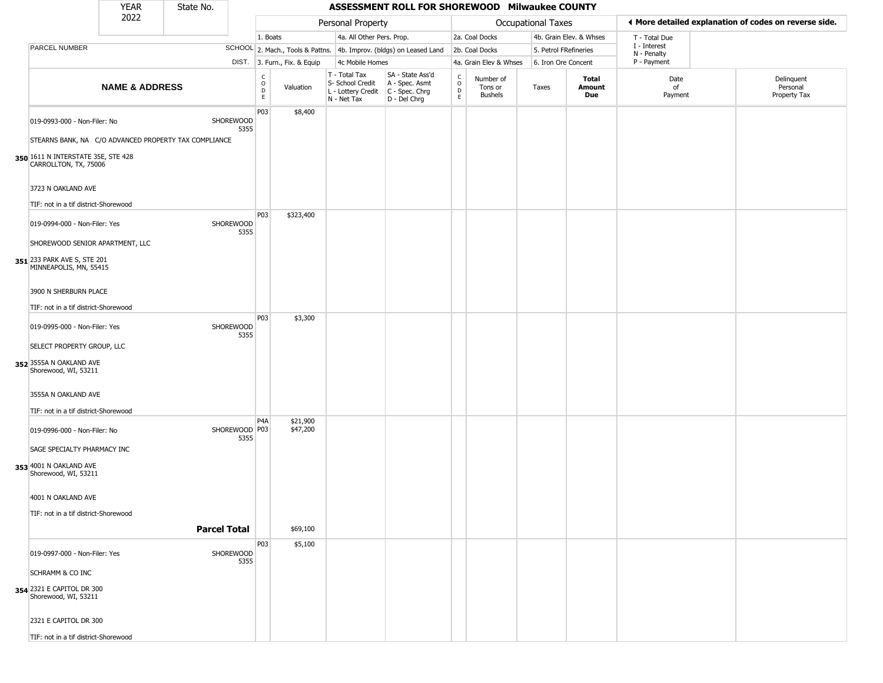| YEAR 2022 | State No. | ASSESSMENT ROLL FOR SHOREWOOD Milwaukee COUNTY |
|---|---|---|

| | | Personal Property | | | | Occupational Taxes | | | | ◄ More detailed explanation of codes on reverse side. | |
|---|---|---|---|---|---|---|---|---|---|---|---|
| | | 1. Boats | | 4a. All Other Pers. Prop. | | 2a. Coal Docks | | 4b. Grain Elev. & Whses | | T - Total Due | |
| PARCEL NUMBER | SCHOOL | 2. Mach., Tools & Pattns. | | 4b. Improv. (bldgs) on Leased Land | | 2b. Coal Docks | | 5. Petrol FRefineries | | I - Interest N - Penalty | |
| | DIST. | 3. Furn., Fix. & Equip | | 4c Mobile Homes | | 4a. Grain Elev & Whses | | 6. Iron Ore Concent | | P - Payment | |
| **NAME & ADDRESS** | | CODE | Valuation | T - Total Tax S- School Credit L - Lottery Credit N - Net Tax | SA - State Ass'd A - Spec. Asmt C - Spec. Chrg D - Del Chrg | CODE | Number of Tons or Bushels | Taxes | **Total Amount Due** | Date of Payment | Delinquent Personal Property Tax |
| 350 019-0993-000 - Non-Filer: No<br>STEARNS BANK, NA C/O ADVANCED PROPERTY TAX COMPLIANCE<br>1611 N INTERSTATE 35E, STE 428<br>CARROLLTON, TX, 75006<br>3723 N OAKLAND AVE<br>TIF: not in a tif district-Shorewood | SHOREWOOD 5355 | P03 | $8,400 | | | | | | | | |
| 351 019-0994-000 - Non-Filer: Yes<br>SHOREWOOD SENIOR APARTMENT, LLC<br>233 PARK AVE S, STE 201<br>MINNEAPOLIS, MN, 55415<br>3900 N SHERBURN PLACE<br>TIF: not in a tif district-Shorewood | SHOREWOOD 5355 | P03 | $323,400 | | | | | | | | |
| 352 019-0995-000 - Non-Filer: Yes<br>SELECT PROPERTY GROUP, LLC<br>3555A N OAKLAND AVE<br>Shorewood, WI, 53211<br>3555A N OAKLAND AVE<br>TIF: not in a tif district-Shorewood | SHOREWOOD 5355 | P03 | $3,300 | | | | | | | | |
| 353 019-0996-000 - Non-Filer: No<br>SAGE SPECIALTY PHARMACY INC<br>4001 N OAKLAND AVE<br>Shorewood, WI, 53211<br>4001 N OAKLAND AVE<br>TIF: not in a tif district-Shorewood | SHOREWOOD 5355 | P4A<br>P03 | $21,900<br>$47,200 | | | | | | | | |
| **Parcel Total** | | | $69,100 | | | | | | | | |
| 354 019-0997-000 - Non-Filer: Yes<br>SCHRAMM & CO INC<br>2321 E CAPITOL DR 300<br>Shorewood, WI, 53211<br>2321 E CAPITOL DR 300<br>TIF: not in a tif district-Shorewood | SHOREWOOD 5355 | P03 | $5,100 | | | | | | | | |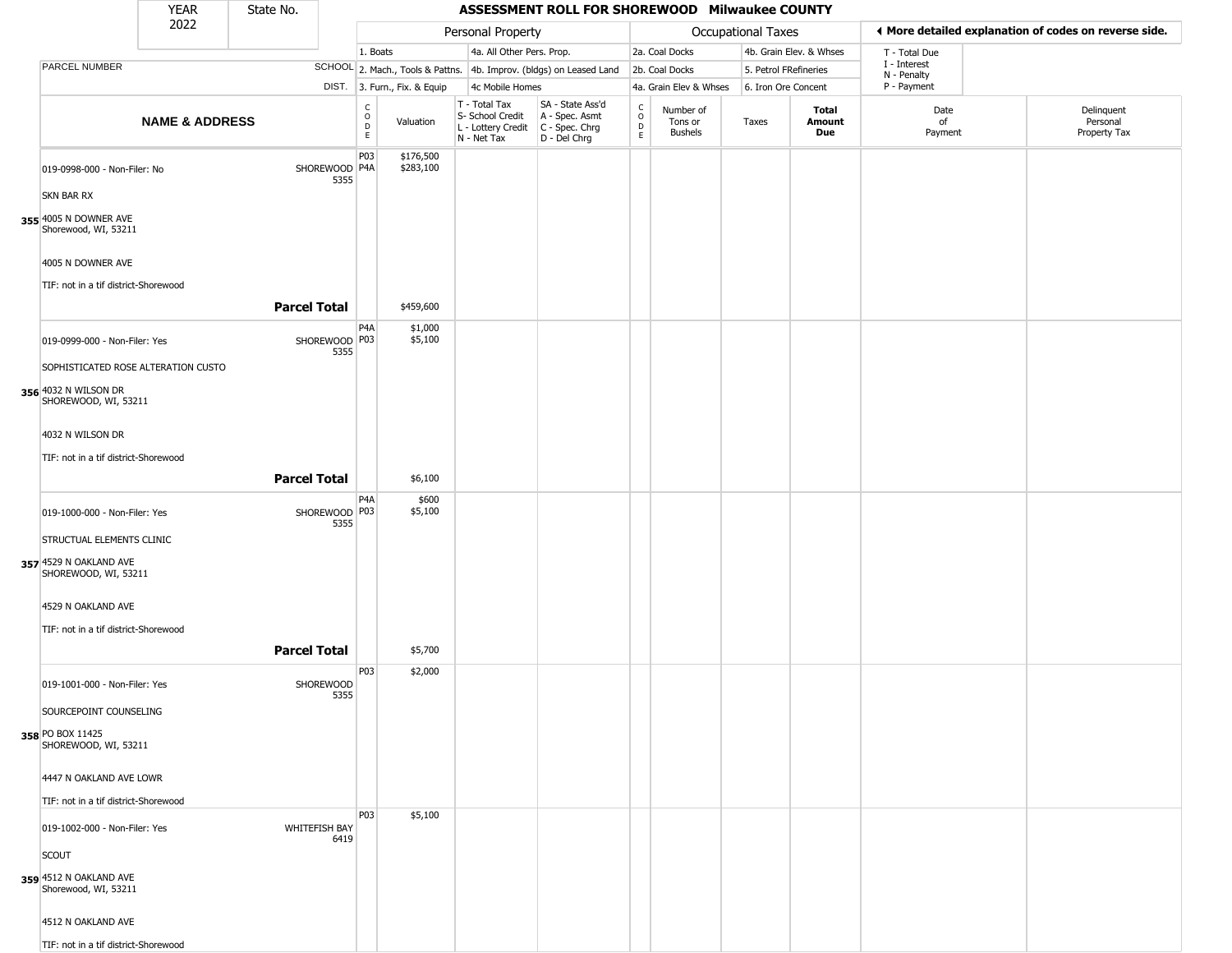# ASSESSMENT ROLL FOR SHOREWOOD Milwaukee COUNTY

YEAR 2022 | State No.

| | | Personal Property | | | | Occupational Taxes | | | | ◄ More detailed explanation of codes on reverse side. | |
|---|---|---|---|---|---|---|---|---|---|---|---|
| PARCEL NUMBER | SCHOOL DIST. | 1. Boats<br>2. Mach., Tools & Pattns.<br>3. Furn., Fix. & Equip | | 4a. All Other Pers. Prop.<br>4b. Improv. (bldgs) on Leased Land<br>4c Mobile Homes | | 2a. Coal Docks<br>2b. Coal Docks<br>4a. Grain Elev & Whses | | 4b. Grain Elev. & Whses<br>5. Petrol FRefineries<br>6. Iron Ore Concent | | T - Total Due<br>I - Interest<br>N - Penalty<br>P - Payment | |
| **NAME & ADDRESS** | | CODE | Valuation | T - Total Tax<br>S- School Credit<br>L - Lottery Credit<br>N - Net Tax | SA - State Ass'd<br>A - Spec. Asmt<br>C - Spec. Chrg<br>D - Del Chrg | CODE | Number of Tons or Bushels | Taxes | **Total Amount Due** | Date of Payment | Delinquent Personal Property Tax |
| 355 019-0998-000 - Non-Filer: No<br>SKN BAR RX<br>4005 N DOWNER AVE<br>Shorewood, WI, 53211<br>4005 N DOWNER AVE<br>TIF: not in a tif district-Shorewood | SHOREWOOD 5355 | P03<br>P4A | $176,500<br>$283,100 | | | | | | | | |
| **Parcel Total** | | | $459,600 | | | | | | | | |
| 356 019-0999-000 - Non-Filer: Yes<br>SOPHISTICATED ROSE ALTERATION CUSTO<br>4032 N WILSON DR<br>SHOREWOOD, WI, 53211<br>4032 N WILSON DR<br>TIF: not in a tif district-Shorewood | SHOREWOOD 5355 | P4A<br>P03 | $1,000<br>$5,100 | | | | | | | | |
| **Parcel Total** | | | $6,100 | | | | | | | | |
| 357 019-1000-000 - Non-Filer: Yes<br>STRUCTUAL ELEMENTS CLINIC<br>4529 N OAKLAND AVE<br>SHOREWOOD, WI, 53211<br>4529 N OAKLAND AVE<br>TIF: not in a tif district-Shorewood | SHOREWOOD 5355 | P4A<br>P03 | $600<br>$5,100 | | | | | | | | |
| **Parcel Total** | | | $5,700 | | | | | | | | |
| 358 019-1001-000 - Non-Filer: Yes<br>SOURCEPOINT COUNSELING<br>PO BOX 11425<br>SHOREWOOD, WI, 53211<br>4447 N OAKLAND AVE LOWR<br>TIF: not in a tif district-Shorewood | SHOREWOOD 5355 | P03 | $2,000 | | | | | | | | |
| 359 019-1002-000 - Non-Filer: Yes<br>SCOUT<br>4512 N OAKLAND AVE<br>Shorewood, WI, 53211<br>4512 N OAKLAND AVE<br>TIF: not in a tif district-Shorewood | WHITEFISH BAY 6419 | P03 | $5,100 | | | | | | | | |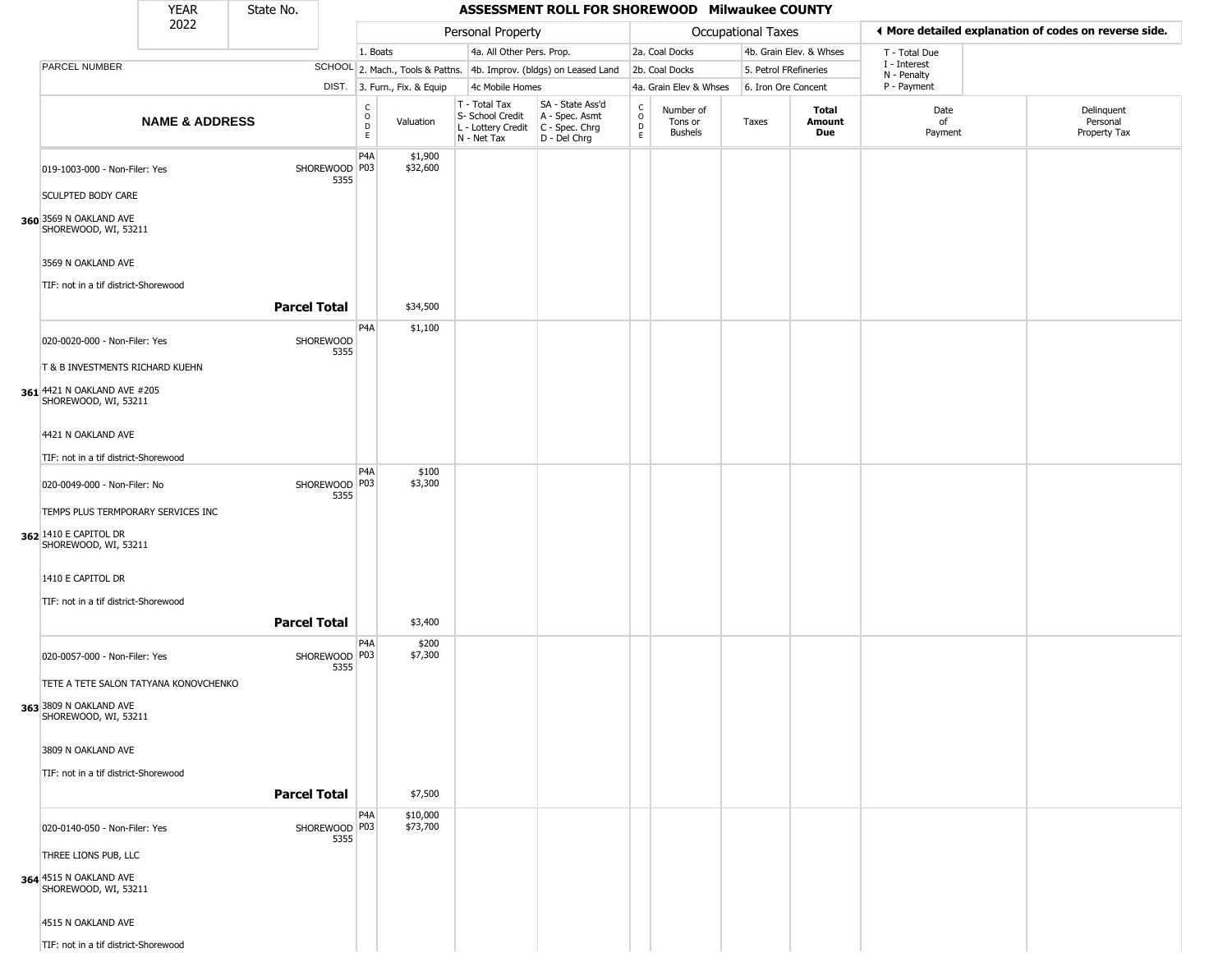| YEAR 2022 | State No. | ASSESSMENT ROLL FOR SHOREWOOD Milwaukee COUNTY |
|---|---|---|

| | | Personal Property | | | | Occupational Taxes | | | | ◀ More detailed explanation of codes on reverse side. | |
|---|---|---|---|---|---|---|---|---|---|---|---|
| | | 1. Boats | | 4a. All Other Pers. Prop. | | 2a. Coal Docks | | 4b. Grain Elev. & Whses | | T - Total Due | |
| PARCEL NUMBER | SCHOOL | 2. Mach., Tools & Pattns. | | 4b. Improv. (bldgs) on Leased Land | | 2b. Coal Docks | | 5. Petrol FRefineries | | I - Interest N - Penalty | |
| | DIST. | 3. Furn., Fix. & Equip | | 4c Mobile Homes | | 4a. Grain Elev & Whses | | 6. Iron Ore Concent | | P - Payment | |

| NAME & ADDRESS | | CODE | Valuation | T - Total Tax S- School Credit L - Lottery Credit N - Net Tax | SA - State Ass'd A - Spec. Asmt C - Spec. Chrg D - Del Chrg | CODE | Number of Tons or Bushels | Taxes | Total Amount Due | Date of Payment | Delinquent Personal Property Tax |
|---|---|---|---|---|---|---|---|---|---|---|---|
| 019-1003-000 - Non-Filer: Yes | SHOREWOOD 5355 | P4A P03 | $1,900 $32,600 | | | | | | | | |
| SCULPTED BODY CARE | | | | | | | | | | | |
| **360** 3569 N OAKLAND AVE SHOREWOOD, WI, 53211 | | | | | | | | | | | |
| 3569 N OAKLAND AVE | | | | | | | | | | | |
| TIF: not in a tif district-Shorewood | | | | | | | | | | | |
| | **Parcel Total** | | $34,500 | | | | | | | | |
| 020-0020-000 - Non-Filer: Yes | SHOREWOOD 5355 | P4A | $1,100 | | | | | | | | |
| T & B INVESTMENTS RICHARD KUEHN | | | | | | | | | | | |
| **361** 4421 N OAKLAND AVE #205 SHOREWOOD, WI, 53211 | | | | | | | | | | | |
| 4421 N OAKLAND AVE | | | | | | | | | | | |
| TIF: not in a tif district-Shorewood | | | | | | | | | | | |
| 020-0049-000 - Non-Filer: No | SHOREWOOD 5355 | P4A P03 | $100 $3,300 | | | | | | | | |
| TEMPS PLUS TERMPORARY SERVICES INC | | | | | | | | | | | |
| **362** 1410 E CAPITOL DR SHOREWOOD, WI, 53211 | | | | | | | | | | | |
| 1410 E CAPITOL DR | | | | | | | | | | | |
| TIF: not in a tif district-Shorewood | | | | | | | | | | | |
| | **Parcel Total** | | $3,400 | | | | | | | | |
| 020-0057-000 - Non-Filer: Yes | SHOREWOOD 5355 | P4A P03 | $200 $7,300 | | | | | | | | |
| TETE A TETE SALON TATYANA KONOVCHENKO | | | | | | | | | | | |
| **363** 3809 N OAKLAND AVE SHOREWOOD, WI, 53211 | | | | | | | | | | | |
| 3809 N OAKLAND AVE | | | | | | | | | | | |
| TIF: not in a tif district-Shorewood | | | | | | | | | | | |
| | **Parcel Total** | | $7,500 | | | | | | | | |
| 020-0140-050 - Non-Filer: Yes | SHOREWOOD 5355 | P4A P03 | $10,000 $73,700 | | | | | | | | |
| THREE LIONS PUB, LLC | | | | | | | | | | | |
| **364** 4515 N OAKLAND AVE SHOREWOOD, WI, 53211 | | | | | | | | | | | |
| 4515 N OAKLAND AVE | | | | | | | | | | | |
| TIF: not in a tif district-Shorewood | | | | | | | | | | | |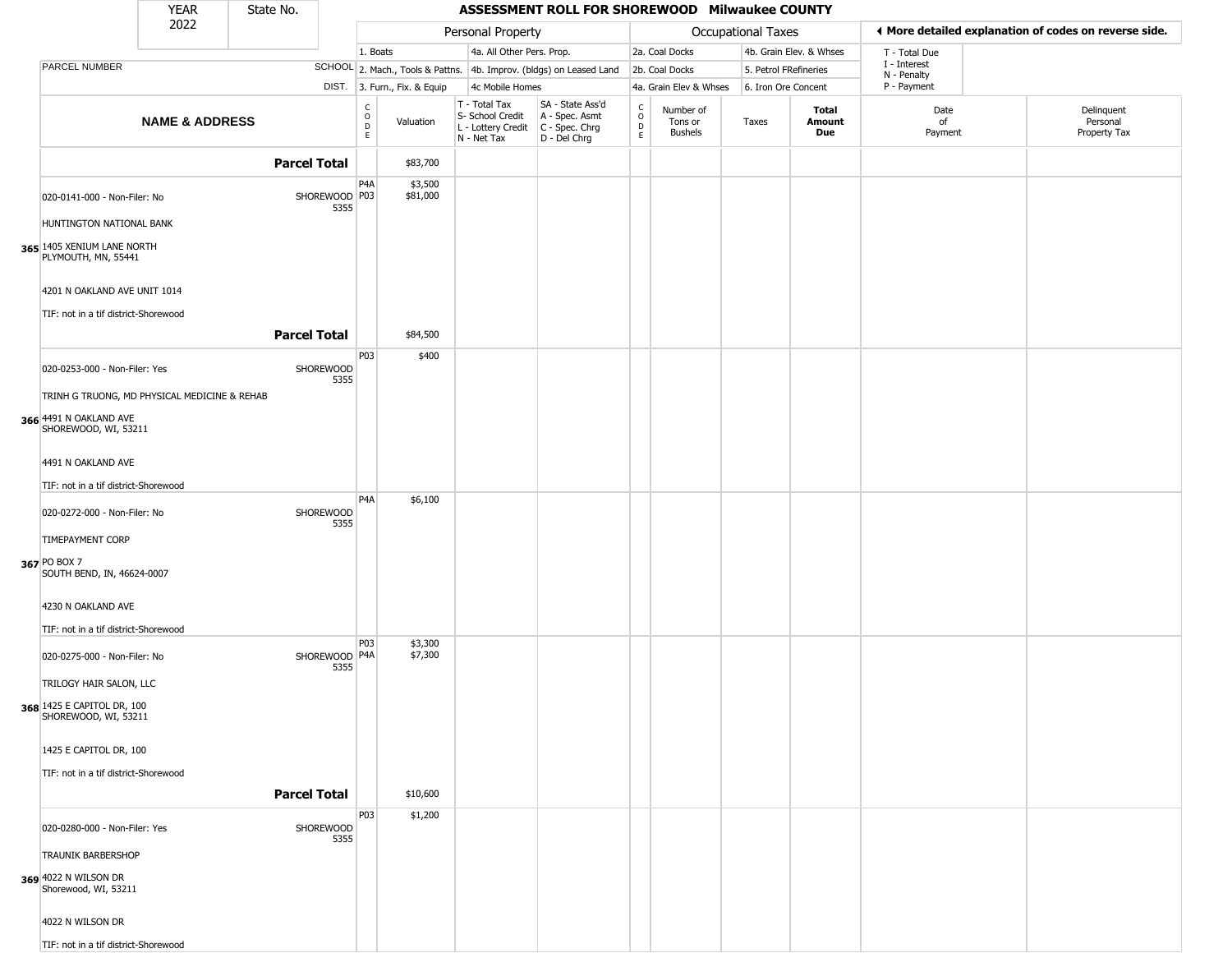# ASSESSMENT ROLL FOR SHOREWOOD Milwaukee COUNTY

YEAR 2022 | State No.

| PARCEL NUMBER / NAME & ADDRESS | SCHOOL DIST. | Personal Property CODE | Valuation | T - Total Tax / S- School Credit / L - Lottery Credit / N - Net Tax | SA - State Ass'd / A - Spec. Asmt / C - Spec. Chrg / D - Del Chrg | Occupational Taxes CODE | Number of Tons or Bushels | Taxes | Total Amount Due | Date of Payment | Delinquent Personal Property Tax |
|---|---|---|---|---|---|---|---|---|---|---|---|
| **Parcel Total** | | | $83,700 | | | | | | | | |
| 020-0141-000 - Non-Filer: No<br>HUNTINGTON NATIONAL BANK<br>365 1405 XENIUM LANE NORTH<br>PLYMOUTH, MN, 55441<br>4201 N OAKLAND AVE UNIT 1014<br>TIF: not in a tif district-Shorewood | SHOREWOOD 5355 | P4A<br>P03 | $3,500<br>$81,000 | | | | | | | | |
| **Parcel Total** | | | $84,500 | | | | | | | | |
| 020-0253-000 - Non-Filer: Yes<br>TRINH G TRUONG, MD PHYSICAL MEDICINE & REHAB<br>366 4491 N OAKLAND AVE<br>SHOREWOOD, WI, 53211<br>4491 N OAKLAND AVE<br>TIF: not in a tif district-Shorewood | SHOREWOOD 5355 | P03 | $400 | | | | | | | | |
| 020-0272-000 - Non-Filer: No<br>TIMEPAYMENT CORP<br>367 PO BOX 7<br>SOUTH BEND, IN, 46624-0007<br>4230 N OAKLAND AVE<br>TIF: not in a tif district-Shorewood | SHOREWOOD 5355 | P4A | $6,100 | | | | | | | | |
| 020-0275-000 - Non-Filer: No<br>TRILOGY HAIR SALON, LLC<br>368 1425 E CAPITOL DR, 100<br>SHOREWOOD, WI, 53211<br>1425 E CAPITOL DR, 100<br>TIF: not in a tif district-Shorewood | SHOREWOOD 5355 | P03<br>P4A | $3,300<br>$7,300 | | | | | | | | |
| **Parcel Total** | | | $10,600 | | | | | | | | |
| 020-0280-000 - Non-Filer: Yes<br>TRAUNIK BARBERSHOP<br>369 4022 N WILSON DR<br>Shorewood, WI, 53211<br>4022 N WILSON DR<br>TIF: not in a tif district-Shorewood | SHOREWOOD 5355 | P03 | $1,200 | | | | | | | | |

Personal Property codes: 1. Boats; 2. Mach., Tools & Pattns.; 3. Furn., Fix. & Equip; 4a. All Other Pers. Prop.; 4b. Improv. (bldgs) on Leased Land; 4c Mobile Homes

Occupational Taxes codes: 2a. Coal Docks; 2b. Coal Docks; 4a. Grain Elev & Whses; 4b. Grain Elev. & Whses; 5. Petrol FRefineries; 6. Iron Ore Concent

◄ More detailed explanation of codes on reverse side.

T - Total Due; I - Interest; N - Penalty; P - Payment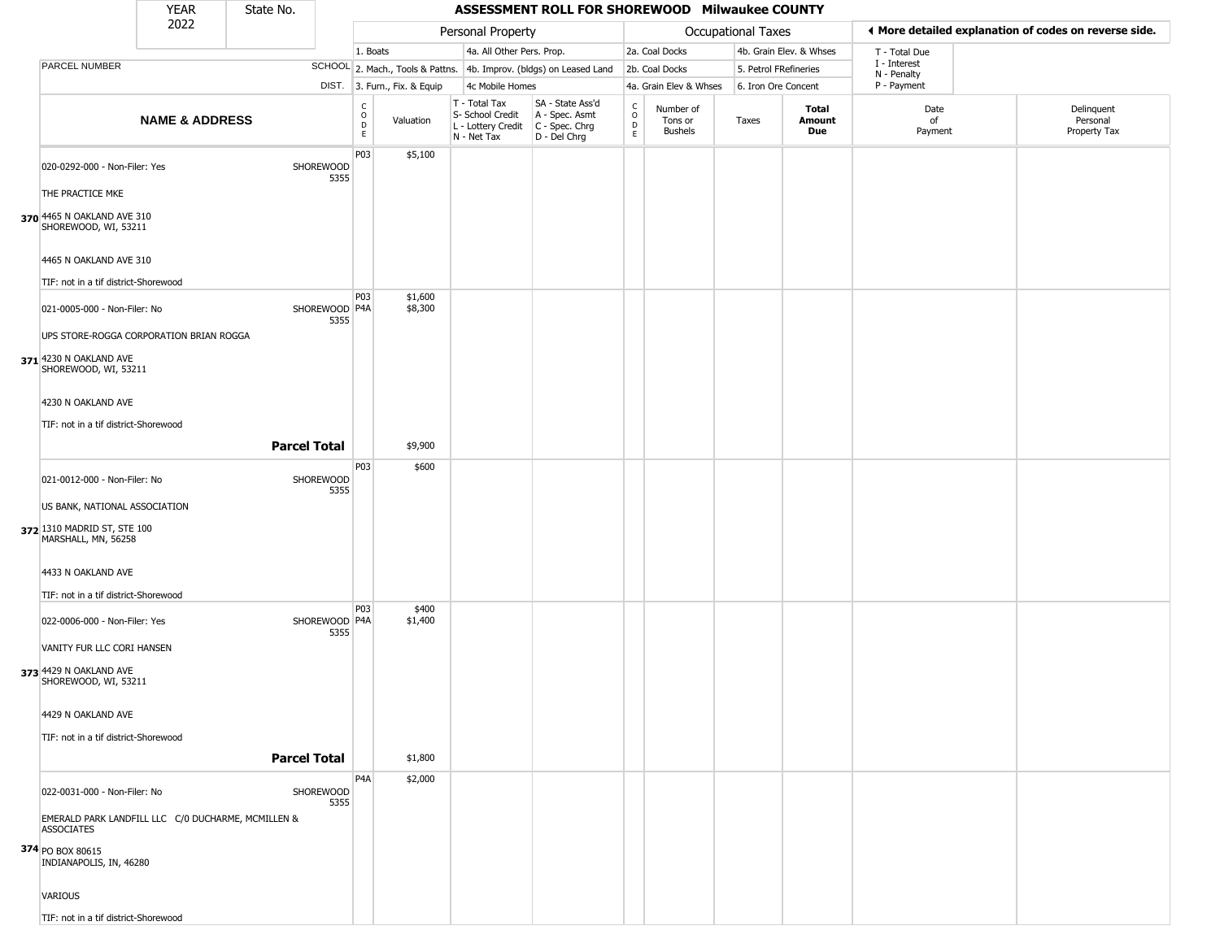| YEAR 2022 | State No. | ASSESSMENT ROLL FOR SHOREWOOD Milwaukee COUNTY | | | | | | | | | | |
|---|---|---|---|---|---|---|---|---|---|---|---|---|

| | | Personal Property | | | | Occupational Taxes | | | | ◄ More detailed explanation of codes on reverse side. | |
|---|---|---|---|---|---|---|---|---|---|---|---|
| PARCEL NUMBER | SCHOOL DIST. | 1. Boats<br>2. Mach., Tools & Pattns.<br>3. Furn., Fix. & Equip | | 4a. All Other Pers. Prop.<br>4b. Improv. (bldgs) on Leased Land<br>4c Mobile Homes | | 2a. Coal Docks<br>2b. Coal Docks<br>4a. Grain Elev & Whses | | 4b. Grain Elev. & Whses<br>5. Petrol FRefineries<br>6. Iron Ore Concent | | T - Total Due<br>I - Interest<br>N - Penalty<br>P - Payment | |
| **NAME & ADDRESS** | | CODE | Valuation | T - Total Tax<br>S- School Credit<br>L - Lottery Credit<br>N - Net Tax | SA - State Ass'd<br>A - Spec. Asmt<br>C - Spec. Chrg<br>D - Del Chrg | CODE | Number of Tons or Bushels | Taxes | **Total Amount Due** | Date of Payment | Delinquent Personal Property Tax |
| 020-0292-000 - Non-Filer: Yes<br>THE PRACTICE MKE<br>**370** 4465 N OAKLAND AVE 310<br>SHOREWOOD, WI, 53211<br>4465 N OAKLAND AVE 310<br>TIF: not in a tif district-Shorewood | SHOREWOOD 5355 | P03 | $5,100 | | | | | | | | |
| 021-0005-000 - Non-Filer: No<br>UPS STORE-ROGGA CORPORATION BRIAN ROGGA<br>**371** 4230 N OAKLAND AVE<br>SHOREWOOD, WI, 53211<br>4230 N OAKLAND AVE<br>TIF: not in a tif district-Shorewood | SHOREWOOD 5355 | P03<br>P4A | $1,600<br>$8,300 | | | | | | | | |
| | **Parcel Total** | | $9,900 | | | | | | | | |
| 021-0012-000 - Non-Filer: No<br>US BANK, NATIONAL ASSOCIATION<br>**372** 1310 MADRID ST, STE 100<br>MARSHALL, MN, 56258<br>4433 N OAKLAND AVE<br>TIF: not in a tif district-Shorewood | SHOREWOOD 5355 | P03 | $600 | | | | | | | | |
| 022-0006-000 - Non-Filer: Yes<br>VANITY FUR LLC CORI HANSEN<br>**373** 4429 N OAKLAND AVE<br>SHOREWOOD, WI, 53211<br>4429 N OAKLAND AVE<br>TIF: not in a tif district-Shorewood | SHOREWOOD 5355 | P03<br>P4A | $400<br>$1,400 | | | | | | | | |
| | **Parcel Total** | | $1,800 | | | | | | | | |
| 022-0031-000 - Non-Filer: No<br>EMERALD PARK LANDFILL LLC C/0 DUCHARME, MCMILLEN & ASSOCIATES<br>**374** PO BOX 80615<br>INDIANAPOLIS, IN, 46280<br>VARIOUS<br>TIF: not in a tif district-Shorewood | SHOREWOOD 5355 | P4A | $2,000 | | | | | | | | |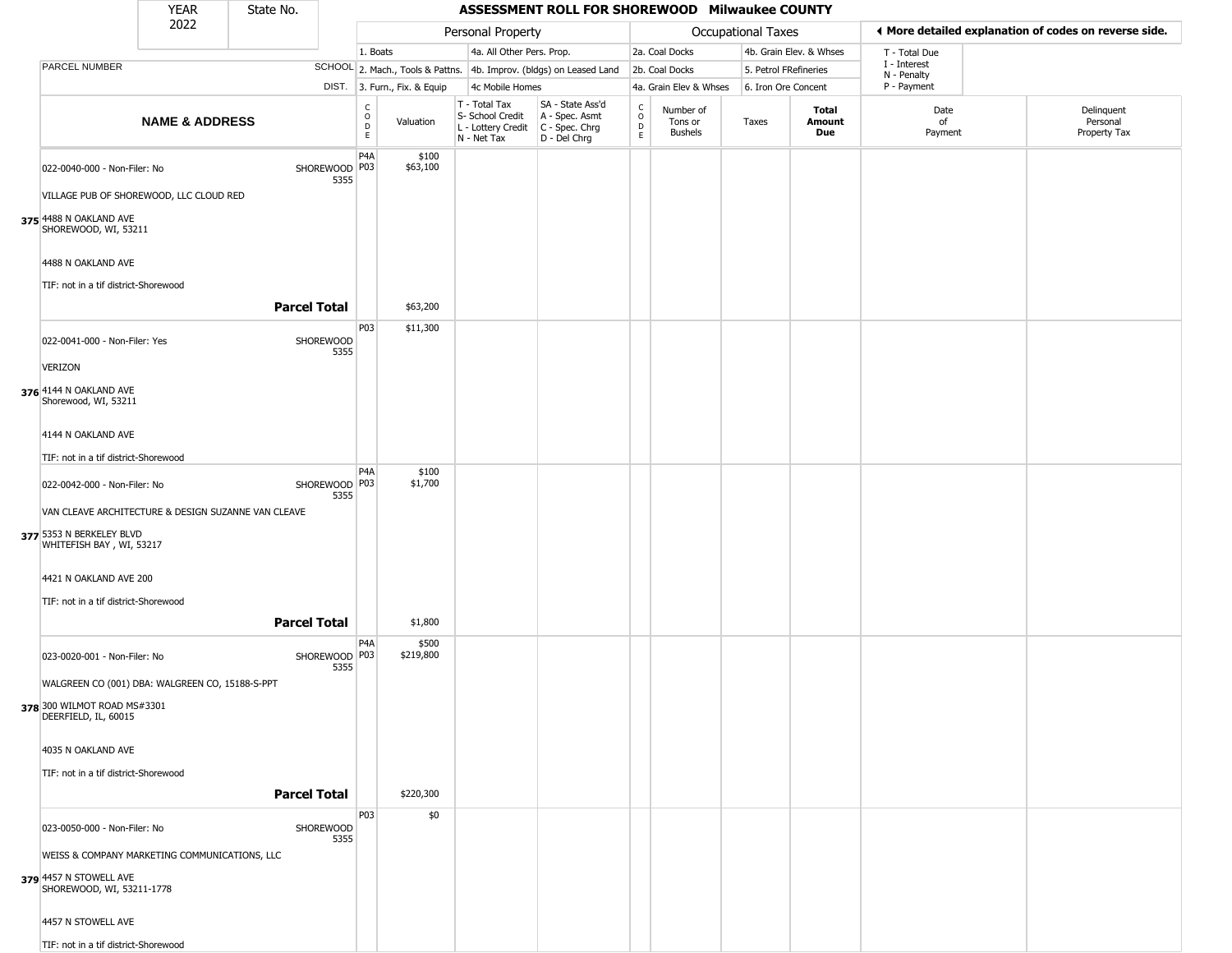| YEAR 2022 | State No. | ASSESSMENT ROLL FOR SHOREWOOD Milwaukee COUNTY |
|---|---|---|

| | | Personal Property | | | | Occupational Taxes | | | ◄ More detailed explanation of codes on reverse side. | |
|---|---|---|---|---|---|---|---|---|---|---|
| | | 1. Boats | | 4a. All Other Pers. Prop. | | 2a. Coal Docks | 4b. Grain Elev. & Whses | | T - Total Due | |
| PARCEL NUMBER | SCHOOL | 2. Mach., Tools & Pattns. | | 4b. Improv. (bldgs) on Leased Land | | 2b. Coal Docks | 5. Petrol FRefineries | | I - Interest N - Penalty | |
| | DIST. | 3. Furn., Fix. & Equip | | 4c Mobile Homes | | 4a. Grain Elev & Whses | 6. Iron Ore Concent | | P - Payment | |

| NAME & ADDRESS | | CODE | Valuation | T - Total Tax S- School Credit L - Lottery Credit N - Net Tax | SA - State Ass'd A - Spec. Asmt C - Spec. Chrg D - Del Chrg | CODE | Number of Tons or Bushels | Taxes | Total Amount Due | Date of Payment | Delinquent Personal Property Tax |
|---|---|---|---|---|---|---|---|---|---|---|---|
| 375 022-0040-000 - Non-Filer: No<br>VILLAGE PUB OF SHOREWOOD, LLC CLOUD RED<br>4488 N OAKLAND AVE<br>SHOREWOOD, WI, 53211<br>4488 N OAKLAND AVE<br>TIF: not in a tif district-Shorewood | SHOREWOOD 5355 | P4A<br>P03 | $100<br>$63,100 | | | | | | | | |
| **Parcel Total** | | | $63,200 | | | | | | | | |
| 376 022-0041-000 - Non-Filer: Yes<br>VERIZON<br>4144 N OAKLAND AVE<br>Shorewood, WI, 53211<br>4144 N OAKLAND AVE<br>TIF: not in a tif district-Shorewood | SHOREWOOD 5355 | P03 | $11,300 | | | | | | | | |
| 377 022-0042-000 - Non-Filer: No<br>VAN CLEAVE ARCHITECTURE & DESIGN SUZANNE VAN CLEAVE<br>5353 N BERKELEY BLVD<br>WHITEFISH BAY , WI, 53217<br>4421 N OAKLAND AVE 200<br>TIF: not in a tif district-Shorewood | SHOREWOOD 5355 | P4A<br>P03 | $100<br>$1,700 | | | | | | | | |
| **Parcel Total** | | | $1,800 | | | | | | | | |
| 378 023-0020-001 - Non-Filer: No<br>WALGREEN CO (001) DBA: WALGREEN CO, 15188-S-PPT<br>300 WILMOT ROAD MS#3301<br>DEERFIELD, IL, 60015<br>4035 N OAKLAND AVE<br>TIF: not in a tif district-Shorewood | SHOREWOOD 5355 | P4A<br>P03 | $500<br>$219,800 | | | | | | | | |
| **Parcel Total** | | | $220,300 | | | | | | | | |
| 379 023-0050-000 - Non-Filer: No<br>WEISS & COMPANY MARKETING COMMUNICATIONS, LLC<br>4457 N STOWELL AVE<br>SHOREWOOD, WI, 53211-1778<br>4457 N STOWELL AVE<br>TIF: not in a tif district-Shorewood | SHOREWOOD 5355 | P03 | $0 | | | | | | | | |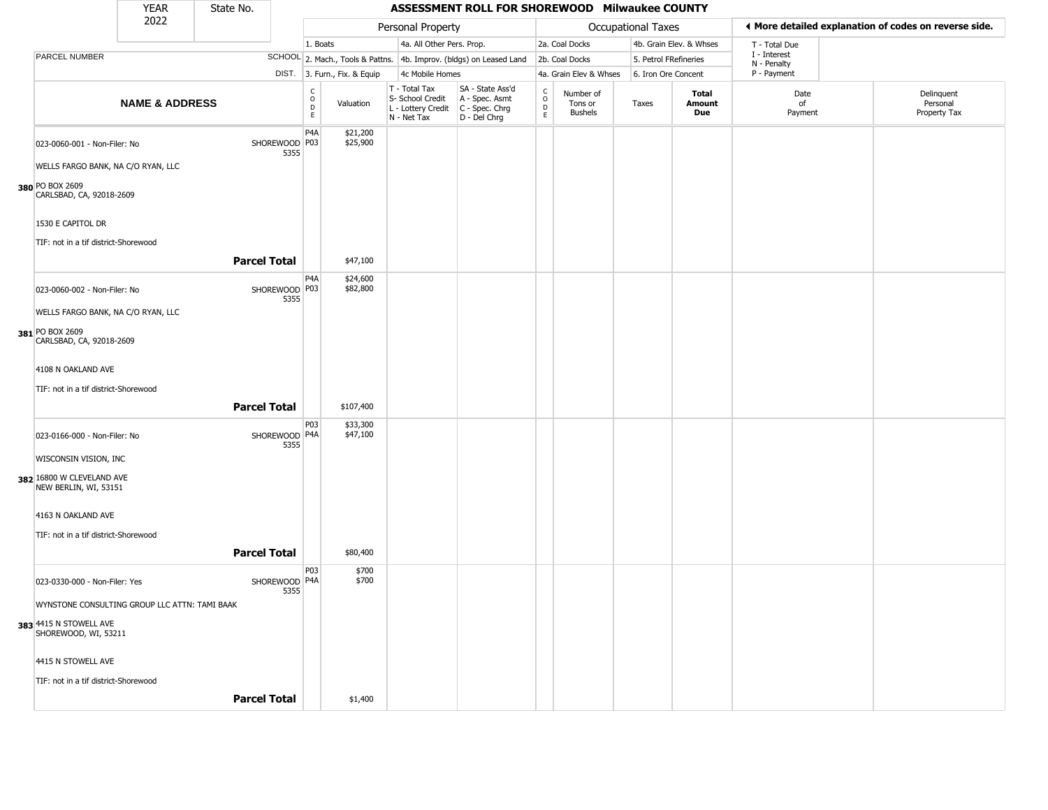| YEAR 2022 | State No. | ASSESSMENT ROLL FOR SHOREWOOD Milwaukee COUNTY | | | | | | | | | | |
|---|---|---|---|---|---|---|---|---|---|---|---|---|

| | | Personal Property | | | | Occupational Taxes | | | | | ◂ More detailed explanation of codes on reverse side. | |
|---|---|---|---|---|---|---|---|---|---|---|---|---|
| | | 1. Boats | | 4a. All Other Pers. Prop. | | 2a. Coal Docks | | 4b. Grain Elev. & Whses | | | T - Total Due | |
| PARCEL NUMBER | SCHOOL | 2. Mach., Tools & Pattns. | | 4b. Improv. (bldgs) on Leased Land | | 2b. Coal Docks | | 5. Petrol FRefineries | | | I - Interest, N - Penalty | |
| | DIST. | 3. Furn., Fix. & Equip | | 4c Mobile Homes | | 4a. Grain Elev & Whses | | 6. Iron Ore Concent | | | P - Payment | |
| **NAME & ADDRESS** | | CODE | Valuation | T - Total Tax, S- School Credit, L - Lottery Credit, N - Net Tax | SA - State Ass'd, A - Spec. Asmt, C - Spec. Chrg, D - Del Chrg | CODE | Number of Tons or Bushels | Taxes | **Total Amount Due** | Date of Payment | | Delinquent Personal Property Tax |
| 023-0060-001 - Non-Filer: No | SHOREWOOD 5355 | P4A | $21,200 | | | | | | | | | |
| WELLS FARGO BANK, NA C/O RYAN, LLC | | P03 | $25,900 | | | | | | | | | |
| **380** PO BOX 2609 CARLSBAD, CA, 92018-2609 | | | | | | | | | | | | |
| 1530 E CAPITOL DR | | | | | | | | | | | | |
| TIF: not in a tif district-Shorewood | | | | | | | | | | | | |
| | **Parcel Total** | | $47,100 | | | | | | | | | |
| 023-0060-002 - Non-Filer: No | SHOREWOOD 5355 | P4A | $24,600 | | | | | | | | | |
| WELLS FARGO BANK, NA C/O RYAN, LLC | | P03 | $82,800 | | | | | | | | | |
| **381** PO BOX 2609 CARLSBAD, CA, 92018-2609 | | | | | | | | | | | | |
| 4108 N OAKLAND AVE | | | | | | | | | | | | |
| TIF: not in a tif district-Shorewood | | | | | | | | | | | | |
| | **Parcel Total** | | $107,400 | | | | | | | | | |
| 023-0166-000 - Non-Filer: No | SHOREWOOD 5355 | P03 | $33,300 | | | | | | | | | |
| WISCONSIN VISION, INC | | P4A | $47,100 | | | | | | | | | |
| **382** 16800 W CLEVELAND AVE NEW BERLIN, WI, 53151 | | | | | | | | | | | | |
| 4163 N OAKLAND AVE | | | | | | | | | | | | |
| TIF: not in a tif district-Shorewood | | | | | | | | | | | | |
| | **Parcel Total** | | $80,400 | | | | | | | | | |
| 023-0330-000 - Non-Filer: Yes | SHOREWOOD 5355 | P03 | $700 | | | | | | | | | |
| WYNSTONE CONSULTING GROUP LLC ATTN: TAMI BAAK | | P4A | $700 | | | | | | | | | |
| **383** 4415 N STOWELL AVE SHOREWOOD, WI, 53211 | | | | | | | | | | | | |
| 4415 N STOWELL AVE | | | | | | | | | | | | |
| TIF: not in a tif district-Shorewood | | | | | | | | | | | | |
| | **Parcel Total** | | $1,400 | | | | | | | | | |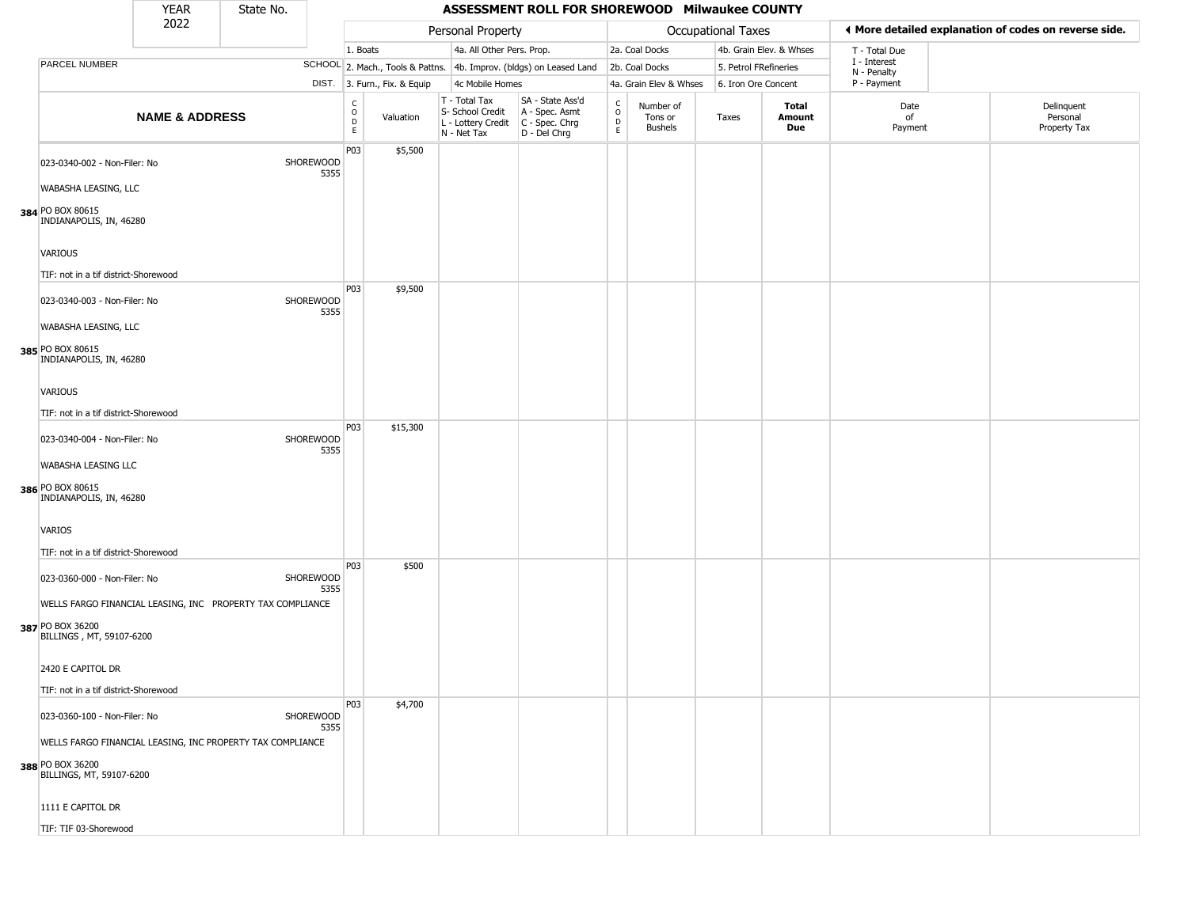| YEAR | State No. |
|---|---|
| 2022 | |

# ASSESSMENT ROLL FOR SHOREWOOD Milwaukee COUNTY

| | | Personal Property | | | | | Occupational Taxes | | | | ◂ More detailed explanation of codes on reverse side. | |
|---|---|---|---|---|---|---|---|---|---|---|---|---|
| | | 1. Boats | | 4a. All Other Pers. Prop. | | | 2a. Coal Docks | | 4b. Grain Elev. & Whses | | T - Total Due | |
| PARCEL NUMBER | SCHOOL | 2. Mach., Tools & Pattns. | | 4b. Improv. (bldgs) on Leased Land | | | 2b. Coal Docks | | 5. Petrol FRefineries | | I - Interest N - Penalty | |
| | DIST. | 3. Furn., Fix. & Equip | | 4c Mobile Homes | | | 4a. Grain Elev & Whses | | 6. Iron Ore Concent | | P - Payment | |
| **NAME & ADDRESS** | | CODE | Valuation | T - Total Tax S- School Credit L - Lottery Credit N - Net Tax | SA - State Ass'd A - Spec. Asmt C - Spec. Chrg D - Del Chrg | CODE | Number of Tons or Bushels | Taxes | **Total Amount Due** | Date of Payment | Delinquent Personal Property Tax | |
| 023-0340-002 - Non-Filer: No<br>WABASHA LEASING, LLC<br>**384** PO BOX 80615<br>INDIANAPOLIS, IN, 46280<br>VARIOUS<br>TIF: not in a tif district-Shorewood | SHOREWOOD 5355 | P03 | $5,500 | | | | | | | | | |
| 023-0340-003 - Non-Filer: No<br>WABASHA LEASING, LLC<br>**385** PO BOX 80615<br>INDIANAPOLIS, IN, 46280<br>VARIOUS<br>TIF: not in a tif district-Shorewood | SHOREWOOD 5355 | P03 | $9,500 | | | | | | | | | |
| 023-0340-004 - Non-Filer: No<br>WABASHA LEASING LLC<br>**386** PO BOX 80615<br>INDIANAPOLIS, IN, 46280<br>VARIOS<br>TIF: not in a tif district-Shorewood | SHOREWOOD 5355 | P03 | $15,300 | | | | | | | | | |
| 023-0360-000 - Non-Filer: No<br>WELLS FARGO FINANCIAL LEASING, INC PROPERTY TAX COMPLIANCE<br>**387** PO BOX 36200<br>BILLINGS , MT, 59107-6200<br>2420 E CAPITOL DR<br>TIF: not in a tif district-Shorewood | SHOREWOOD 5355 | P03 | $500 | | | | | | | | | |
| 023-0360-100 - Non-Filer: No<br>WELLS FARGO FINANCIAL LEASING, INC PROPERTY TAX COMPLIANCE<br>**388** PO BOX 36200<br>BILLINGS, MT, 59107-6200<br>1111 E CAPITOL DR<br>TIF: TIF 03-Shorewood | SHOREWOOD 5355 | P03 | $4,700 | | | | | | | | | |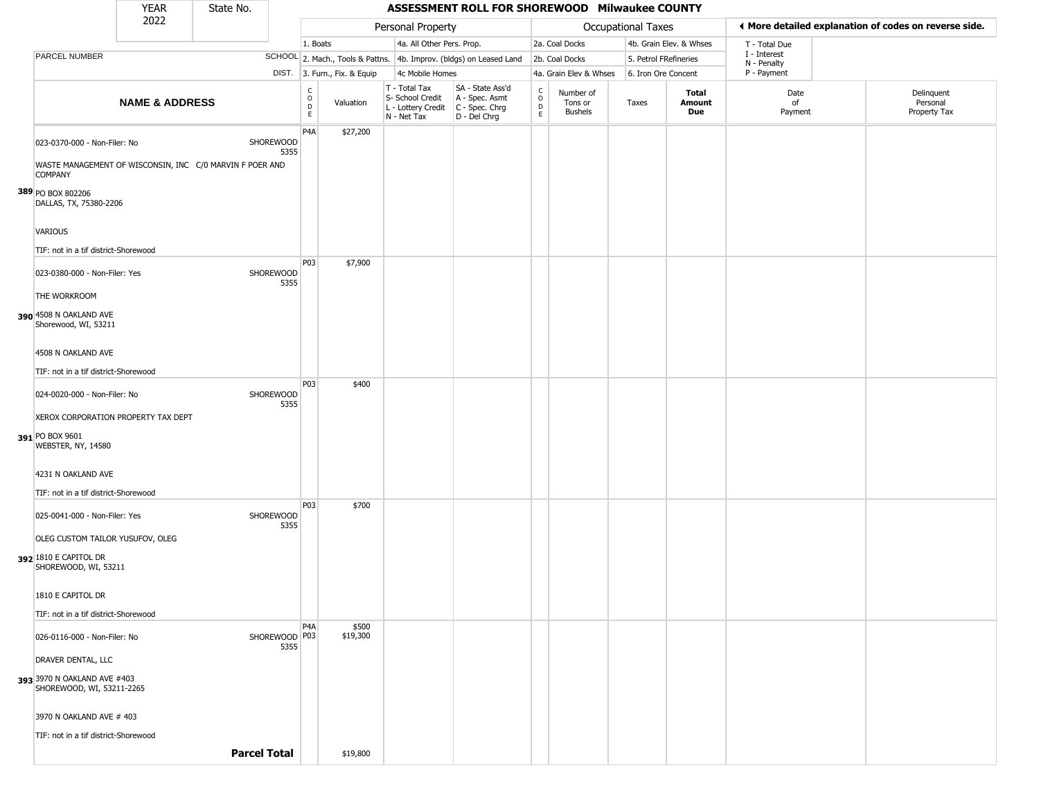| YEAR 2022 | State No. | | ASSESSMENT ROLL FOR SHOREWOOD Milwaukee COUNTY | | | | | | | | | |
|---|---|---|---|---|---|---|---|---|---|---|---|---|
| | | | Personal Property | | | | Occupational Taxes | | | | ◄ More detailed explanation of codes on reverse side. | |
| | | | 1. Boats | | 4a. All Other Pers. Prop. | | 2a. Coal Docks | | 4b. Grain Elev. & Whses | | T - Total Due | |
| PARCEL NUMBER | SCHOOL | | 2. Mach., Tools & Pattns. | | 4b. Improv. (bldgs) on Leased Land | | 2b. Coal Docks | | 5. Petrol FRefineries | | I - Interest | |
| | DIST. | | 3. Furn., Fix. & Equip | | 4c Mobile Homes | | 4a. Grain Elev & Whses | | 6. Iron Ore Concent | | N - Penalty<br>P - Payment | |
| NAME & ADDRESS | | CODE | Valuation | T - Total Tax<br>S- School Credit<br>L - Lottery Credit<br>N - Net Tax | SA - State Ass'd<br>A - Spec. Asmt<br>C - Spec. Chrg<br>D - Del Chrg | CODE | Number of Tons or Bushels | Taxes | Total Amount Due | Date of Payment | Delinquent Personal Property Tax | |
| **389** 023-0370-000 - Non-Filer: No<br>WASTE MANAGEMENT OF WISCONSIN, INC C/0 MARVIN F POER AND COMPANY<br>PO BOX 802206<br>DALLAS, TX, 75380-2206<br>VARIOUS<br>TIF: not in a tif district-Shorewood | SHOREWOOD 5355 | P4A | $27,200 | | | | | | | | | |
| **390** 023-0380-000 - Non-Filer: Yes<br>THE WORKROOM<br>4508 N OAKLAND AVE<br>Shorewood, WI, 53211<br>4508 N OAKLAND AVE<br>TIF: not in a tif district-Shorewood | SHOREWOOD 5355 | P03 | $7,900 | | | | | | | | | |
| **391** 024-0020-000 - Non-Filer: No<br>XEROX CORPORATION PROPERTY TAX DEPT<br>PO BOX 9601<br>WEBSTER, NY, 14580<br>4231 N OAKLAND AVE<br>TIF: not in a tif district-Shorewood | SHOREWOOD 5355 | P03 | $400 | | | | | | | | | |
| **392** 025-0041-000 - Non-Filer: Yes<br>OLEG CUSTOM TAILOR YUSUFOV, OLEG<br>1810 E CAPITOL DR<br>SHOREWOOD, WI, 53211<br>1810 E CAPITOL DR<br>TIF: not in a tif district-Shorewood | SHOREWOOD 5355 | P03 | $700 | | | | | | | | | |
| **393** 026-0116-000 - Non-Filer: No<br>DRAVER DENTAL, LLC<br>3970 N OAKLAND AVE #403<br>SHOREWOOD, WI, 53211-2265<br>3970 N OAKLAND AVE # 403<br>TIF: not in a tif district-Shorewood | SHOREWOOD 5355 | P4A<br>P03 | $500<br>$19,300 | | | | | | | | | |
| **Parcel Total** | | | $19,800 | | | | | | | | | |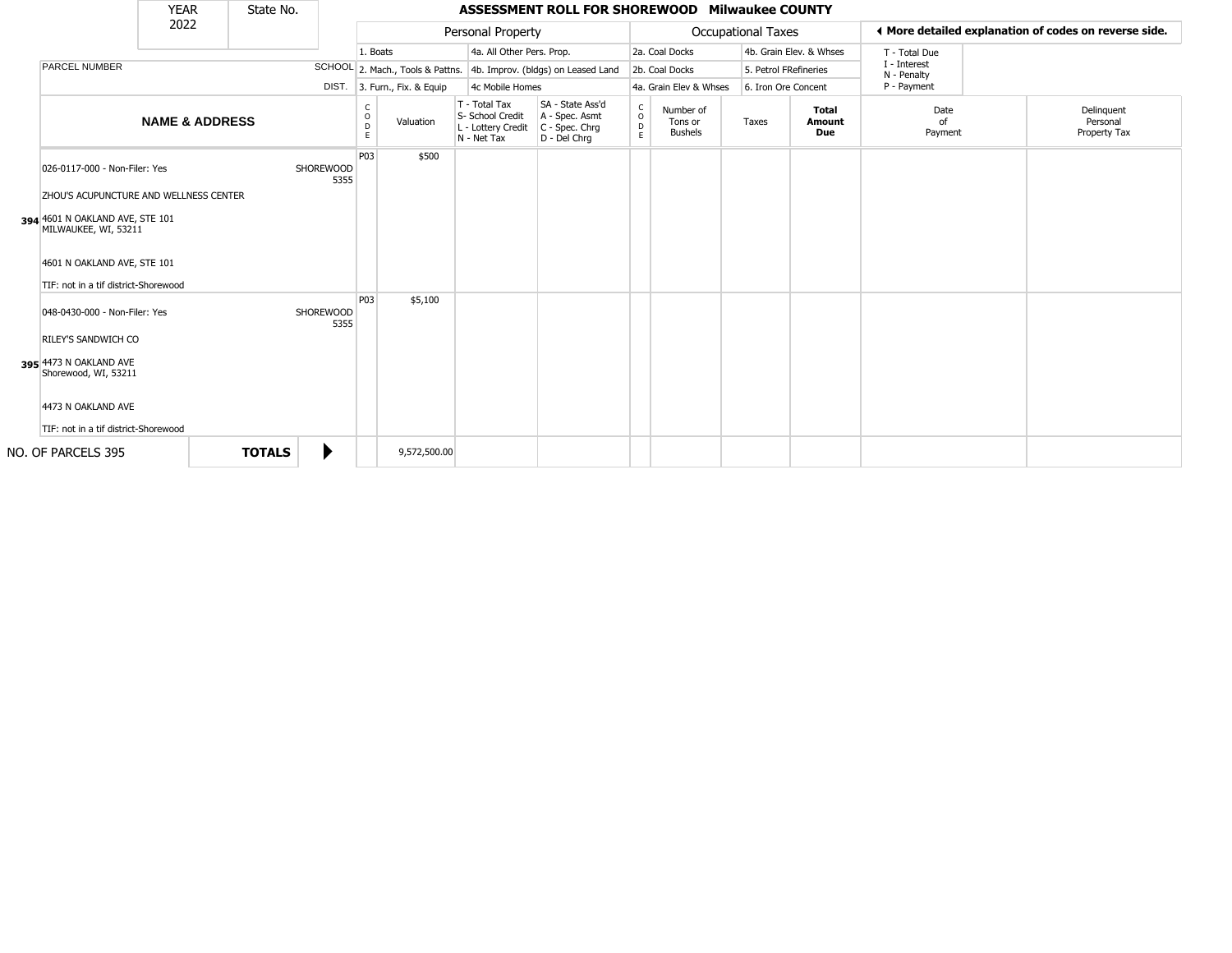| YEAR 2022 | State No. | | ASSESSMENT ROLL FOR SHOREWOOD Milwaukee COUNTY | | | | | | | | | | |
|---|---|---|---|---|---|---|---|---|---|---|---|---|---|

| | | Personal Property | | | | Occupational Taxes | | | | ◀ More detailed explanation of codes on reverse side. | |
|---|---|---|---|---|---|---|---|---|---|---|---|
| PARCEL NUMBER | SCHOOL DIST. | 1. Boats<br>2. Mach., Tools & Pattns.<br>3. Furn., Fix. & Equip | | 4a. All Other Pers. Prop.<br>4b. Improv. (bldgs) on Leased Land<br>4c Mobile Homes | | 2a. Coal Docks<br>2b. Coal Docks<br>4a. Grain Elev & Whses | | 4b. Grain Elev. & Whses<br>5. Petrol FRefineries<br>6. Iron Ore Concent | | T - Total Due<br>I - Interest<br>N - Penalty<br>P - Payment | |
| **NAME & ADDRESS** | | CODE | Valuation | T - Total Tax<br>S- School Credit<br>L - Lottery Credit<br>N - Net Tax | SA - State Ass'd<br>A - Spec. Asmt<br>C - Spec. Chrg<br>D - Del Chrg | CODE | Number of Tons or Bushels | Taxes | **Total Amount Due** | Date of Payment | Delinquent Personal Property Tax |
| **394** 026-0117-000 - Non-Filer: Yes<br>ZHOU'S ACUPUNCTURE AND WELLNESS CENTER<br>4601 N OAKLAND AVE, STE 101<br>MILWAUKEE, WI, 53211<br>4601 N OAKLAND AVE, STE 101<br>TIF: not in a tif district-Shorewood | SHOREWOOD 5355 | P03 | $500 | | | | | | | | |
| **395** 048-0430-000 - Non-Filer: Yes<br>RILEY'S SANDWICH CO<br>4473 N OAKLAND AVE<br>Shorewood, WI, 53211<br>4473 N OAKLAND AVE<br>TIF: not in a tif district-Shorewood | SHOREWOOD 5355 | P03 | $5,100 | | | | | | | | |
| NO. OF PARCELS 395 | **TOTALS** ▶ | | 9,572,500.00 | | | | | | | | |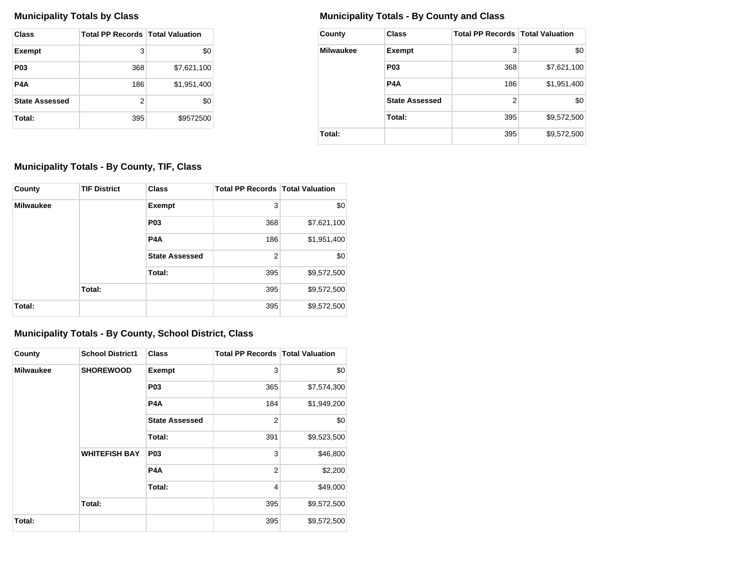## Municipality Totals by Class

| Class | Total PP Records | Total Valuation |
|---|---|---|
| **Exempt** | 3 | $0 |
| **P03** | 368 | $7,621,100 |
| **P4A** | 186 | $1,951,400 |
| **State Assessed** | 2 | $0 |
| **Total:** | 395 | $9572500 |

## Municipality Totals - By County and Class

| County | Class | Total PP Records | Total Valuation |
|---|---|---|---|
| **Milwaukee** | **Exempt** | 3 | $0 |
| | **P03** | 368 | $7,621,100 |
| | **P4A** | 186 | $1,951,400 |
| | **State Assessed** | 2 | $0 |
| | **Total:** | 395 | $9,572,500 |
| **Total:** | | 395 | $9,572,500 |

## Municipality Totals - By County, TIF, Class

| County | TIF District | Class | Total PP Records | Total Valuation |
|---|---|---|---|---|
| **Milwaukee** | | **Exempt** | 3 | $0 |
| | | **P03** | 368 | $7,621,100 |
| | | **P4A** | 186 | $1,951,400 |
| | | **State Assessed** | 2 | $0 |
| | | **Total:** | 395 | $9,572,500 |
| | **Total:** | | 395 | $9,572,500 |
| **Total:** | | | 395 | $9,572,500 |

## Municipality Totals - By County, School District, Class

| County | School District1 | Class | Total PP Records | Total Valuation |
|---|---|---|---|---|
| **Milwaukee** | **SHOREWOOD** | **Exempt** | 3 | $0 |
| | | **P03** | 365 | $7,574,300 |
| | | **P4A** | 184 | $1,949,200 |
| | | **State Assessed** | 2 | $0 |
| | | **Total:** | 391 | $9,523,500 |
| | **WHITEFISH BAY** | **P03** | 3 | $46,800 |
| | | **P4A** | 2 | $2,200 |
| | | **Total:** | 4 | $49,000 |
| | **Total:** | | 395 | $9,572,500 |
| **Total:** | | | 395 | $9,572,500 |